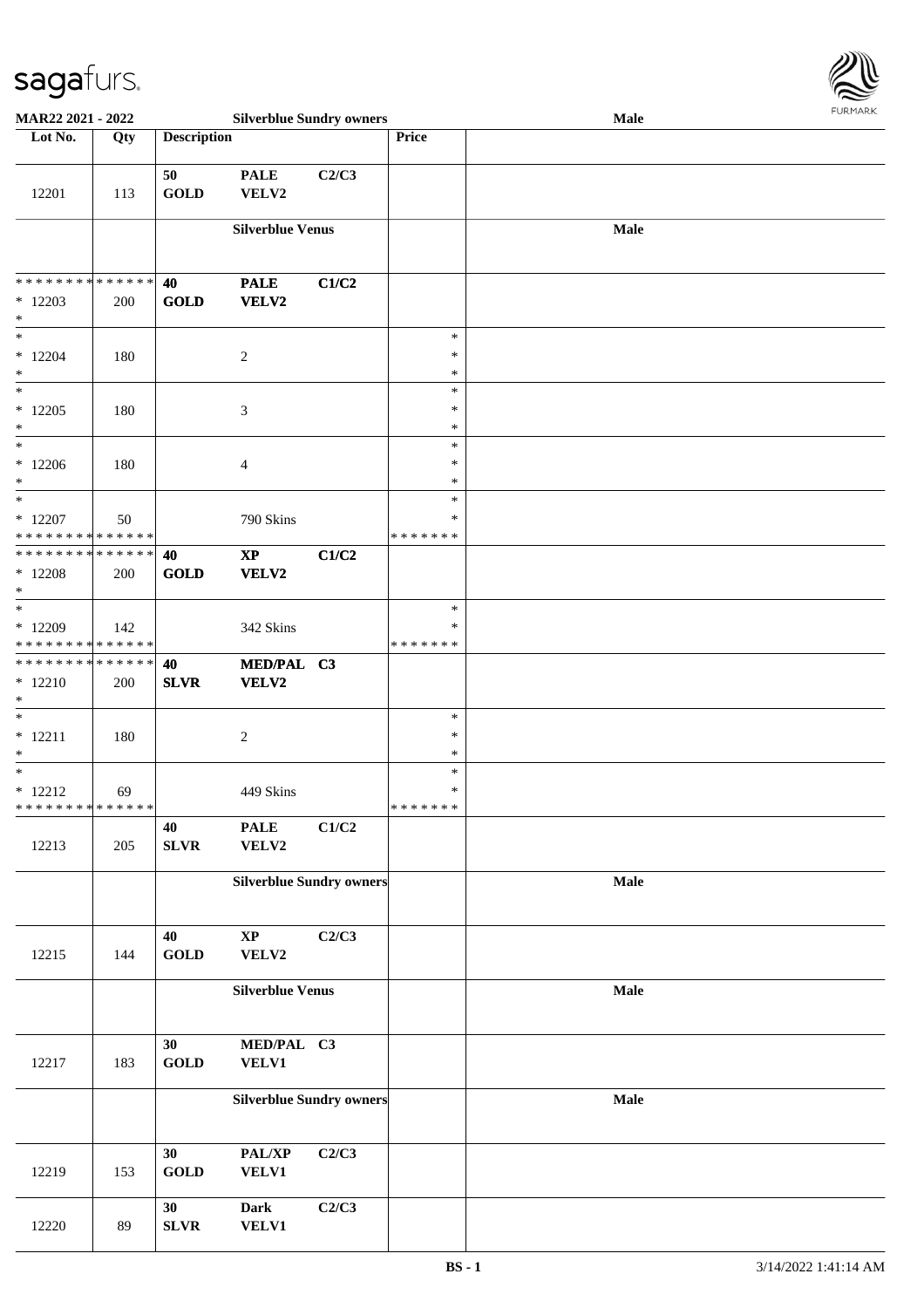**MAR22 2021 - 2022** **Silverblue Sundry owners** **Male**

| Lot No. | Qty | Description | | | Price | |
|---|---|---|---|---|---|---|
| 12201 | 113 | 50 GOLD | PALE VELV2 | C2/C3 | | |
| | | **Silverblue Venus** | | | | **Male** |
| * * * * * * * * * * * * * * * 12203 * | 200 | 40 GOLD | PALE VELV2 | C1/C2 | | |
| * * 12204 * | 180 | | 2 | | * * * | |
| * * 12205 * | 180 | | 3 | | * * * | |
| * * 12206 * | 180 | | 4 | | * * * | |
| * * 12207 * * * * * * * * * * * * * * | 50 | | 790 Skins | | * * * * * * * * * | |
| * * * * * * * * * * * * * * * 12208 * | 200 | 40 GOLD | XP VELV2 | C1/C2 | | |
| * * 12209 * * * * * * * * * * * * * * | 142 | | 342 Skins | | * * * * * * * * | |
| * * * * * * * * * * * * * * * 12210 * | 200 | 40 SLVR | MED/PAL VELV2 | C3 | | |
| * * 12211 * | 180 | | 2 | | * * * | |
| * * 12212 * * * * * * * * * * * * * * | 69 | | 449 Skins | | * * * * * * * * | |
| 12213 | 205 | 40 SLVR | PALE VELV2 | C1/C2 | | |
| | | **Silverblue Sundry owners** | | | | **Male** |
| 12215 | 144 | 40 GOLD | XP VELV2 | C2/C3 | | |
| | | **Silverblue Venus** | | | | **Male** |
| 12217 | 183 | 30 GOLD | MED/PAL VELV1 | C3 | | |
| | | **Silverblue Sundry owners** | | | | **Male** |
| 12219 | 153 | 30 GOLD | PAL/XP VELV1 | C2/C3 | | |
| 12220 | 89 | 30 SLVR | Dark VELV1 | C2/C3 | | |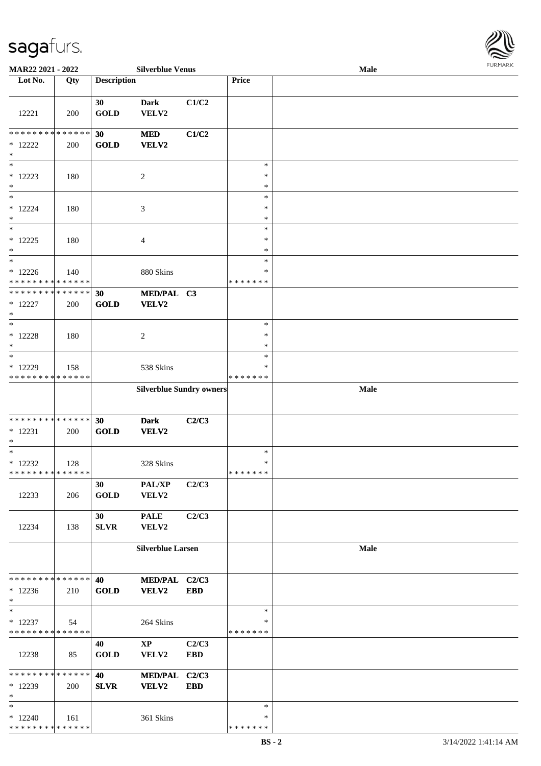**MAR22 2021 - 2022** | **Silverblue Venus** | **Male**

| Lot No. | Qty | Description | | | Price | |
|---|---|---|---|---|---|---|
| 12221 | 200 | 30 GOLD | Dark VELV2 | C1/C2 | | |
| * * * * * * * * * * * * * * <br> * 12222 <br> * | 200 | **30 GOLD** | **MED VELV2** | **C1/C2** | | |
| * <br> * 12223 <br> * | 180 | | 2 | | * <br> * <br> * | |
| * <br> * 12224 <br> * | 180 | | 3 | | * <br> * <br> * | |
| * <br> * 12225 <br> * | 180 | | 4 | | * <br> * <br> * | |
| * <br> * 12226 <br> * * * * * * * * * * * * * * | 140 | | 880 Skins | | * <br> * <br> * * * * * * * | |
| * * * * * * * * * * * * * * <br> * 12227 <br> * | 200 | **30 GOLD** | **MED/PAL VELV2** | **C3** | | |
| * <br> * 12228 <br> * | 180 | | 2 | | * <br> * <br> * | |
| * <br> * 12229 <br> * * * * * * * * * * * * * * | 158 | | 538 Skins | | * <br> * <br> * * * * * * * | |
| | | **Silverblue Sundry owners** | | | | **Male** |
| * * * * * * * * * * * * * * <br> * 12231 <br> * | 200 | **30 GOLD** | **Dark VELV2** | **C2/C3** | | |
| * <br> * 12232 <br> * * * * * * * * * * * * * * | 128 | | 328 Skins | | * <br> * <br> * * * * * * * | |
| 12233 | 206 | 30 GOLD | PAL/XP VELV2 | C2/C3 | | |
| 12234 | 138 | 30 SLVR | PALE VELV2 | C2/C3 | | |
| | | **Silverblue Larsen** | | | | **Male** |
| * * * * * * * * * * * * * * <br> * 12236 <br> * | 210 | **40 GOLD** | **MED/PAL VELV2** | **C2/C3 EBD** | | |
| * <br> * 12237 <br> * * * * * * * * * * * * * * | 54 | | 264 Skins | | * <br> * <br> * * * * * * * | |
| 12238 | 85 | 40 GOLD | XP VELV2 | C2/C3 EBD | | |
| * * * * * * * * * * * * * * <br> * 12239 <br> * | 200 | **40 SLVR** | **MED/PAL VELV2** | **C2/C3 EBD** | | |
| * <br> * 12240 <br> * * * * * * * * * * * * * * | 161 | | 361 Skins | | * <br> * <br> * * * * * * * | |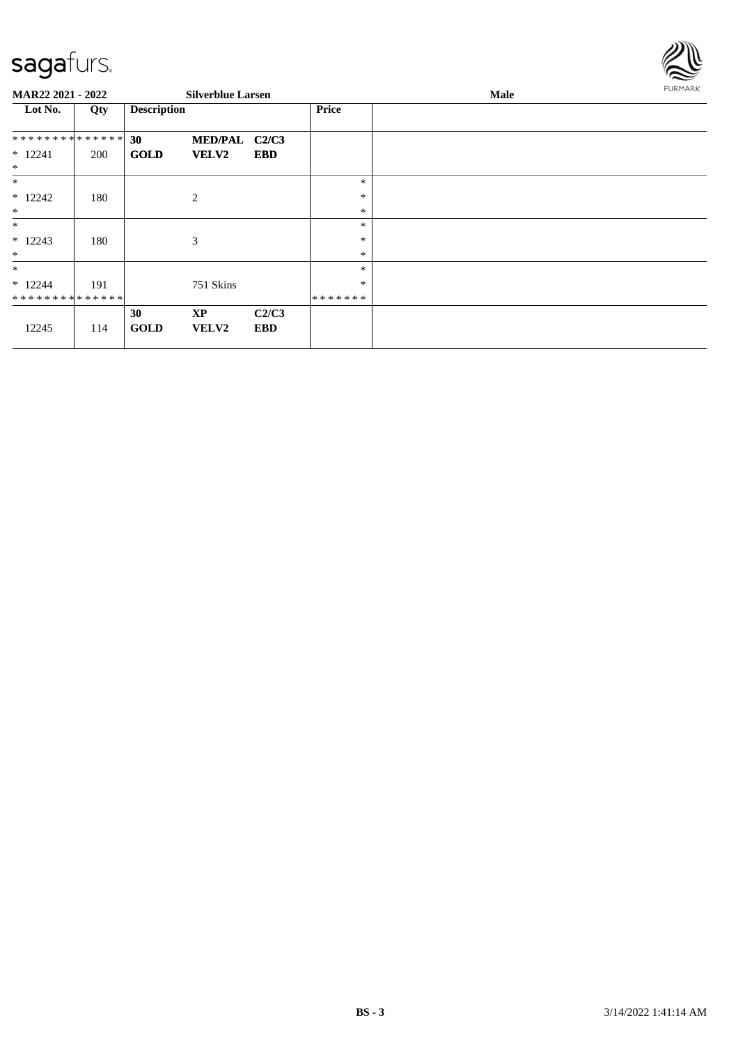MAR22 2021 - 2022 | Silverblue Larsen | Male

| Lot No. | Qty | Description | | | Price | |
|---|---|---|---|---|---|---|
| ************** | | **30** | **MED/PAL** | **C2/C3** | | |
| * 12241 | 200 | **GOLD** | **VELV2** | **EBD** | | |
| * | | | | | | |
| * | | | | | * | |
| * 12242 | 180 | | 2 | | * | |
| * | | | | | * | |
| * | | | | | * | |
| * 12243 | 180 | | 3 | | * | |
| * | | | | | * | |
| * | | | | | * | |
| * 12244 | 191 | | 751 Skins | | * | |
| ************** | | | | | ******* | |
| | | **30** | **XP** | **C2/C3** | | |
| 12245 | 114 | **GOLD** | **VELV2** | **EBD** | | |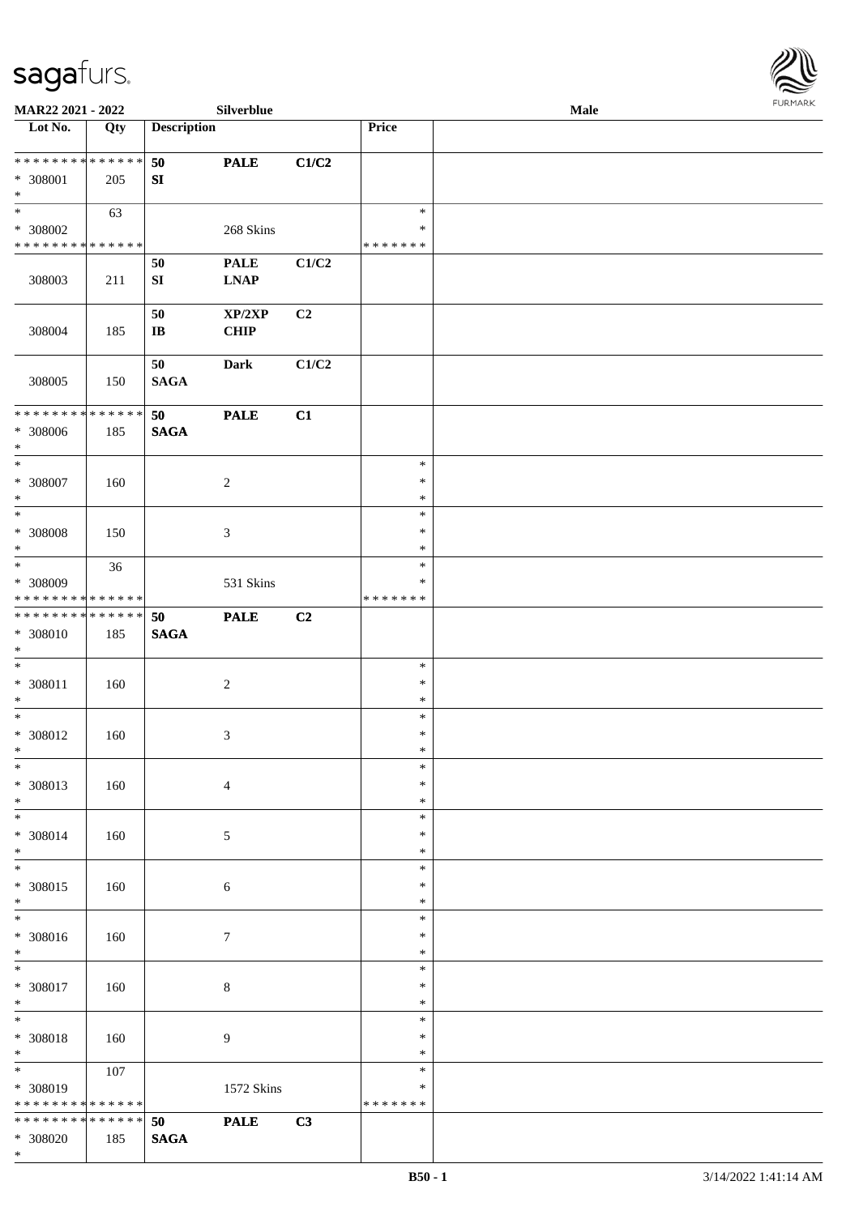**MAR22 2021 - 2022** &nbsp;&nbsp;&nbsp; **Silverblue** &nbsp;&nbsp;&nbsp; **Male**

| Lot No. | Qty | Description | | | Price | |
|---|---|---|---|---|---|---|
| * * * * * * * * * * * * * * | | 50 | PALE | C1/C2 | | |
| * 308001 | 205 | SI | | | | |
| * | | | | | | |
| * | 63 | | | | * | |
| * 308002 | | | 268 Skins | | * | |
| * * * * * * * * * * * * * * | | | | | * * * * * * * | |
| | | 50 | PALE | C1/C2 | | |
| 308003 | 211 | SI | LNAP | | | |
| | | 50 | XP/2XP | C2 | | |
| 308004 | 185 | IB | CHIP | | | |
| | | 50 | Dark | C1/C2 | | |
| 308005 | 150 | SAGA | | | | |
| * * * * * * * * * * * * * * | | 50 | PALE | C1 | | |
| * 308006 | 185 | SAGA | | | | |
| * | | | | | | |
| * | | | | | * | |
| * 308007 | 160 | | 2 | | * | |
| * | | | | | * | |
| * | | | | | * | |
| * 308008 | 150 | | 3 | | * | |
| * | | | | | * | |
| * | 36 | | | | * | |
| * 308009 | | | 531 Skins | | * | |
| * * * * * * * * * * * * * * | | | | | * * * * * * * | |
| * * * * * * * * * * * * * * | | 50 | PALE | C2 | | |
| * 308010 | 185 | SAGA | | | | |
| * | | | | | | |
| * | | | | | * | |
| * 308011 | 160 | | 2 | | * | |
| * | | | | | * | |
| * | | | | | * | |
| * 308012 | 160 | | 3 | | * | |
| * | | | | | * | |
| * | | | | | * | |
| * 308013 | 160 | | 4 | | * | |
| * | | | | | * | |
| * | | | | | * | |
| * 308014 | 160 | | 5 | | * | |
| * | | | | | * | |
| * | | | | | * | |
| * 308015 | 160 | | 6 | | * | |
| * | | | | | * | |
| * | | | | | * | |
| * 308016 | 160 | | 7 | | * | |
| * | | | | | * | |
| * | | | | | * | |
| * 308017 | 160 | | 8 | | * | |
| * | | | | | * | |
| * | | | | | * | |
| * 308018 | 160 | | 9 | | * | |
| * | | | | | * | |
| * | 107 | | | | * | |
| * 308019 | | | 1572 Skins | | * | |
| * * * * * * * * * * * * * * | | | | | * * * * * * * | |
| * * * * * * * * * * * * * * | | 50 | PALE | C3 | | |
| * 308020 | 185 | SAGA | | | | |
| * | | | | | | |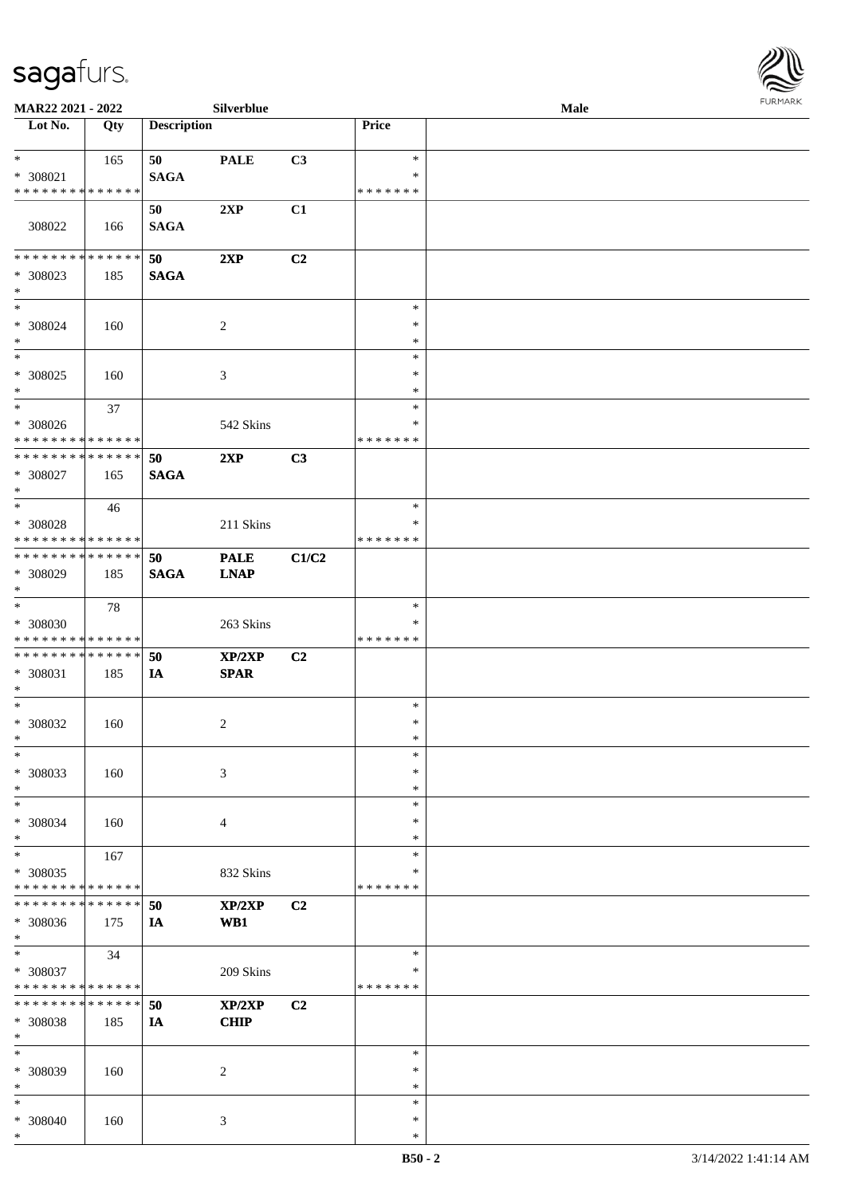| MAR22 2021 - 2022 | | Silverblue | | | | Male |
|---|---|---|---|---|---|---|
| **Lot No.** | **Qty** | **Description** | | | **Price** | |
| * | 165 | **50** | **PALE** | **C3** | * | |
| * 308021 | | **SAGA** | | | * | |
| * * * * * * * * * * * * * * | | | | | * * * * * * * | |
| | | **50** | **2XP** | **C1** | | |
| 308022 | 166 | **SAGA** | | | | |
| * * * * * * * * * * * * * * | | **50** | **2XP** | **C2** | | |
| * 308023 | 185 | **SAGA** | | | | |
| * | | | | | | |
| * | | | | | * | |
| * 308024 | 160 | | 2 | | * | |
| * | | | | | * | |
| * | | | | | * | |
| * 308025 | 160 | | 3 | | * | |
| * | | | | | * | |
| * | 37 | | | | * | |
| * 308026 | | | 542 Skins | | * | |
| * * * * * * * * * * * * * * | | | | | * * * * * * * | |
| * * * * * * * * * * * * * * | | **50** | **2XP** | **C3** | | |
| * 308027 | 165 | **SAGA** | | | | |
| * | | | | | | |
| * | 46 | | | | * | |
| * 308028 | | | 211 Skins | | * | |
| * * * * * * * * * * * * * * | | | | | * * * * * * * | |
| * * * * * * * * * * * * * * | | **50** | **PALE** | **C1/C2** | | |
| * 308029 | 185 | **SAGA** | **LNAP** | | | |
| * | | | | | | |
| * | 78 | | | | * | |
| * 308030 | | | 263 Skins | | * | |
| * * * * * * * * * * * * * * | | | | | * * * * * * * | |
| * * * * * * * * * * * * * * | | **50** | **XP/2XP** | **C2** | | |
| * 308031 | 185 | **IA** | **SPAR** | | | |
| * | | | | | | |
| * | | | | | * | |
| * 308032 | 160 | | 2 | | * | |
| * | | | | | * | |
| * | | | | | * | |
| * 308033 | 160 | | 3 | | * | |
| * | | | | | * | |
| * | | | | | * | |
| * 308034 | 160 | | 4 | | * | |
| * | | | | | * | |
| * | 167 | | | | * | |
| * 308035 | | | 832 Skins | | * | |
| * * * * * * * * * * * * * * | | | | | * * * * * * * | |
| * * * * * * * * * * * * * * | | **50** | **XP/2XP** | **C2** | | |
| * 308036 | 175 | **IA** | **WB1** | | | |
| * | | | | | | |
| * | 34 | | | | * | |
| * 308037 | | | 209 Skins | | * | |
| * * * * * * * * * * * * * * | | | | | * * * * * * * | |
| * * * * * * * * * * * * * * | | **50** | **XP/2XP** | **C2** | | |
| * 308038 | 185 | **IA** | **CHIP** | | | |
| * | | | | | | |
| * | | | | | * | |
| * 308039 | 160 | | 2 | | * | |
| * | | | | | * | |
| * | | | | | * | |
| * 308040 | 160 | | 3 | | * | |
| * | | | | | * | |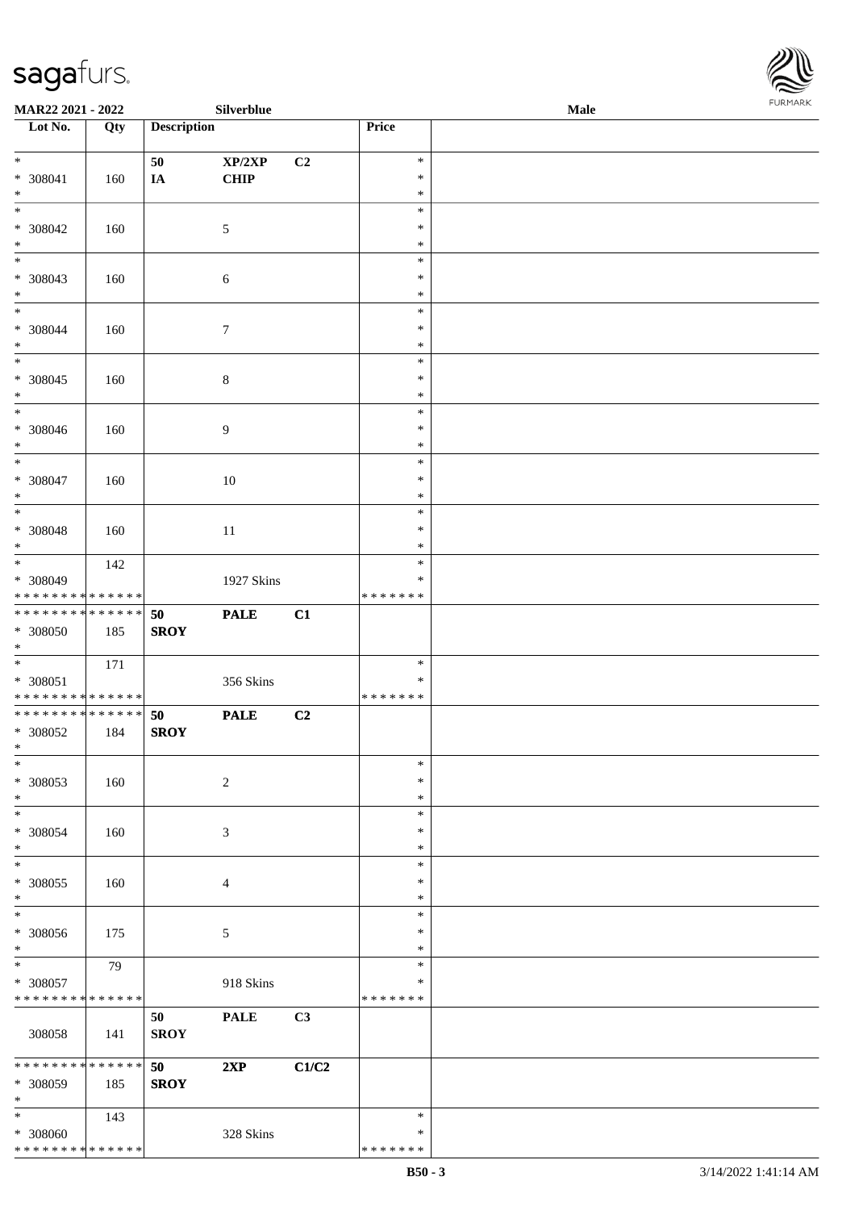MAR22 2021 - 2022 Silverblue Male

| Lot No. | Qty | Description | | | Price | |
|---|---|---|---|---|---|---|
| * <br> * 308041 <br> * | 160 | 50 <br> IA | XP/2XP <br> CHIP | C2 | * <br> * <br> * | |
| * <br> * 308042 <br> * | 160 | | 5 | | * <br> * <br> * | |
| * <br> * 308043 <br> * | 160 | | 6 | | * <br> * <br> * | |
| * <br> * 308044 <br> * | 160 | | 7 | | * <br> * <br> * | |
| * <br> * 308045 <br> * | 160 | | 8 | | * <br> * <br> * | |
| * <br> * 308046 <br> * | 160 | | 9 | | * <br> * <br> * | |
| * <br> * 308047 <br> * | 160 | | 10 | | * <br> * <br> * | |
| * <br> * 308048 <br> * | 160 | | 11 | | * <br> * <br> * | |
| * <br> * 308049 <br> * * * * * * * * * * * * * * | 142 | | 1927 Skins | | * <br> * <br> * * * * * * * | |
| * * * * * * * * * * * * * * <br> * 308050 <br> * | 185 | 50 <br> SROY | PALE | C1 | | |
| * <br> * 308051 <br> * * * * * * * * * * * * * * | 171 | | 356 Skins | | * <br> * <br> * * * * * * * | |
| * * * * * * * * * * * * * * <br> * 308052 <br> * | 184 | 50 <br> SROY | PALE | C2 | | |
| * <br> * 308053 <br> * | 160 | | 2 | | * <br> * <br> * | |
| * <br> * 308054 <br> * | 160 | | 3 | | * <br> * <br> * | |
| * <br> * 308055 <br> * | 160 | | 4 | | * <br> * <br> * | |
| * <br> * 308056 <br> * | 175 | | 5 | | * <br> * <br> * | |
| * <br> * 308057 <br> * * * * * * * * * * * * * * | 79 | | 918 Skins | | * <br> * <br> * * * * * * * | |
| 308058 | 141 | 50 <br> SROY | PALE | C3 | | |
| * * * * * * * * * * * * * * <br> * 308059 <br> * | 185 | 50 <br> SROY | 2XP | C1/C2 | | |
| * <br> * 308060 <br> * * * * * * * * * * * * * * | 143 | | 328 Skins | | * <br> * <br> * * * * * * * | |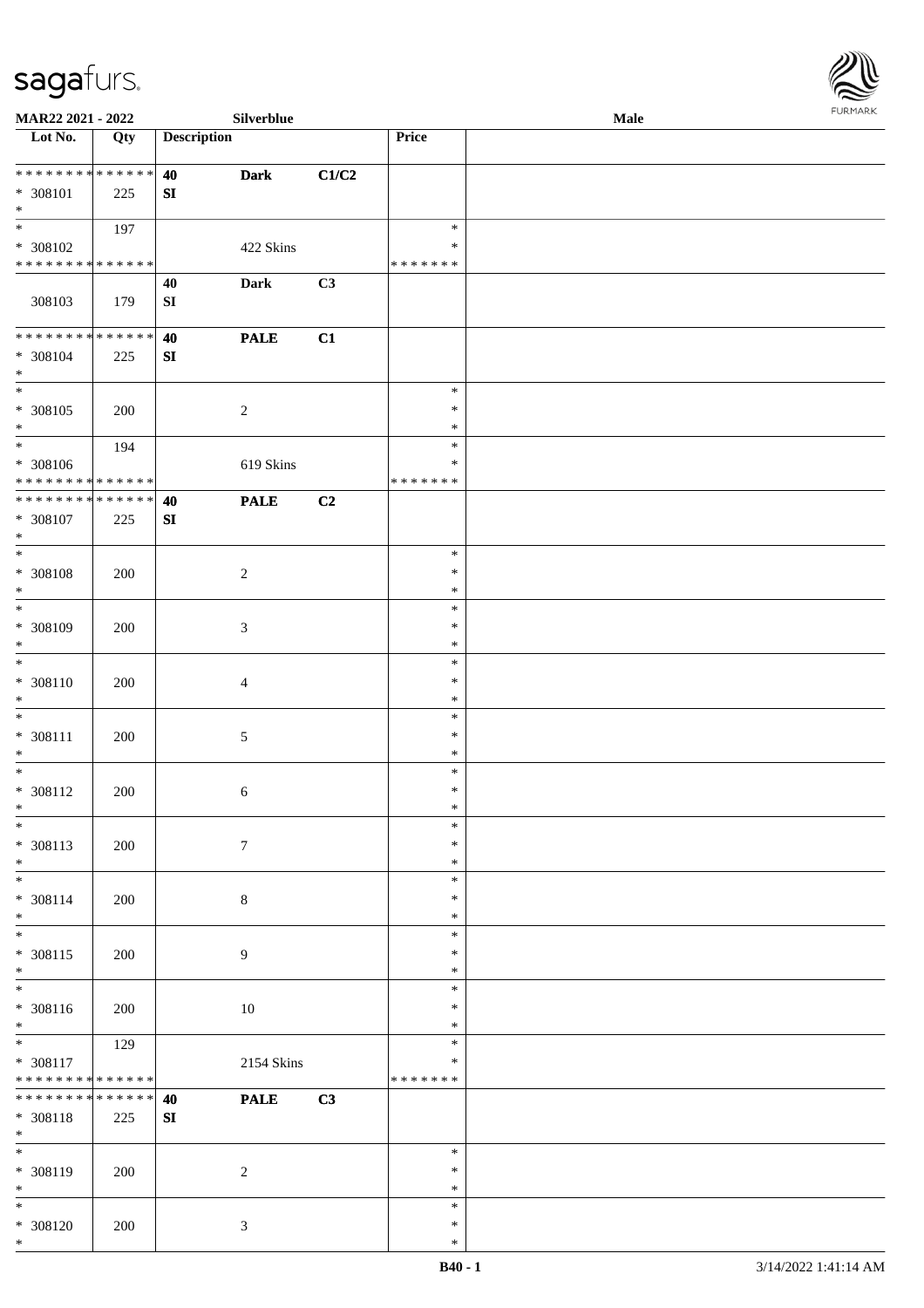**MAR22 2021 - 2022** **Silverblue** **Male**

| Lot No. | Qty | Description | | | Price | |
|---|---|---|---|---|---|---|
| * * * * * * * * * * * * * * | | 40 | Dark | C1/C2 | | |
| * 308101 | 225 | SI | | | | |
| * | | | | | | |
| * | 197 | | | | * | |
| * 308102 | | | 422 Skins | | * | |
| * * * * * * * * * * * * * * | | | | | * * * * * * * | |
| | | 40 | Dark | C3 | | |
| 308103 | 179 | SI | | | | |
| * * * * * * * * * * * * * * | | 40 | PALE | C1 | | |
| * 308104 | 225 | SI | | | | |
| * | | | | | | |
| * | | | | | * | |
| * 308105 | 200 | | 2 | | * | |
| * | | | | | * | |
| * | 194 | | | | * | |
| * 308106 | | | 619 Skins | | * | |
| * * * * * * * * * * * * * * | | | | | * * * * * * * | |
| * * * * * * * * * * * * * * | | 40 | PALE | C2 | | |
| * 308107 | 225 | SI | | | | |
| * | | | | | | |
| * | | | | | * | |
| * 308108 | 200 | | 2 | | * | |
| * | | | | | * | |
| * | | | | | * | |
| * 308109 | 200 | | 3 | | * | |
| * | | | | | * | |
| * | | | | | * | |
| * 308110 | 200 | | 4 | | * | |
| * | | | | | * | |
| * | | | | | * | |
| * 308111 | 200 | | 5 | | * | |
| * | | | | | * | |
| * | | | | | * | |
| * 308112 | 200 | | 6 | | * | |
| * | | | | | * | |
| * | | | | | * | |
| * 308113 | 200 | | 7 | | * | |
| * | | | | | * | |
| * | | | | | * | |
| * 308114 | 200 | | 8 | | * | |
| * | | | | | * | |
| * | | | | | * | |
| * 308115 | 200 | | 9 | | * | |
| * | | | | | * | |
| * | | | | | * | |
| * 308116 | 200 | | 10 | | * | |
| * | | | | | * | |
| * | 129 | | | | * | |
| * 308117 | | | 2154 Skins | | * | |
| * * * * * * * * * * * * * * | | | | | * * * * * * * | |
| * * * * * * * * * * * * * * | | 40 | PALE | C3 | | |
| * 308118 | 225 | SI | | | | |
| * | | | | | | |
| * | | | | | * | |
| * 308119 | 200 | | 2 | | * | |
| * | | | | | * | |
| * | | | | | * | |
| * 308120 | 200 | | 3 | | * | |
| * | | | | | * | |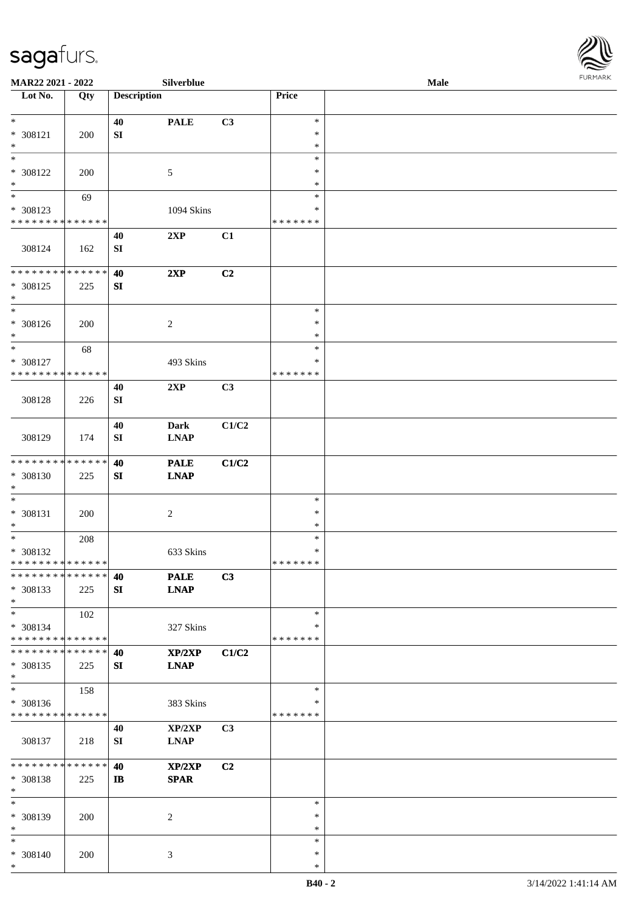MAR22 2021 - 2022 | Silverblue | Male

| Lot No. | Qty | Description | | | Price | |
|---|---|---|---|---|---|---|
| * | | 40 | PALE | C3 | * | |
| * 308121 | 200 | SI | | | * | |
| * | | | | | * | |
| * | | | | | * | |
| * 308122 | 200 | | 5 | | * | |
| * | | | | | * | |
| * | 69 | | | | * | |
| * 308123 | | | 1094 Skins | | * | |
| * * * * * * * * * * * * * * | | | | | * * * * * * * | |
| | | 40 | 2XP | C1 | | |
| 308124 | 162 | SI | | | | |
| * * * * * * * * * * * * * * | | 40 | 2XP | C2 | | |
| * 308125 | 225 | SI | | | | |
| * | | | | | | |
| * | | | | | * | |
| * 308126 | 200 | | 2 | | * | |
| * | | | | | * | |
| * | 68 | | | | * | |
| * 308127 | | | 493 Skins | | * | |
| * * * * * * * * * * * * * * | | | | | * * * * * * * | |
| | | 40 | 2XP | C3 | | |
| 308128 | 226 | SI | | | | |
| | | 40 | Dark | C1/C2 | | |
| 308129 | 174 | SI | LNAP | | | |
| * * * * * * * * * * * * * * | | 40 | PALE | C1/C2 | | |
| * 308130 | 225 | SI | LNAP | | | |
| * | | | | | | |
| * | | | | | * | |
| * 308131 | 200 | | 2 | | * | |
| * | | | | | * | |
| * | 208 | | | | * | |
| * 308132 | | | 633 Skins | | * | |
| * * * * * * * * * * * * * * | | | | | * * * * * * * | |
| * * * * * * * * * * * * * * | | 40 | PALE | C3 | | |
| * 308133 | 225 | SI | LNAP | | | |
| * | | | | | | |
| * | 102 | | | | * | |
| * 308134 | | | 327 Skins | | * | |
| * * * * * * * * * * * * * * | | | | | * * * * * * * | |
| * * * * * * * * * * * * * * | | 40 | XP/2XP | C1/C2 | | |
| * 308135 | 225 | SI | LNAP | | | |
| * | | | | | | |
| * | 158 | | | | * | |
| * 308136 | | | 383 Skins | | * | |
| * * * * * * * * * * * * * * | | | | | * * * * * * * | |
| | | 40 | XP/2XP | C3 | | |
| 308137 | 218 | SI | LNAP | | | |
| * * * * * * * * * * * * * * | | 40 | XP/2XP | C2 | | |
| * 308138 | 225 | IB | SPAR | | | |
| * | | | | | | |
| * | | | | | * | |
| * 308139 | 200 | | 2 | | * | |
| * | | | | | * | |
| * | | | | | * | |
| * 308140 | 200 | | 3 | | * | |
| * | | | | | * | |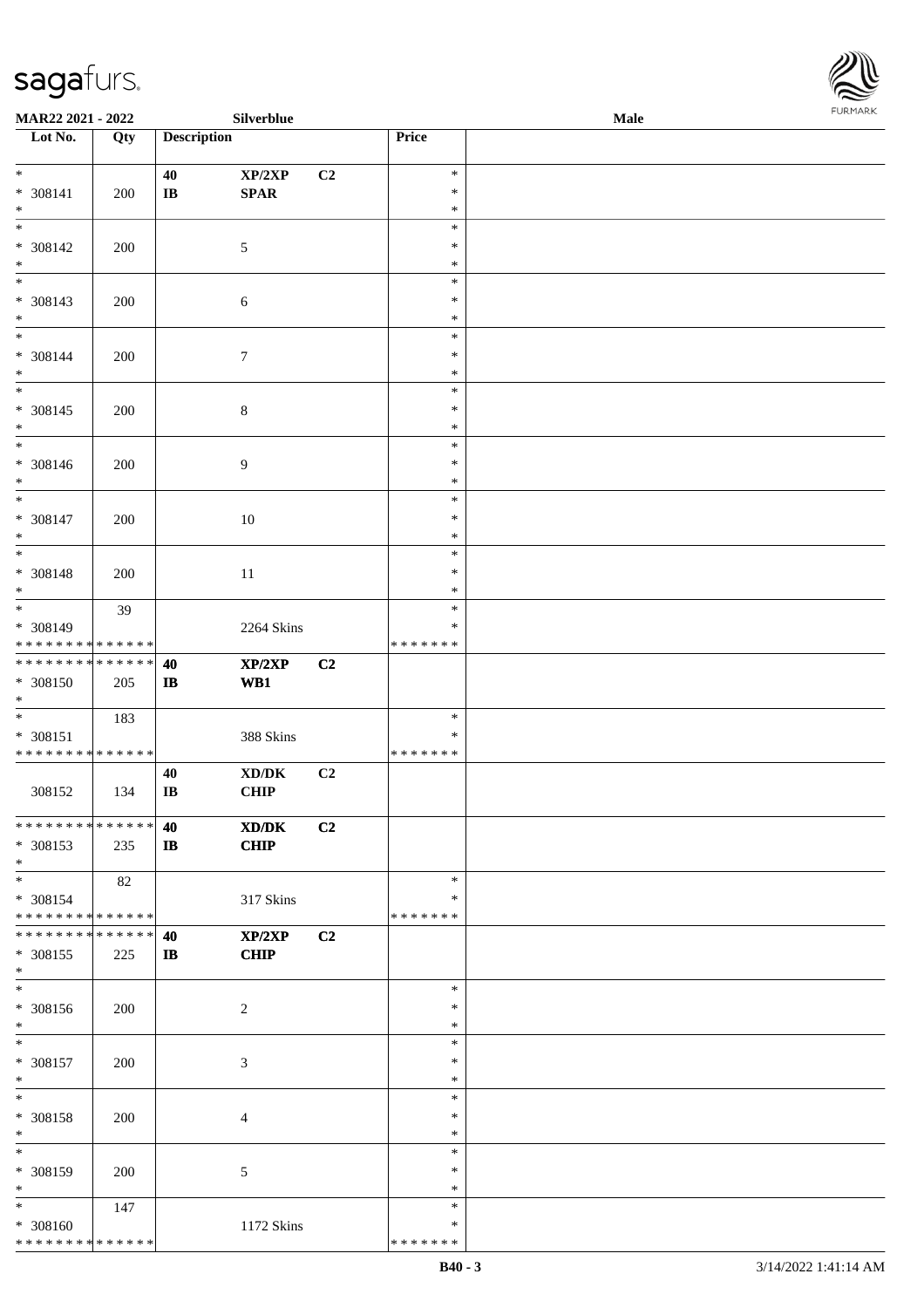**MAR22 2021 - 2022** **Silverblue** **Male**

| Lot No. | Qty | Description | | | Price | |
|---|---|---|---|---|---|---|
| * <br> * 308141 <br> * | 200 | 40 <br> IB | XP/2XP <br> SPAR | C2 | * <br> * <br> * | |
| * <br> * 308142 <br> * | 200 | | 5 | | * <br> * <br> * | |
| * <br> * 308143 <br> * | 200 | | 6 | | * <br> * <br> * | |
| * <br> * 308144 <br> * | 200 | | 7 | | * <br> * <br> * | |
| * <br> * 308145 <br> * | 200 | | 8 | | * <br> * <br> * | |
| * <br> * 308146 <br> * | 200 | | 9 | | * <br> * <br> * | |
| * <br> * 308147 <br> * | 200 | | 10 | | * <br> * <br> * | |
| * <br> * 308148 <br> * | 200 | | 11 | | * <br> * <br> * | |
| * <br> * 308149 <br> * * * * * * * * * * * * * * | 39 | | 2264 Skins | | * <br> * <br> * * * * * * * | |
| * * * * * * * * * * * * * * <br> * 308150 <br> * | 205 | 40 <br> IB | XP/2XP <br> WB1 | C2 | | |
| * <br> * 308151 <br> * * * * * * * * * * * * * * | 183 | | 388 Skins | | * <br> * <br> * * * * * * * | |
| 308152 | 134 | 40 <br> IB | XD/DK <br> CHIP | C2 | | |
| * * * * * * * * * * * * * * <br> * 308153 <br> * | 235 | 40 <br> IB | XD/DK <br> CHIP | C2 | | |
| * <br> * 308154 <br> * * * * * * * * * * * * * * | 82 | | 317 Skins | | * <br> * <br> * * * * * * * | |
| * * * * * * * * * * * * * * <br> * 308155 <br> * | 225 | 40 <br> IB | XP/2XP <br> CHIP | C2 | | |
| * <br> * 308156 <br> * | 200 | | 2 | | * <br> * <br> * | |
| * <br> * 308157 <br> * | 200 | | 3 | | * <br> * <br> * | |
| * <br> * 308158 <br> * | 200 | | 4 | | * <br> * <br> * | |
| * <br> * 308159 <br> * | 200 | | 5 | | * <br> * <br> * | |
| * <br> * 308160 <br> * * * * * * * * * * * * * * | 147 | | 1172 Skins | | * <br> * <br> * * * * * * * | |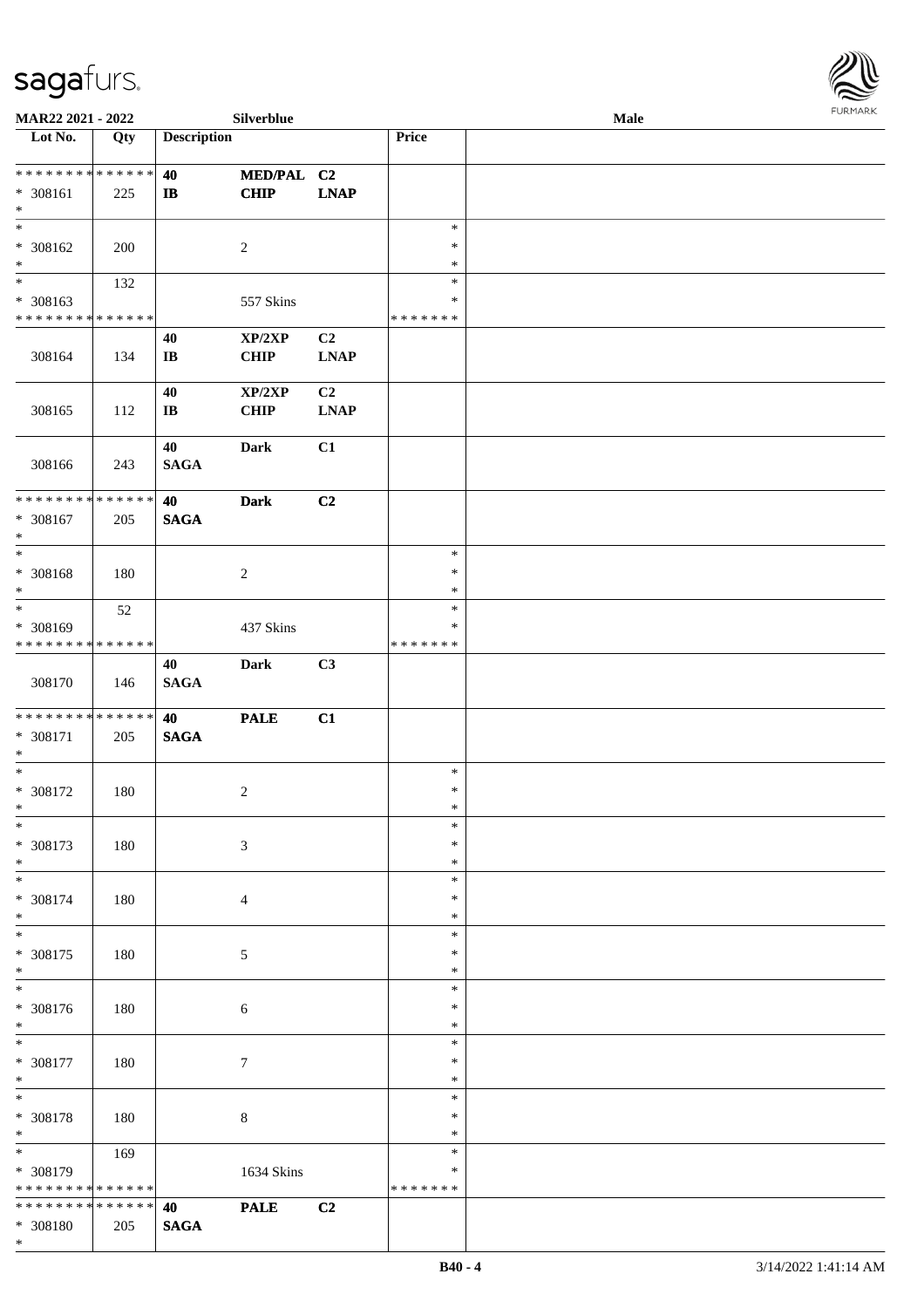MAR22 2021 - 2022 Silverblue Male

| Lot No. | Qty | Description | | | Price | |
|---|---|---|---|---|---|---|
| * * * * * * * * * * * * * *<br>* 308161<br>* | 225 | 40<br>IB | MED/PAL<br>CHIP | C2<br>LNAP | | |
| *<br>* 308162<br>* | 200 | | 2 | | *<br>*<br>* | |
| *<br>* 308163<br>* * * * * * * * * * * * * * | 132 | | 557 Skins | | *<br>*<br>* * * * * * * | |
| 308164 | 134 | 40<br>IB | XP/2XP<br>CHIP | C2<br>LNAP | | |
| 308165 | 112 | 40<br>IB | XP/2XP<br>CHIP | C2<br>LNAP | | |
| 308166 | 243 | 40<br>SAGA | Dark | C1 | | |
| * * * * * * * * * * * * * *<br>* 308167<br>* | 205 | 40<br>SAGA | Dark | C2 | | |
| *<br>* 308168<br>* | 180 | | 2 | | *<br>*<br>* | |
| *<br>* 308169<br>* * * * * * * * * * * * * * | 52 | | 437 Skins | | *<br>*<br>* * * * * * * | |
| 308170 | 146 | 40<br>SAGA | Dark | C3 | | |
| * * * * * * * * * * * * * *<br>* 308171<br>* | 205 | 40<br>SAGA | PALE | C1 | | |
| *<br>* 308172<br>* | 180 | | 2 | | *<br>*<br>* | |
| *<br>* 308173<br>* | 180 | | 3 | | *<br>*<br>* | |
| *<br>* 308174<br>* | 180 | | 4 | | *<br>*<br>* | |
| *<br>* 308175<br>* | 180 | | 5 | | *<br>*<br>* | |
| *<br>* 308176<br>* | 180 | | 6 | | *<br>*<br>* | |
| *<br>* 308177<br>* | 180 | | 7 | | *<br>*<br>* | |
| *<br>* 308178<br>* | 180 | | 8 | | *<br>*<br>* | |
| *<br>* 308179<br>* * * * * * * * * * * * * * | 169 | | 1634 Skins | | *<br>*<br>* * * * * * * | |
| * * * * * * * * * * * * * *<br>* 308180<br>* | 205 | 40<br>SAGA | PALE | C2 | | |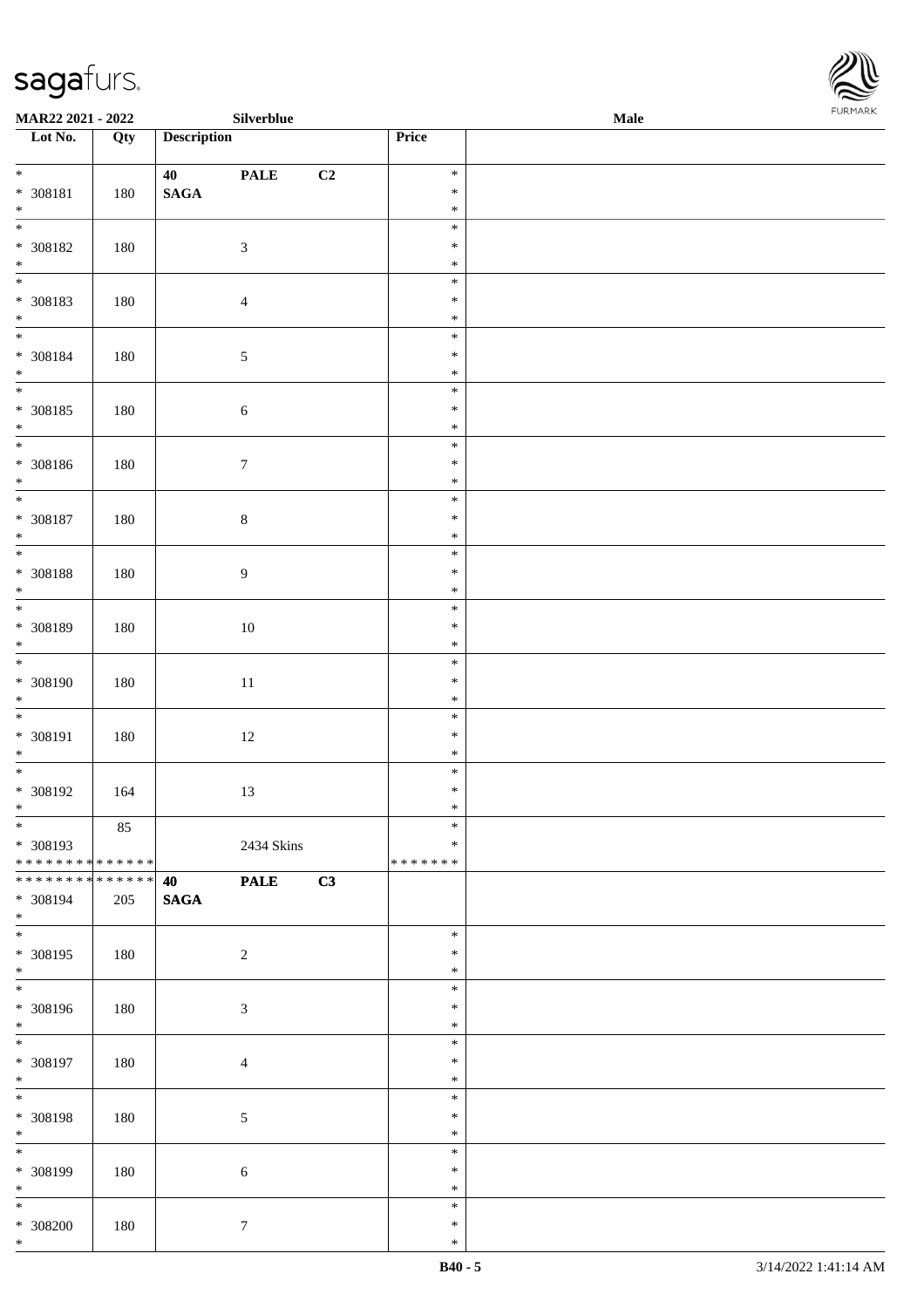MAR22 2021 - 2022 Silverblue Male

| Lot No. | Qty | Description | Price | |
|---|---|---|---|---|
| * 308181 * | 180 | 40 PALE C2 SAGA | * * * | |
| * 308182 * | 180 | 3 | * * * | |
| * 308183 * | 180 | 4 | * * * | |
| * 308184 * | 180 | 5 | * * * | |
| * 308185 * | 180 | 6 | * * * | |
| * 308186 * | 180 | 7 | * * * | |
| * 308187 * | 180 | 8 | * * * | |
| * 308188 * | 180 | 9 | * * * | |
| * 308189 * | 180 | 10 | * * * | |
| * 308190 * | 180 | 11 | * * * | |
| * 308191 * | 180 | 12 | * * * | |
| * 308192 * | 164 | 13 | * * * | |
| * 308193 ************** | 85 | 2434 Skins | * * ******* | |
| ************** 308194 * | 205 | 40 PALE C3 SAGA | | |
| * 308195 * | 180 | 2 | * * * | |
| * 308196 * | 180 | 3 | * * * | |
| * 308197 * | 180 | 4 | * * * | |
| * 308198 * | 180 | 5 | * * * | |
| * 308199 * | 180 | 6 | * * * | |
| * 308200 * | 180 | 7 | * * * | |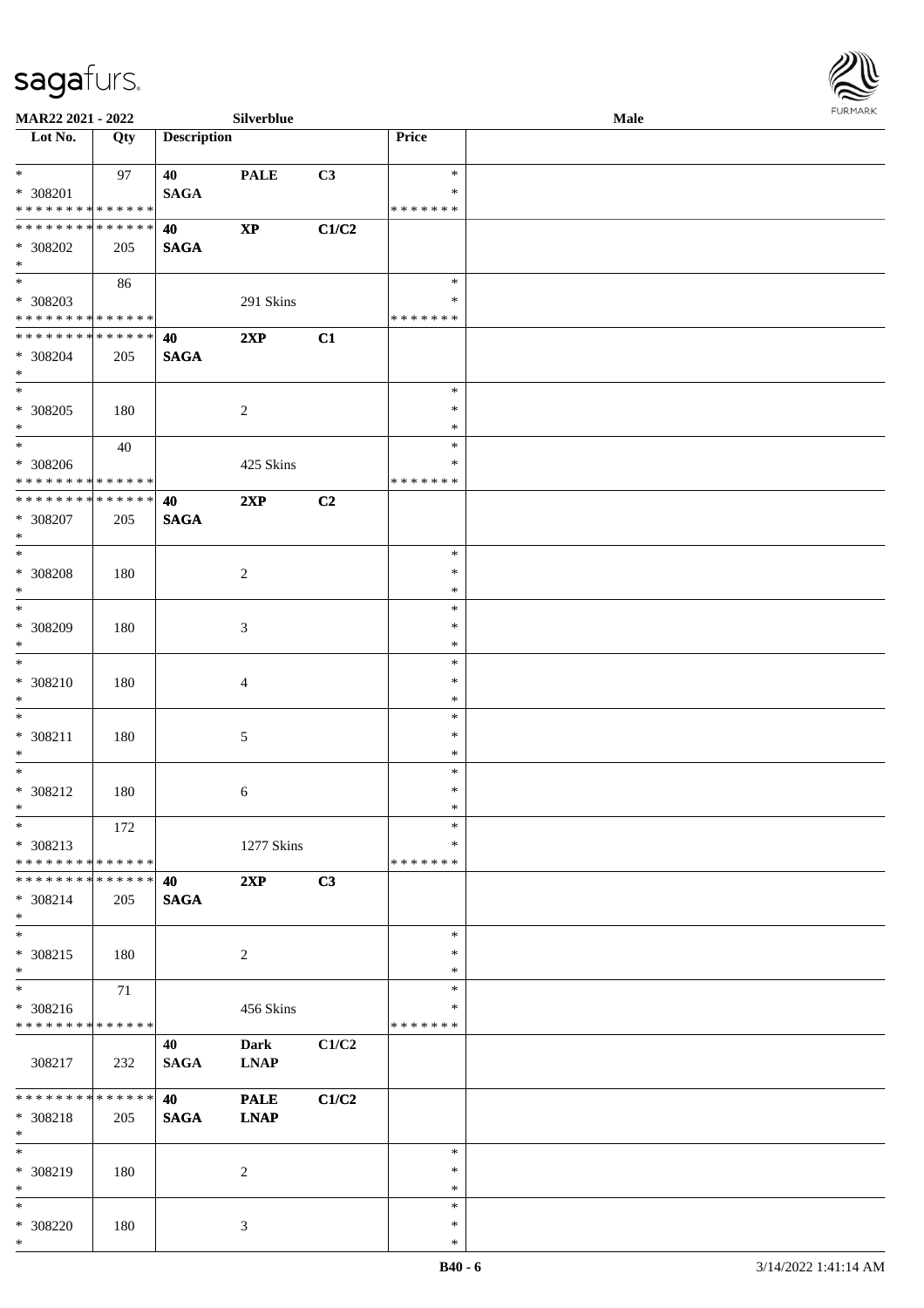MAR22 2021 - 2022 | Silverblue | Male

| Lot No. | Qty | Description | | | Price | |
|---|---|---|---|---|---|---|
| * <br> * 308201 <br> * * * * * * * * * * * * * * | 97 | 40 <br> **SAGA** | **PALE** | **C3** | * <br> * <br> * * * * * * * | |
| * * * * * * * * * * * * * * <br> * 308202 <br> * | 205 | **40** <br> **SAGA** | **XP** | **C1/C2** | | |
| * <br> * 308203 <br> * * * * * * * * * * * * * * | 86 | | 291 Skins | | * <br> * <br> * * * * * * * | |
| * * * * * * * * * * * * * * <br> * 308204 <br> * | 205 | **40** <br> **SAGA** | **2XP** | **C1** | | |
| * <br> * 308205 <br> * | 180 | | 2 | | * <br> * <br> * | |
| * <br> * 308206 <br> * * * * * * * * * * * * * * | 40 | | 425 Skins | | * <br> * <br> * * * * * * * | |
| * * * * * * * * * * * * * * <br> * 308207 <br> * | 205 | **40** <br> **SAGA** | **2XP** | **C2** | | |
| * <br> * 308208 <br> * | 180 | | 2 | | * <br> * <br> * | |
| * <br> * 308209 <br> * | 180 | | 3 | | * <br> * <br> * | |
| * <br> * 308210 <br> * | 180 | | 4 | | * <br> * <br> * | |
| * <br> * 308211 <br> * | 180 | | 5 | | * <br> * <br> * | |
| * <br> * 308212 <br> * | 180 | | 6 | | * <br> * <br> * | |
| * <br> * 308213 <br> * * * * * * * * * * * * * * | 172 | | 1277 Skins | | * <br> * <br> * * * * * * * | |
| * * * * * * * * * * * * * * <br> * 308214 <br> * | 205 | **40** <br> **SAGA** | **2XP** | **C3** | | |
| * <br> * 308215 <br> * | 180 | | 2 | | * <br> * <br> * | |
| * <br> * 308216 <br> * * * * * * * * * * * * * * | 71 | | 456 Skins | | * <br> * <br> * * * * * * * | |
| 308217 | 232 | **40** <br> **SAGA** | **Dark** <br> **LNAP** | **C1/C2** | | |
| * * * * * * * * * * * * * * <br> * 308218 <br> * | 205 | **40** <br> **SAGA** | **PALE** <br> **LNAP** | **C1/C2** | | |
| * <br> * 308219 <br> * | 180 | | 2 | | * <br> * <br> * | |
| * <br> * 308220 <br> * | 180 | | 3 | | * <br> * <br> * | |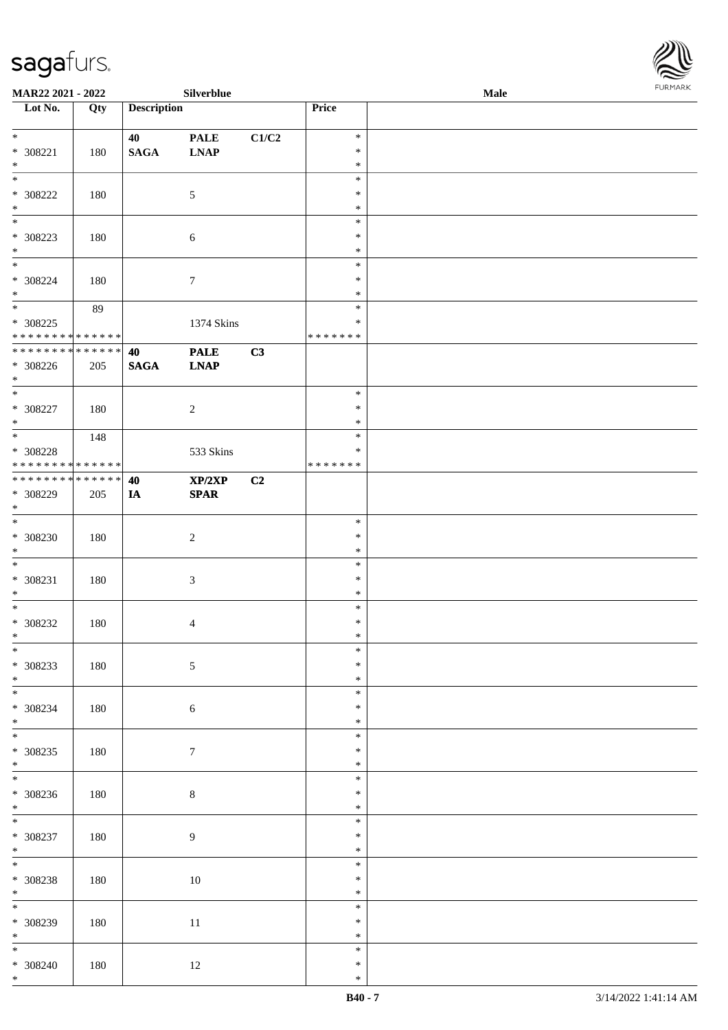| Lot No. | Qty | Description | | | Price | |
|---|---|---|---|---|---|---|
| * | | 40 | PALE | C1/C2 | * | |
| * 308221 | 180 | SAGA | LNAP | | * | |
| * | | | | | * | |
| * | | | | | * | |
| * 308222 | 180 | | 5 | | * | |
| * | | | | | * | |
| * | | | | | * | |
| * 308223 | 180 | | 6 | | * | |
| * | | | | | * | |
| * | | | | | * | |
| * 308224 | 180 | | 7 | | * | |
| * | | | | | * | |
| * | 89 | | | | * | |
| * 308225 | | | 1374 Skins | | * | |
| * * * * * * * * * * * * * * | | | | | * * * * * * * | |
| * * * * * * * * * * * * * * | | 40 | PALE | C3 | | |
| * 308226 | 205 | SAGA | LNAP | | | |
| * | | | | | | |
| * | | | | | * | |
| * 308227 | 180 | | 2 | | * | |
| * | | | | | * | |
| * | 148 | | | | * | |
| * 308228 | | | 533 Skins | | * | |
| * * * * * * * * * * * * * * | | | | | * * * * * * * | |
| * * * * * * * * * * * * * * | | 40 | XP/2XP | C2 | | |
| * 308229 | 205 | IA | SPAR | | | |
| * | | | | | | |
| * | | | | | * | |
| * 308230 | 180 | | 2 | | * | |
| * | | | | | * | |
| * | | | | | * | |
| * 308231 | 180 | | 3 | | * | |
| * | | | | | * | |
| * | | | | | * | |
| * 308232 | 180 | | 4 | | * | |
| * | | | | | * | |
| * | | | | | * | |
| * 308233 | 180 | | 5 | | * | |
| * | | | | | * | |
| * | | | | | * | |
| * 308234 | 180 | | 6 | | * | |
| * | | | | | * | |
| * | | | | | * | |
| * 308235 | 180 | | 7 | | * | |
| * | | | | | * | |
| * | | | | | * | |
| * 308236 | 180 | | 8 | | * | |
| * | | | | | * | |
| * | | | | | * | |
| * 308237 | 180 | | 9 | | * | |
| * | | | | | * | |
| * | | | | | * | |
| * 308238 | 180 | | 10 | | * | |
| * | | | | | * | |
| * | | | | | * | |
| * 308239 | 180 | | 11 | | * | |
| * | | | | | * | |
| * | | | | | * | |
| * 308240 | 180 | | 12 | | * | |
| * | | | | | * | |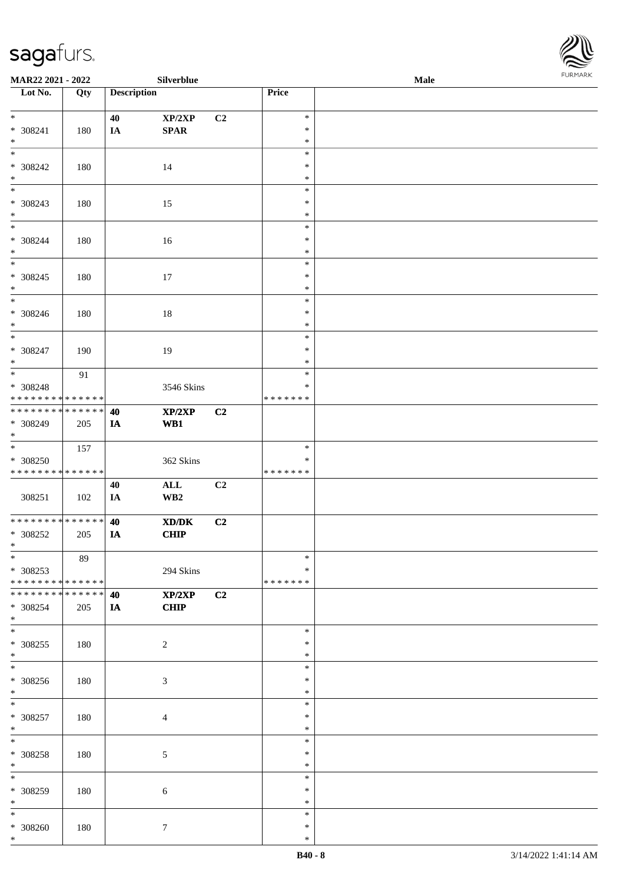MAR22 2021 - 2022 Silverblue Male

| Lot No. | Qty | Description | | | Price | |
|---|---|---|---|---|---|---|
| * 308241 * | 180 | 40 IA | XP/2XP SPAR | C2 | * * * | |
| * 308242 * | 180 | | 14 | | * * * | |
| * 308243 * | 180 | | 15 | | * * * | |
| * 308244 * | 180 | | 16 | | * * * | |
| * 308245 * | 180 | | 17 | | * * * | |
| * 308246 * | 180 | | 18 | | * * * | |
| * 308247 * | 190 | | 19 | | * * * | |
| * 308248 * * * * * * * * * * * * * * | 91 | | 3546 Skins | | * * * * * * * * * | |
| * * * * * * * * * * * * * * 308249 * | 205 | 40 IA | XP/2XP WB1 | C2 | | |
| * 308250 * * * * * * * * * * * * * * | 157 | | 362 Skins | | * * * * * * * * * | |
| 308251 | 102 | 40 IA | ALL WB2 | C2 | | |
| * * * * * * * * * * * * * * 308252 * | 205 | 40 IA | XD/DK CHIP | C2 | | |
| * 308253 * * * * * * * * * * * * * * | 89 | | 294 Skins | | * * * * * * * * * | |
| * * * * * * * * * * * * * * 308254 * | 205 | 40 IA | XP/2XP CHIP | C2 | | |
| * 308255 * | 180 | | 2 | | * * * | |
| * 308256 * | 180 | | 3 | | * * * | |
| * 308257 * | 180 | | 4 | | * * * | |
| * 308258 * | 180 | | 5 | | * * * | |
| * 308259 * | 180 | | 6 | | * * * | |
| * 308260 * | 180 | | 7 | | * * * | |

B40 - 8 3/14/2022 1:41:14 AM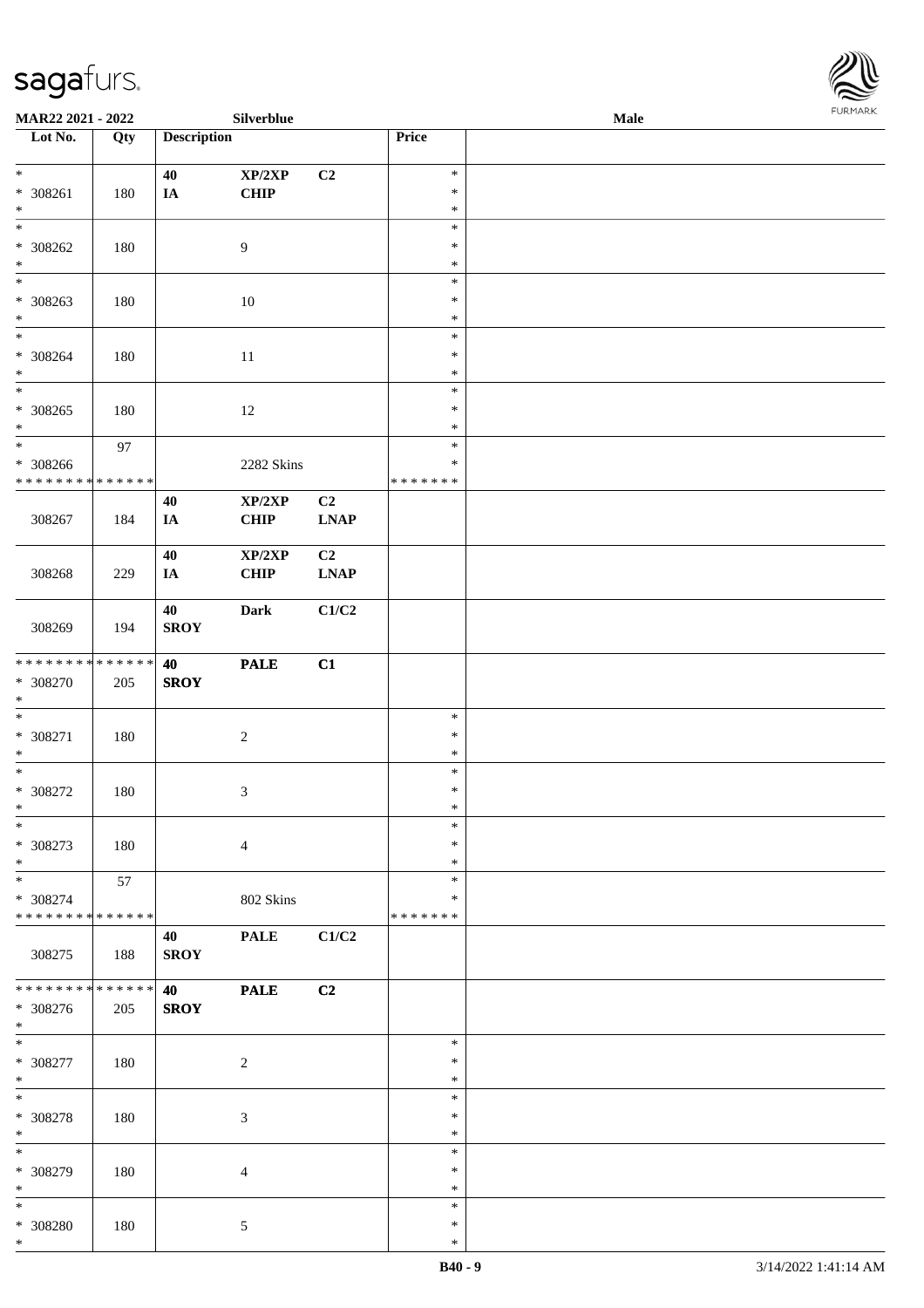| Lot No. | Qty | Description | | | Price | |
|---|---|---|---|---|---|---|
| * <br> * 308261 <br> * | 180 | 40 <br> IA | XP/2XP <br> CHIP | C2 | * <br> * <br> * | |
| * <br> * 308262 <br> * | 180 | | 9 | | * <br> * <br> * | |
| * <br> * 308263 <br> * | 180 | | 10 | | * <br> * <br> * | |
| * <br> * 308264 <br> * | 180 | | 11 | | * <br> * <br> * | |
| * <br> * 308265 <br> * | 180 | | 12 | | * <br> * <br> * | |
| * <br> * 308266 <br> * * * * * * * * * * * * * * | 97 | | 2282 Skins | | * <br> * <br> * * * * * * * | |
| 308267 | 184 | 40 <br> IA | XP/2XP <br> CHIP | C2 <br> LNAP | | |
| 308268 | 229 | 40 <br> IA | XP/2XP <br> CHIP | C2 <br> LNAP | | |
| 308269 | 194 | 40 <br> SROY | Dark | C1/C2 | | |
| * * * * * * * * * * * * * * <br> * 308270 <br> * | 205 | 40 <br> SROY | PALE | C1 | | |
| * <br> * 308271 <br> * | 180 | | 2 | | * <br> * <br> * | |
| * <br> * 308272 <br> * | 180 | | 3 | | * <br> * <br> * | |
| * <br> * 308273 <br> * | 180 | | 4 | | * <br> * <br> * | |
| * <br> * 308274 <br> * * * * * * * * * * * * * * | 57 | | 802 Skins | | * <br> * <br> * * * * * * * | |
| 308275 | 188 | 40 <br> SROY | PALE | C1/C2 | | |
| * * * * * * * * * * * * * * <br> * 308276 <br> * | 205 | 40 <br> SROY | PALE | C2 | | |
| * <br> * 308277 <br> * | 180 | | 2 | | * <br> * <br> * | |
| * <br> * 308278 <br> * | 180 | | 3 | | * <br> * <br> * | |
| * <br> * 308279 <br> * | 180 | | 4 | | * <br> * <br> * | |
| * <br> * 308280 <br> * | 180 | | 5 | | * <br> * <br> * | |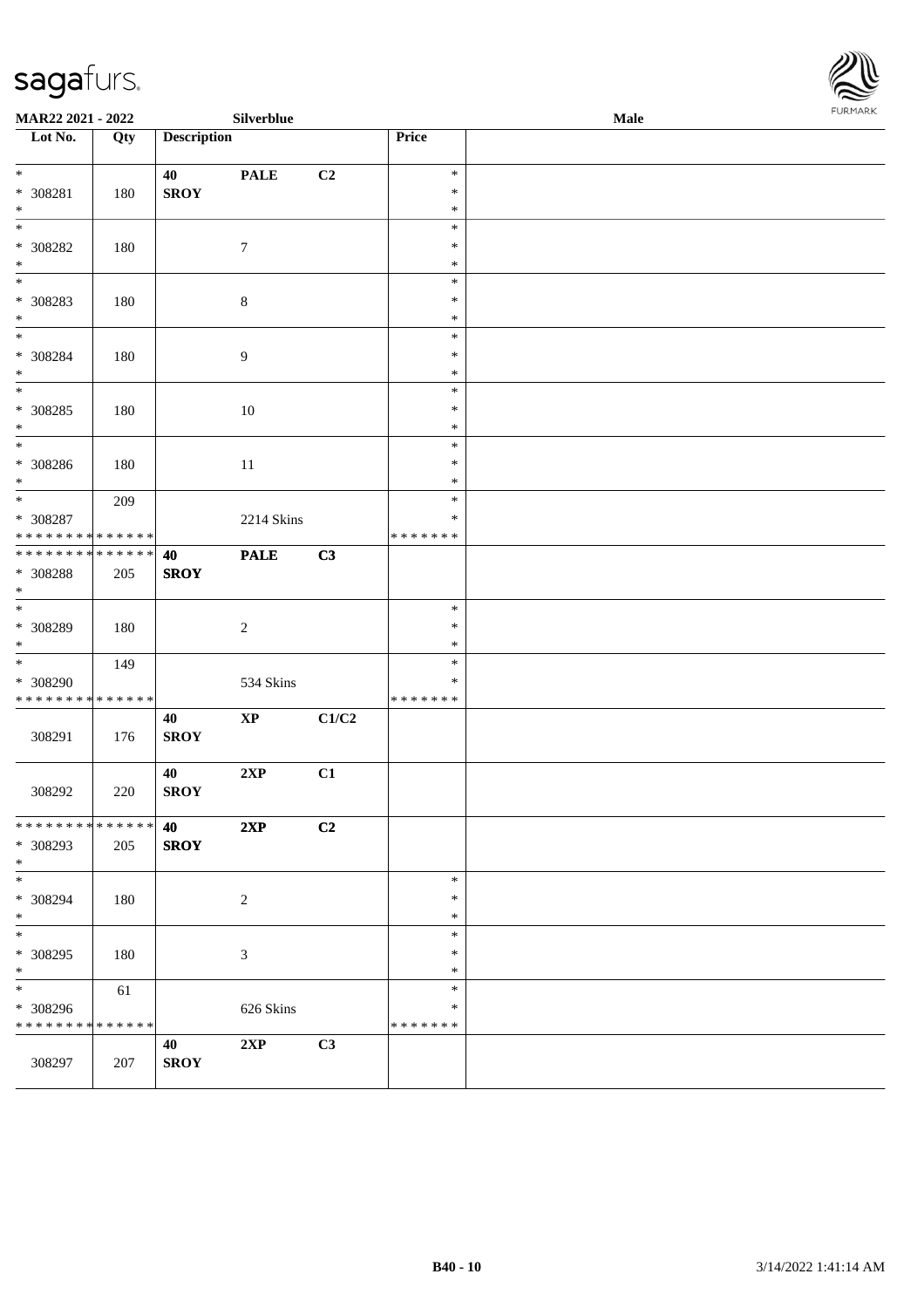MAR22 2021 - 2022 Silverblue Male

| Lot No. | Qty | Description | | | Price | |
|---|---|---|---|---|---|---|
| * <br> * 308281 <br> * | 180 | 40 <br> SROY | PALE | C2 | * <br> * <br> * | |
| * <br> * 308282 <br> * | 180 | | 7 | | * <br> * <br> * | |
| * <br> * 308283 <br> * | 180 | | 8 | | * <br> * <br> * | |
| * <br> * 308284 <br> * | 180 | | 9 | | * <br> * <br> * | |
| * <br> * 308285 <br> * | 180 | | 10 | | * <br> * <br> * | |
| * <br> * 308286 <br> * | 180 | | 11 | | * <br> * <br> * | |
| * <br> * 308287 <br> * * * * * * * * * * * * * * | 209 | | 2214 Skins | | * <br> * <br> * * * * * * * | |
| * * * * * * * * * * * * * * <br> * 308288 <br> * | 205 | 40 <br> SROY | PALE | C3 | | |
| * <br> * 308289 <br> * | 180 | | 2 | | * <br> * <br> * | |
| * <br> * 308290 <br> * * * * * * * * * * * * * * | 149 | | 534 Skins | | * <br> * <br> * * * * * * * | |
| 308291 | 176 | 40 <br> SROY | XP | C1/C2 | | |
| 308292 | 220 | 40 <br> SROY | 2XP | C1 | | |
| * * * * * * * * * * * * * * <br> * 308293 <br> * | 205 | 40 <br> SROY | 2XP | C2 | | |
| * <br> * 308294 <br> * | 180 | | 2 | | * <br> * <br> * | |
| * <br> * 308295 <br> * | 180 | | 3 | | * <br> * <br> * | |
| * <br> * 308296 <br> * * * * * * * * * * * * * * | 61 | | 626 Skins | | * <br> * <br> * * * * * * * | |
| 308297 | 207 | 40 <br> SROY | 2XP | C3 | | |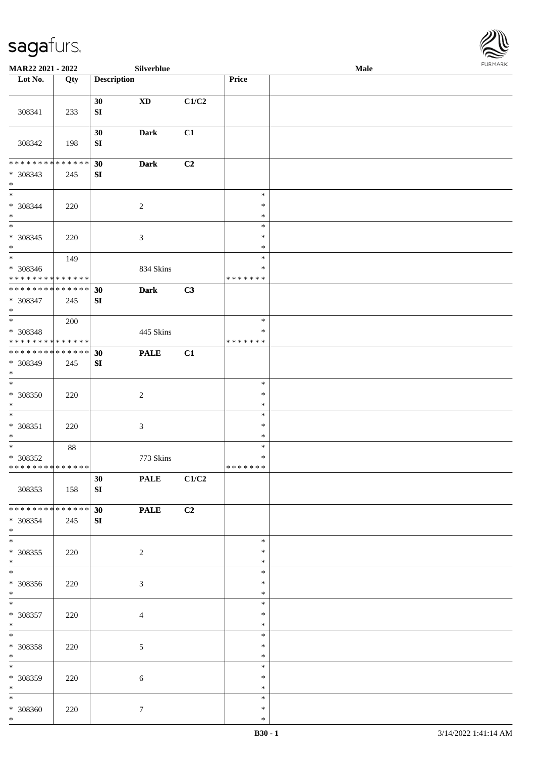**MAR22 2021 - 2022** **Silverblue** **Male**

| Lot No. | Qty | Description | | | Price | |
|---|---|---|---|---|---|---|
| 308341 | 233 | 30 SI | XD | C1/C2 | | |
| 308342 | 198 | 30 SI | Dark | C1 | | |
| * * * * * * * * * * * * * * * 308343 * | 245 | 30 SI | Dark | C2 | | |
| * * 308344 * | 220 | | 2 | | * * * | |
| * * 308345 * | 220 | | 3 | | * * * | |
| * * 308346 * * * * * * * * * * * * * * | 149 | | 834 Skins | | * * * * * * * * | |
| * * * * * * * * * * * * * * * 308347 * | 245 | 30 SI | Dark | C3 | | |
| * * 308348 * * * * * * * * * * * * * * | 200 | | 445 Skins | | * * * * * * * * | |
| * * * * * * * * * * * * * * * 308349 * | 245 | 30 SI | PALE | C1 | | |
| * * 308350 * | 220 | | 2 | | * * * | |
| * * 308351 * | 220 | | 3 | | * * * | |
| * * 308352 * * * * * * * * * * * * * * | 88 | | 773 Skins | | * * * * * * * * | |
| 308353 | 158 | 30 SI | PALE | C1/C2 | | |
| * * * * * * * * * * * * * * * 308354 * | 245 | 30 SI | PALE | C2 | | |
| * * 308355 * | 220 | | 2 | | * * * | |
| * * 308356 * | 220 | | 3 | | * * * | |
| * * 308357 * | 220 | | 4 | | * * * | |
| * * 308358 * | 220 | | 5 | | * * * | |
| * * 308359 * | 220 | | 6 | | * * * | |
| * * 308360 * | 220 | | 7 | | * * * | |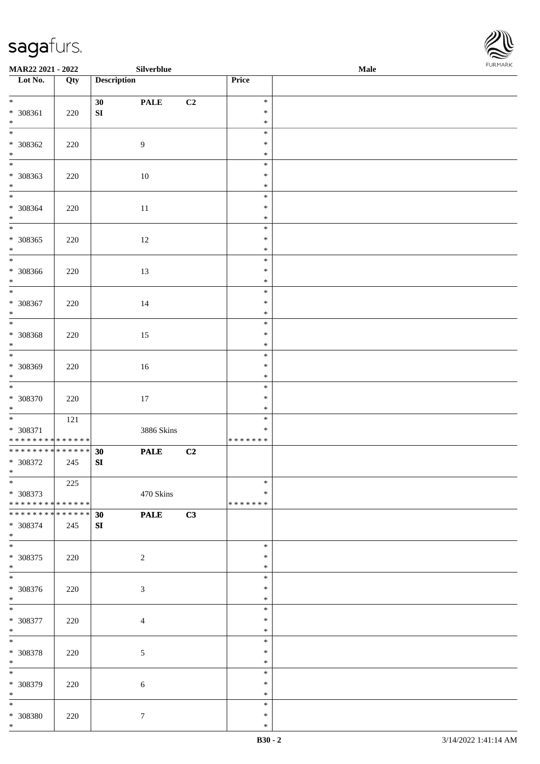| Lot No. | Qty | Description | | | Price | |
|---|---|---|---|---|---|---|
| * | | 30 | PALE | C2 | * | |
| * 308361 | 220 | SI | | | * | |
| * | | | | | * | |
| * | | | | | * | |
| * 308362 | 220 | | 9 | | * | |
| * | | | | | * | |
| * | | | | | * | |
| * 308363 | 220 | | 10 | | * | |
| * | | | | | * | |
| * | | | | | * | |
| * 308364 | 220 | | 11 | | * | |
| * | | | | | * | |
| * | | | | | * | |
| * 308365 | 220 | | 12 | | * | |
| * | | | | | * | |
| * | | | | | * | |
| * 308366 | 220 | | 13 | | * | |
| * | | | | | * | |
| * | | | | | * | |
| * 308367 | 220 | | 14 | | * | |
| * | | | | | * | |
| * | | | | | * | |
| * 308368 | 220 | | 15 | | * | |
| * | | | | | * | |
| * | | | | | * | |
| * 308369 | 220 | | 16 | | * | |
| * | | | | | * | |
| * | | | | | * | |
| * 308370 | 220 | | 17 | | * | |
| * | | | | | * | |
| * | 121 | | | | * | |
| * 308371 | | | 3886 Skins | | * | |
| ************** | | | | | ******* | |
| ************** | | 30 | PALE | C2 | | |
| * 308372 | 245 | SI | | | | |
| * | | | | | | |
| * | 225 | | | | * | |
| * 308373 | | | 470 Skins | | * | |
| ************** | | | | | ******* | |
| ************** | | 30 | PALE | C3 | | |
| * 308374 | 245 | SI | | | | |
| * | | | | | | |
| * | | | | | * | |
| * 308375 | 220 | | 2 | | * | |
| * | | | | | * | |
| * | | | | | * | |
| * 308376 | 220 | | 3 | | * | |
| * | | | | | * | |
| * | | | | | * | |
| * 308377 | 220 | | 4 | | * | |
| * | | | | | * | |
| * | | | | | * | |
| * 308378 | 220 | | 5 | | * | |
| * | | | | | * | |
| * | | | | | * | |
| * 308379 | 220 | | 6 | | * | |
| * | | | | | * | |
| * | | | | | * | |
| * 308380 | 220 | | 7 | | * | |
| * | | | | | * | |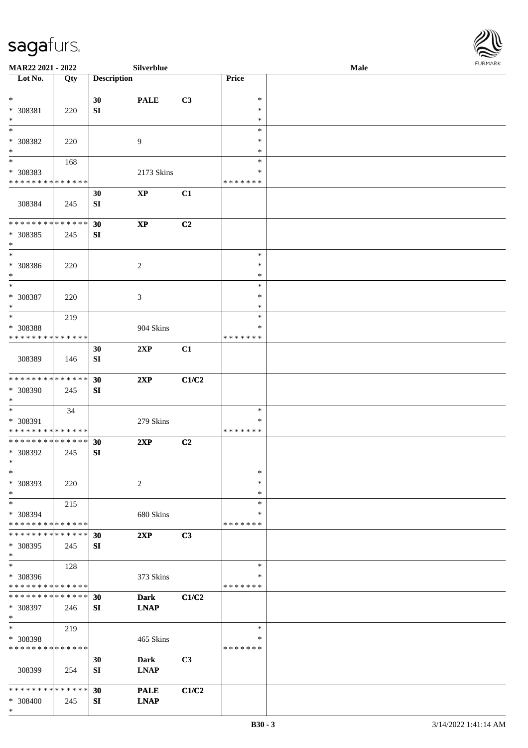**MAR22 2021 - 2022** **Silverblue** **Male**

| Lot No. | Qty | Description | | | Price | |
|---|---|---|---|---|---|---|
| * <br> * 308381 <br> * | 220 | 30 <br> SI | PALE | C3 | * <br> * <br> * | |
| * <br> * 308382 <br> * | 220 | | 9 | | * <br> * <br> * | |
| * <br> * 308383 <br> * * * * * * * * * * * * * * | 168 | | 2173 Skins | | * <br> * <br> * * * * * * * | |
| 308384 | 245 | 30 <br> SI | XP | C1 | | |
| * * * * * * * * * * * * * * <br> * 308385 <br> * | 245 | 30 <br> SI | XP | C2 | | |
| * <br> * 308386 <br> * | 220 | | 2 | | * <br> * <br> * | |
| * <br> * 308387 <br> * | 220 | | 3 | | * <br> * <br> * | |
| * <br> * 308388 <br> * * * * * * * * * * * * * * | 219 | | 904 Skins | | * <br> * <br> * * * * * * * | |
| 308389 | 146 | 30 <br> SI | 2XP | C1 | | |
| * * * * * * * * * * * * * * <br> * 308390 <br> * | 245 | 30 <br> SI | 2XP | C1/C2 | | |
| * <br> * 308391 <br> * * * * * * * * * * * * * * | 34 | | 279 Skins | | * <br> * <br> * * * * * * * | |
| * * * * * * * * * * * * * * <br> * 308392 <br> * | 245 | 30 <br> SI | 2XP | C2 | | |
| * <br> * 308393 <br> * | 220 | | 2 | | * <br> * <br> * | |
| * <br> * 308394 <br> * * * * * * * * * * * * * * | 215 | | 680 Skins | | * <br> * <br> * * * * * * * | |
| * * * * * * * * * * * * * * <br> * 308395 <br> * | 245 | 30 <br> SI | 2XP | C3 | | |
| * <br> * 308396 <br> * * * * * * * * * * * * * * | 128 | | 373 Skins | | * <br> * <br> * * * * * * * | |
| * * * * * * * * * * * * * * <br> * 308397 <br> * | 246 | 30 <br> SI | Dark <br> LNAP | C1/C2 | | |
| * <br> * 308398 <br> * * * * * * * * * * * * * * | 219 | | 465 Skins | | * <br> * <br> * * * * * * * | |
| 308399 | 254 | 30 <br> SI | Dark <br> LNAP | C3 | | |
| * * * * * * * * * * * * * * <br> * 308400 <br> * | 245 | 30 <br> SI | PALE <br> LNAP | C1/C2 | | |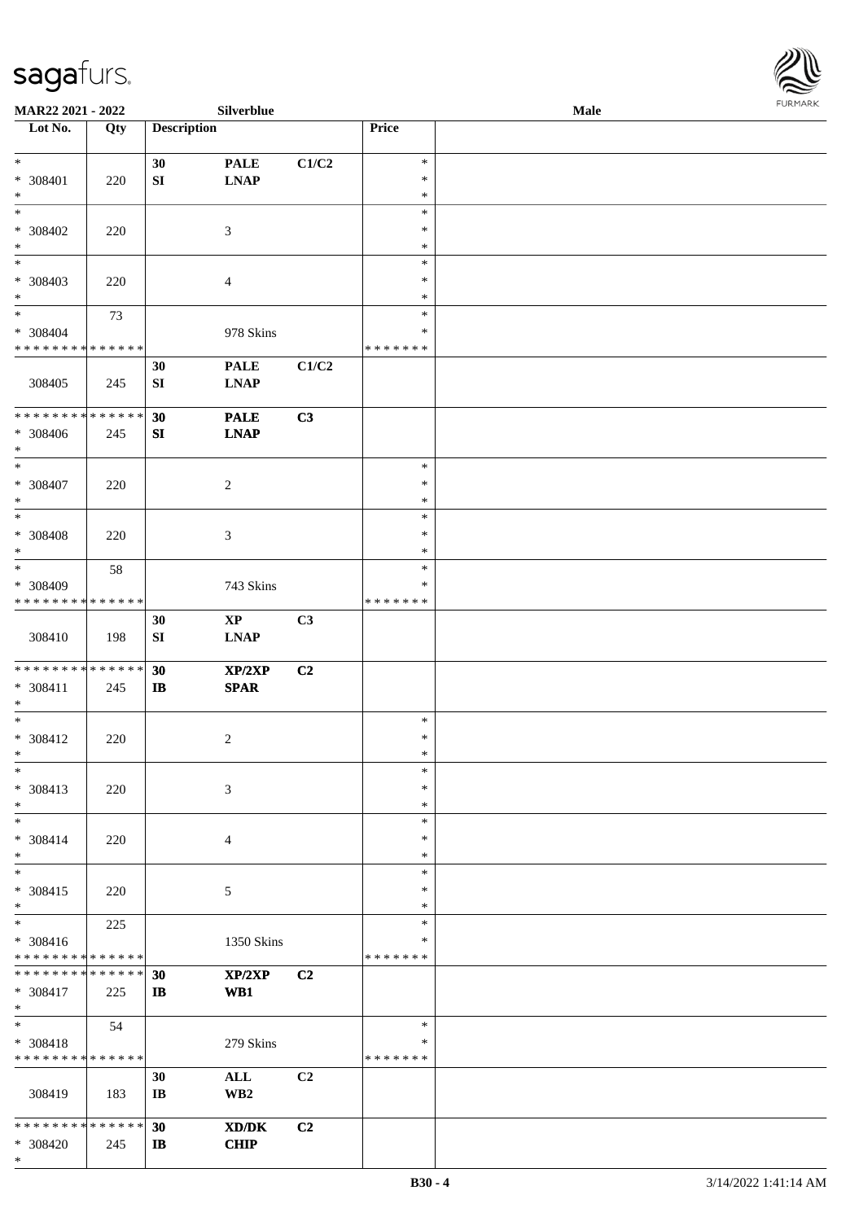**MAR22 2021 - 2022** | **Silverblue** | **Male**

| Lot No. | Qty | Description | | | Price | |
|---|---|---|---|---|---|---|
| *<br>* 308401<br>* | 220 | 30<br>SI | PALE<br>LNAP | C1/C2 | *<br>*<br>* | |
| *<br>* 308402<br>* | 220 | | 3 | | *<br>*<br>* | |
| *<br>* 308403<br>* | 220 | | 4 | | *<br>*<br>* | |
| *<br>* 308404<br>* * * * * * * * * * * * * * | 73 | | 978 Skins | | *<br>*<br>* * * * * * * | |
| 308405 | 245 | 30<br>SI | PALE<br>LNAP | C1/C2 | | |
| * * * * * * * * * * * * * *<br>* 308406<br>* | 245 | 30<br>SI | PALE<br>LNAP | C3 | | |
| *<br>* 308407<br>* | 220 | | 2 | | *<br>*<br>* | |
| *<br>* 308408<br>* | 220 | | 3 | | *<br>*<br>* | |
| *<br>* 308409<br>* * * * * * * * * * * * * * | 58 | | 743 Skins | | *<br>*<br>* * * * * * * | |
| 308410 | 198 | 30<br>SI | XP<br>LNAP | C3 | | |
| * * * * * * * * * * * * * *<br>* 308411<br>* | 245 | 30<br>IB | XP/2XP<br>SPAR | C2 | | |
| *<br>* 308412<br>* | 220 | | 2 | | *<br>*<br>* | |
| *<br>* 308413<br>* | 220 | | 3 | | *<br>*<br>* | |
| *<br>* 308414<br>* | 220 | | 4 | | *<br>*<br>* | |
| *<br>* 308415<br>* | 220 | | 5 | | *<br>*<br>* | |
| *<br>* 308416<br>* * * * * * * * * * * * * * | 225 | | 1350 Skins | | *<br>*<br>* * * * * * * | |
| * * * * * * * * * * * * * *<br>* 308417<br>* | 225 | 30<br>IB | XP/2XP<br>WB1 | C2 | | |
| *<br>* 308418<br>* * * * * * * * * * * * * * | 54 | | 279 Skins | | *<br>*<br>* * * * * * * | |
| 308419 | 183 | 30<br>IB | ALL<br>WB2 | C2 | | |
| * * * * * * * * * * * * * *<br>* 308420<br>* | 245 | 30<br>IB | XD/DK<br>CHIP | C2 | | |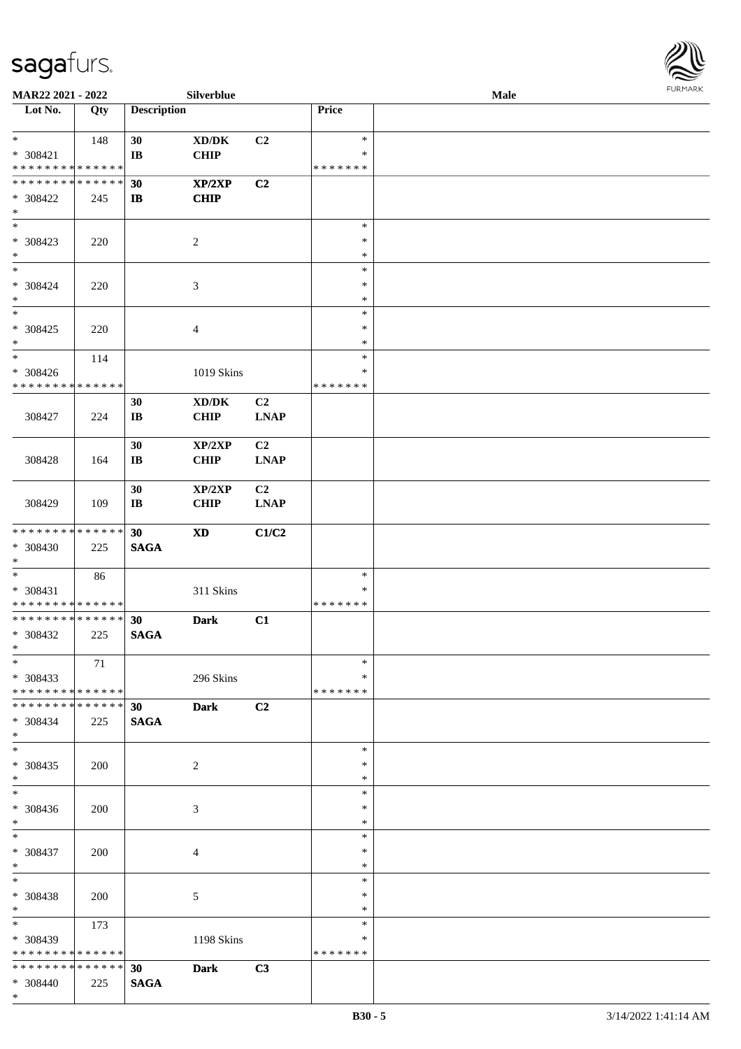| Lot No. | Qty | Description | | | Price | |
|---|---|---|---|---|---|---|
| * | 148 | 30 | XD/DK | C2 | * | |
| * 308421 | | IB | CHIP | | * | |
| * * * * * * * * * * * * * * | | | | | * * * * * * * | |
| * * * * * * * * * * * * * * | | 30 | XP/2XP | C2 | | |
| * 308422 | 245 | IB | CHIP | | | |
| * | | | | | | |
| * | | | | | * | |
| * 308423 | 220 | | 2 | | * | |
| * | | | | | * | |
| * | | | | | * | |
| * 308424 | 220 | | 3 | | * | |
| * | | | | | * | |
| * | | | | | * | |
| * 308425 | 220 | | 4 | | * | |
| * | | | | | * | |
| * | 114 | | | | * | |
| * 308426 | | | 1019 Skins | | * | |
| * * * * * * * * * * * * * * | | | | | * * * * * * * | |
| | | 30 | XD/DK | C2 | | |
| 308427 | 224 | IB | CHIP | LNAP | | |
| | | 30 | XP/2XP | C2 | | |
| 308428 | 164 | IB | CHIP | LNAP | | |
| | | 30 | XP/2XP | C2 | | |
| 308429 | 109 | IB | CHIP | LNAP | | |
| * * * * * * * * * * * * * * | | 30 | XD | C1/C2 | | |
| * 308430 | 225 | SAGA | | | | |
| * | | | | | | |
| * | 86 | | | | * | |
| * 308431 | | | 311 Skins | | * | |
| * * * * * * * * * * * * * * | | | | | * * * * * * * | |
| * * * * * * * * * * * * * * | | 30 | Dark | C1 | | |
| * 308432 | 225 | SAGA | | | | |
| * | | | | | | |
| * | 71 | | | | * | |
| * 308433 | | | 296 Skins | | * | |
| * * * * * * * * * * * * * * | | | | | * * * * * * * | |
| * * * * * * * * * * * * * * | | 30 | Dark | C2 | | |
| * 308434 | 225 | SAGA | | | | |
| * | | | | | | |
| * | | | | | * | |
| * 308435 | 200 | | 2 | | * | |
| * | | | | | * | |
| * | | | | | * | |
| * 308436 | 200 | | 3 | | * | |
| * | | | | | * | |
| * | | | | | * | |
| * 308437 | 200 | | 4 | | * | |
| * | | | | | * | |
| * | | | | | * | |
| * 308438 | 200 | | 5 | | * | |
| * | | | | | * | |
| * | 173 | | | | * | |
| * 308439 | | | 1198 Skins | | * | |
| * * * * * * * * * * * * * * | | | | | * * * * * * * | |
| * * * * * * * * * * * * * * | | 30 | Dark | C3 | | |
| * 308440 | 225 | SAGA | | | | |
| * | | | | | | |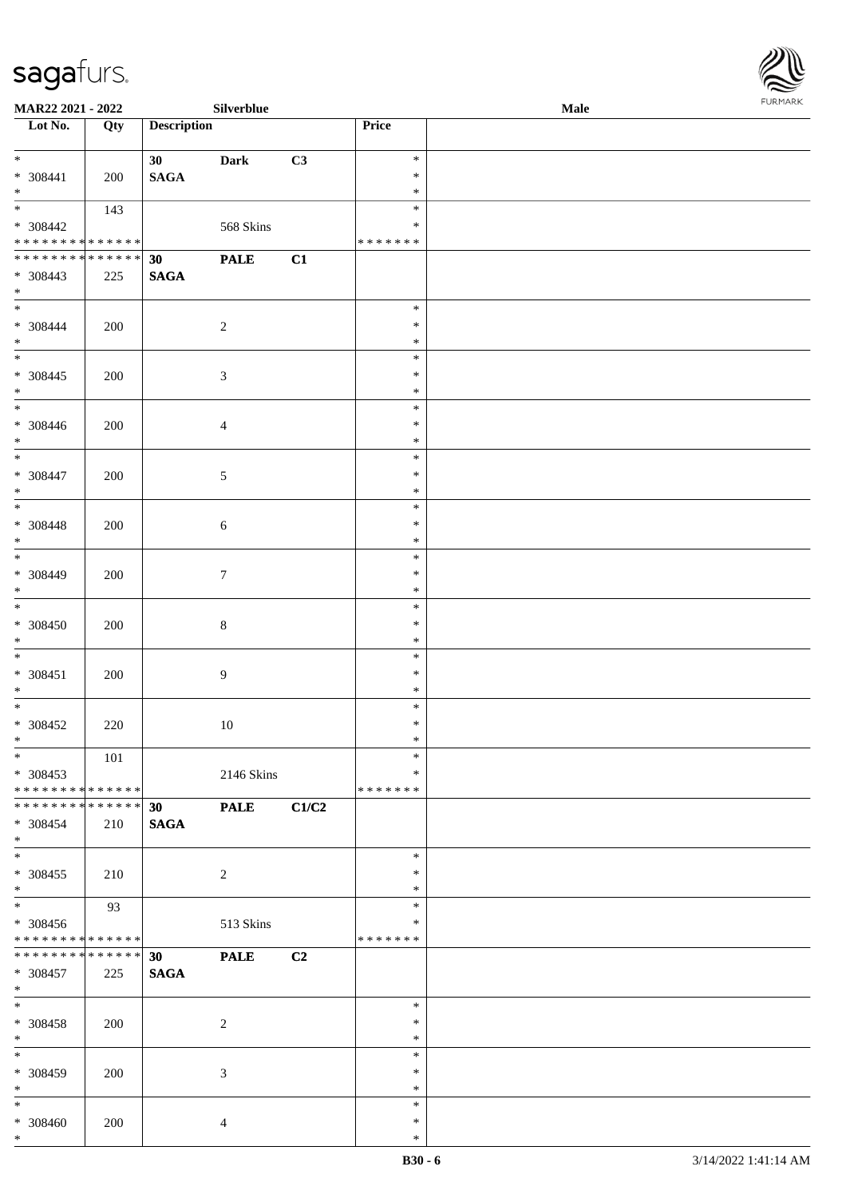MAR22 2021 - 2022 Silverblue Male

| Lot No. | Qty | Description | | | Price |
|---|---|---|---|---|---|
| * <br> * 308441 <br> * | 200 | 30 <br> SAGA | Dark | C3 | * <br> * <br> * |
| * <br> * 308442 <br> * * * * * * * * * * * * * * | 143 | | 568 Skins | | * <br> * <br> * * * * * * * |
| * * * * * * * * * * * * * * <br> * 308443 <br> * | 225 | 30 <br> SAGA | PALE | C1 | |
| * <br> * 308444 <br> * | 200 | | 2 | | * <br> * <br> * |
| * <br> * 308445 <br> * | 200 | | 3 | | * <br> * <br> * |
| * <br> * 308446 <br> * | 200 | | 4 | | * <br> * <br> * |
| * <br> * 308447 <br> * | 200 | | 5 | | * <br> * <br> * |
| * <br> * 308448 <br> * | 200 | | 6 | | * <br> * <br> * |
| * <br> * 308449 <br> * | 200 | | 7 | | * <br> * <br> * |
| * <br> * 308450 <br> * | 200 | | 8 | | * <br> * <br> * |
| * <br> * 308451 <br> * | 200 | | 9 | | * <br> * <br> * |
| * <br> * 308452 <br> * | 220 | | 10 | | * <br> * <br> * |
| * <br> * 308453 <br> * * * * * * * * * * * * * * | 101 | | 2146 Skins | | * <br> * <br> * * * * * * * |
| * * * * * * * * * * * * * * <br> * 308454 <br> * | 210 | 30 <br> SAGA | PALE | C1/C2 | |
| * <br> * 308455 <br> * | 210 | | 2 | | * <br> * <br> * |
| * <br> * 308456 <br> * * * * * * * * * * * * * * | 93 | | 513 Skins | | * <br> * <br> * * * * * * * |
| * * * * * * * * * * * * * * <br> * 308457 <br> * | 225 | 30 <br> SAGA | PALE | C2 | |
| * <br> * 308458 <br> * | 200 | | 2 | | * <br> * <br> * |
| * <br> * 308459 <br> * | 200 | | 3 | | * <br> * <br> * |
| * <br> * 308460 <br> * | 200 | | 4 | | * <br> * <br> * |

B30 - 6 3/14/2022 1:41:14 AM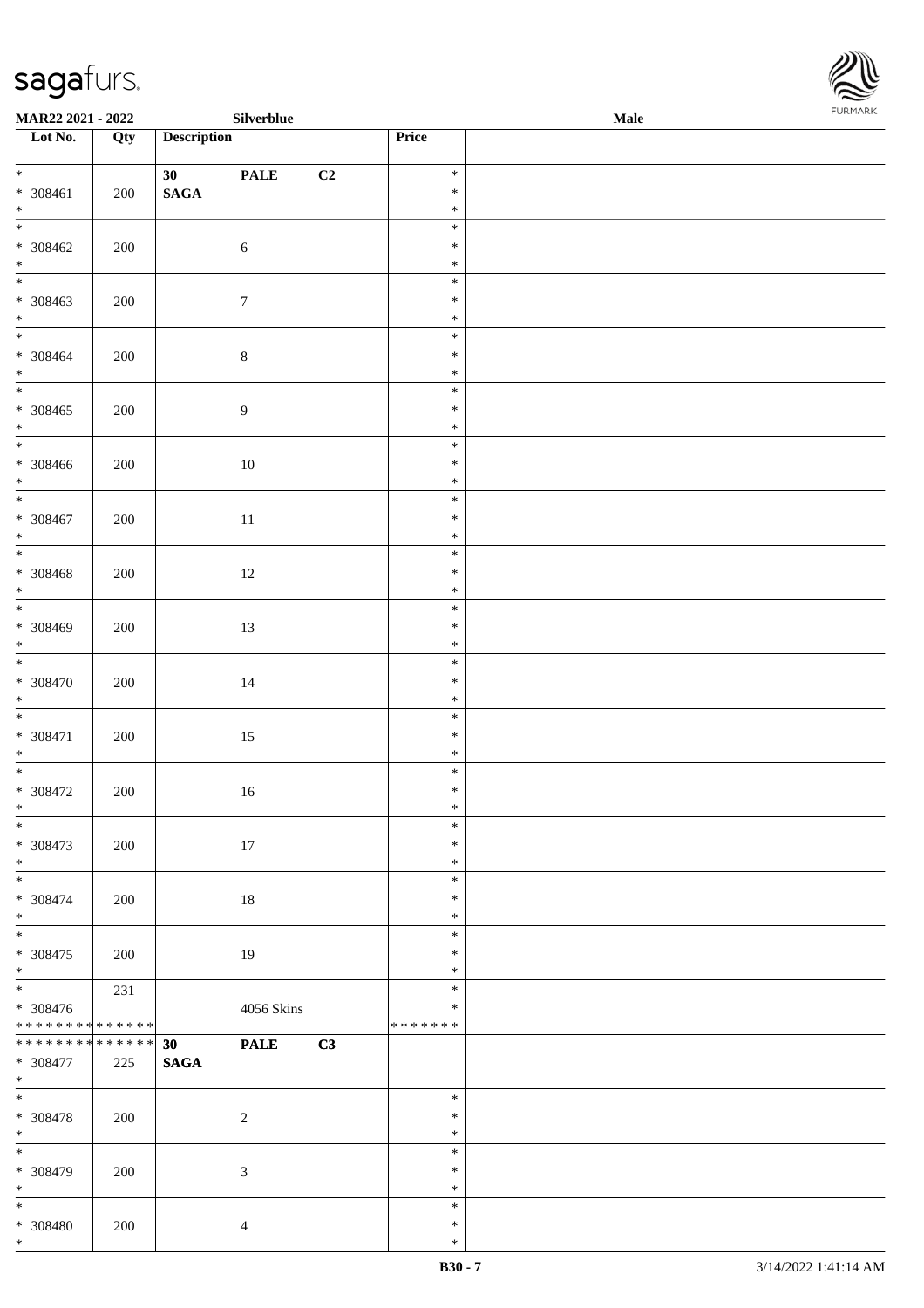| Lot No. | Qty | Description | Price | |
|---|---|---|---|---|
| * <br> * 308461 <br> * | 200 | 30 PALE C2 <br> SAGA | * <br> * <br> * | |
| * <br> * 308462 <br> * | 200 | 6 | * <br> * <br> * | |
| * <br> * 308463 <br> * | 200 | 7 | * <br> * <br> * | |
| * <br> * 308464 <br> * | 200 | 8 | * <br> * <br> * | |
| * <br> * 308465 <br> * | 200 | 9 | * <br> * <br> * | |
| * <br> * 308466 <br> * | 200 | 10 | * <br> * <br> * | |
| * <br> * 308467 <br> * | 200 | 11 | * <br> * <br> * | |
| * <br> * 308468 <br> * | 200 | 12 | * <br> * <br> * | |
| * <br> * 308469 <br> * | 200 | 13 | * <br> * <br> * | |
| * <br> * 308470 <br> * | 200 | 14 | * <br> * <br> * | |
| * <br> * 308471 <br> * | 200 | 15 | * <br> * <br> * | |
| * <br> * 308472 <br> * | 200 | 16 | * <br> * <br> * | |
| * <br> * 308473 <br> * | 200 | 17 | * <br> * <br> * | |
| * <br> * 308474 <br> * | 200 | 18 | * <br> * <br> * | |
| * <br> * 308475 <br> * | 200 | 19 | * <br> * <br> * | |
| * <br> * 308476 <br> * * * * * * * * * * * * * * | 231 | 4056 Skins | * <br> * <br> * * * * * * * | |
| * * * * * * * * * * * * * * <br> * 308477 <br> * | 225 | 30 PALE C3 <br> SAGA | | |
| * <br> * 308478 <br> * | 200 | 2 | * <br> * <br> * | |
| * <br> * 308479 <br> * | 200 | 3 | * <br> * <br> * | |
| * <br> * 308480 <br> * | 200 | 4 | * <br> * <br> * | |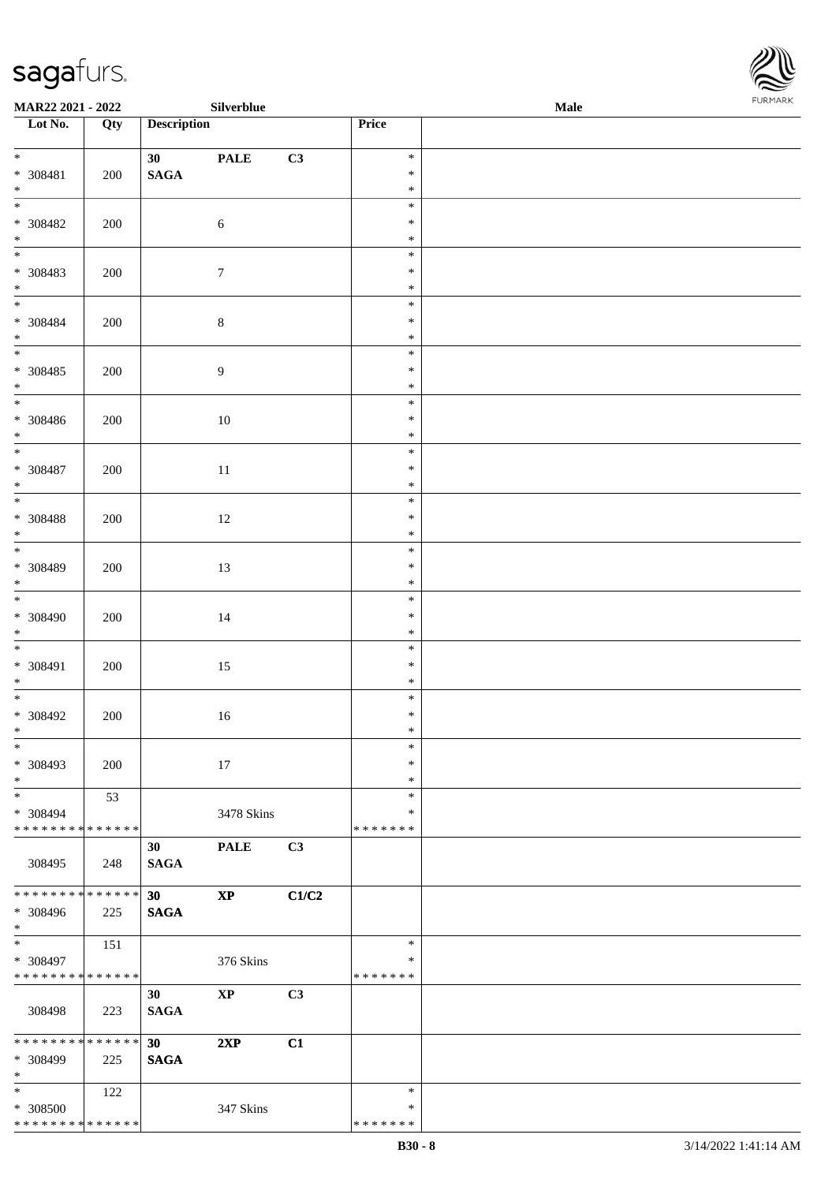**MAR22 2021 - 2022** **Silverblue** **Male**

| Lot No. | Qty | Description | | | Price | |
|---|---|---|---|---|---|---|
| * <br> * 308481 <br> * | 200 | **30** <br> **SAGA** | **PALE** | **C3** | * <br> * <br> * | |
| * <br> * 308482 <br> * | 200 | | 6 | | * <br> * <br> * | |
| * <br> * 308483 <br> * | 200 | | 7 | | * <br> * <br> * | |
| * <br> * 308484 <br> * | 200 | | 8 | | * <br> * <br> * | |
| * <br> * 308485 <br> * | 200 | | 9 | | * <br> * <br> * | |
| * <br> * 308486 <br> * | 200 | | 10 | | * <br> * <br> * | |
| * <br> * 308487 <br> * | 200 | | 11 | | * <br> * <br> * | |
| * <br> * 308488 <br> * | 200 | | 12 | | * <br> * <br> * | |
| * <br> * 308489 <br> * | 200 | | 13 | | * <br> * <br> * | |
| * <br> * 308490 <br> * | 200 | | 14 | | * <br> * <br> * | |
| * <br> * 308491 <br> * | 200 | | 15 | | * <br> * <br> * | |
| * <br> * 308492 <br> * | 200 | | 16 | | * <br> * <br> * | |
| * <br> * 308493 <br> * | 200 | | 17 | | * <br> * <br> * | |
| * <br> * 308494 <br> * * * * * * * * * * * * * * | 53 | | 3478 Skins | | * <br> * <br> * * * * * * * | |
| 308495 | 248 | **30** <br> **SAGA** | **PALE** | **C3** | | |
| * * * * * * * * * * * * * * <br> * 308496 <br> * | 225 | **30** <br> **SAGA** | **XP** | **C1/C2** | | |
| * <br> * 308497 <br> * * * * * * * * * * * * * * | 151 | | 376 Skins | | * <br> * <br> * * * * * * * | |
| 308498 | 223 | **30** <br> **SAGA** | **XP** | **C3** | | |
| * * * * * * * * * * * * * * <br> * 308499 <br> * | 225 | **30** <br> **SAGA** | **2XP** | **C1** | | |
| * <br> * 308500 <br> * * * * * * * * * * * * * * | 122 | | 347 Skins | | * <br> * <br> * * * * * * * | |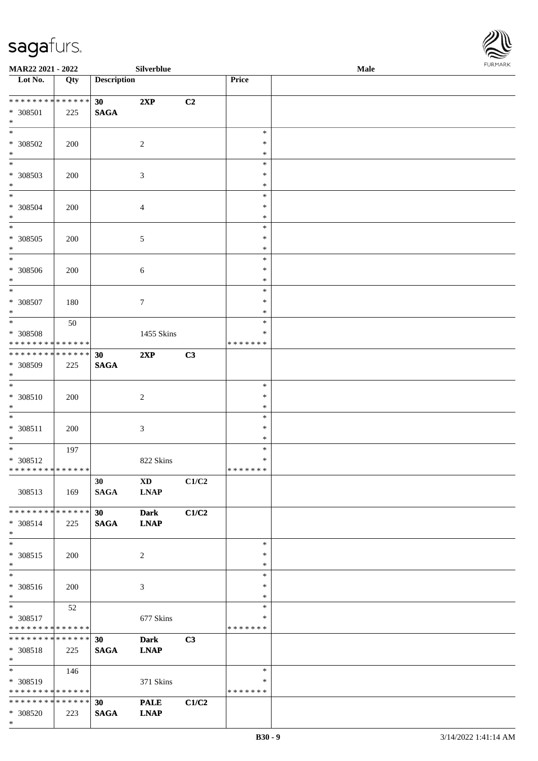| Lot No. | Qty | Description | | | Price | |
|---|---|---|---|---|---|---|
| * * * * * * * * * * * * * * | | 30 | 2XP | C2 | | |
| * 308501 | 225 | SAGA | | | | |
| * | | | | | | |
| * | | | | | * | |
| * 308502 | 200 | | 2 | | * | |
| * | | | | | * | |
| * | | | | | * | |
| * 308503 | 200 | | 3 | | * | |
| * | | | | | * | |
| * | | | | | * | |
| * 308504 | 200 | | 4 | | * | |
| * | | | | | * | |
| * | | | | | * | |
| * 308505 | 200 | | 5 | | * | |
| * | | | | | * | |
| * | | | | | * | |
| * 308506 | 200 | | 6 | | * | |
| * | | | | | * | |
| * | | | | | * | |
| * 308507 | 180 | | 7 | | * | |
| * | | | | | * | |
| * | 50 | | | | * | |
| * 308508 | | | 1455 Skins | | * | |
| * * * * * * * * * * * * * * | | | | | * * * * * * * | |
| * * * * * * * * * * * * * * | | 30 | 2XP | C3 | | |
| * 308509 | 225 | SAGA | | | | |
| * | | | | | | |
| * | | | | | * | |
| * 308510 | 200 | | 2 | | * | |
| * | | | | | * | |
| * | | | | | * | |
| * 308511 | 200 | | 3 | | * | |
| * | | | | | * | |
| * | 197 | | | | * | |
| * 308512 | | | 822 Skins | | * | |
| * * * * * * * * * * * * * * | | | | | * * * * * * * | |
| | | 30 | XD | C1/C2 | | |
| 308513 | 169 | SAGA | LNAP | | | |
| * * * * * * * * * * * * * * | | 30 | Dark | C1/C2 | | |
| * 308514 | 225 | SAGA | LNAP | | | |
| * | | | | | | |
| * | | | | | * | |
| * 308515 | 200 | | 2 | | * | |
| * | | | | | * | |
| * | | | | | * | |
| * 308516 | 200 | | 3 | | * | |
| * | | | | | * | |
| * | 52 | | | | * | |
| * 308517 | | | 677 Skins | | * | |
| * * * * * * * * * * * * * * | | | | | * * * * * * * | |
| * * * * * * * * * * * * * * | | 30 | Dark | C3 | | |
| * 308518 | 225 | SAGA | LNAP | | | |
| * | | | | | | |
| * | 146 | | | | * | |
| * 308519 | | | 371 Skins | | * | |
| * * * * * * * * * * * * * * | | | | | * * * * * * * | |
| * * * * * * * * * * * * * * | | 30 | PALE | C1/C2 | | |
| * 308520 | 223 | SAGA | LNAP | | | |
| * | | | | | | |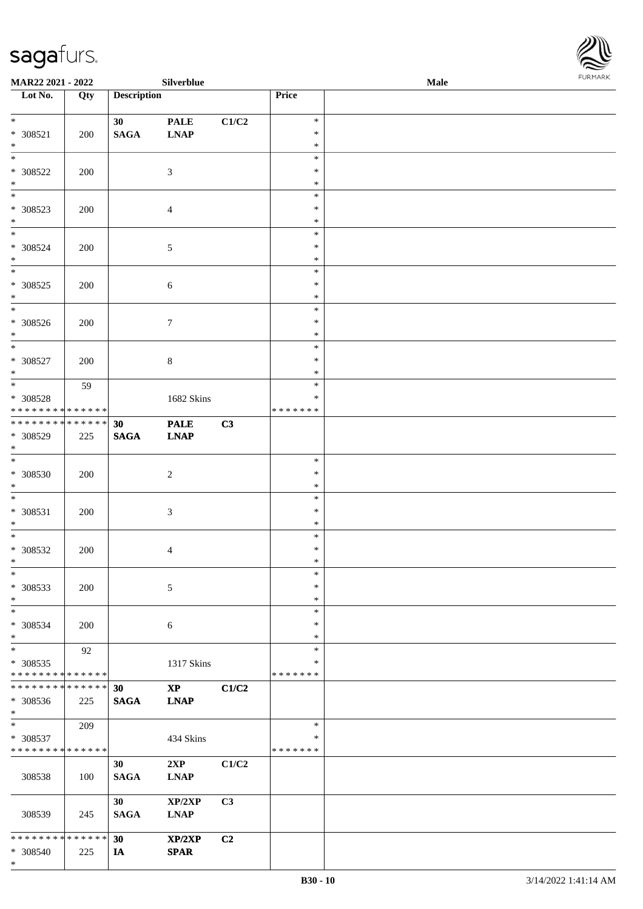MAR22 2021 - 2022 Silverblue Male

| Lot No. | Qty | Description | | | Price | |
|---|---|---|---|---|---|---|
| * <br> * 308521 <br> * | 200 | 30 <br> SAGA | PALE <br> LNAP | C1/C2 | * <br> * <br> * | |
| * <br> * 308522 <br> * | 200 | | 3 | | * <br> * <br> * | |
| * <br> * 308523 <br> * | 200 | | 4 | | * <br> * <br> * | |
| * <br> * 308524 <br> * | 200 | | 5 | | * <br> * <br> * | |
| * <br> * 308525 <br> * | 200 | | 6 | | * <br> * <br> * | |
| * <br> * 308526 <br> * | 200 | | 7 | | * <br> * <br> * | |
| * <br> * 308527 <br> * | 200 | | 8 | | * <br> * <br> * | |
| * <br> * 308528 <br> * * * * * * * * * * * * * * | 59 | | 1682 Skins | | * <br> * <br> * * * * * * * | |
| * * * * * * * * * * * * * * <br> * 308529 <br> * | 225 | 30 <br> SAGA | PALE <br> LNAP | C3 | | |
| * <br> * 308530 <br> * | 200 | | 2 | | * <br> * <br> * | |
| * <br> * 308531 <br> * | 200 | | 3 | | * <br> * <br> * | |
| * <br> * 308532 <br> * | 200 | | 4 | | * <br> * <br> * | |
| * <br> * 308533 <br> * | 200 | | 5 | | * <br> * <br> * | |
| * <br> * 308534 <br> * | 200 | | 6 | | * <br> * <br> * | |
| * <br> * 308535 <br> * * * * * * * * * * * * * * | 92 | | 1317 Skins | | * <br> * <br> * * * * * * * | |
| * * * * * * * * * * * * * * <br> * 308536 <br> * | 225 | 30 <br> SAGA | XP <br> LNAP | C1/C2 | | |
| * <br> * 308537 <br> * * * * * * * * * * * * * * | 209 | | 434 Skins | | * <br> * <br> * * * * * * * | |
| 308538 | 100 | 30 <br> SAGA | 2XP <br> LNAP | C1/C2 | | |
| 308539 | 245 | 30 <br> SAGA | XP/2XP <br> LNAP | C3 | | |
| * * * * * * * * * * * * * * <br> * 308540 <br> * | 225 | 30 <br> IA | XP/2XP <br> SPAR | C2 | | |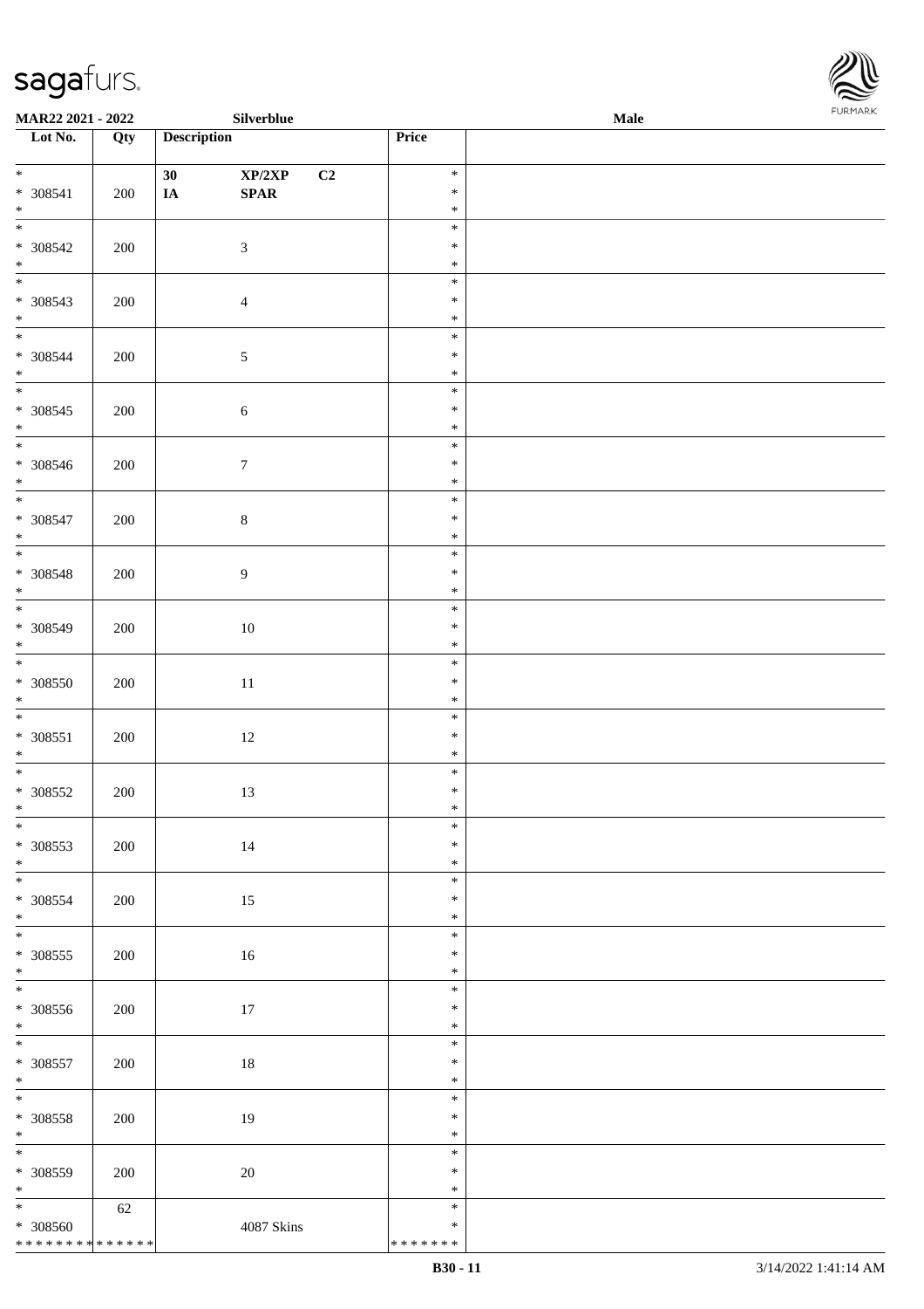| Lot No. | Qty | Description | Price | |
|---|---|---|---|---|
| * 308541 * | 200 | 30 XP/2XP C2 IA SPAR | * * * | |
| * 308542 * | 200 | 3 | * * * | |
| * 308543 * | 200 | 4 | * * * | |
| * 308544 * | 200 | 5 | * * * | |
| * 308545 * | 200 | 6 | * * * | |
| * 308546 * | 200 | 7 | * * * | |
| * 308547 * | 200 | 8 | * * * | |
| * 308548 * | 200 | 9 | * * * | |
| * 308549 * | 200 | 10 | * * * | |
| * 308550 * | 200 | 11 | * * * | |
| * 308551 * | 200 | 12 | * * * | |
| * 308552 * | 200 | 13 | * * * | |
| * 308553 * | 200 | 14 | * * * | |
| * 308554 * | 200 | 15 | * * * | |
| * 308555 * | 200 | 16 | * * * | |
| * 308556 * | 200 | 17 | * * * | |
| * 308557 * | 200 | 18 | * * * | |
| * 308558 * | 200 | 19 | * * * | |
| * 308559 * | 200 | 20 | * * * | |
| * 308560 * * * * * * * * * * * * * * | 62 | 4087 Skins | * * * * * * * * * | |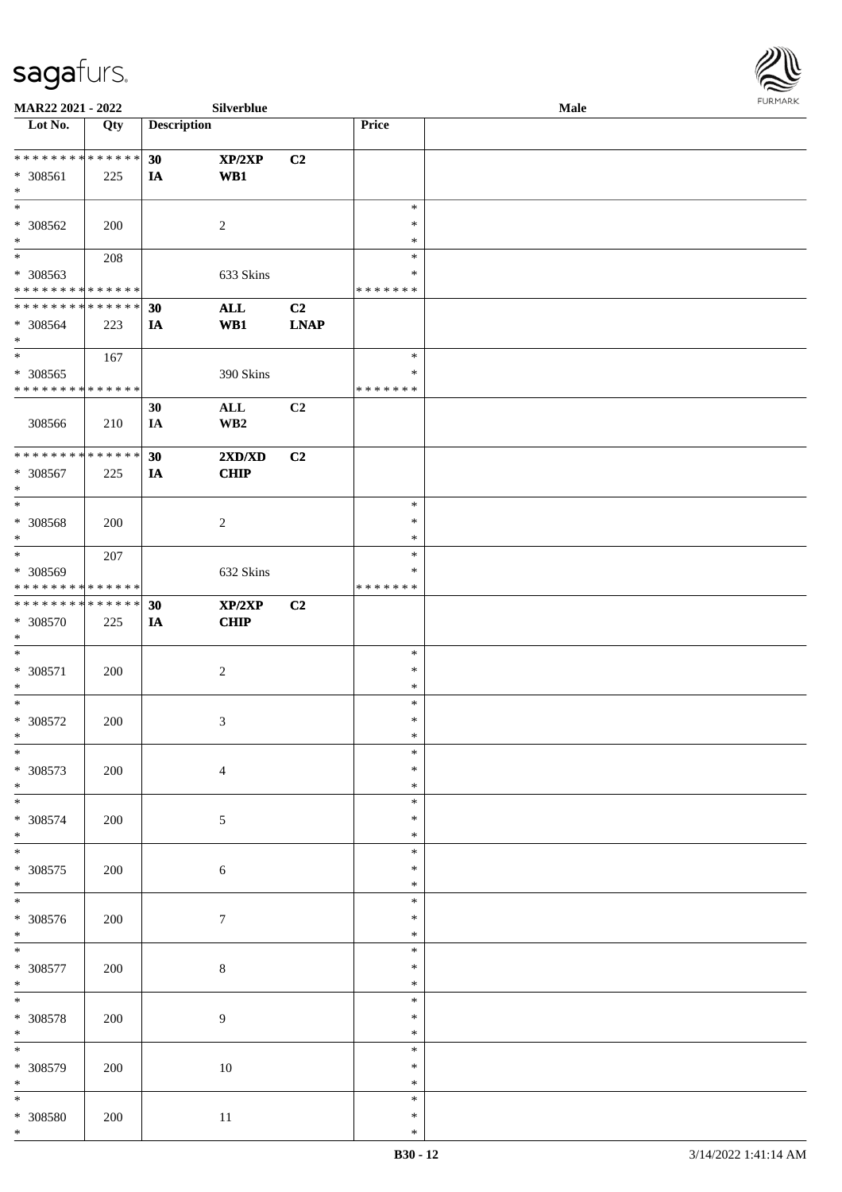| Lot No. | Qty | Description | | | Price | |
|---|---|---|---|---|---|---|
| * * * * * * * * * * * * * * | | 30 | XP/2XP | C2 | | |
| * 308561 | 225 | IA | WB1 | | | |
| * | | | | | | |
| * | | | | | * | |
| * 308562 | 200 | | 2 | | * | |
| * | | | | | * | |
| * | 208 | | | | * | |
| * 308563 | | | 633 Skins | | * | |
| * * * * * * * * * * * * * * | | | | | * * * * * * * | |
| * * * * * * * * * * * * * * | | 30 | ALL | C2 | | |
| * 308564 | 223 | IA | WB1 | LNAP | | |
| * | | | | | | |
| * | 167 | | | | * | |
| * 308565 | | | 390 Skins | | * | |
| * * * * * * * * * * * * * * | | | | | * * * * * * * | |
| | | 30 | ALL | C2 | | |
| 308566 | 210 | IA | WB2 | | | |
| * * * * * * * * * * * * * * | | 30 | 2XD/XD | C2 | | |
| * 308567 | 225 | IA | CHIP | | | |
| * | | | | | | |
| * | | | | | * | |
| * 308568 | 200 | | 2 | | * | |
| * | | | | | * | |
| * | 207 | | | | * | |
| * 308569 | | | 632 Skins | | * | |
| * * * * * * * * * * * * * * | | | | | * * * * * * * | |
| * * * * * * * * * * * * * * | | 30 | XP/2XP | C2 | | |
| * 308570 | 225 | IA | CHIP | | | |
| * | | | | | | |
| * | | | | | * | |
| * 308571 | 200 | | 2 | | * | |
| * | | | | | * | |
| * | | | | | * | |
| * 308572 | 200 | | 3 | | * | |
| * | | | | | * | |
| * | | | | | * | |
| * 308573 | 200 | | 4 | | * | |
| * | | | | | * | |
| * | | | | | * | |
| * 308574 | 200 | | 5 | | * | |
| * | | | | | * | |
| * | | | | | * | |
| * 308575 | 200 | | 6 | | * | |
| * | | | | | * | |
| * | | | | | * | |
| * 308576 | 200 | | 7 | | * | |
| * | | | | | * | |
| * | | | | | * | |
| * 308577 | 200 | | 8 | | * | |
| * | | | | | * | |
| * | | | | | * | |
| * 308578 | 200 | | 9 | | * | |
| * | | | | | * | |
| * | | | | | * | |
| * 308579 | 200 | | 10 | | * | |
| * | | | | | * | |
| * | | | | | * | |
| * 308580 | 200 | | 11 | | * | |
| * | | | | | * | |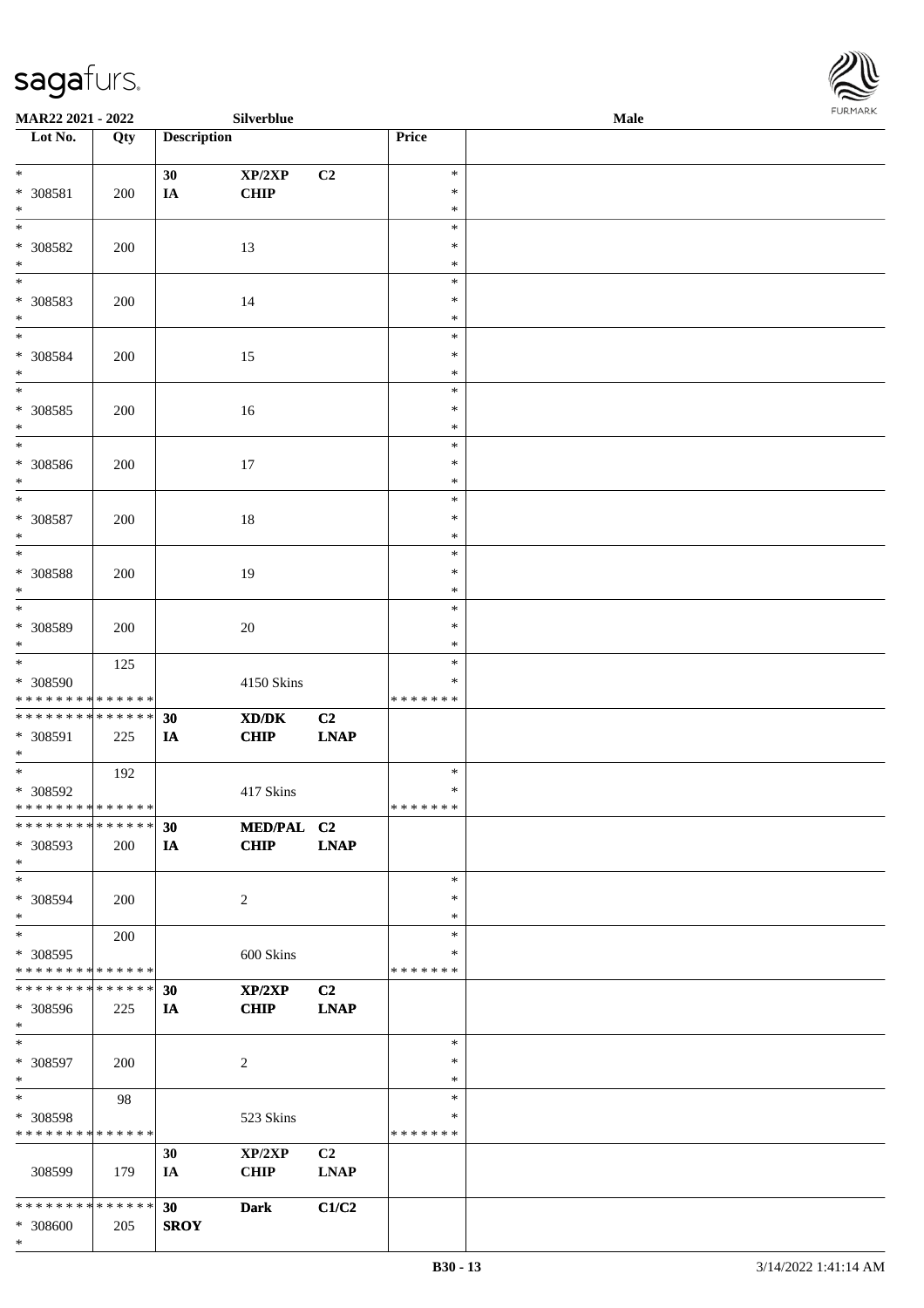| Lot No. | Qty | Description | | | Price | |
|---|---|---|---|---|---|---|
| * | | 30 | XP/2XP | C2 | * | |
| * 308581 | 200 | IA | CHIP | | * | |
| * | | | | | * | |
| * | | | | | * | |
| * 308582 | 200 | | 13 | | * | |
| * | | | | | * | |
| * | | | | | * | |
| * 308583 | 200 | | 14 | | * | |
| * | | | | | * | |
| * | | | | | * | |
| * 308584 | 200 | | 15 | | * | |
| * | | | | | * | |
| * | | | | | * | |
| * 308585 | 200 | | 16 | | * | |
| * | | | | | * | |
| * | | | | | * | |
| * 308586 | 200 | | 17 | | * | |
| * | | | | | * | |
| * | | | | | * | |
| * 308587 | 200 | | 18 | | * | |
| * | | | | | * | |
| * | | | | | * | |
| * 308588 | 200 | | 19 | | * | |
| * | | | | | * | |
| * | | | | | * | |
| * 308589 | 200 | | 20 | | * | |
| * | | | | | * | |
| * | 125 | | | | * | |
| * 308590 | | | 4150 Skins | | * | |
| * * * * * * * * * * * * * * | | | | | * * * * * * * | |
| * * * * * * * * * * * * * * | | 30 | XD/DK | C2 | | |
| * 308591 | 225 | IA | CHIP | LNAP | | |
| * | | | | | | |
| * | 192 | | | | * | |
| * 308592 | | | 417 Skins | | * | |
| * * * * * * * * * * * * * * | | | | | * * * * * * * | |
| * * * * * * * * * * * * * * | | 30 | MED/PAL | C2 | | |
| * 308593 | 200 | IA | CHIP | LNAP | | |
| * | | | | | | |
| * | | | | | * | |
| * 308594 | 200 | | 2 | | * | |
| * | | | | | * | |
| * | 200 | | | | * | |
| * 308595 | | | 600 Skins | | * | |
| * * * * * * * * * * * * * * | | | | | * * * * * * * | |
| * * * * * * * * * * * * * * | | 30 | XP/2XP | C2 | | |
| * 308596 | 225 | IA | CHIP | LNAP | | |
| * | | | | | | |
| * | | | | | * | |
| * 308597 | 200 | | 2 | | * | |
| * | | | | | * | |
| * | 98 | | | | * | |
| * 308598 | | | 523 Skins | | * | |
| * * * * * * * * * * * * * * | | | | | * * * * * * * | |
| | | 30 | XP/2XP | C2 | | |
| 308599 | 179 | IA | CHIP | LNAP | | |
| * * * * * * * * * * * * * * | | 30 | Dark | C1/C2 | | |
| * 308600 | 205 | SROY | | | | |
| * | | | | | | |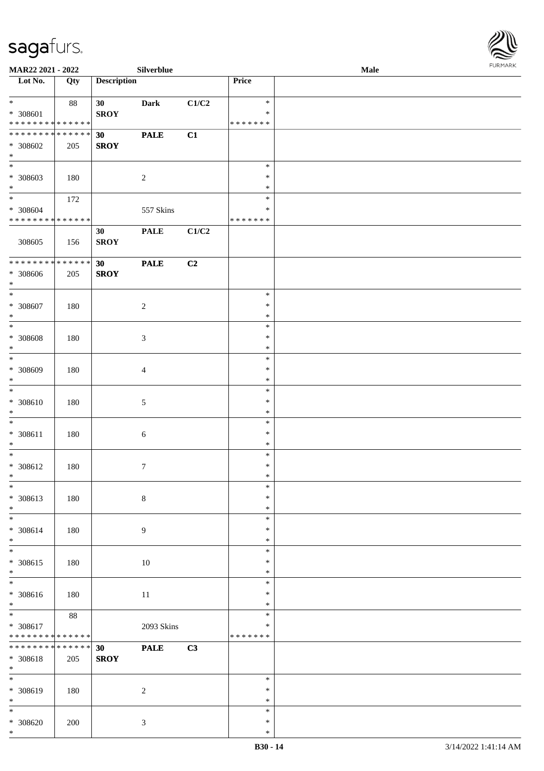MAR22 2021 - 2022 Silverblue Male

| Lot No. | Qty | Description | | | Price | |
|---|---|---|---|---|---|---|
| * | 88 | 30 | Dark | C1/C2 | * | |
| * 308601 | | SROY | | | * | |
| * * * * * * * * * * * * * * | | | | | * * * * * * * | |
| * * * * * * * * * * * * * * | | 30 | PALE | C1 | | |
| * 308602 | 205 | SROY | | | | |
| * | | | | | | |
| * | | | | | * | |
| * 308603 | 180 | | 2 | | * | |
| * | | | | | * | |
| * | 172 | | | | * | |
| * 308604 | | | 557 Skins | | * | |
| * * * * * * * * * * * * * * | | | | | * * * * * * * | |
| | | 30 | PALE | C1/C2 | | |
| 308605 | 156 | SROY | | | | |
| * * * * * * * * * * * * * * | | 30 | PALE | C2 | | |
| * 308606 | 205 | SROY | | | | |
| * | | | | | | |
| * | | | | | * | |
| * 308607 | 180 | | 2 | | * | |
| * | | | | | * | |
| * | | | | | * | |
| * 308608 | 180 | | 3 | | * | |
| * | | | | | * | |
| * | | | | | * | |
| * 308609 | 180 | | 4 | | * | |
| * | | | | | * | |
| * | | | | | * | |
| * 308610 | 180 | | 5 | | * | |
| * | | | | | * | |
| * | | | | | * | |
| * 308611 | 180 | | 6 | | * | |
| * | | | | | * | |
| * | | | | | * | |
| * 308612 | 180 | | 7 | | * | |
| * | | | | | * | |
| * | | | | | * | |
| * 308613 | 180 | | 8 | | * | |
| * | | | | | * | |
| * | | | | | * | |
| * 308614 | 180 | | 9 | | * | |
| * | | | | | * | |
| * | | | | | * | |
| * 308615 | 180 | | 10 | | * | |
| * | | | | | * | |
| * | | | | | * | |
| * 308616 | 180 | | 11 | | * | |
| * | | | | | * | |
| * | 88 | | | | * | |
| * 308617 | | | 2093 Skins | | * | |
| * * * * * * * * * * * * * * | | | | | * * * * * * * | |
| * * * * * * * * * * * * * * | | 30 | PALE | C3 | | |
| * 308618 | 205 | SROY | | | | |
| * | | | | | | |
| * | | | | | * | |
| * 308619 | 180 | | 2 | | * | |
| * | | | | | * | |
| * | | | | | * | |
| * 308620 | 200 | | 3 | | * | |
| * | | | | | * | |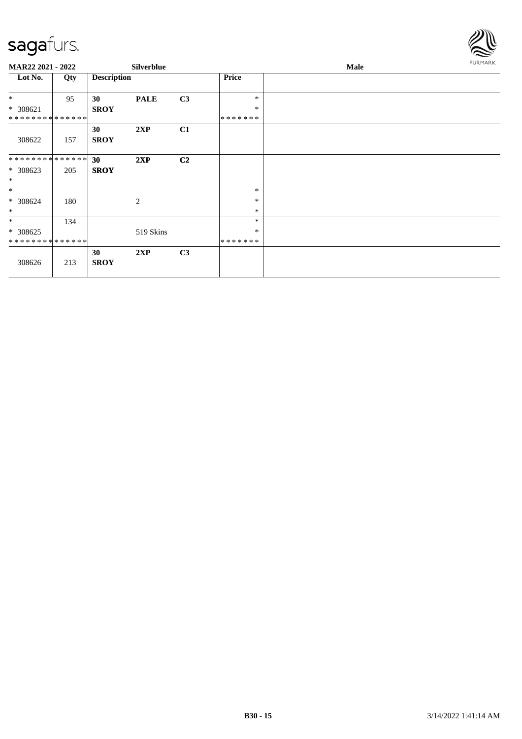**MAR22 2021 - 2022** **Silverblue** **Male**

| Lot No. | Qty | Description | | | Price | |
|---|---|---|---|---|---|---|
| * <br> * 308621 <br> * * * * * * * * * * * * * * | 95 | **30** <br> **SROY** | **PALE** | **C3** | * <br> * <br> * * * * * * * | |
| 308622 | 157 | **30** <br> **SROY** | **2XP** | **C1** | | |
| * * * * * * * * * * * * * * <br> * 308623 <br> * | 205 | **30** <br> **SROY** | **2XP** | **C2** | | |
| * <br> * 308624 <br> * | 180 | | 2 | | * <br> * <br> * | |
| * <br> * 308625 <br> * * * * * * * * * * * * * * | 134 | | 519 Skins | | * <br> * <br> * * * * * * * | |
| 308626 | 213 | **30** <br> **SROY** | **2XP** | **C3** | | |

**B30 - 15** 3/14/2022 1:41:14 AM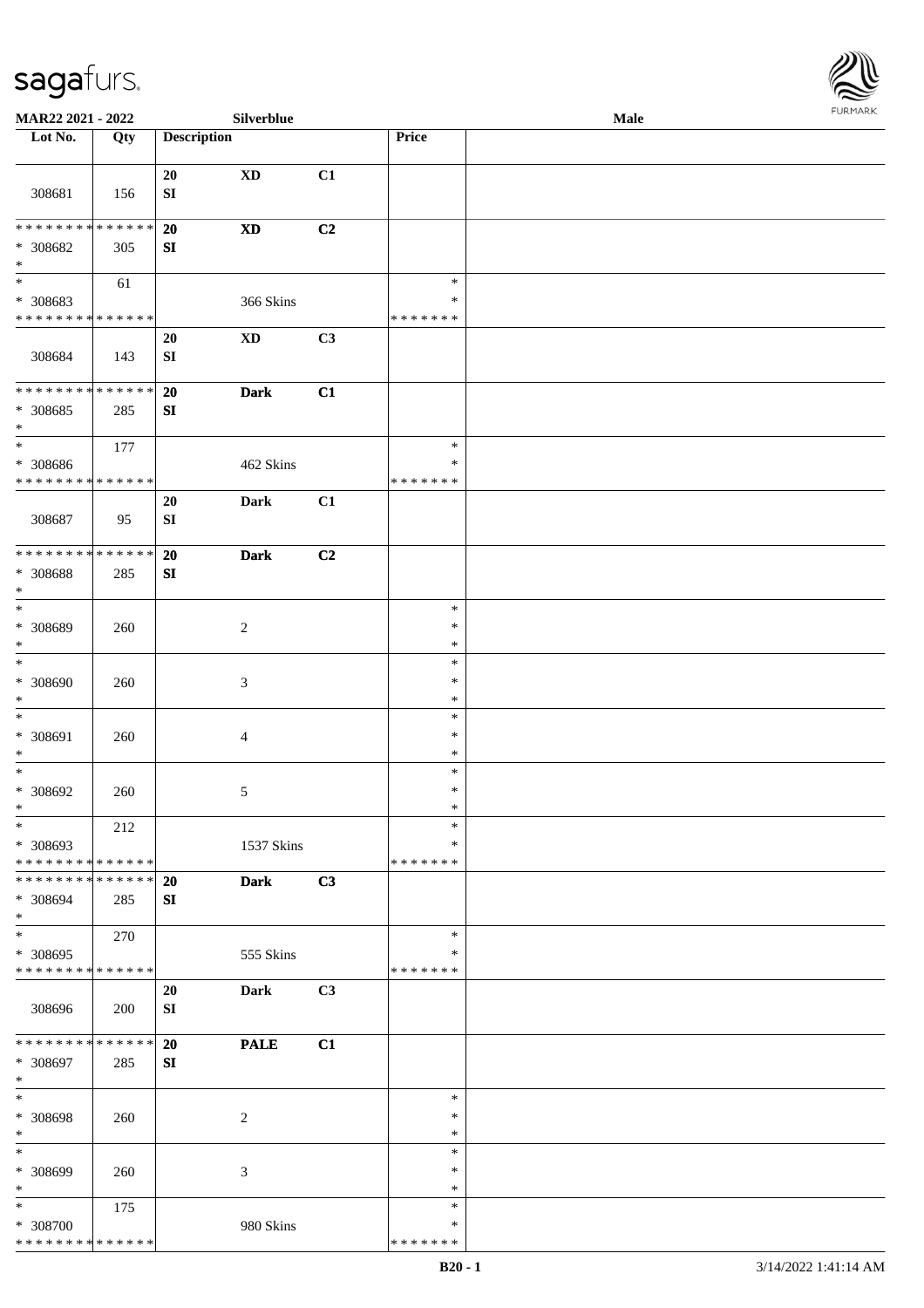| Lot No. | Qty | Description | | | Price | |
|---|---|---|---|---|---|---|
| 308681 | 156 | 20 SI | XD | C1 | | |
| * * * * * * * * * * * * * * * 308682 * | 305 | 20 SI | XD | C2 | | |
| * * 308683 * * * * * * * * * * * * * * | 61 | | 366 Skins | | * * * * * * * * * | |
| 308684 | 143 | 20 SI | XD | C3 | | |
| * * * * * * * * * * * * * * * 308685 * | 285 | 20 SI | Dark | C1 | | |
| * * 308686 * * * * * * * * * * * * * * | 177 | | 462 Skins | | * * * * * * * * * | |
| 308687 | 95 | 20 SI | Dark | C1 | | |
| * * * * * * * * * * * * * * * 308688 * | 285 | 20 SI | Dark | C2 | | |
| * * 308689 * | 260 | | 2 | | * * * | |
| * * 308690 * | 260 | | 3 | | * * * | |
| * * 308691 * | 260 | | 4 | | * * * | |
| * * 308692 * | 260 | | 5 | | * * * | |
| * * 308693 * * * * * * * * * * * * * * | 212 | | 1537 Skins | | * * * * * * * * * | |
| * * * * * * * * * * * * * * * 308694 * | 285 | 20 SI | Dark | C3 | | |
| * * 308695 * * * * * * * * * * * * * * | 270 | | 555 Skins | | * * * * * * * * * | |
| 308696 | 200 | 20 SI | Dark | C3 | | |
| * * * * * * * * * * * * * * * 308697 * | 285 | 20 SI | PALE | C1 | | |
| * * 308698 * | 260 | | 2 | | * * * | |
| * * 308699 * | 260 | | 3 | | * * * | |
| * * 308700 * * * * * * * * * * * * * * | 175 | | 980 Skins | | * * * * * * * * * | |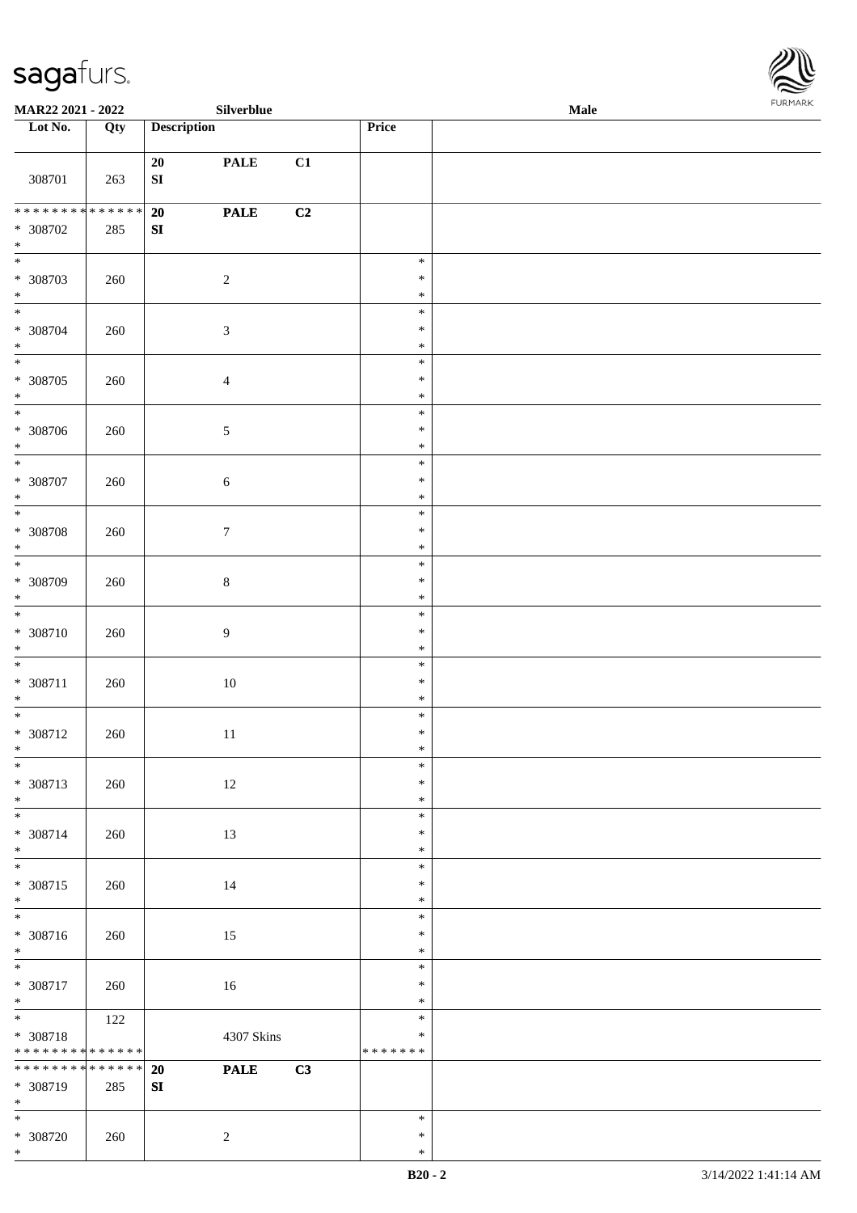**MAR22 2021 - 2022** **Silverblue** **Male**

| Lot No. | Qty | Description | | | Price | |
|---|---|---|---|---|---|---|
| 308701 | 263 | **20** SI | **PALE** | **C1** | | |
| * * * * * * * * * * * * * * 308702 * | 285 | **20** SI | **PALE** | **C2** | | |
| * 308703 * | 260 | | 2 | | * * * | |
| * 308704 * | 260 | | 3 | | * * * | |
| * 308705 * | 260 | | 4 | | * * * | |
| * 308706 * | 260 | | 5 | | * * * | |
| * 308707 * | 260 | | 6 | | * * * | |
| * 308708 * | 260 | | 7 | | * * * | |
| * 308709 * | 260 | | 8 | | * * * | |
| * 308710 * | 260 | | 9 | | * * * | |
| * 308711 * | 260 | | 10 | | * * * | |
| * 308712 * | 260 | | 11 | | * * * | |
| * 308713 * | 260 | | 12 | | * * * | |
| * 308714 * | 260 | | 13 | | * * * | |
| * 308715 * | 260 | | 14 | | * * * | |
| * 308716 * | 260 | | 15 | | * * * | |
| * 308717 * | 260 | | 16 | | * * * | |
| * 308718 * * * * * * * * * * * * * * | 122 | | 4307 Skins | | * * * * * * * * * | |
| * * * * * * * * * * * * * * 308719 * | 285 | **20** SI | **PALE** | **C3** | | |
| * 308720 * | 260 | | 2 | | * * * | |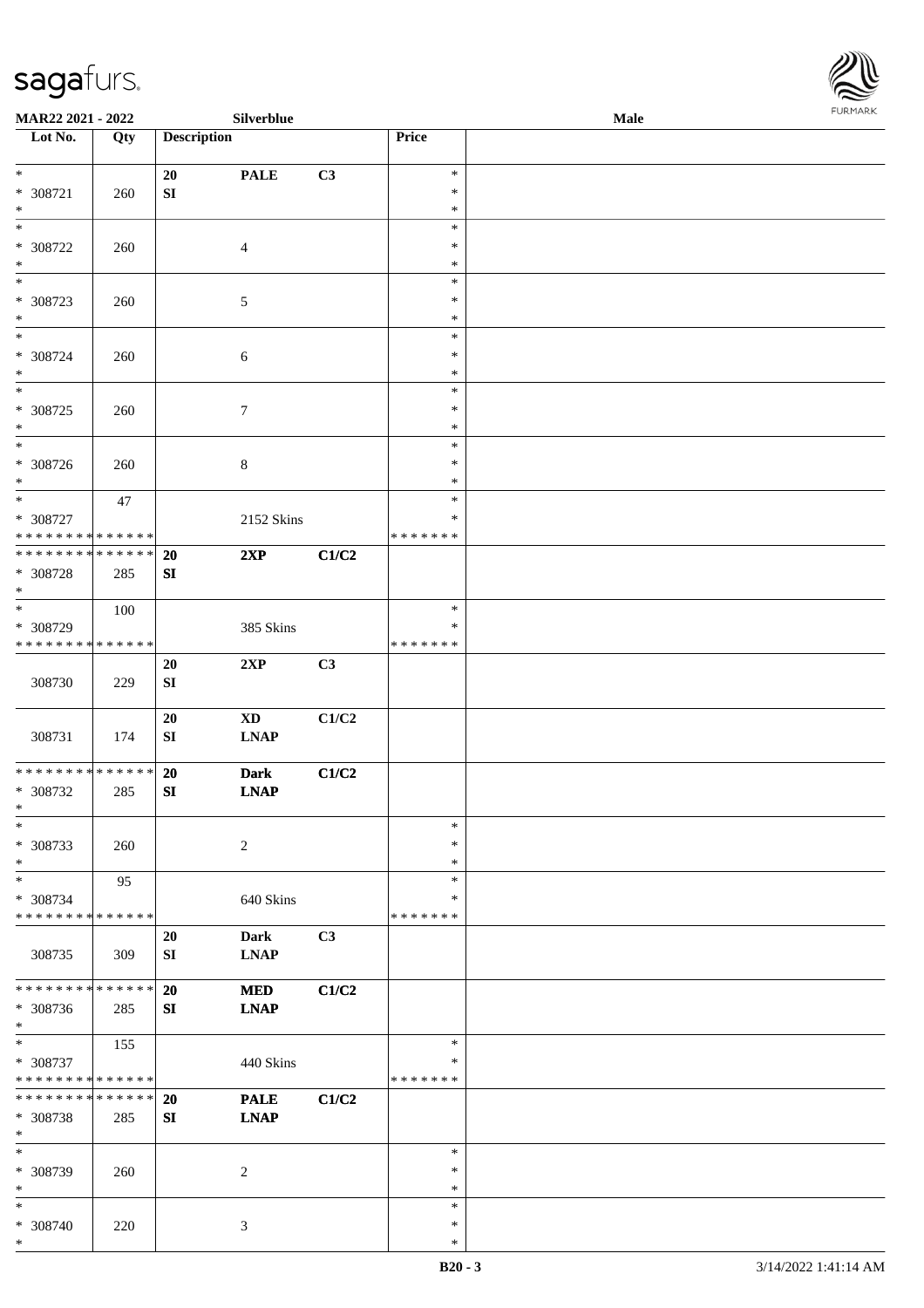**MAR22 2021 - 2022** **Silverblue** **Male**

| Lot No. | Qty | Description | | | Price | |
|---|---|---|---|---|---|---|
| * <br> * 308721 <br> * | 260 | 20 <br> SI | PALE | C3 | * <br> * <br> * | |
| * <br> * 308722 <br> * | 260 | | 4 | | * <br> * <br> * | |
| * <br> * 308723 <br> * | 260 | | 5 | | * <br> * <br> * | |
| * <br> * 308724 <br> * | 260 | | 6 | | * <br> * <br> * | |
| * <br> * 308725 <br> * | 260 | | 7 | | * <br> * <br> * | |
| * <br> * 308726 <br> * | 260 | | 8 | | * <br> * <br> * | |
| * <br> * 308727 <br> * * * * * * * * * * * * * * | 47 | | 2152 Skins | | * <br> * <br> * * * * * * * | |
| * * * * * * * * * * * * * * <br> * 308728 <br> * | 285 | 20 <br> SI | 2XP | C1/C2 | | |
| * <br> * 308729 <br> * * * * * * * * * * * * * * | 100 | | 385 Skins | | * <br> * <br> * * * * * * * | |
| 308730 | 229 | 20 <br> SI | 2XP | C3 | | |
| 308731 | 174 | 20 <br> SI | XD <br> LNAP | C1/C2 | | |
| * * * * * * * * * * * * * * <br> * 308732 <br> * | 285 | 20 <br> SI | Dark <br> LNAP | C1/C2 | | |
| * <br> * 308733 <br> * | 260 | | 2 | | * <br> * <br> * | |
| * <br> * 308734 <br> * * * * * * * * * * * * * * | 95 | | 640 Skins | | * <br> * <br> * * * * * * * | |
| 308735 | 309 | 20 <br> SI | Dark <br> LNAP | C3 | | |
| * * * * * * * * * * * * * * <br> * 308736 <br> * | 285 | 20 <br> SI | MED <br> LNAP | C1/C2 | | |
| * <br> * 308737 <br> * * * * * * * * * * * * * * | 155 | | 440 Skins | | * <br> * <br> * * * * * * * | |
| * * * * * * * * * * * * * * <br> * 308738 <br> * | 285 | 20 <br> SI | PALE <br> LNAP | C1/C2 | | |
| * <br> * 308739 <br> * | 260 | | 2 | | * <br> * <br> * | |
| * <br> * 308740 <br> * | 220 | | 3 | | * <br> * <br> * | |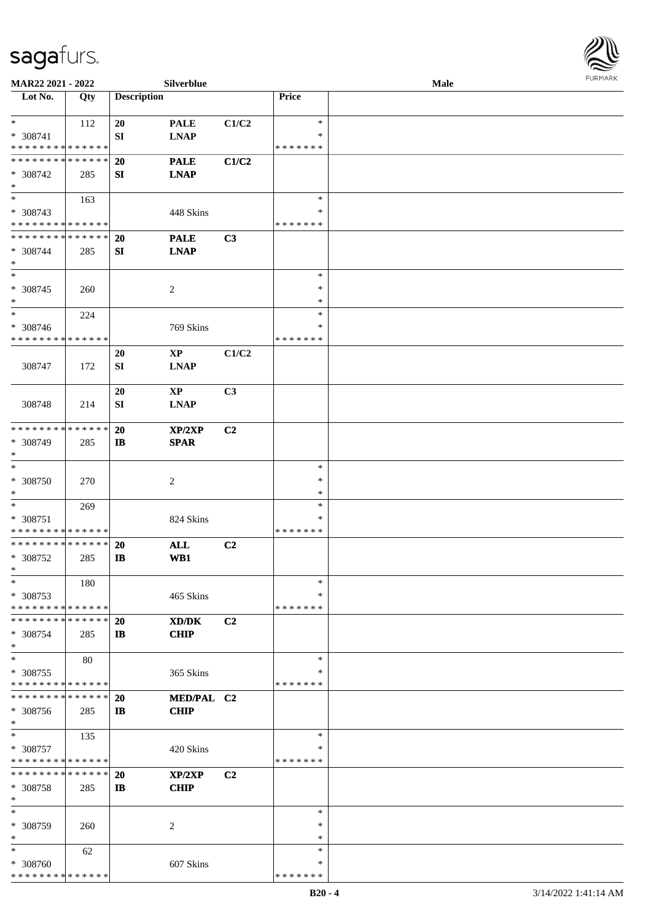| Lot No. | Qty | Description | | | Price | |
|---|---|---|---|---|---|---|
| * | 112 | 20 | PALE | C1/C2 | * | |
| * 308741 | | SI | LNAP | | * | |
| * * * * * * * * * * * * * * | | | | | * * * * * * * | |
| * * * * * * * * * * * * * * | | 20 | PALE | C1/C2 | | |
| * 308742 | 285 | SI | LNAP | | | |
| * | | | | | | |
| * | 163 | | | | * | |
| * 308743 | | | 448 Skins | | * | |
| * * * * * * * * * * * * * * | | | | | * * * * * * * | |
| * * * * * * * * * * * * * * | | 20 | PALE | C3 | | |
| * 308744 | 285 | SI | LNAP | | | |
| * | | | | | | |
| * | | | | | * | |
| * 308745 | 260 | | 2 | | * | |
| * | | | | | * | |
| * | 224 | | | | * | |
| * 308746 | | | 769 Skins | | * | |
| * * * * * * * * * * * * * * | | | | | * * * * * * * | |
| | | 20 | XP | C1/C2 | | |
| 308747 | 172 | SI | LNAP | | | |
| | | 20 | XP | C3 | | |
| 308748 | 214 | SI | LNAP | | | |
| * * * * * * * * * * * * * * | | 20 | XP/2XP | C2 | | |
| * 308749 | 285 | IB | SPAR | | | |
| * | | | | | | |
| * | | | | | * | |
| * 308750 | 270 | | 2 | | * | |
| * | | | | | * | |
| * | 269 | | | | * | |
| * 308751 | | | 824 Skins | | * | |
| * * * * * * * * * * * * * * | | | | | * * * * * * * | |
| * * * * * * * * * * * * * * | | 20 | ALL | C2 | | |
| * 308752 | 285 | IB | WB1 | | | |
| * | | | | | | |
| * | 180 | | | | * | |
| * 308753 | | | 465 Skins | | * | |
| * * * * * * * * * * * * * * | | | | | * * * * * * * | |
| * * * * * * * * * * * * * * | | 20 | XD/DK | C2 | | |
| * 308754 | 285 | IB | CHIP | | | |
| * | | | | | | |
| * | 80 | | | | * | |
| * 308755 | | | 365 Skins | | * | |
| * * * * * * * * * * * * * * | | | | | * * * * * * * | |
| * * * * * * * * * * * * * * | | 20 | MED/PAL | C2 | | |
| * 308756 | 285 | IB | CHIP | | | |
| * | | | | | | |
| * | 135 | | | | * | |
| * 308757 | | | 420 Skins | | * | |
| * * * * * * * * * * * * * * | | | | | * * * * * * * | |
| * * * * * * * * * * * * * * | | 20 | XP/2XP | C2 | | |
| * 308758 | 285 | IB | CHIP | | | |
| * | | | | | | |
| * | | | | | * | |
| * 308759 | 260 | | 2 | | * | |
| * | | | | | * | |
| * | 62 | | | | * | |
| * 308760 | | | 607 Skins | | * | |
| * * * * * * * * * * * * * * | | | | | * * * * * * * | |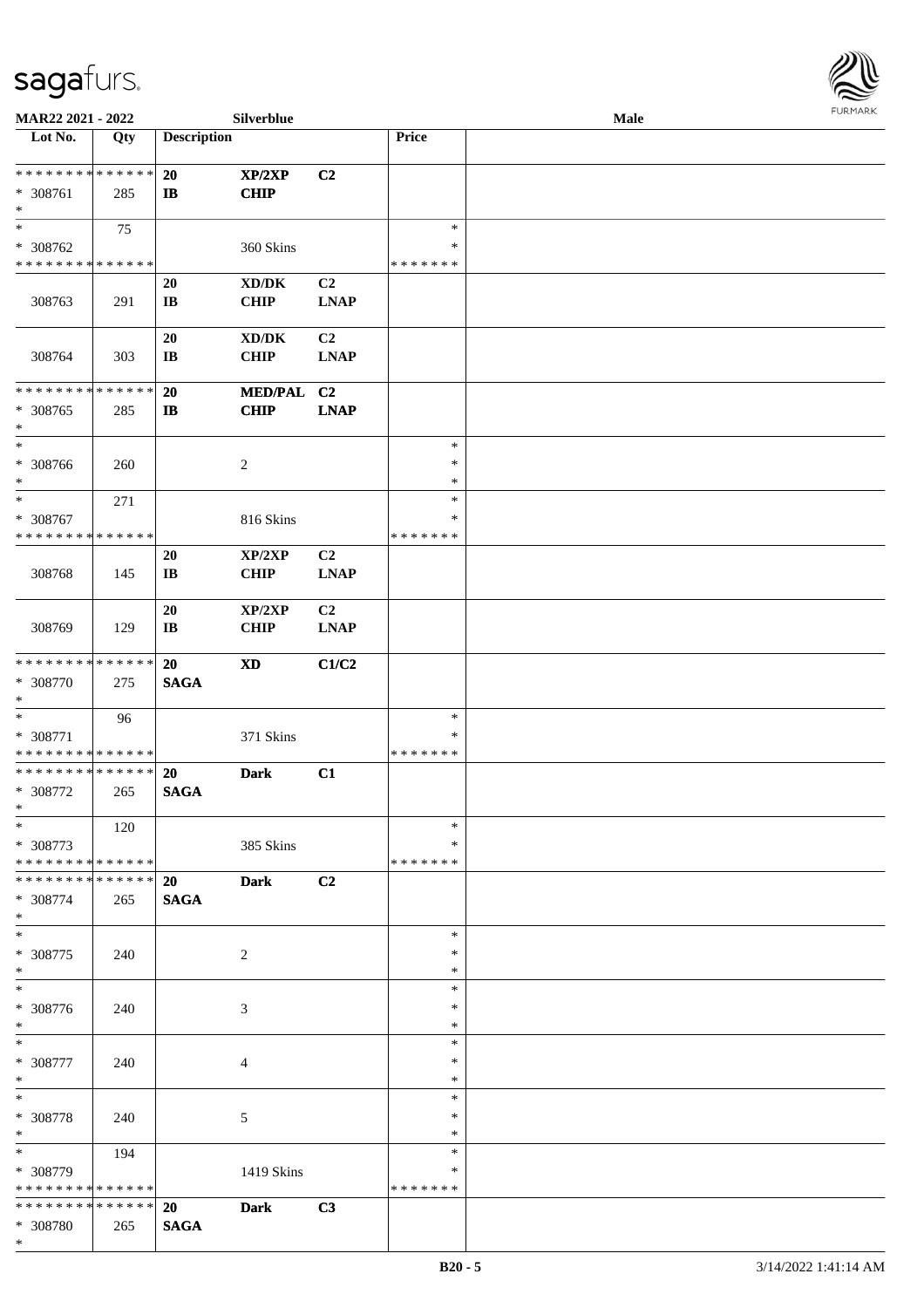| Lot No. | Qty | Description | | | Price | |
|---|---|---|---|---|---|---|
| * * * * * * * * * * * * * * | | 20 | XP/2XP | C2 | | |
| * 308761 | 285 | IB | CHIP | | | |
| * | | | | | | |
| * | 75 | | | | * | |
| * 308762 | | | 360 Skins | | * | |
| * * * * * * * * * * * * * * | | | | | * * * * * * * | |
| | | 20 | XD/DK | C2 | | |
| 308763 | 291 | IB | CHIP | LNAP | | |
| | | 20 | XD/DK | C2 | | |
| 308764 | 303 | IB | CHIP | LNAP | | |
| * * * * * * * * * * * * * * | | 20 | MED/PAL | C2 | | |
| * 308765 | 285 | IB | CHIP | LNAP | | |
| * | | | | | | |
| * | | | | | * | |
| * 308766 | 260 | | 2 | | * | |
| * | | | | | * | |
| * | 271 | | | | * | |
| * 308767 | | | 816 Skins | | * | |
| * * * * * * * * * * * * * * | | | | | * * * * * * * | |
| | | 20 | XP/2XP | C2 | | |
| 308768 | 145 | IB | CHIP | LNAP | | |
| | | 20 | XP/2XP | C2 | | |
| 308769 | 129 | IB | CHIP | LNAP | | |
| * * * * * * * * * * * * * * | | 20 | XD | C1/C2 | | |
| * 308770 | 275 | SAGA | | | | |
| * | | | | | | |
| * | 96 | | | | * | |
| * 308771 | | | 371 Skins | | * | |
| * * * * * * * * * * * * * * | | | | | * * * * * * * | |
| * * * * * * * * * * * * * * | | 20 | Dark | C1 | | |
| * 308772 | 265 | SAGA | | | | |
| * | | | | | | |
| * | 120 | | | | * | |
| * 308773 | | | 385 Skins | | * | |
| * * * * * * * * * * * * * * | | | | | * * * * * * * | |
| * * * * * * * * * * * * * * | | 20 | Dark | C2 | | |
| * 308774 | 265 | SAGA | | | | |
| * | | | | | | |
| * | | | | | * | |
| * 308775 | 240 | | 2 | | * | |
| * | | | | | * | |
| * | | | | | * | |
| * 308776 | 240 | | 3 | | * | |
| * | | | | | * | |
| * | | | | | * | |
| * 308777 | 240 | | 4 | | * | |
| * | | | | | * | |
| * | | | | | * | |
| * 308778 | 240 | | 5 | | * | |
| * | | | | | * | |
| * | 194 | | | | * | |
| * 308779 | | | 1419 Skins | | * | |
| * * * * * * * * * * * * * * | | | | | * * * * * * * | |
| * * * * * * * * * * * * * * | | 20 | Dark | C3 | | |
| * 308780 | 265 | SAGA | | | | |
| * | | | | | | |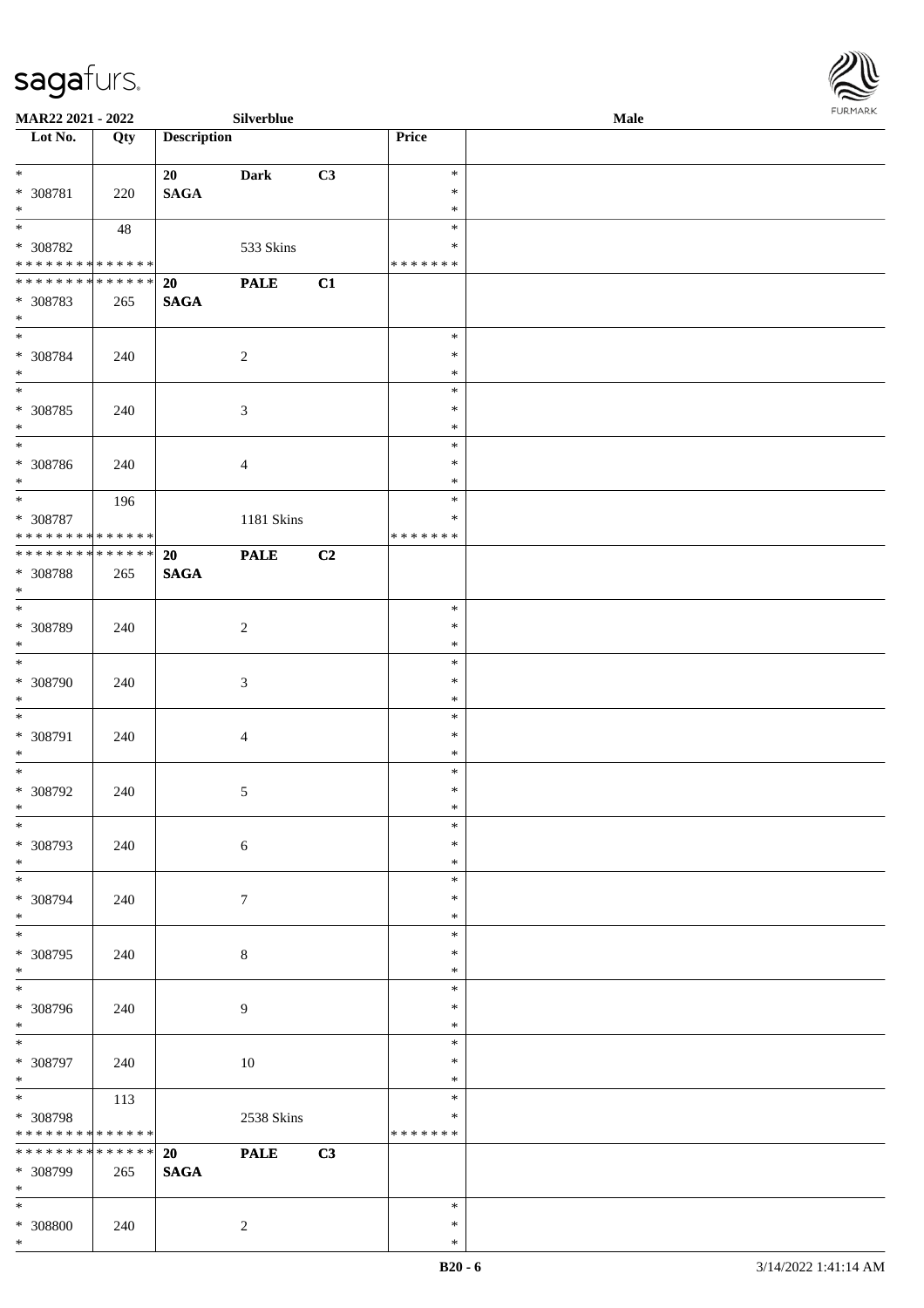**MAR22 2021 - 2022** | **Silverblue** | **Male**

| Lot No. | Qty | Description | | | Price | |
|---|---|---|---|---|---|---|
| * 308781 * | 220 | **20 SAGA** | **Dark** | **C3** | * * * | |
| * 308782 * * * * * * * * * * * * * * | 48 | | 533 Skins | | * * * * * * * * * | |
| * * * * * * * * * * * * * * 308783 * | 265 | **20 SAGA** | **PALE** | **C1** | | |
| * 308784 * | 240 | | 2 | | * * * | |
| * 308785 * | 240 | | 3 | | * * * | |
| * 308786 * | 240 | | 4 | | * * * | |
| * 308787 * * * * * * * * * * * * * * | 196 | | 1181 Skins | | * * * * * * * * * | |
| * * * * * * * * * * * * * * 308788 * | 265 | **20 SAGA** | **PALE** | **C2** | | |
| * 308789 * | 240 | | 2 | | * * * | |
| * 308790 * | 240 | | 3 | | * * * | |
| * 308791 * | 240 | | 4 | | * * * | |
| * 308792 * | 240 | | 5 | | * * * | |
| * 308793 * | 240 | | 6 | | * * * | |
| * 308794 * | 240 | | 7 | | * * * | |
| * 308795 * | 240 | | 8 | | * * * | |
| * 308796 * | 240 | | 9 | | * * * | |
| * 308797 * | 240 | | 10 | | * * * | |
| * 308798 * * * * * * * * * * * * * * | 113 | | 2538 Skins | | * * * * * * * * * | |
| * * * * * * * * * * * * * * 308799 * | 265 | **20 SAGA** | **PALE** | **C3** | | |
| * 308800 * | 240 | | 2 | | * * * | |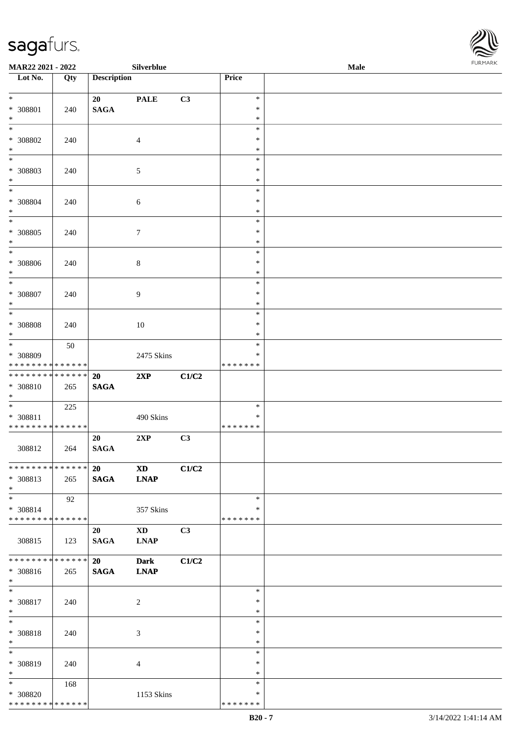MAR22 2021 - 2022 Silverblue Male

| Lot No. | Qty | Description | | | Price | |
|---|---|---|---|---|---|---|
| * * 308801 * | 240 | 20 SAGA | PALE | C3 | * * * | |
| * * 308802 * | 240 | | 4 | | * * * | |
| * * 308803 * | 240 | | 5 | | * * * | |
| * * 308804 * | 240 | | 6 | | * * * | |
| * * 308805 * | 240 | | 7 | | * * * | |
| * * 308806 * | 240 | | 8 | | * * * | |
| * * 308807 * | 240 | | 9 | | * * * | |
| * * 308808 * | 240 | | 10 | | * * * | |
| * * 308809 * * * * * * * * * * * * * * | 50 | | 2475 Skins | | * * * * * * * * * | |
| * * * * * * * * * * * * * * * 308810 * | 265 | 20 SAGA | 2XP | C1/C2 | | |
| * * 308811 * * * * * * * * * * * * * * | 225 | | 490 Skins | | * * * * * * * * * | |
| 308812 | 264 | 20 SAGA | 2XP | C3 | | |
| * * * * * * * * * * * * * * * 308813 * | 265 | 20 SAGA | XD LNAP | C1/C2 | | |
| * * 308814 * * * * * * * * * * * * * * | 92 | | 357 Skins | | * * * * * * * * * | |
| 308815 | 123 | 20 SAGA | XD LNAP | C3 | | |
| * * * * * * * * * * * * * * * 308816 * | 265 | 20 SAGA | Dark LNAP | C1/C2 | | |
| * * 308817 * | 240 | | 2 | | * * * | |
| * * 308818 * | 240 | | 3 | | * * * | |
| * * 308819 * | 240 | | 4 | | * * * | |
| * * 308820 * * * * * * * * * * * * * * | 168 | | 1153 Skins | | * * * * * * * * * | |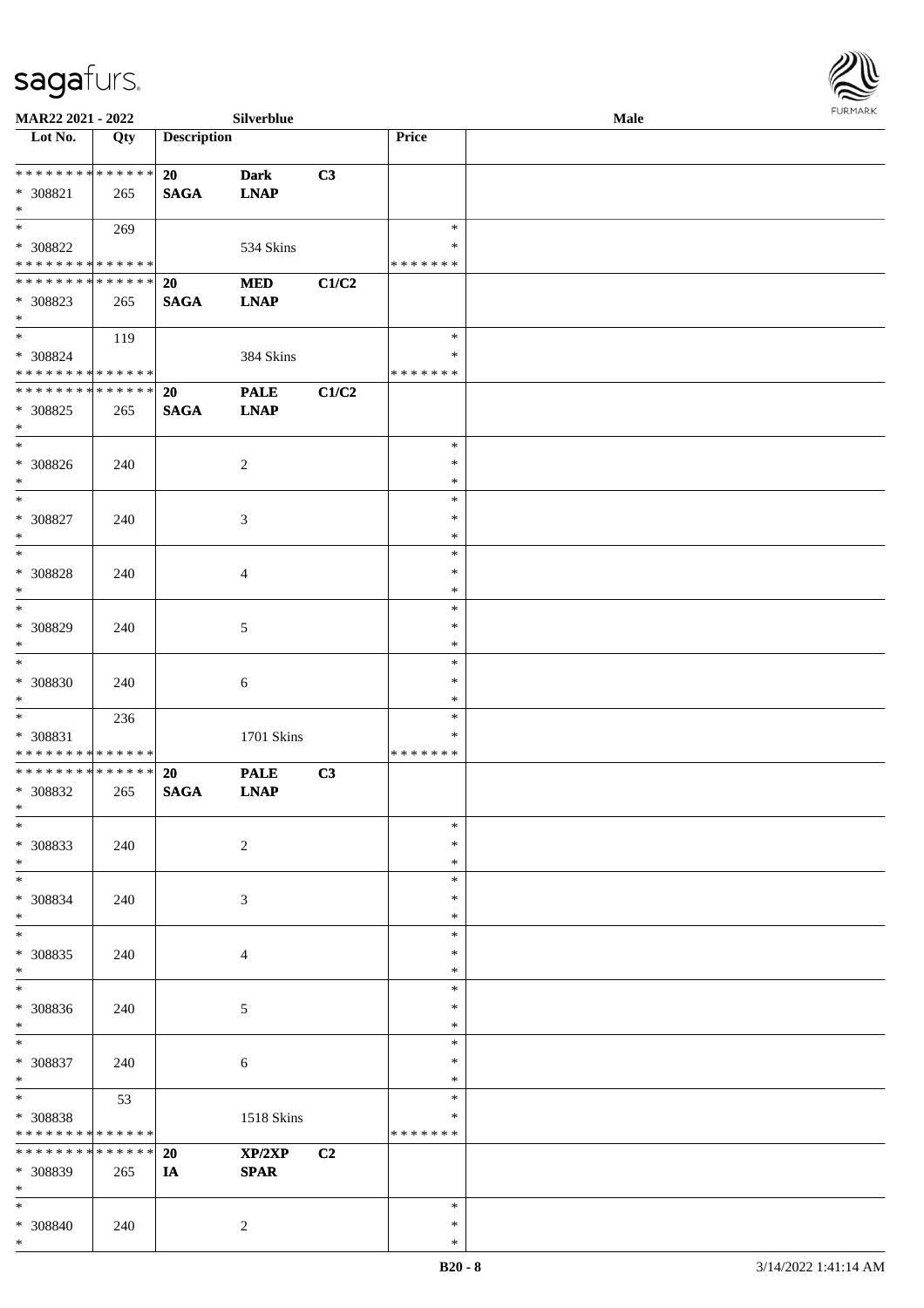| Lot No. | Qty | Description | | | Price | |
|---|---|---|---|---|---|---|
| * * * * * * * * * * * * * * | | 20 | Dark | C3 | | |
| * 308821 | 265 | SAGA | LNAP | | | |
| * | | | | | | |
| * | 269 | | | | * | |
| * 308822 | | | 534 Skins | | * | |
| * * * * * * * * * * * * * * | | | | | * * * * * * * | |
| * * * * * * * * * * * * * * | | 20 | MED | C1/C2 | | |
| * 308823 | 265 | SAGA | LNAP | | | |
| * | | | | | | |
| * | 119 | | | | * | |
| * 308824 | | | 384 Skins | | * | |
| * * * * * * * * * * * * * * | | | | | * * * * * * * | |
| * * * * * * * * * * * * * * | | 20 | PALE | C1/C2 | | |
| * 308825 | 265 | SAGA | LNAP | | | |
| * | | | | | | |
| * | | | | | * | |
| * 308826 | 240 | | 2 | | * | |
| * | | | | | * | |
| * | | | | | * | |
| * 308827 | 240 | | 3 | | * | |
| * | | | | | * | |
| * | | | | | * | |
| * 308828 | 240 | | 4 | | * | |
| * | | | | | * | |
| * | | | | | * | |
| * 308829 | 240 | | 5 | | * | |
| * | | | | | * | |
| * | | | | | * | |
| * 308830 | 240 | | 6 | | * | |
| * | | | | | * | |
| * | 236 | | | | * | |
| * 308831 | | | 1701 Skins | | * | |
| * * * * * * * * * * * * * * | | | | | * * * * * * * | |
| * * * * * * * * * * * * * * | | 20 | PALE | C3 | | |
| * 308832 | 265 | SAGA | LNAP | | | |
| * | | | | | | |
| * | | | | | * | |
| * 308833 | 240 | | 2 | | * | |
| * | | | | | * | |
| * | | | | | * | |
| * 308834 | 240 | | 3 | | * | |
| * | | | | | * | |
| * | | | | | * | |
| * 308835 | 240 | | 4 | | * | |
| * | | | | | * | |
| * | | | | | * | |
| * 308836 | 240 | | 5 | | * | |
| * | | | | | * | |
| * | | | | | * | |
| * 308837 | 240 | | 6 | | * | |
| * | | | | | * | |
| * | 53 | | | | * | |
| * 308838 | | | 1518 Skins | | * | |
| * * * * * * * * * * * * * * | | | | | * * * * * * * | |
| * * * * * * * * * * * * * * | | 20 | XP/2XP | C2 | | |
| * 308839 | 265 | IA | SPAR | | | |
| * | | | | | | |
| * | | | | | * | |
| * 308840 | 240 | | 2 | | * | |
| * | | | | | * | |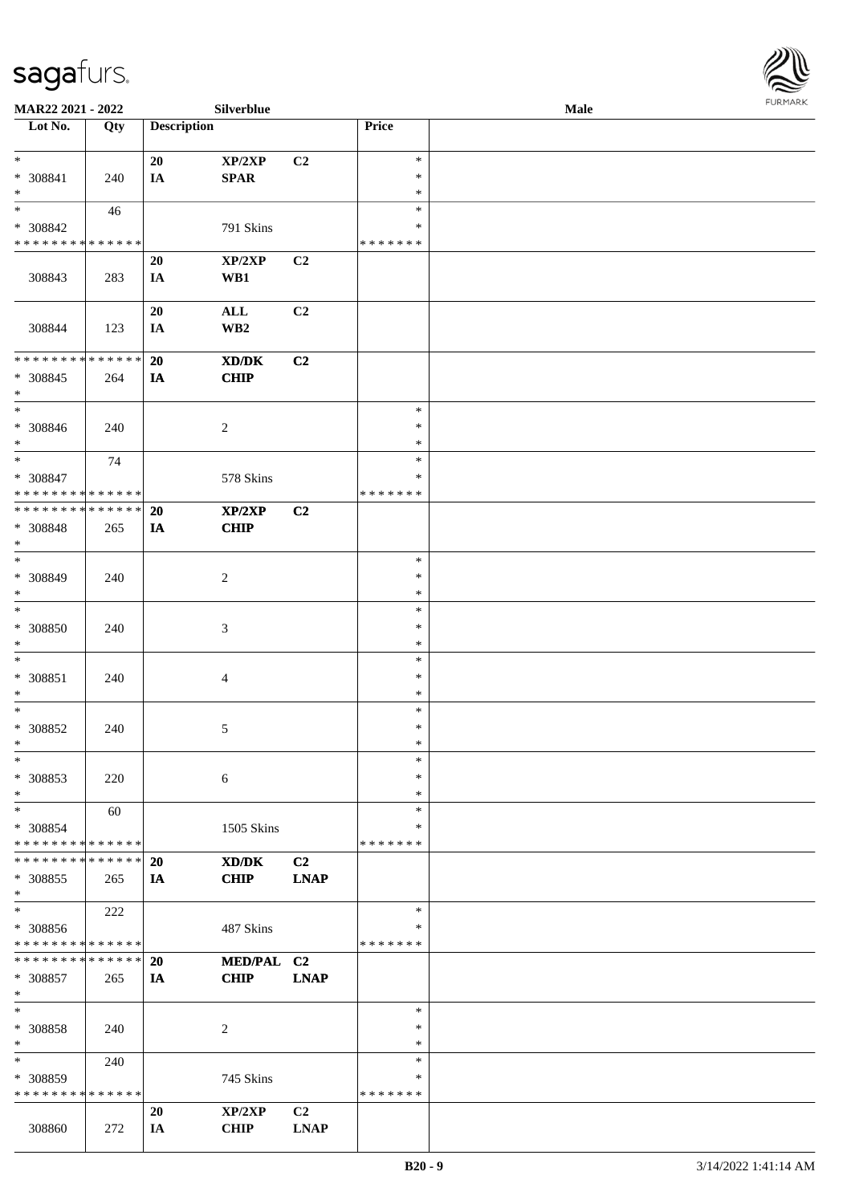MAR22 2021 - 2022 Silverblue Male

| Lot No. | Qty | Description | | | Price | |
|---|---|---|---|---|---|---|
| * | | 20 | XP/2XP | C2 | * | |
| * 308841 | 240 | IA | SPAR | | * | |
| * | | | | | * | |
| * | 46 | | | | * | |
| * 308842 | | | 791 Skins | | * | |
| * * * * * * * * * * * * * * | | | | | * * * * * * * | |
| | | 20 | XP/2XP | C2 | | |
| 308843 | 283 | IA | WB1 | | | |
| | | 20 | ALL | C2 | | |
| 308844 | 123 | IA | WB2 | | | |
| * * * * * * * * * * * * * * | | 20 | XD/DK | C2 | | |
| * 308845 | 264 | IA | CHIP | | | |
| * | | | | | | |
| * | | | | | * | |
| * 308846 | 240 | | 2 | | * | |
| * | | | | | * | |
| * | 74 | | | | * | |
| * 308847 | | | 578 Skins | | * | |
| * * * * * * * * * * * * * * | | | | | * * * * * * * | |
| * * * * * * * * * * * * * * | | 20 | XP/2XP | C2 | | |
| * 308848 | 265 | IA | CHIP | | | |
| * | | | | | | |
| * | | | | | * | |
| * 308849 | 240 | | 2 | | * | |
| * | | | | | * | |
| * | | | | | * | |
| * 308850 | 240 | | 3 | | * | |
| * | | | | | * | |
| * | | | | | * | |
| * 308851 | 240 | | 4 | | * | |
| * | | | | | * | |
| * | | | | | * | |
| * 308852 | 240 | | 5 | | * | |
| * | | | | | * | |
| * | | | | | * | |
| * 308853 | 220 | | 6 | | * | |
| * | | | | | * | |
| * | 60 | | | | * | |
| * 308854 | | | 1505 Skins | | * | |
| * * * * * * * * * * * * * * | | | | | * * * * * * * | |
| * * * * * * * * * * * * * * | | 20 | XD/DK | C2 | | |
| * 308855 | 265 | IA | CHIP | LNAP | | |
| * | | | | | | |
| * | 222 | | | | * | |
| * 308856 | | | 487 Skins | | * | |
| * * * * * * * * * * * * * * | | | | | * * * * * * * | |
| * * * * * * * * * * * * * * | | 20 | MED/PAL | C2 | | |
| * 308857 | 265 | IA | CHIP | LNAP | | |
| * | | | | | | |
| * | | | | | * | |
| * 308858 | 240 | | 2 | | * | |
| * | | | | | * | |
| * | 240 | | | | * | |
| * 308859 | | | 745 Skins | | * | |
| * * * * * * * * * * * * * * | | | | | * * * * * * * | |
| | | 20 | XP/2XP | C2 | | |
| 308860 | 272 | IA | CHIP | LNAP | | |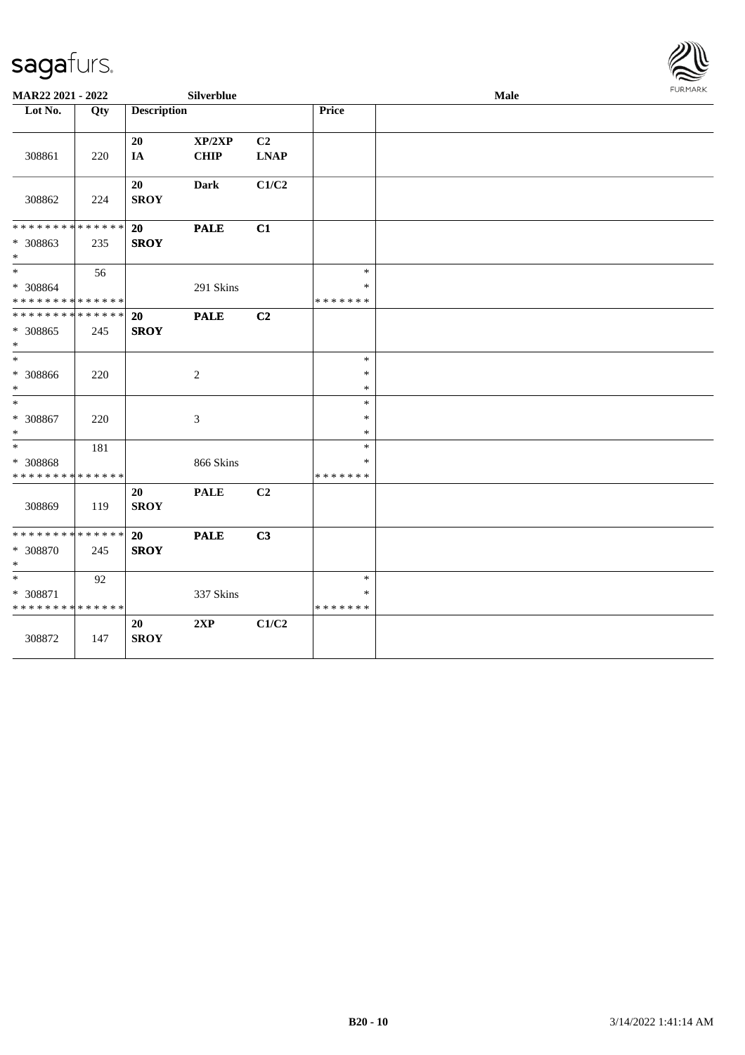**MAR22 2021 - 2022** | **Silverblue** | **Male**

| Lot No. | Qty | Description | | | Price | |
|---|---|---|---|---|---|---|
| 308861 | 220 | 20<br>IA | XP/2XP<br>CHIP | C2<br>LNAP | | |
| 308862 | 224 | 20<br>SROY | Dark | C1/C2 | | |
| ************** <br>* 308863<br>* | 235 | 20<br>SROY | PALE | C1 | | |
| *<br>* 308864<br>************** | 56 | | 291 Skins | | *<br>*<br>******* | |
| ************** <br>* 308865<br>* | 245 | 20<br>SROY | PALE | C2 | | |
| *<br>* 308866<br>* | 220 | | 2 | | *<br>*<br>* | |
| *<br>* 308867<br>* | 220 | | 3 | | *<br>*<br>* | |
| *<br>* 308868<br>************** | 181 | | 866 Skins | | *<br>*<br>******* | |
| 308869 | 119 | 20<br>SROY | PALE | C2 | | |
| ************** <br>* 308870<br>* | 245 | 20<br>SROY | PALE | C3 | | |
| *<br>* 308871<br>************** | 92 | | 337 Skins | | *<br>*<br>******* | |
| 308872 | 147 | 20<br>SROY | 2XP | C1/C2 | | |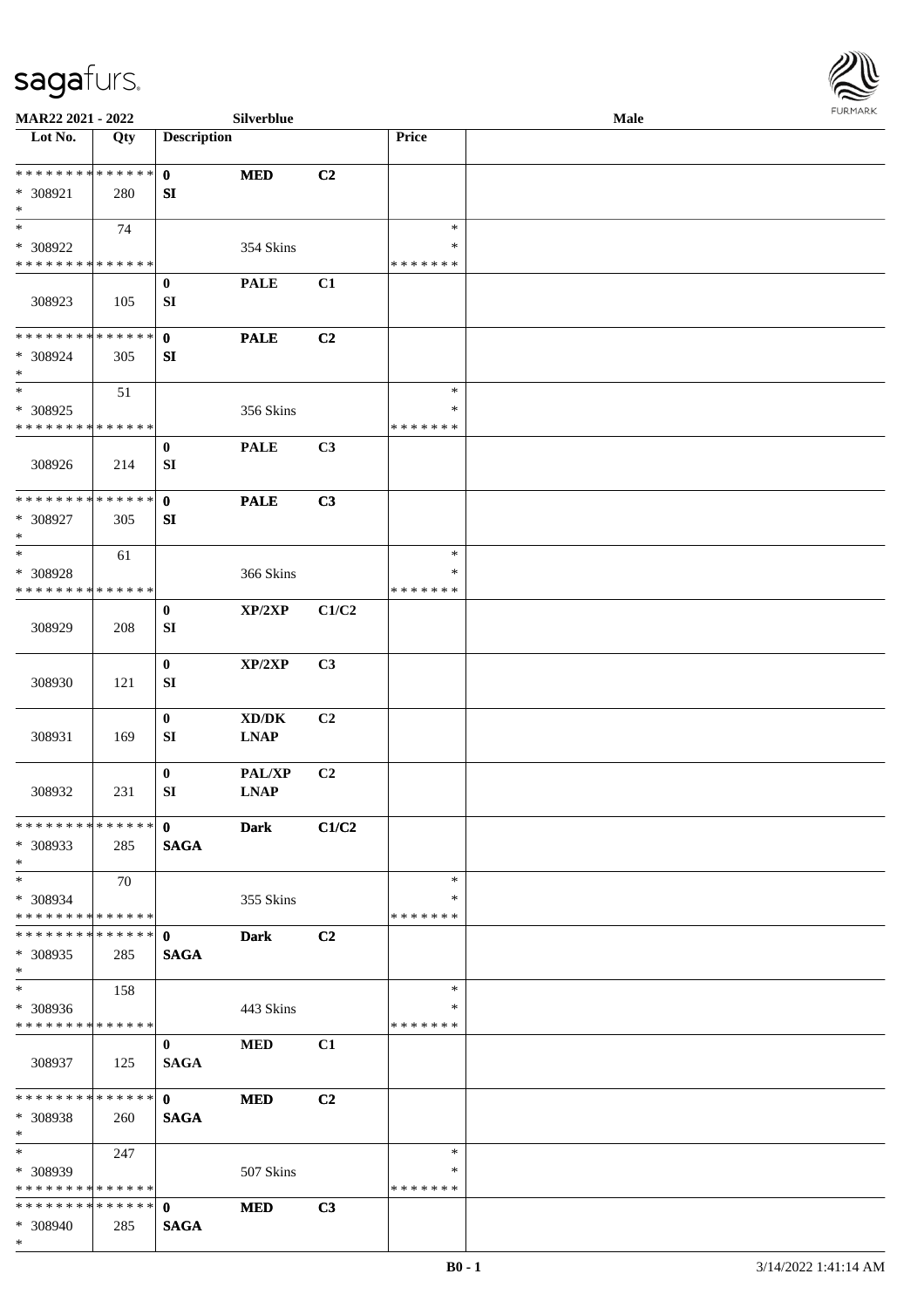MAR22 2021 - 2022 Silverblue Male

| Lot No. | Qty | Description | | | Price | |
|---|---|---|---|---|---|---|
| * * * * * * * * * * * * * * | | 0 | MED | C2 | | |
| * 308921 | 280 | SI | | | | |
| * | | | | | | |
| * | 74 | | | | * | |
| * 308922 | | | 354 Skins | | * | |
| * * * * * * * * * * * * * * | | | | | * * * * * * * | |
| | | 0 | PALE | C1 | | |
| 308923 | 105 | SI | | | | |
| * * * * * * * * * * * * * * | | 0 | PALE | C2 | | |
| * 308924 | 305 | SI | | | | |
| * | | | | | | |
| * | 51 | | | | * | |
| * 308925 | | | 356 Skins | | * | |
| * * * * * * * * * * * * * * | | | | | * * * * * * * | |
| | | 0 | PALE | C3 | | |
| 308926 | 214 | SI | | | | |
| * * * * * * * * * * * * * * | | 0 | PALE | C3 | | |
| * 308927 | 305 | SI | | | | |
| * | | | | | | |
| * | 61 | | | | * | |
| * 308928 | | | 366 Skins | | * | |
| * * * * * * * * * * * * * * | | | | | * * * * * * * | |
| | | 0 | XP/2XP | C1/C2 | | |
| 308929 | 208 | SI | | | | |
| | | 0 | XP/2XP | C3 | | |
| 308930 | 121 | SI | | | | |
| | | 0 | XD/DK | C2 | | |
| 308931 | 169 | SI | LNAP | | | |
| | | 0 | PAL/XP | C2 | | |
| 308932 | 231 | SI | LNAP | | | |
| * * * * * * * * * * * * * * | | 0 | Dark | C1/C2 | | |
| * 308933 | 285 | SAGA | | | | |
| * | | | | | | |
| * | 70 | | | | * | |
| * 308934 | | | 355 Skins | | * | |
| * * * * * * * * * * * * * * | | | | | * * * * * * * | |
| * * * * * * * * * * * * * * | | 0 | Dark | C2 | | |
| * 308935 | 285 | SAGA | | | | |
| * | | | | | | |
| * | 158 | | | | * | |
| * 308936 | | | 443 Skins | | * | |
| * * * * * * * * * * * * * * | | | | | * * * * * * * | |
| | | 0 | MED | C1 | | |
| 308937 | 125 | SAGA | | | | |
| * * * * * * * * * * * * * * | | 0 | MED | C2 | | |
| * 308938 | 260 | SAGA | | | | |
| * | | | | | | |
| * | 247 | | | | * | |
| * 308939 | | | 507 Skins | | * | |
| * * * * * * * * * * * * * * | | | | | * * * * * * * | |
| * * * * * * * * * * * * * * | | 0 | MED | C3 | | |
| * 308940 | 285 | SAGA | | | | |
| * | | | | | | |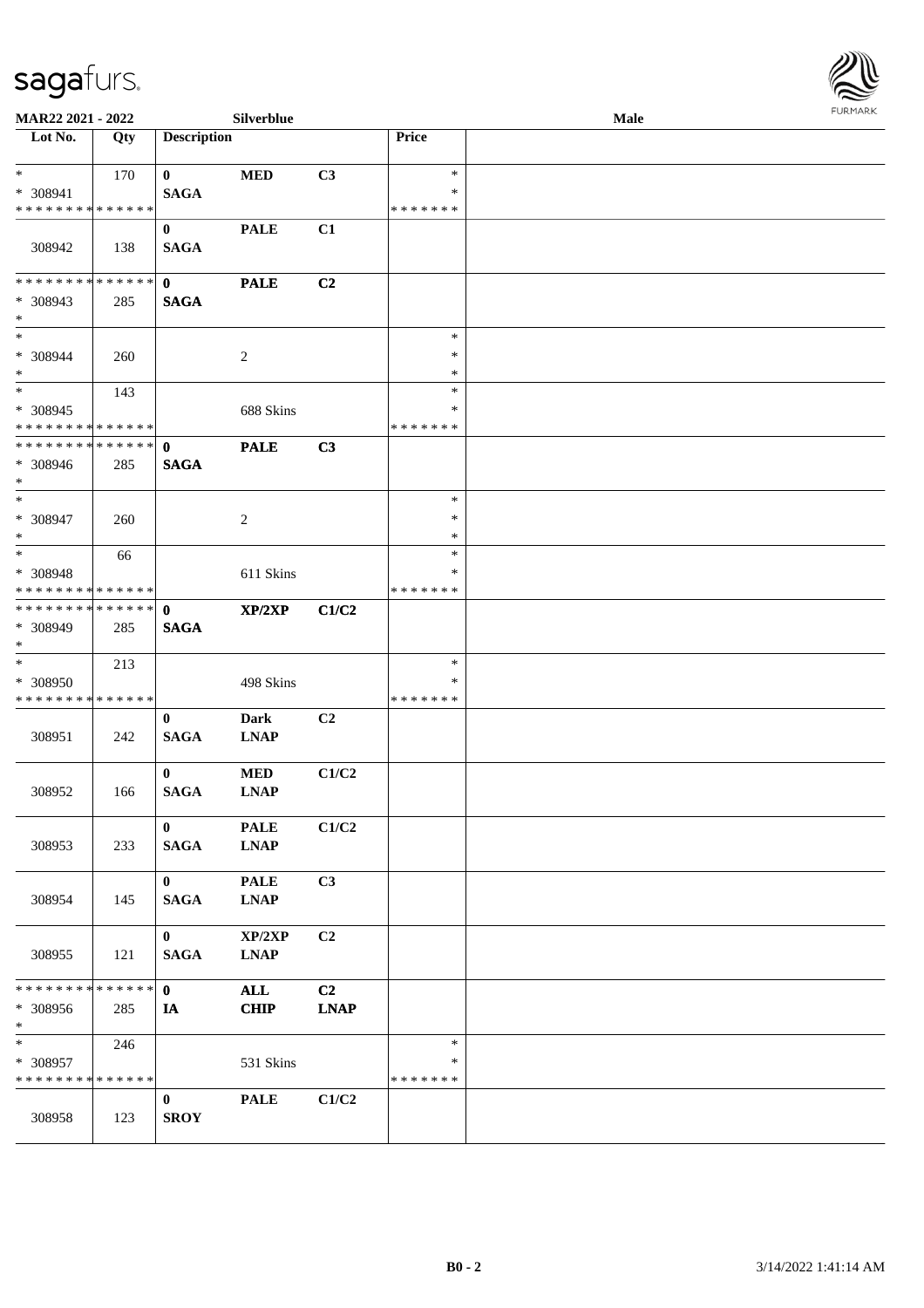MAR22 2021 - 2022 Silverblue Male

| Lot No. | Qty | Description | | | Price | |
|---|---|---|---|---|---|---|
| * <br> * 308941 <br> * * * * * * * * * * * * * * | 170 | 0 <br> SAGA | MED | C3 | * <br> * <br> * * * * * * * | |
| 308942 | 138 | 0 <br> SAGA | PALE | C1 | | |
| * * * * * * * * * * * * * * <br> * 308943 <br> * | 285 | 0 <br> SAGA | PALE | C2 | | |
| * <br> * 308944 <br> * | 260 | | 2 | | * <br> * <br> * | |
| * <br> * 308945 <br> * * * * * * * * * * * * * * | 143 | | 688 Skins | | * <br> * <br> * * * * * * * | |
| * * * * * * * * * * * * * * <br> * 308946 <br> * | 285 | 0 <br> SAGA | PALE | C3 | | |
| * <br> * 308947 <br> * | 260 | | 2 | | * <br> * <br> * | |
| * <br> * 308948 <br> * * * * * * * * * * * * * * | 66 | | 611 Skins | | * <br> * <br> * * * * * * * | |
| * * * * * * * * * * * * * * <br> * 308949 <br> * | 285 | 0 <br> SAGA | XP/2XP | C1/C2 | | |
| * <br> * 308950 <br> * * * * * * * * * * * * * * | 213 | | 498 Skins | | * <br> * <br> * * * * * * * | |
| 308951 | 242 | 0 <br> SAGA | Dark <br> LNAP | C2 | | |
| 308952 | 166 | 0 <br> SAGA | MED <br> LNAP | C1/C2 | | |
| 308953 | 233 | 0 <br> SAGA | PALE <br> LNAP | C1/C2 | | |
| 308954 | 145 | 0 <br> SAGA | PALE <br> LNAP | C3 | | |
| 308955 | 121 | 0 <br> SAGA | XP/2XP <br> LNAP | C2 | | |
| * * * * * * * * * * * * * * <br> * 308956 <br> * | 285 | 0 <br> IA | ALL <br> CHIP | C2 <br> LNAP | | |
| * <br> * 308957 <br> * * * * * * * * * * * * * * | 246 | | 531 Skins | | * <br> * <br> * * * * * * * | |
| 308958 | 123 | 0 <br> SROY | PALE | C1/C2 | | |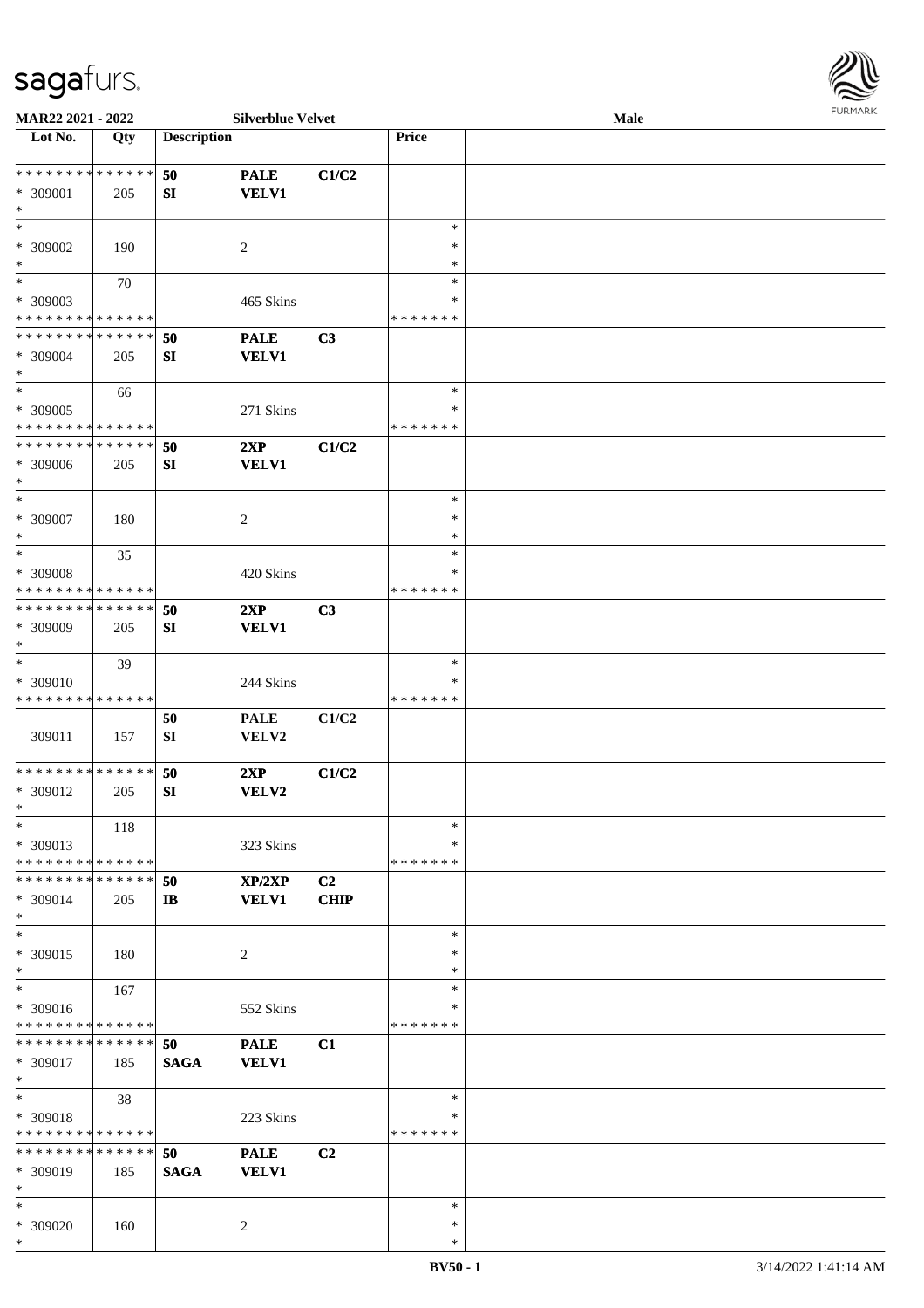MAR22 2021 - 2022 | Silverblue Velvet | Male

| Lot No. | Qty | Description | | | Price | |
|---|---|---|---|---|---|---|
| * * * * * * * * * * * * * * | | 50 | PALE | C1/C2 | | |
| * 309001 | 205 | SI | VELV1 | | | |
| * | | | | | | |
| * | | | | | * | |
| * 309002 | 190 | | 2 | | * | |
| * | | | | | * | |
| * | 70 | | | | * | |
| * 309003 | | | 465 Skins | | * | |
| * * * * * * * * * * * * * * | | | | | * * * * * * * | |
| * * * * * * * * * * * * * * | | 50 | PALE | C3 | | |
| * 309004 | 205 | SI | VELV1 | | | |
| * | | | | | | |
| * | 66 | | | | * | |
| * 309005 | | | 271 Skins | | * | |
| * * * * * * * * * * * * * * | | | | | * * * * * * * | |
| * * * * * * * * * * * * * * | | 50 | 2XP | C1/C2 | | |
| * 309006 | 205 | SI | VELV1 | | | |
| * | | | | | | |
| * | | | | | * | |
| * 309007 | 180 | | 2 | | * | |
| * | | | | | * | |
| * | 35 | | | | * | |
| * 309008 | | | 420 Skins | | * | |
| * * * * * * * * * * * * * * | | | | | * * * * * * * | |
| * * * * * * * * * * * * * * | | 50 | 2XP | C3 | | |
| * 309009 | 205 | SI | VELV1 | | | |
| * | | | | | | |
| * | 39 | | | | * | |
| * 309010 | | | 244 Skins | | * | |
| * * * * * * * * * * * * * * | | | | | * * * * * * * | |
| | | 50 | PALE | C1/C2 | | |
| 309011 | 157 | SI | VELV2 | | | |
| * * * * * * * * * * * * * * | | 50 | 2XP | C1/C2 | | |
| * 309012 | 205 | SI | VELV2 | | | |
| * | | | | | | |
| * | 118 | | | | * | |
| * 309013 | | | 323 Skins | | * | |
| * * * * * * * * * * * * * * | | | | | * * * * * * * | |
| * * * * * * * * * * * * * * | | 50 | XP/2XP | C2 | | |
| * 309014 | 205 | IB | VELV1 | CHIP | | |
| * | | | | | | |
| * | | | | | * | |
| * 309015 | 180 | | 2 | | * | |
| * | | | | | * | |
| * | 167 | | | | * | |
| * 309016 | | | 552 Skins | | * | |
| * * * * * * * * * * * * * * | | | | | * * * * * * * | |
| * * * * * * * * * * * * * * | | 50 | PALE | C1 | | |
| * 309017 | 185 | SAGA | VELV1 | | | |
| * | | | | | | |
| * | 38 | | | | * | |
| * 309018 | | | 223 Skins | | * | |
| * * * * * * * * * * * * * * | | | | | * * * * * * * | |
| * * * * * * * * * * * * * * | | 50 | PALE | C2 | | |
| * 309019 | 185 | SAGA | VELV1 | | | |
| * | | | | | | |
| * | | | | | * | |
| * 309020 | 160 | | 2 | | * | |
| * | | | | | * | |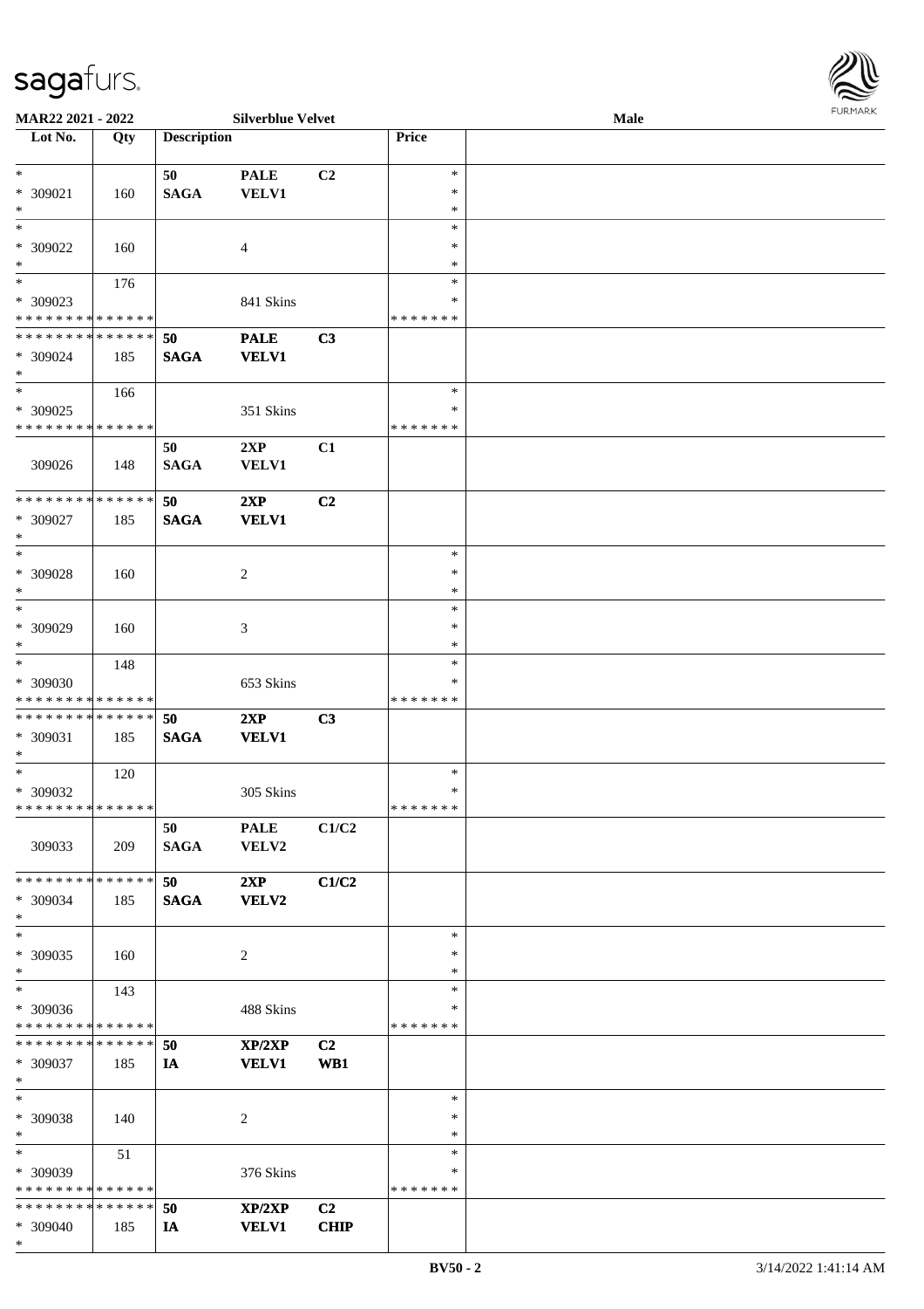| Lot No. | Qty | Description | | | Price | |
|---|---|---|---|---|---|---|
| * | | 50 | PALE | C2 | * | |
| * 309021 | 160 | SAGA | VELV1 | | * | |
| * | | | | | * | |
| * | | | | | * | |
| * 309022 | 160 | | 4 | | * | |
| * | | | | | * | |
| * | 176 | | | | * | |
| * 309023 | | | 841 Skins | | * | |
| * * * * * * * * * * * * * * | | | | | * * * * * * * | |
| * * * * * * * * * * * * * * | | 50 | PALE | C3 | | |
| * 309024 | 185 | SAGA | VELV1 | | | |
| * | | | | | | |
| * | 166 | | | | * | |
| * 309025 | | | 351 Skins | | * | |
| * * * * * * * * * * * * * * | | | | | * * * * * * * | |
| | | 50 | 2XP | C1 | | |
| 309026 | 148 | SAGA | VELV1 | | | |
| * * * * * * * * * * * * * * | | 50 | 2XP | C2 | | |
| * 309027 | 185 | SAGA | VELV1 | | | |
| * | | | | | | |
| * | | | | | * | |
| * 309028 | 160 | | 2 | | * | |
| * | | | | | * | |
| * | | | | | * | |
| * 309029 | 160 | | 3 | | * | |
| * | | | | | * | |
| * | 148 | | | | * | |
| * 309030 | | | 653 Skins | | * | |
| * * * * * * * * * * * * * * | | | | | * * * * * * * | |
| * * * * * * * * * * * * * * | | 50 | 2XP | C3 | | |
| * 309031 | 185 | SAGA | VELV1 | | | |
| * | | | | | | |
| * | 120 | | | | * | |
| * 309032 | | | 305 Skins | | * | |
| * * * * * * * * * * * * * * | | | | | * * * * * * * | |
| | | 50 | PALE | C1/C2 | | |
| 309033 | 209 | SAGA | VELV2 | | | |
| * * * * * * * * * * * * * * | | 50 | 2XP | C1/C2 | | |
| * 309034 | 185 | SAGA | VELV2 | | | |
| * | | | | | | |
| * | | | | | * | |
| * 309035 | 160 | | 2 | | * | |
| * | | | | | * | |
| * | 143 | | | | * | |
| * 309036 | | | 488 Skins | | * | |
| * * * * * * * * * * * * * * | | | | | * * * * * * * | |
| * * * * * * * * * * * * * * | | 50 | XP/2XP | C2 | | |
| * 309037 | 185 | IA | VELV1 | WB1 | | |
| * | | | | | | |
| * | | | | | * | |
| * 309038 | 140 | | 2 | | * | |
| * | | | | | * | |
| * | 51 | | | | * | |
| * 309039 | | | 376 Skins | | * | |
| * * * * * * * * * * * * * * | | | | | * * * * * * * | |
| * * * * * * * * * * * * * * | | 50 | XP/2XP | C2 | | |
| * 309040 | 185 | IA | VELV1 | CHIP | | |
| * | | | | | | |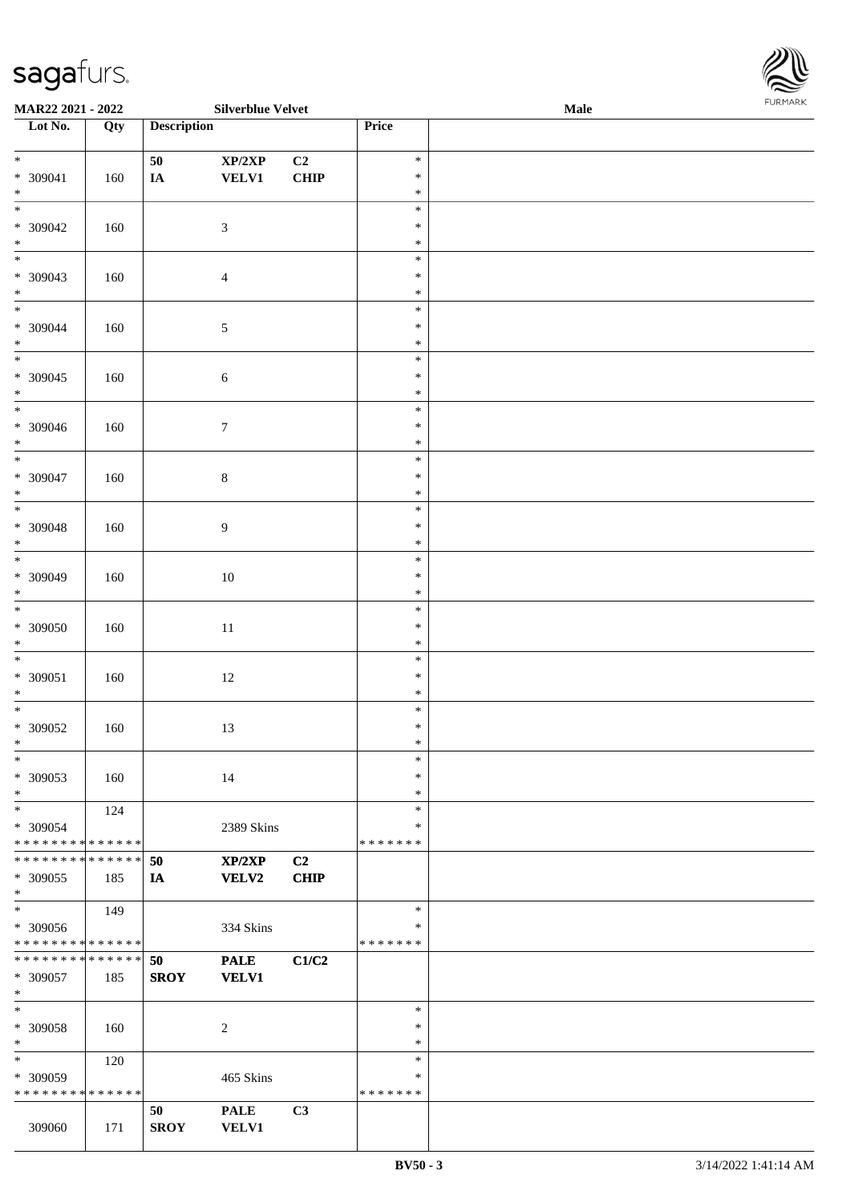| Lot No. | Qty | Description | | | Price | |
|---|---|---|---|---|---|---|
| * | | 50 | XP/2XP | C2 | * | |
| * 309041 | 160 | IA | VELV1 | CHIP | * | |
| * | | | | | * | |
| * | | | | | * | |
| * 309042 | 160 | | 3 | | * | |
| * | | | | | * | |
| * | | | | | * | |
| * 309043 | 160 | | 4 | | * | |
| * | | | | | * | |
| * | | | | | * | |
| * 309044 | 160 | | 5 | | * | |
| * | | | | | * | |
| * | | | | | * | |
| * 309045 | 160 | | 6 | | * | |
| * | | | | | * | |
| * | | | | | * | |
| * 309046 | 160 | | 7 | | * | |
| * | | | | | * | |
| * | | | | | * | |
| * 309047 | 160 | | 8 | | * | |
| * | | | | | * | |
| * | | | | | * | |
| * 309048 | 160 | | 9 | | * | |
| * | | | | | * | |
| * | | | | | * | |
| * 309049 | 160 | | 10 | | * | |
| * | | | | | * | |
| * | | | | | * | |
| * 309050 | 160 | | 11 | | * | |
| * | | | | | * | |
| * | | | | | * | |
| * 309051 | 160 | | 12 | | * | |
| * | | | | | * | |
| * | | | | | * | |
| * 309052 | 160 | | 13 | | * | |
| * | | | | | * | |
| * | | | | | * | |
| * 309053 | 160 | | 14 | | * | |
| * | | | | | * | |
| * | 124 | | | | * | |
| * 309054 | | | 2389 Skins | | * | |
| * * * * * * * * * * * * * * | | | | | * * * * * * * | |
| * * * * * * * * * * * * * * | | 50 | XP/2XP | C2 | | |
| * 309055 | 185 | IA | VELV2 | CHIP | | |
| * | | | | | | |
| * | 149 | | | | * | |
| * 309056 | | | 334 Skins | | * | |
| * * * * * * * * * * * * * * | | | | | * * * * * * * | |
| * * * * * * * * * * * * * * | | 50 | PALE | C1/C2 | | |
| * 309057 | 185 | SROY | VELV1 | | | |
| * | | | | | | |
| * | | | | | * | |
| * 309058 | 160 | | 2 | | * | |
| * | | | | | * | |
| * | 120 | | | | * | |
| * 309059 | | | 465 Skins | | * | |
| * * * * * * * * * * * * * * | | | | | * * * * * * * | |
| | | 50 | PALE | C3 | | |
| 309060 | 171 | SROY | VELV1 | | | |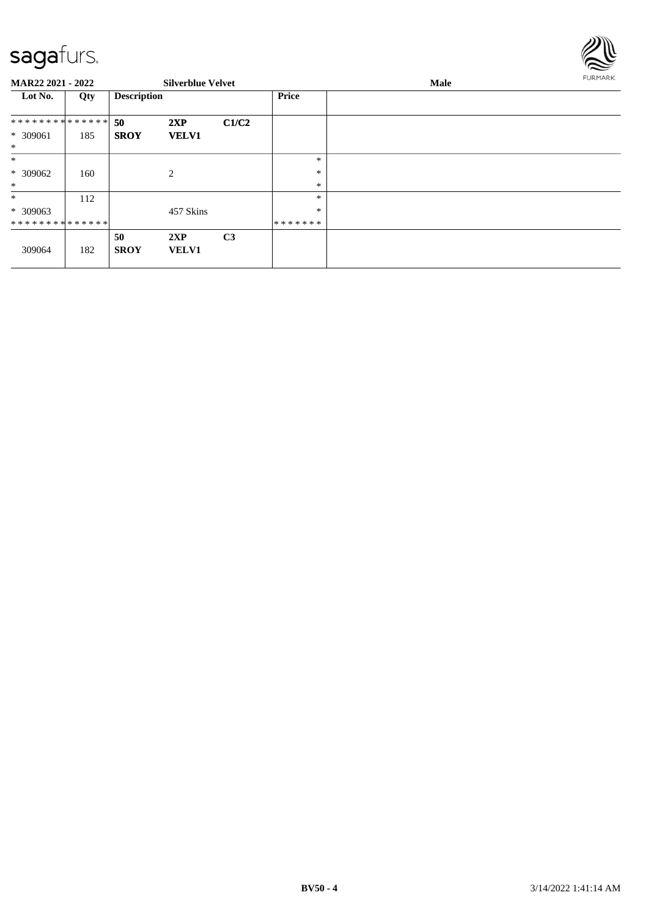**MAR22 2021 - 2022** **Silverblue Velvet** **Male**

| Lot No. | Qty | Description | | | Price | |
|---|---|---|---|---|---|---|
| ************** | | **50** | **2XP** | **C1/C2** | | |
| * 309061 | 185 | **SROY** | **VELV1** | | | |
| * | | | | | | |
| * | | | | | * | |
| * 309062 | 160 | | 2 | | * | |
| * | | | | | * | |
| * | 112 | | | | * | |
| * 309063 | | | 457 Skins | | * | |
| ************** | | | | | ******* | |
| | | **50** | **2XP** | **C3** | | |
| 309064 | 182 | **SROY** | **VELV1** | | | |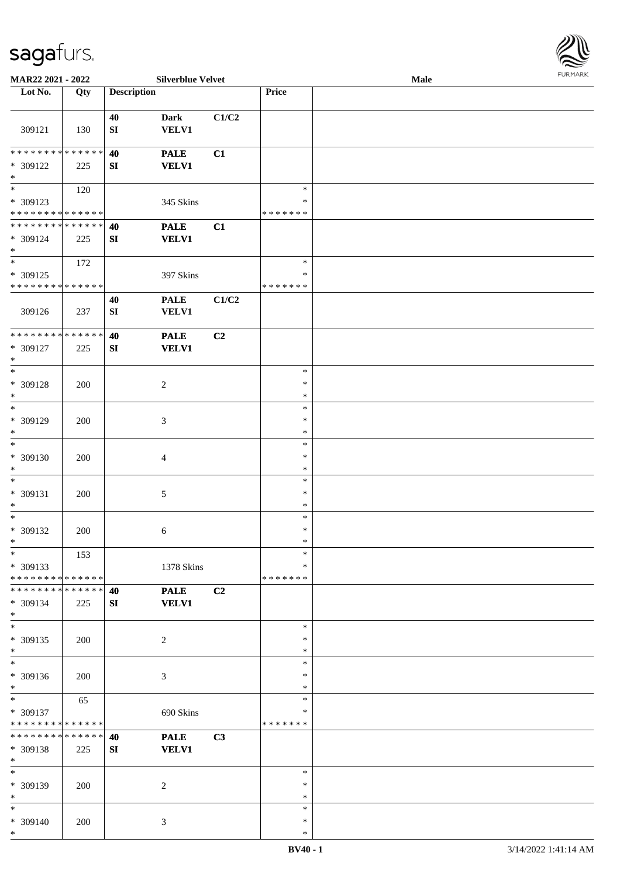**MAR22 2021 - 2022** **Silverblue Velvet** **Male**

| Lot No. | Qty | Description | | | Price | |
|---|---|---|---|---|---|---|
| 309121 | 130 | 40 SI | Dark VELV1 | C1/C2 | | |
| * * * * * * * * * * * * * * * 309122 * | 225 | 40 SI | PALE VELV1 | C1 | | |
| * * 309123 * * * * * * * * * * * * * * | 120 | | 345 Skins | | * * * * * * * * * | |
| * * * * * * * * * * * * * * * 309124 * | 225 | 40 SI | PALE VELV1 | C1 | | |
| * * 309125 * * * * * * * * * * * * * * | 172 | | 397 Skins | | * * * * * * * * * | |
| 309126 | 237 | 40 SI | PALE VELV1 | C1/C2 | | |
| * * * * * * * * * * * * * * * 309127 * | 225 | 40 SI | PALE VELV1 | C2 | | |
| * * 309128 * | 200 | | 2 | | * * * | |
| * * 309129 * | 200 | | 3 | | * * * | |
| * * 309130 * | 200 | | 4 | | * * * | |
| * * 309131 * | 200 | | 5 | | * * * | |
| * * 309132 * | 200 | | 6 | | * * * | |
| * * 309133 * * * * * * * * * * * * * * | 153 | | 1378 Skins | | * * * * * * * * * | |
| * * * * * * * * * * * * * * * 309134 * | 225 | 40 SI | PALE VELV1 | C2 | | |
| * * 309135 * | 200 | | 2 | | * * * | |
| * * 309136 * | 200 | | 3 | | * * * | |
| * * 309137 * * * * * * * * * * * * * * | 65 | | 690 Skins | | * * * * * * * * * | |
| * * * * * * * * * * * * * * * 309138 * | 225 | 40 SI | PALE VELV1 | C3 | | |
| * * 309139 * | 200 | | 2 | | * * * | |
| * * 309140 * | 200 | | 3 | | * * * | |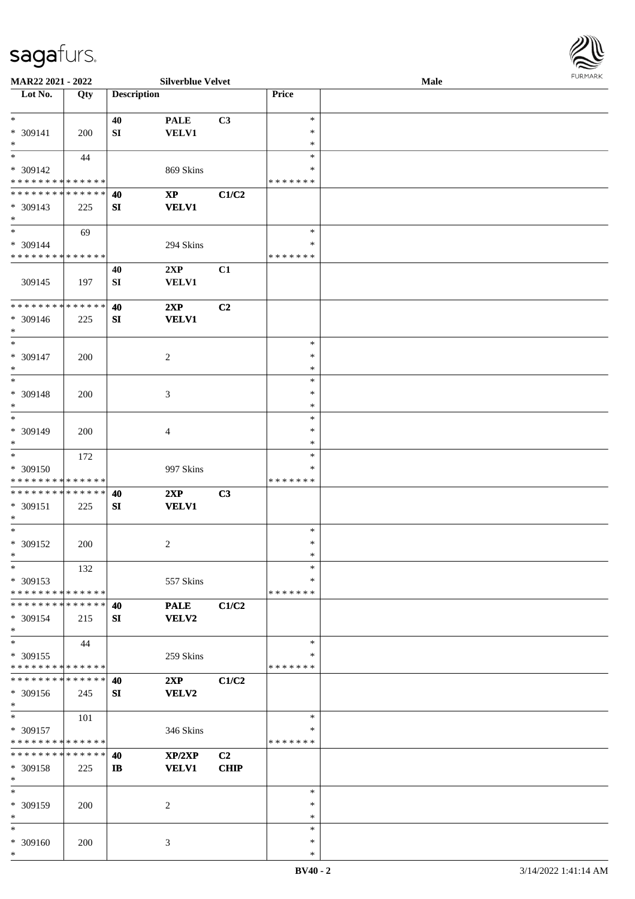| MAR22 2021 - 2022 | | Silverblue Velvet | | | | Male |
|---|---|---|---|---|---|---|
| Lot No. | Qty | Description | | | Price | |
| * | | 40 | PALE | C3 | * | |
| * 309141 | 200 | SI | VELV1 | | * | |
| * | | | | | * | |
| * | 44 | | | | * | |
| * 309142 | | | 869 Skins | | * | |
| * * * * * * * * * * * * * * | | | | | * * * * * * * | |
| * * * * * * * * * * * * * * | | 40 | XP | C1/C2 | | |
| * 309143 | 225 | SI | VELV1 | | | |
| * | | | | | | |
| * | 69 | | | | * | |
| * 309144 | | | 294 Skins | | * | |
| * * * * * * * * * * * * * * | | | | | * * * * * * * | |
| | | 40 | 2XP | C1 | | |
| 309145 | 197 | SI | VELV1 | | | |
| * * * * * * * * * * * * * * | | 40 | 2XP | C2 | | |
| * 309146 | 225 | SI | VELV1 | | | |
| * | | | | | | |
| * | | | | | * | |
| * 309147 | 200 | | 2 | | * | |
| * | | | | | * | |
| * | | | | | * | |
| * 309148 | 200 | | 3 | | * | |
| * | | | | | * | |
| * | | | | | * | |
| * 309149 | 200 | | 4 | | * | |
| * | | | | | * | |
| * | 172 | | | | * | |
| * 309150 | | | 997 Skins | | * | |
| * * * * * * * * * * * * * * | | | | | * * * * * * * | |
| * * * * * * * * * * * * * * | | 40 | 2XP | C3 | | |
| * 309151 | 225 | SI | VELV1 | | | |
| * | | | | | | |
| * | | | | | * | |
| * 309152 | 200 | | 2 | | * | |
| * | | | | | * | |
| * | 132 | | | | * | |
| * 309153 | | | 557 Skins | | * | |
| * * * * * * * * * * * * * * | | | | | * * * * * * * | |
| * * * * * * * * * * * * * * | | 40 | PALE | C1/C2 | | |
| * 309154 | 215 | SI | VELV2 | | | |
| * | | | | | | |
| * | 44 | | | | * | |
| * 309155 | | | 259 Skins | | * | |
| * * * * * * * * * * * * * * | | | | | * * * * * * * | |
| * * * * * * * * * * * * * * | | 40 | 2XP | C1/C2 | | |
| * 309156 | 245 | SI | VELV2 | | | |
| * | | | | | | |
| * | 101 | | | | * | |
| * 309157 | | | 346 Skins | | * | |
| * * * * * * * * * * * * * * | | | | | * * * * * * * | |
| * * * * * * * * * * * * * * | | 40 | XP/2XP | C2 | | |
| * 309158 | 225 | IB | VELV1 | CHIP | | |
| * | | | | | | |
| * | | | | | * | |
| * 309159 | 200 | | 2 | | * | |
| * | | | | | * | |
| * | | | | | * | |
| * 309160 | 200 | | 3 | | * | |
| * | | | | | * | |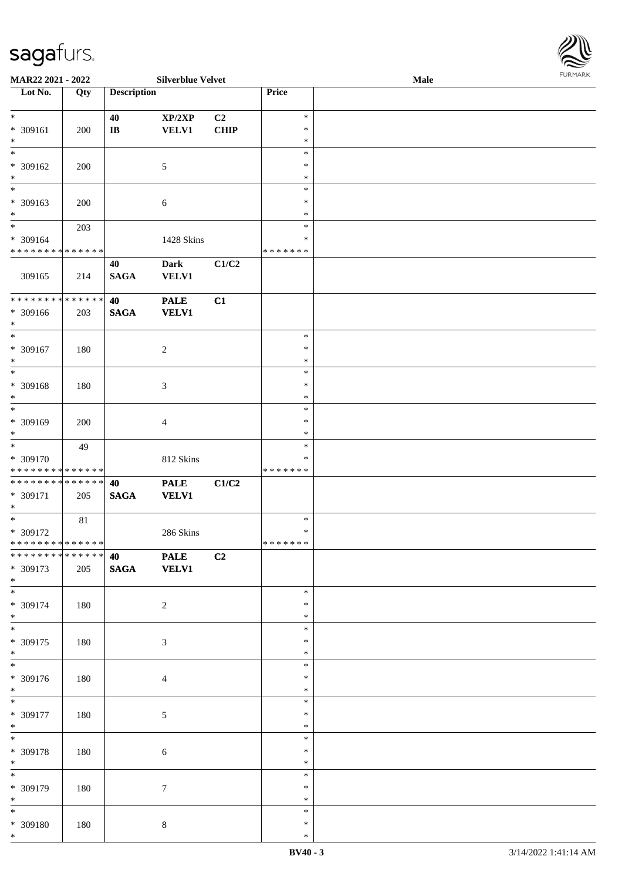MAR22 2021 - 2022 | Silverblue Velvet | Male

| Lot No. | Qty | Description | | | Price | |
|---|---|---|---|---|---|---|
| *<br>* 309161<br>* | 200 | 40<br>IB | XP/2XP<br>VELV1 | C2<br>CHIP | *<br>*<br>* | |
| *<br>* 309162<br>* | 200 | | 5 | | *<br>*<br>* | |
| *<br>* 309163<br>* | 200 | | 6 | | *<br>*<br>* | |
| *<br>* 309164<br>* * * * * * * * * * * * * * | 203 | | 1428 Skins | | *<br>*<br>* * * * * * * | |
| 309165 | 214 | 40<br>SAGA | Dark<br>VELV1 | C1/C2 | | |
| * * * * * * * * * * * * * *<br>* 309166<br>* | 203 | 40<br>SAGA | PALE<br>VELV1 | C1 | | |
| *<br>* 309167<br>* | 180 | | 2 | | *<br>*<br>* | |
| *<br>* 309168<br>* | 180 | | 3 | | *<br>*<br>* | |
| *<br>* 309169<br>* | 200 | | 4 | | *<br>*<br>* | |
| *<br>* 309170<br>* * * * * * * * * * * * * * | 49 | | 812 Skins | | *<br>*<br>* * * * * * * | |
| * * * * * * * * * * * * * *<br>* 309171<br>* | 205 | 40<br>SAGA | PALE<br>VELV1 | C1/C2 | | |
| *<br>* 309172<br>* * * * * * * * * * * * * * | 81 | | 286 Skins | | *<br>*<br>* * * * * * * | |
| * * * * * * * * * * * * * *<br>* 309173<br>* | 205 | 40<br>SAGA | PALE<br>VELV1 | C2 | | |
| *<br>* 309174<br>* | 180 | | 2 | | *<br>*<br>* | |
| *<br>* 309175<br>* | 180 | | 3 | | *<br>*<br>* | |
| *<br>* 309176<br>* | 180 | | 4 | | *<br>*<br>* | |
| *<br>* 309177<br>* | 180 | | 5 | | *<br>*<br>* | |
| *<br>* 309178<br>* | 180 | | 6 | | *<br>*<br>* | |
| *<br>* 309179<br>* | 180 | | 7 | | *<br>*<br>* | |
| *<br>* 309180<br>* | 180 | | 8 | | *<br>*<br>* | |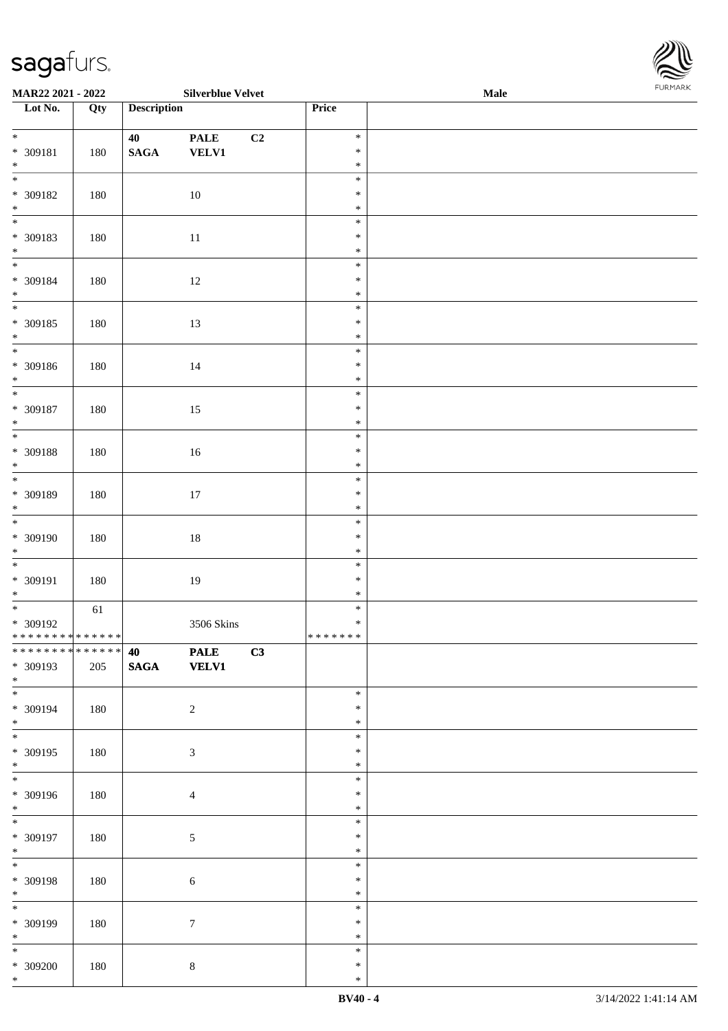| Lot No. | Qty | Description | | | Price | |
|---|---|---|---|---|---|---|
| * | | 40 | PALE | C2 | * | |
| * 309181 | 180 | SAGA | VELV1 | | * | |
| * | | | | | * | |
| * | | | | | * | |
| * 309182 | 180 | | 10 | | * | |
| * | | | | | * | |
| * | | | | | * | |
| * 309183 | 180 | | 11 | | * | |
| * | | | | | * | |
| * | | | | | * | |
| * 309184 | 180 | | 12 | | * | |
| * | | | | | * | |
| * | | | | | * | |
| * 309185 | 180 | | 13 | | * | |
| * | | | | | * | |
| * | | | | | * | |
| * 309186 | 180 | | 14 | | * | |
| * | | | | | * | |
| * | | | | | * | |
| * 309187 | 180 | | 15 | | * | |
| * | | | | | * | |
| * | | | | | * | |
| * 309188 | 180 | | 16 | | * | |
| * | | | | | * | |
| * | | | | | * | |
| * 309189 | 180 | | 17 | | * | |
| * | | | | | * | |
| * | | | | | * | |
| * 309190 | 180 | | 18 | | * | |
| * | | | | | * | |
| * | | | | | * | |
| * 309191 | 180 | | 19 | | * | |
| * | | | | | * | |
| * | 61 | | | | * | |
| * 309192 | | | 3506 Skins | | * | |
| ************** | | | | | ******* | |
| ************** | | 40 | PALE | C3 | | |
| * 309193 | 205 | SAGA | VELV1 | | | |
| * | | | | | | |
| * | | | | | * | |
| * 309194 | 180 | | 2 | | * | |
| * | | | | | * | |
| * | | | | | * | |
| * 309195 | 180 | | 3 | | * | |
| * | | | | | * | |
| * | | | | | * | |
| * 309196 | 180 | | 4 | | * | |
| * | | | | | * | |
| * | | | | | * | |
| * 309197 | 180 | | 5 | | * | |
| * | | | | | * | |
| * | | | | | * | |
| * 309198 | 180 | | 6 | | * | |
| * | | | | | * | |
| * | | | | | * | |
| * 309199 | 180 | | 7 | | * | |
| * | | | | | * | |
| * | | | | | * | |
| * 309200 | 180 | | 8 | | * | |
| * | | | | | * | |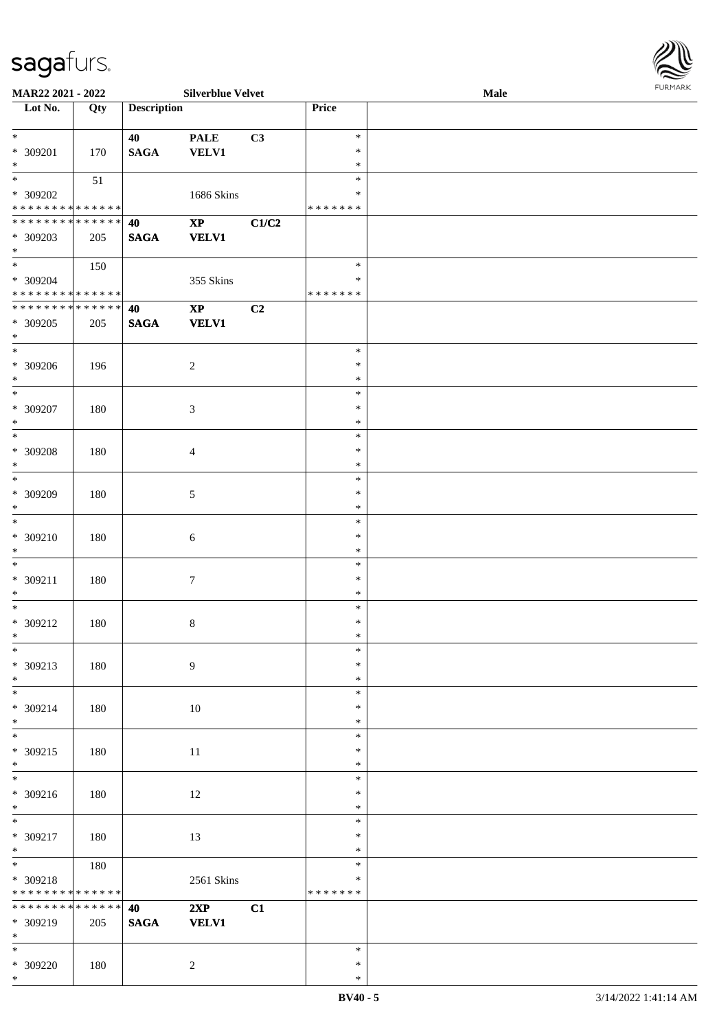| Lot No. | Qty | Description | | | Price | |
|---|---|---|---|---|---|---|
| * | | 40 | PALE | C3 | * | |
| * 309201 | 170 | SAGA | VELV1 | | * | |
| * | | | | | * | |
| * | 51 | | | | * | |
| * 309202 | | | 1686 Skins | | * | |
| * * * * * * * * * * * * * * | | | | | * * * * * * * | |
| * * * * * * * * * * * * * * | | 40 | XP | C1/C2 | | |
| * 309203 | 205 | SAGA | VELV1 | | | |
| * | | | | | | |
| * | 150 | | | | * | |
| * 309204 | | | 355 Skins | | * | |
| * * * * * * * * * * * * * * | | | | | * * * * * * * | |
| * * * * * * * * * * * * * * | | 40 | XP | C2 | | |
| * 309205 | 205 | SAGA | VELV1 | | | |
| * | | | | | | |
| * | | | | | * | |
| * 309206 | 196 | | 2 | | * | |
| * | | | | | * | |
| * | | | | | * | |
| * 309207 | 180 | | 3 | | * | |
| * | | | | | * | |
| * | | | | | * | |
| * 309208 | 180 | | 4 | | * | |
| * | | | | | * | |
| * | | | | | * | |
| * 309209 | 180 | | 5 | | * | |
| * | | | | | * | |
| * | | | | | * | |
| * 309210 | 180 | | 6 | | * | |
| * | | | | | * | |
| * | | | | | * | |
| * 309211 | 180 | | 7 | | * | |
| * | | | | | * | |
| * | | | | | * | |
| * 309212 | 180 | | 8 | | * | |
| * | | | | | * | |
| * | | | | | * | |
| * 309213 | 180 | | 9 | | * | |
| * | | | | | * | |
| * | | | | | * | |
| * 309214 | 180 | | 10 | | * | |
| * | | | | | * | |
| * | | | | | * | |
| * 309215 | 180 | | 11 | | * | |
| * | | | | | * | |
| * | | | | | * | |
| * 309216 | 180 | | 12 | | * | |
| * | | | | | * | |
| * | | | | | * | |
| * 309217 | 180 | | 13 | | * | |
| * | | | | | * | |
| * | 180 | | | | * | |
| * 309218 | | | 2561 Skins | | * | |
| * * * * * * * * * * * * * * | | | | | * * * * * * * | |
| * * * * * * * * * * * * * * | | 40 | 2XP | C1 | | |
| * 309219 | 205 | SAGA | VELV1 | | | |
| * | | | | | | |
| * | | | | | * | |
| * 309220 | 180 | | 2 | | * | |
| * | | | | | * | |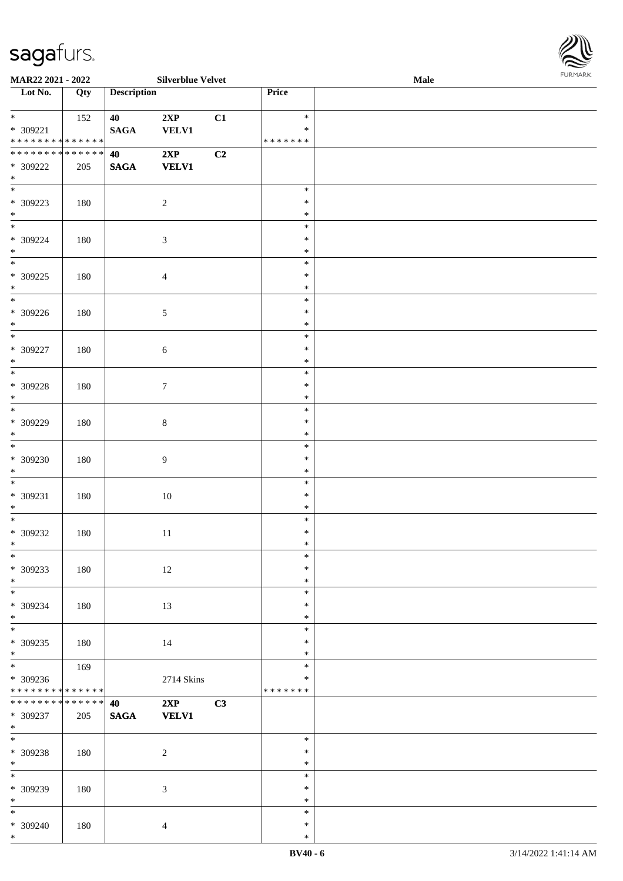| Lot No. | Qty | Description | | | Price | |
|---|---|---|---|---|---|---|
| * | 152 | 40 | 2XP | C1 | * | |
| * 309221 | | SAGA | VELV1 | | * | |
| * * * * * * * * * * * * * * | | | | | * * * * * * * | |
| * * * * * * * * * * * * * * | | 40 | 2XP | C2 | | |
| * 309222 | 205 | SAGA | VELV1 | | | |
| * | | | | | | |
| * | | | | | * | |
| * 309223 | 180 | | 2 | | * | |
| * | | | | | * | |
| * | | | | | * | |
| * 309224 | 180 | | 3 | | * | |
| * | | | | | * | |
| * | | | | | * | |
| * 309225 | 180 | | 4 | | * | |
| * | | | | | * | |
| * | | | | | * | |
| * 309226 | 180 | | 5 | | * | |
| * | | | | | * | |
| * | | | | | * | |
| * 309227 | 180 | | 6 | | * | |
| * | | | | | * | |
| * | | | | | * | |
| * 309228 | 180 | | 7 | | * | |
| * | | | | | * | |
| * | | | | | * | |
| * 309229 | 180 | | 8 | | * | |
| * | | | | | * | |
| * | | | | | * | |
| * 309230 | 180 | | 9 | | * | |
| * | | | | | * | |
| * | | | | | * | |
| * 309231 | 180 | | 10 | | * | |
| * | | | | | * | |
| * | | | | | * | |
| * 309232 | 180 | | 11 | | * | |
| * | | | | | * | |
| * | | | | | * | |
| * 309233 | 180 | | 12 | | * | |
| * | | | | | * | |
| * | | | | | * | |
| * 309234 | 180 | | 13 | | * | |
| * | | | | | * | |
| * | | | | | * | |
| * 309235 | 180 | | 14 | | * | |
| * | | | | | * | |
| * | 169 | | | | * | |
| * 309236 | | | 2714 Skins | | * | |
| * * * * * * * * * * * * * * | | | | | * * * * * * * | |
| * * * * * * * * * * * * * * | | 40 | 2XP | C3 | | |
| * 309237 | 205 | SAGA | VELV1 | | | |
| * | | | | | | |
| * | | | | | * | |
| * 309238 | 180 | | 2 | | * | |
| * | | | | | * | |
| * | | | | | * | |
| * 309239 | 180 | | 3 | | * | |
| * | | | | | * | |
| * | | | | | * | |
| * 309240 | 180 | | 4 | | * | |
| * | | | | | * | |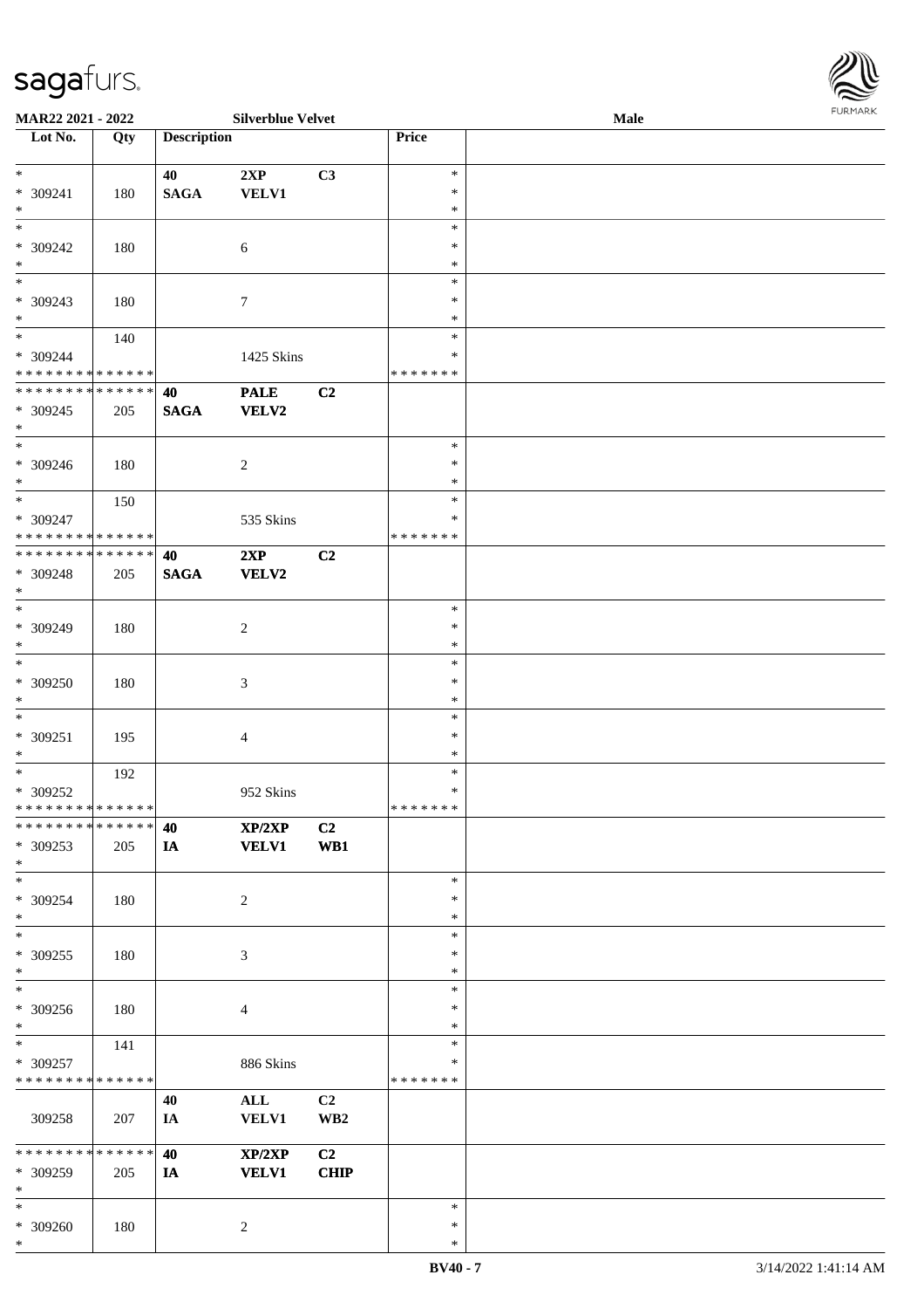| Lot No. | Qty | Description | | | Price | |
|---|---|---|---|---|---|---|
| * | | 40 | 2XP | C3 | * | |
| * 309241 | 180 | SAGA | VELV1 | | * | |
| * | | | | | * | |
| * | | | | | * | |
| * 309242 | 180 | | 6 | | * | |
| * | | | | | * | |
| * | | | | | * | |
| * 309243 | 180 | | 7 | | * | |
| * | | | | | * | |
| * | 140 | | | | * | |
| * 309244 | | | 1425 Skins | | * | |
| * * * * * * * * * * * * * * | | | | | * * * * * * * | |
| * * * * * * * * * * * * * * | | 40 | PALE | C2 | | |
| * 309245 | 205 | SAGA | VELV2 | | | |
| * | | | | | | |
| * | | | | | * | |
| * 309246 | 180 | | 2 | | * | |
| * | | | | | * | |
| * | 150 | | | | * | |
| * 309247 | | | 535 Skins | | * | |
| * * * * * * * * * * * * * * | | | | | * * * * * * * | |
| * * * * * * * * * * * * * * | | 40 | 2XP | C2 | | |
| * 309248 | 205 | SAGA | VELV2 | | | |
| * | | | | | | |
| * | | | | | * | |
| * 309249 | 180 | | 2 | | * | |
| * | | | | | * | |
| * | | | | | * | |
| * 309250 | 180 | | 3 | | * | |
| * | | | | | * | |
| * | | | | | * | |
| * 309251 | 195 | | 4 | | * | |
| * | | | | | * | |
| * | 192 | | | | * | |
| * 309252 | | | 952 Skins | | * | |
| * * * * * * * * * * * * * * | | | | | * * * * * * * | |
| * * * * * * * * * * * * * * | | 40 | XP/2XP | C2 | | |
| * 309253 | 205 | IA | VELV1 | WB1 | | |
| * | | | | | | |
| * | | | | | * | |
| * 309254 | 180 | | 2 | | * | |
| * | | | | | * | |
| * | | | | | * | |
| * 309255 | 180 | | 3 | | * | |
| * | | | | | * | |
| * | | | | | * | |
| * 309256 | 180 | | 4 | | * | |
| * | | | | | * | |
| * | 141 | | | | * | |
| * 309257 | | | 886 Skins | | * | |
| * * * * * * * * * * * * * * | | | | | * * * * * * * | |
| | | 40 | ALL | C2 | | |
| 309258 | 207 | IA | VELV1 | WB2 | | |
| * * * * * * * * * * * * * * | | 40 | XP/2XP | C2 | | |
| * 309259 | 205 | IA | VELV1 | CHIP | | |
| * | | | | | | |
| * | | | | | * | |
| * 309260 | 180 | | 2 | | * | |
| * | | | | | * | |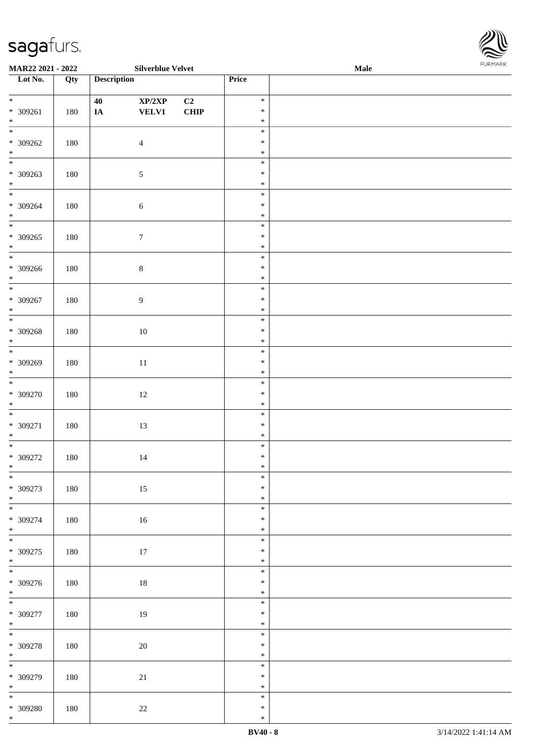**MAR22 2021 - 2022** **Silverblue Velvet** **Male**

| Lot No. | Qty | Description | | | Price | |
|---|---|---|---|---|---|---|
| * <br> * 309261 <br> * | 180 | 40 <br> IA | XP/2XP <br> VELV1 | C2 <br> CHIP | * <br> * <br> * | |
| * <br> * 309262 <br> * | 180 | | 4 | | * <br> * <br> * | |
| * <br> * 309263 <br> * | 180 | | 5 | | * <br> * <br> * | |
| * <br> * 309264 <br> * | 180 | | 6 | | * <br> * <br> * | |
| * <br> * 309265 <br> * | 180 | | 7 | | * <br> * <br> * | |
| * <br> * 309266 <br> * | 180 | | 8 | | * <br> * <br> * | |
| * <br> * 309267 <br> * | 180 | | 9 | | * <br> * <br> * | |
| * <br> * 309268 <br> * | 180 | | 10 | | * <br> * <br> * | |
| * <br> * 309269 <br> * | 180 | | 11 | | * <br> * <br> * | |
| * <br> * 309270 <br> * | 180 | | 12 | | * <br> * <br> * | |
| * <br> * 309271 <br> * | 180 | | 13 | | * <br> * <br> * | |
| * <br> * 309272 <br> * | 180 | | 14 | | * <br> * <br> * | |
| * <br> * 309273 <br> * | 180 | | 15 | | * <br> * <br> * | |
| * <br> * 309274 <br> * | 180 | | 16 | | * <br> * <br> * | |
| * <br> * 309275 <br> * | 180 | | 17 | | * <br> * <br> * | |
| * <br> * 309276 <br> * | 180 | | 18 | | * <br> * <br> * | |
| * <br> * 309277 <br> * | 180 | | 19 | | * <br> * <br> * | |
| * <br> * 309278 <br> * | 180 | | 20 | | * <br> * <br> * | |
| * <br> * 309279 <br> * | 180 | | 21 | | * <br> * <br> * | |
| * <br> * 309280 <br> * | 180 | | 22 | | * <br> * <br> * | |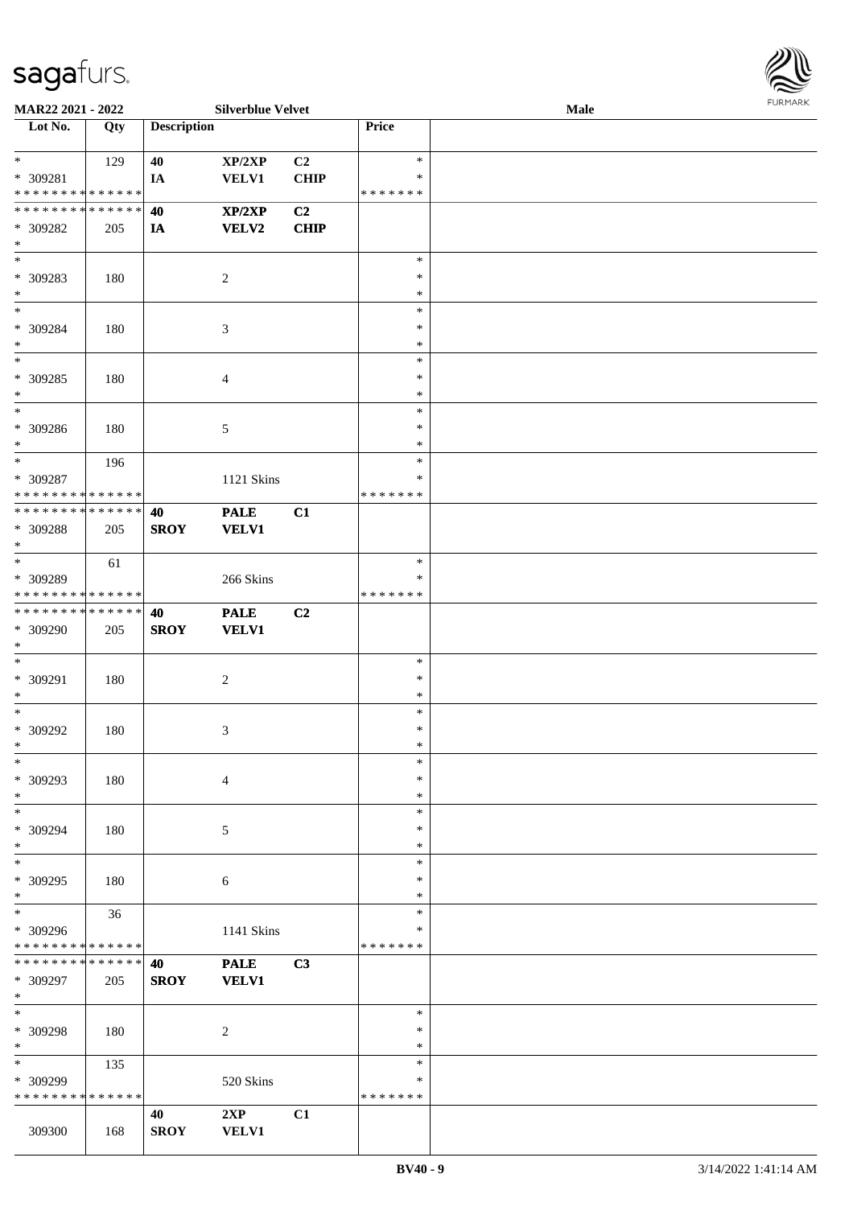MAR22 2021 - 2022 Silverblue Velvet Male

| Lot No. | Qty | Description | | | Price | |
|---|---|---|---|---|---|---|
| * | 129 | 40 | XP/2XP | C2 | * | |
| * 309281 | | IA | VELV1 | CHIP | * | |
| * * * * * * * * * * * * * * | | | | | * * * * * * * | |
| * * * * * * * * * * * * * * | | 40 | XP/2XP | C2 | | |
| * 309282 | 205 | IA | VELV2 | CHIP | | |
| * | | | | | | |
| * | | | | | * | |
| * 309283 | 180 | | 2 | | * | |
| * | | | | | * | |
| * | | | | | * | |
| * 309284 | 180 | | 3 | | * | |
| * | | | | | * | |
| * | | | | | * | |
| * 309285 | 180 | | 4 | | * | |
| * | | | | | * | |
| * | | | | | * | |
| * 309286 | 180 | | 5 | | * | |
| * | | | | | * | |
| * | 196 | | | | * | |
| * 309287 | | | 1121 Skins | | * | |
| * * * * * * * * * * * * * * | | | | | * * * * * * * | |
| * * * * * * * * * * * * * * | | 40 | PALE | C1 | | |
| * 309288 | 205 | SROY | VELV1 | | | |
| * | | | | | | |
| * | 61 | | | | * | |
| * 309289 | | | 266 Skins | | * | |
| * * * * * * * * * * * * * * | | | | | * * * * * * * | |
| * * * * * * * * * * * * * * | | 40 | PALE | C2 | | |
| * 309290 | 205 | SROY | VELV1 | | | |
| * | | | | | | |
| * | | | | | * | |
| * 309291 | 180 | | 2 | | * | |
| * | | | | | * | |
| * | | | | | * | |
| * 309292 | 180 | | 3 | | * | |
| * | | | | | * | |
| * | | | | | * | |
| * 309293 | 180 | | 4 | | * | |
| * | | | | | * | |
| * | | | | | * | |
| * 309294 | 180 | | 5 | | * | |
| * | | | | | * | |
| * | | | | | * | |
| * 309295 | 180 | | 6 | | * | |
| * | | | | | * | |
| * | 36 | | | | * | |
| * 309296 | | | 1141 Skins | | * | |
| * * * * * * * * * * * * * * | | | | | * * * * * * * | |
| * * * * * * * * * * * * * * | | 40 | PALE | C3 | | |
| * 309297 | 205 | SROY | VELV1 | | | |
| * | | | | | | |
| * | | | | | * | |
| * 309298 | 180 | | 2 | | * | |
| * | | | | | * | |
| * | 135 | | | | * | |
| * 309299 | | | 520 Skins | | * | |
| * * * * * * * * * * * * * * | | | | | * * * * * * * | |
| | | 40 | 2XP | C1 | | |
| 309300 | 168 | SROY | VELV1 | | | |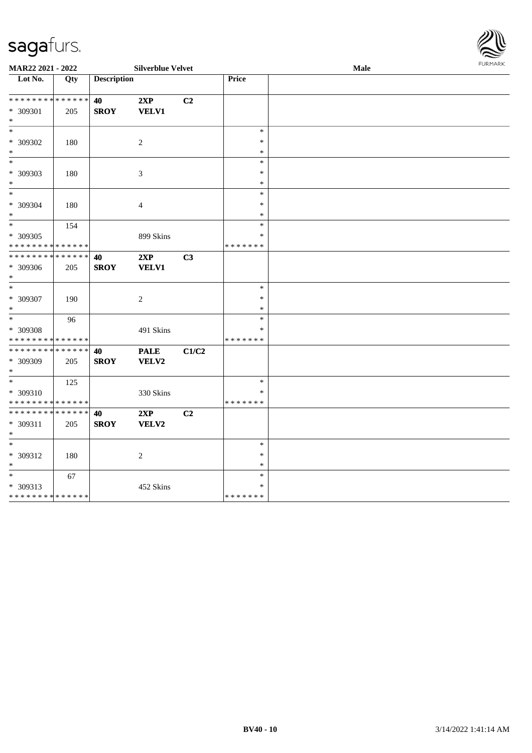MAR22 2021 - 2022 Silverblue Velvet Male

| Lot No. | Qty | Description | | | Price | |
|---|---|---|---|---|---|---|
| * * * * * * * * * * * * * * | | 40 | 2XP | C2 | | |
| * 309301 | 205 | SROY | VELV1 | | | |
| * | | | | | | |
| * | | | | | * | |
| * 309302 | 180 | | 2 | | * | |
| * | | | | | * | |
| * | | | | | * | |
| * 309303 | 180 | | 3 | | * | |
| * | | | | | * | |
| * | | | | | * | |
| * 309304 | 180 | | 4 | | * | |
| * | | | | | * | |
| * | 154 | | | | * | |
| * 309305 | | | 899 Skins | | * | |
| * * * * * * * * * * * * * * | | | | | * * * * * * * | |
| * * * * * * * * * * * * * * | | 40 | 2XP | C3 | | |
| * 309306 | 205 | SROY | VELV1 | | | |
| * | | | | | | |
| * | | | | | * | |
| * 309307 | 190 | | 2 | | * | |
| * | | | | | * | |
| * | 96 | | | | * | |
| * 309308 | | | 491 Skins | | * | |
| * * * * * * * * * * * * * * | | | | | * * * * * * * | |
| * * * * * * * * * * * * * * | | 40 | PALE | C1/C2 | | |
| * 309309 | 205 | SROY | VELV2 | | | |
| * | | | | | | |
| * | 125 | | | | * | |
| * 309310 | | | 330 Skins | | * | |
| * * * * * * * * * * * * * * | | | | | * * * * * * * | |
| * * * * * * * * * * * * * * | | 40 | 2XP | C2 | | |
| * 309311 | 205 | SROY | VELV2 | | | |
| * | | | | | | |
| * | | | | | * | |
| * 309312 | 180 | | 2 | | * | |
| * | | | | | * | |
| * | 67 | | | | * | |
| * 309313 | | | 452 Skins | | * | |
| * * * * * * * * * * * * * * | | | | | * * * * * * * | |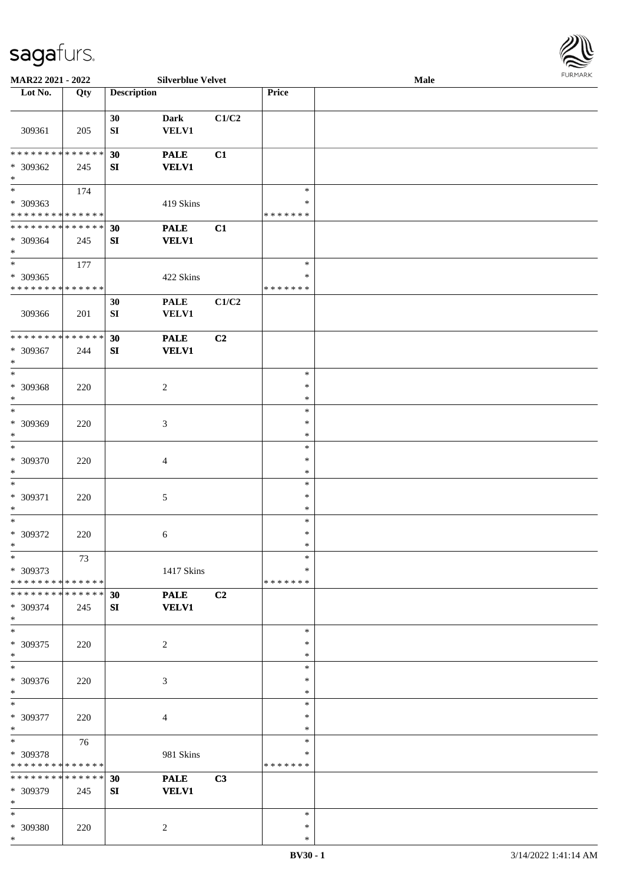**MAR22 2021 - 2022** **Silverblue Velvet** **Male**

| Lot No. | Qty | Description | | | Price | |
|---|---|---|---|---|---|---|
| 309361 | 205 | 30 SI | Dark VELV1 | C1/C2 | | |
| * * * * * * * * * * * * * * * 309362 * | 245 | 30 SI | PALE VELV1 | C1 | | |
| * * 309363 * * * * * * * * * * * * * * | 174 | | 419 Skins | | * * * * * * * * * | |
| * * * * * * * * * * * * * * * 309364 * | 245 | 30 SI | PALE VELV1 | C1 | | |
| * * 309365 * * * * * * * * * * * * * * | 177 | | 422 Skins | | * * * * * * * * * | |
| 309366 | 201 | 30 SI | PALE VELV1 | C1/C2 | | |
| * * * * * * * * * * * * * * * 309367 * | 244 | 30 SI | PALE VELV1 | C2 | | |
| * * 309368 * | 220 | | 2 | | * * * | |
| * * 309369 * | 220 | | 3 | | * * * | |
| * * 309370 * | 220 | | 4 | | * * * | |
| * * 309371 * | 220 | | 5 | | * * * | |
| * * 309372 * | 220 | | 6 | | * * * | |
| * * 309373 * * * * * * * * * * * * * * | 73 | | 1417 Skins | | * * * * * * * * * | |
| * * * * * * * * * * * * * * * 309374 * | 245 | 30 SI | PALE VELV1 | C2 | | |
| * * 309375 * | 220 | | 2 | | * * * | |
| * * 309376 * | 220 | | 3 | | * * * | |
| * * 309377 * | 220 | | 4 | | * * * | |
| * * 309378 * * * * * * * * * * * * * * | 76 | | 981 Skins | | * * * * * * * * * | |
| * * * * * * * * * * * * * * * 309379 * | 245 | 30 SI | PALE VELV1 | C3 | | |
| * * 309380 * | 220 | | 2 | | * * * | |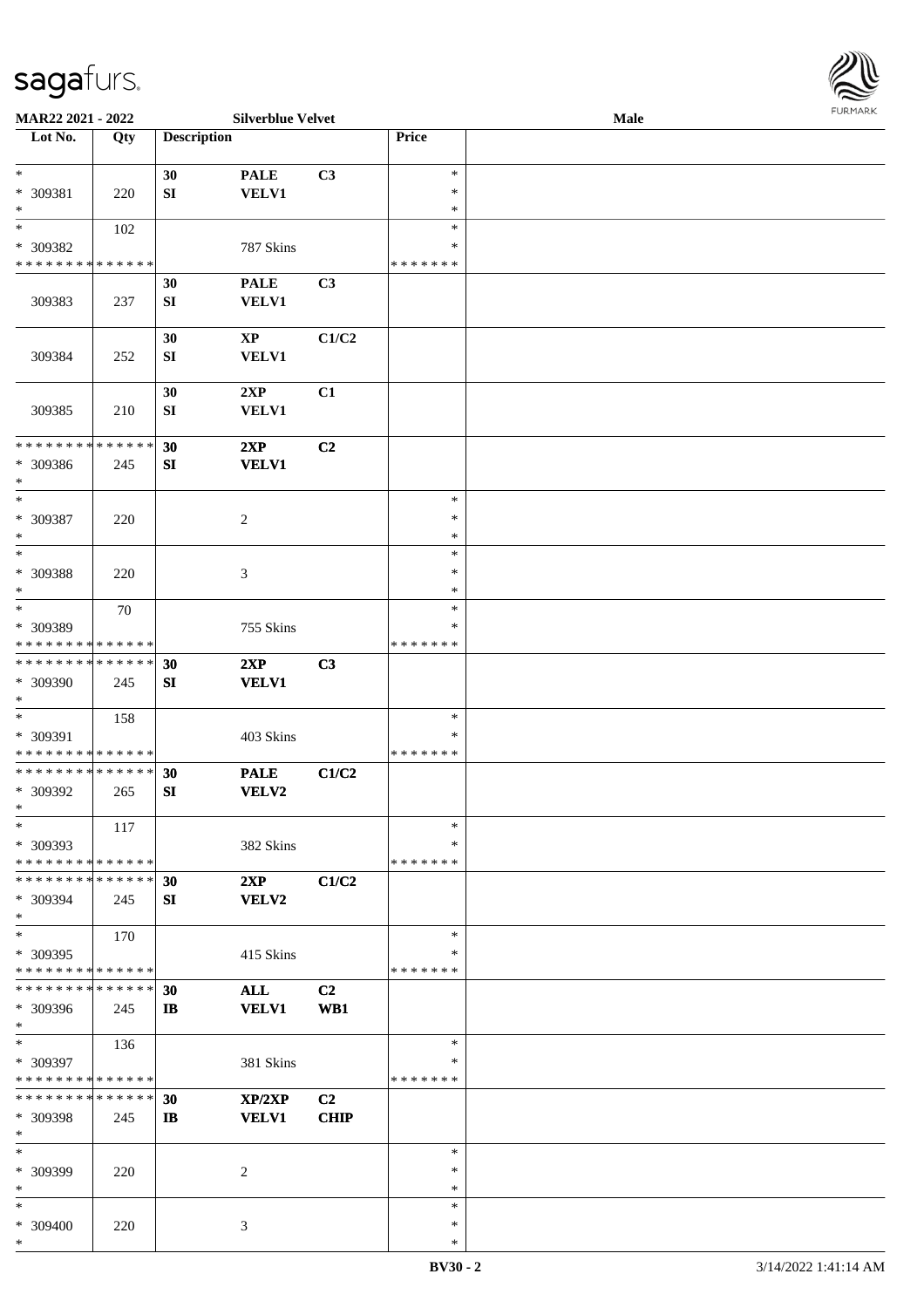MAR22 2021 - 2022 | Silverblue Velvet | Male

| Lot No. | Qty | Description | | | Price | |
|---|---|---|---|---|---|---|
| * | | 30 | PALE | C3 | * | |
| * 309381 | 220 | SI | VELV1 | | * | |
| * | | | | | * | |
| * | 102 | | | | * | |
| * 309382 | | | 787 Skins | | * | |
| * * * * * * * * * * * * * * | | | | | * * * * * * * | |
| | | 30 | PALE | C3 | | |
| 309383 | 237 | SI | VELV1 | | | |
| | | 30 | XP | C1/C2 | | |
| 309384 | 252 | SI | VELV1 | | | |
| | | 30 | 2XP | C1 | | |
| 309385 | 210 | SI | VELV1 | | | |
| * * * * * * * * * * * * * * | | 30 | 2XP | C2 | | |
| * 309386 | 245 | SI | VELV1 | | | |
| * | | | | | | |
| * | | | | | * | |
| * 309387 | 220 | | 2 | | * | |
| * | | | | | * | |
| * | | | | | * | |
| * 309388 | 220 | | 3 | | * | |
| * | | | | | * | |
| * | 70 | | | | * | |
| * 309389 | | | 755 Skins | | * | |
| * * * * * * * * * * * * * * | | | | | * * * * * * * | |
| * * * * * * * * * * * * * * | | 30 | 2XP | C3 | | |
| * 309390 | 245 | SI | VELV1 | | | |
| * | | | | | | |
| * | 158 | | | | * | |
| * 309391 | | | 403 Skins | | * | |
| * * * * * * * * * * * * * * | | | | | * * * * * * * | |
| * * * * * * * * * * * * * * | | 30 | PALE | C1/C2 | | |
| * 309392 | 265 | SI | VELV2 | | | |
| * | | | | | | |
| * | 117 | | | | * | |
| * 309393 | | | 382 Skins | | * | |
| * * * * * * * * * * * * * * | | | | | * * * * * * * | |
| * * * * * * * * * * * * * * | | 30 | 2XP | C1/C2 | | |
| * 309394 | 245 | SI | VELV2 | | | |
| * | | | | | | |
| * | 170 | | | | * | |
| * 309395 | | | 415 Skins | | * | |
| * * * * * * * * * * * * * * | | | | | * * * * * * * | |
| * * * * * * * * * * * * * * | | 30 | ALL | C2 | | |
| * 309396 | 245 | IB | VELV1 | WB1 | | |
| * | | | | | | |
| * | 136 | | | | * | |
| * 309397 | | | 381 Skins | | * | |
| * * * * * * * * * * * * * * | | | | | * * * * * * * | |
| * * * * * * * * * * * * * * | | 30 | XP/2XP | C2 | | |
| * 309398 | 245 | IB | VELV1 | CHIP | | |
| * | | | | | | |
| * | | | | | * | |
| * 309399 | 220 | | 2 | | * | |
| * | | | | | * | |
| * | | | | | * | |
| * 309400 | 220 | | 3 | | * | |
| * | | | | | * | |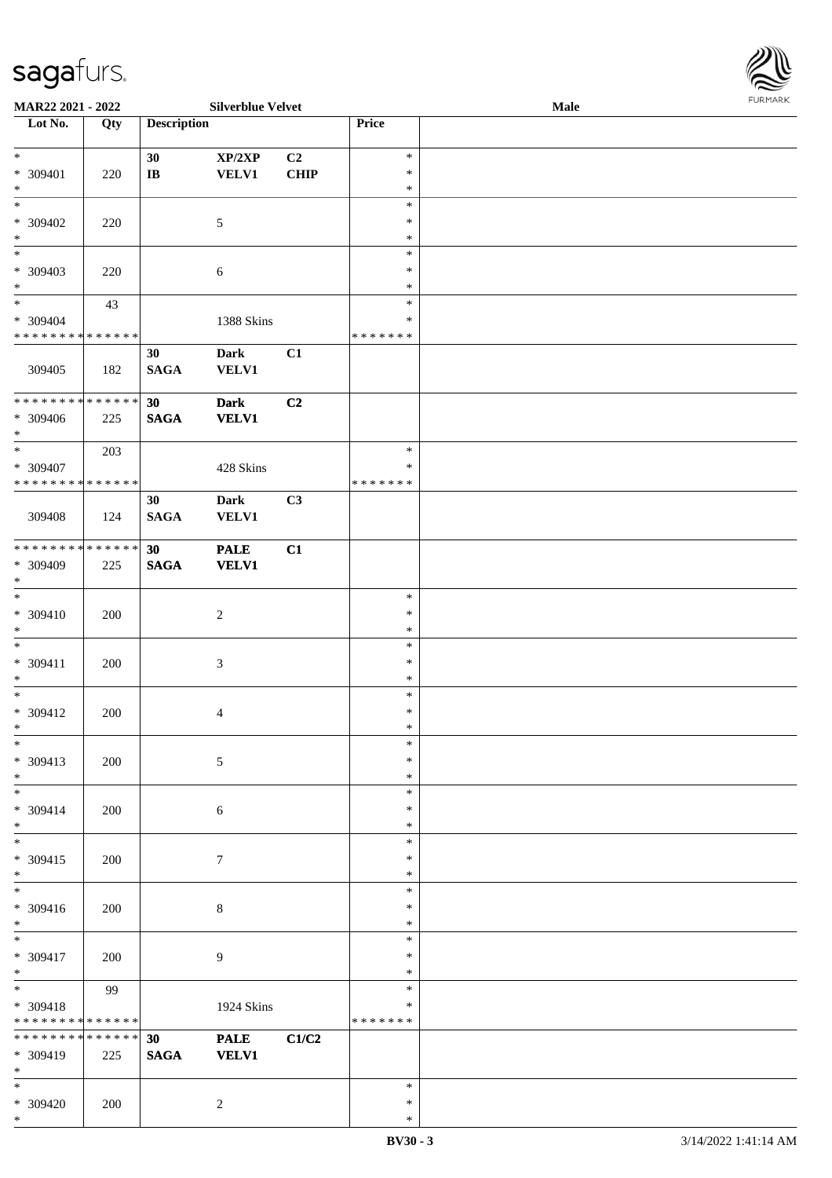MAR22 2021 - 2022 | Silverblue Velvet | Male

| Lot No. | Qty | Description | | | Price | |
|---|---|---|---|---|---|---|
| * <br> * 309401 <br> * | 220 | 30 <br> IB | XP/2XP <br> VELV1 | C2 <br> CHIP | * <br> * <br> * | |
| * <br> * 309402 <br> * | 220 | | 5 | | * <br> * <br> * | |
| * <br> * 309403 <br> * | 220 | | 6 | | * <br> * <br> * | |
| * <br> * 309404 <br> * * * * * * * * * * * * * * | 43 | | 1388 Skins | | * <br> * <br> * * * * * * * | |
| 309405 | 182 | 30 <br> SAGA | Dark <br> VELV1 | C1 | | |
| * * * * * * * * * * * * * * <br> * 309406 <br> * | 225 | 30 <br> SAGA | Dark <br> VELV1 | C2 | | |
| * <br> * 309407 <br> * * * * * * * * * * * * * * | 203 | | 428 Skins | | * <br> * <br> * * * * * * * | |
| 309408 | 124 | 30 <br> SAGA | Dark <br> VELV1 | C3 | | |
| * * * * * * * * * * * * * * <br> * 309409 <br> * | 225 | 30 <br> SAGA | PALE <br> VELV1 | C1 | | |
| * <br> * 309410 <br> * | 200 | | 2 | | * <br> * <br> * | |
| * <br> * 309411 <br> * | 200 | | 3 | | * <br> * <br> * | |
| * <br> * 309412 <br> * | 200 | | 4 | | * <br> * <br> * | |
| * <br> * 309413 <br> * | 200 | | 5 | | * <br> * <br> * | |
| * <br> * 309414 <br> * | 200 | | 6 | | * <br> * <br> * | |
| * <br> * 309415 <br> * | 200 | | 7 | | * <br> * <br> * | |
| * <br> * 309416 <br> * | 200 | | 8 | | * <br> * <br> * | |
| * <br> * 309417 <br> * | 200 | | 9 | | * <br> * <br> * | |
| * <br> * 309418 <br> * * * * * * * * * * * * * * | 99 | | 1924 Skins | | * <br> * <br> * * * * * * * | |
| * * * * * * * * * * * * * * <br> * 309419 <br> * | 225 | 30 <br> SAGA | PALE <br> VELV1 | C1/C2 | | |
| * <br> * 309420 <br> * | 200 | | 2 | | * <br> * <br> * | |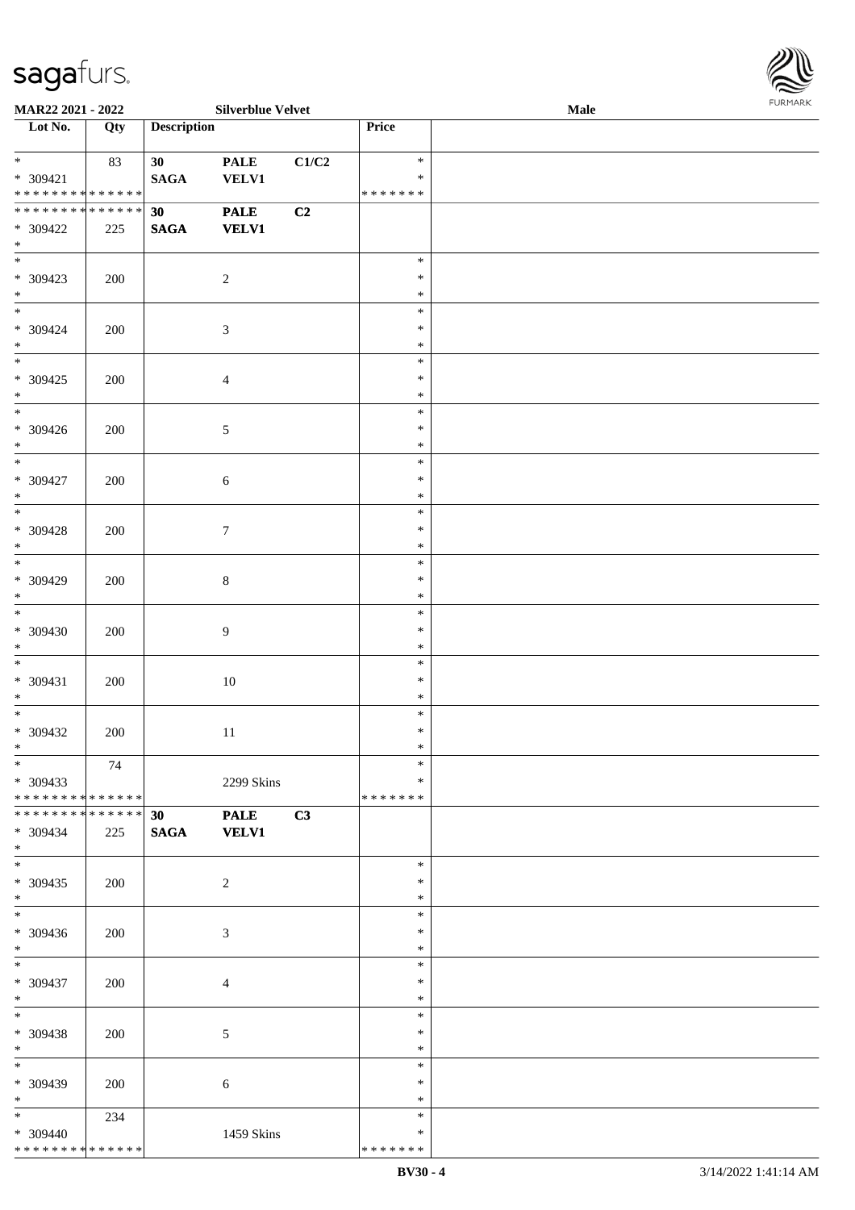**MAR22 2021 - 2022** **Silverblue Velvet** **Male**

| Lot No. | Qty | Description | | | Price | |
|---|---|---|---|---|---|---|
| * <br> * 309421 <br> * * * * * * * * * * * * * * | 83 | 30 <br> SAGA | PALE <br> VELV1 | C1/C2 | * <br> * <br> * * * * * * * | |
| * * * * * * * * * * * * * * <br> * 309422 <br> * | 225 | 30 <br> SAGA | PALE <br> VELV1 | C2 | | |
| * <br> * 309423 <br> * | 200 | | 2 | | * <br> * <br> * | |
| * <br> * 309424 <br> * | 200 | | 3 | | * <br> * <br> * | |
| * <br> * 309425 <br> * | 200 | | 4 | | * <br> * <br> * | |
| * <br> * 309426 <br> * | 200 | | 5 | | * <br> * <br> * | |
| * <br> * 309427 <br> * | 200 | | 6 | | * <br> * <br> * | |
| * <br> * 309428 <br> * | 200 | | 7 | | * <br> * <br> * | |
| * <br> * 309429 <br> * | 200 | | 8 | | * <br> * <br> * | |
| * <br> * 309430 <br> * | 200 | | 9 | | * <br> * <br> * | |
| * <br> * 309431 <br> * | 200 | | 10 | | * <br> * <br> * | |
| * <br> * 309432 <br> * | 200 | | 11 | | * <br> * <br> * | |
| * <br> * 309433 <br> * * * * * * * * * * * * * * | 74 | | 2299 Skins | | * <br> * <br> * * * * * * * | |
| * * * * * * * * * * * * * * <br> * 309434 <br> * | 225 | 30 <br> SAGA | PALE <br> VELV1 | C3 | | |
| * <br> * 309435 <br> * | 200 | | 2 | | * <br> * <br> * | |
| * <br> * 309436 <br> * | 200 | | 3 | | * <br> * <br> * | |
| * <br> * 309437 <br> * | 200 | | 4 | | * <br> * <br> * | |
| * <br> * 309438 <br> * | 200 | | 5 | | * <br> * <br> * | |
| * <br> * 309439 <br> * | 200 | | 6 | | * <br> * <br> * | |
| * <br> * 309440 <br> * * * * * * * * * * * * * * | 234 | | 1459 Skins | | * <br> * <br> * * * * * * * | |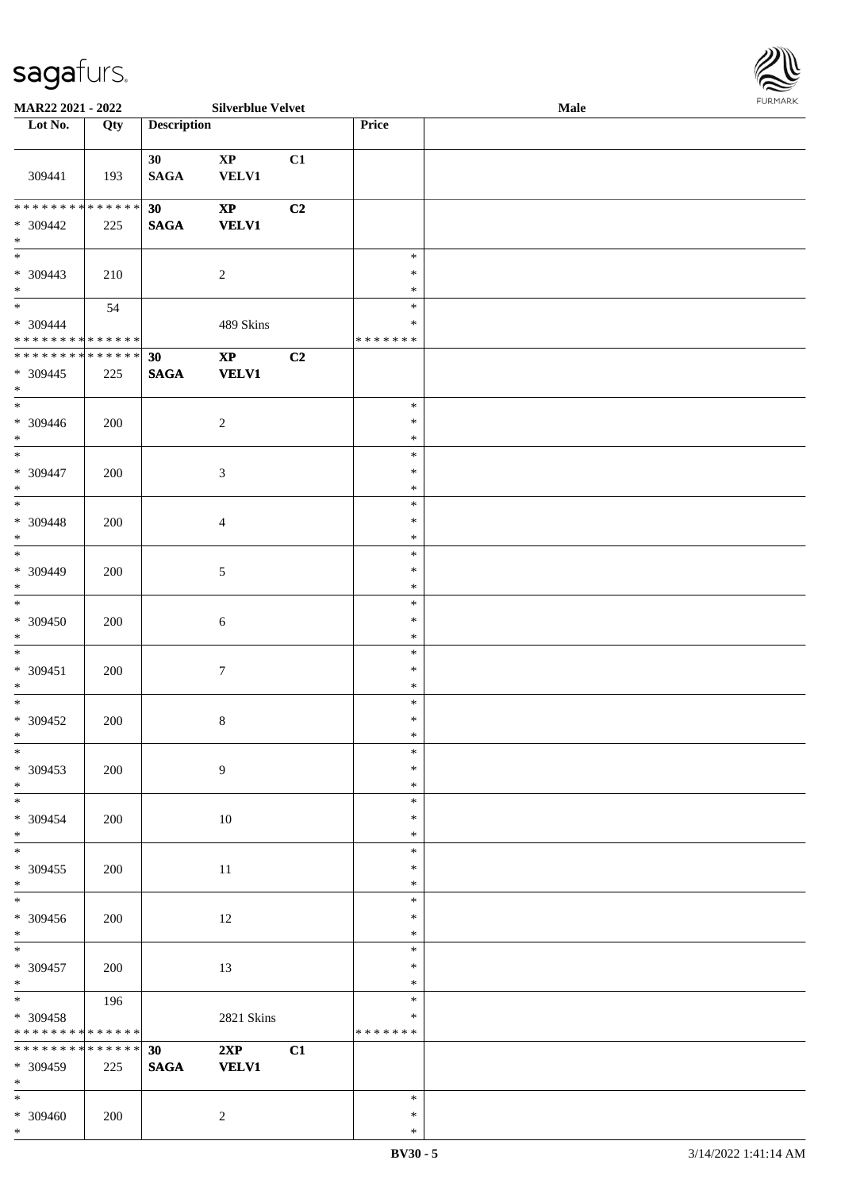| Lot No. | Qty | Description | | | Price | |
|---|---|---|---|---|---|---|
| 309441 | 193 | 30 SAGA | XP VELV1 | C1 | | |
| * * * * * * * * * * * * * * 309442 * | 225 | 30 SAGA | XP VELV1 | C2 | | |
| * 309443 * | 210 | | 2 | | * * * | |
| * 309444 * * * * * * * * * * * * * * | 54 | | 489 Skins | | * * * * * * * * * | |
| * * * * * * * * * * * * * * 309445 * | 225 | 30 SAGA | XP VELV1 | C2 | | |
| * 309446 * | 200 | | 2 | | * * * | |
| * 309447 * | 200 | | 3 | | * * * | |
| * 309448 * | 200 | | 4 | | * * * | |
| * 309449 * | 200 | | 5 | | * * * | |
| * 309450 * | 200 | | 6 | | * * * | |
| * 309451 * | 200 | | 7 | | * * * | |
| * 309452 * | 200 | | 8 | | * * * | |
| * 309453 * | 200 | | 9 | | * * * | |
| * 309454 * | 200 | | 10 | | * * * | |
| * 309455 * | 200 | | 11 | | * * * | |
| * 309456 * | 200 | | 12 | | * * * | |
| * 309457 * | 200 | | 13 | | * * * | |
| * 309458 * * * * * * * * * * * * * * | 196 | | 2821 Skins | | * * * * * * * * * | |
| * * * * * * * * * * * * * * 309459 * | 225 | 30 SAGA | 2XP VELV1 | C1 | | |
| * 309460 * | 200 | | 2 | | * * * | |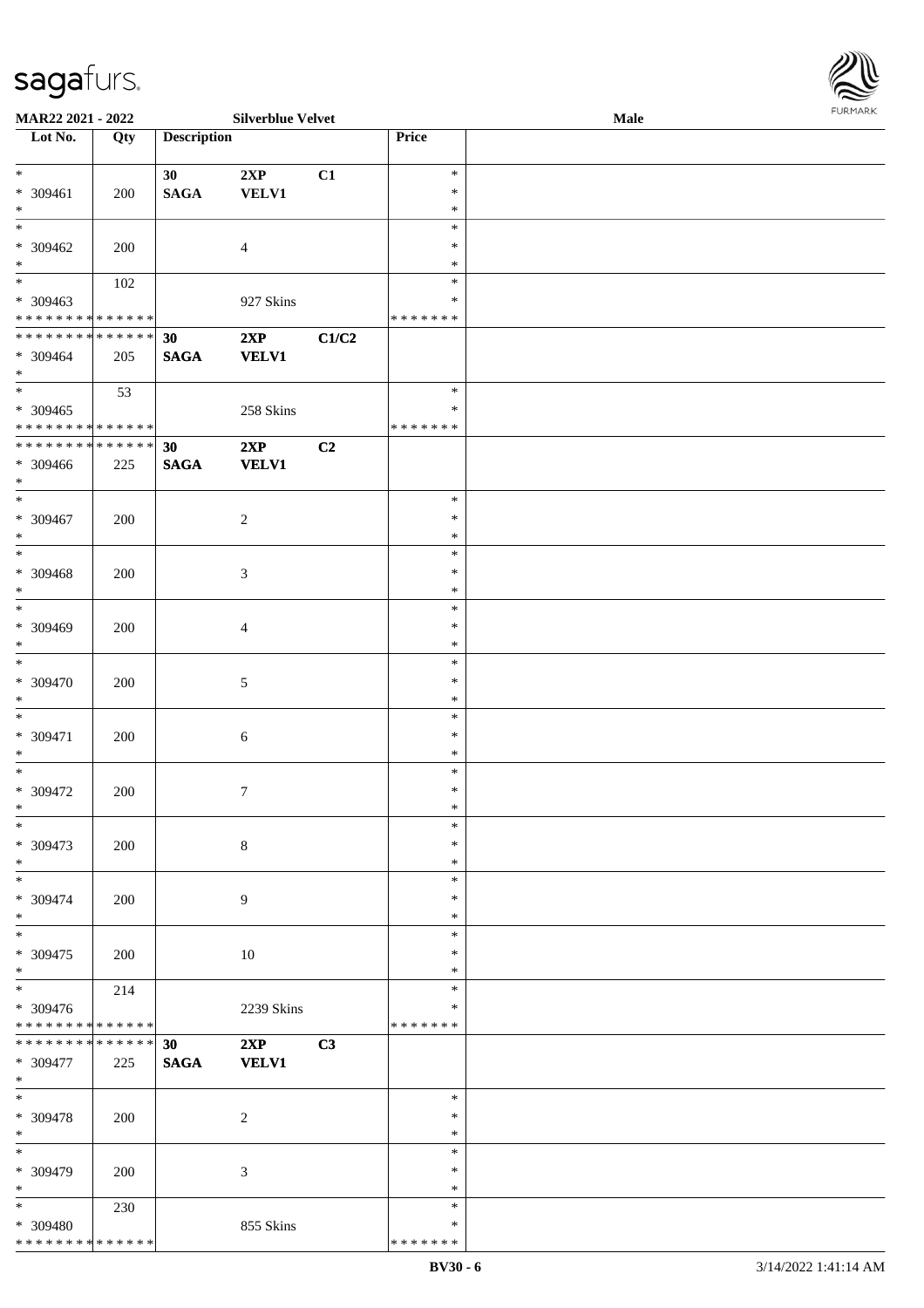**MAR22 2021 - 2022** **Silverblue Velvet** **Male**

| Lot No. | Qty | Description | | | Price | |
|---|---|---|---|---|---|---|
| * <br> * 309461 <br> * | 200 | 30 <br> SAGA | 2XP <br> VELV1 | C1 | * <br> * <br> * | |
| * <br> * 309462 <br> * | 200 | | 4 | | * <br> * <br> * | |
| * <br> * 309463 <br> * * * * * * * * * * * * * * | 102 | | 927 Skins | | * <br> * <br> * * * * * * * | |
| * * * * * * * * * * * * * * <br> * 309464 <br> * | 205 | 30 <br> SAGA | 2XP <br> VELV1 | C1/C2 | | |
| * <br> * 309465 <br> * * * * * * * * * * * * * * | 53 | | 258 Skins | | * <br> * <br> * * * * * * * | |
| * * * * * * * * * * * * * * <br> * 309466 <br> * | 225 | 30 <br> SAGA | 2XP <br> VELV1 | C2 | | |
| * <br> * 309467 <br> * | 200 | | 2 | | * <br> * <br> * | |
| * <br> * 309468 <br> * | 200 | | 3 | | * <br> * <br> * | |
| * <br> * 309469 <br> * | 200 | | 4 | | * <br> * <br> * | |
| * <br> * 309470 <br> * | 200 | | 5 | | * <br> * <br> * | |
| * <br> * 309471 <br> * | 200 | | 6 | | * <br> * <br> * | |
| * <br> * 309472 <br> * | 200 | | 7 | | * <br> * <br> * | |
| * <br> * 309473 <br> * | 200 | | 8 | | * <br> * <br> * | |
| * <br> * 309474 <br> * | 200 | | 9 | | * <br> * <br> * | |
| * <br> * 309475 <br> * | 200 | | 10 | | * <br> * <br> * | |
| * <br> * 309476 <br> * * * * * * * * * * * * * * | 214 | | 2239 Skins | | * <br> * <br> * * * * * * * | |
| * * * * * * * * * * * * * * <br> * 309477 <br> * | 225 | 30 <br> SAGA | 2XP <br> VELV1 | C3 | | |
| * <br> * 309478 <br> * | 200 | | 2 | | * <br> * <br> * | |
| * <br> * 309479 <br> * | 200 | | 3 | | * <br> * <br> * | |
| * <br> * 309480 <br> * * * * * * * * * * * * * * | 230 | | 855 Skins | | * <br> * <br> * * * * * * * | |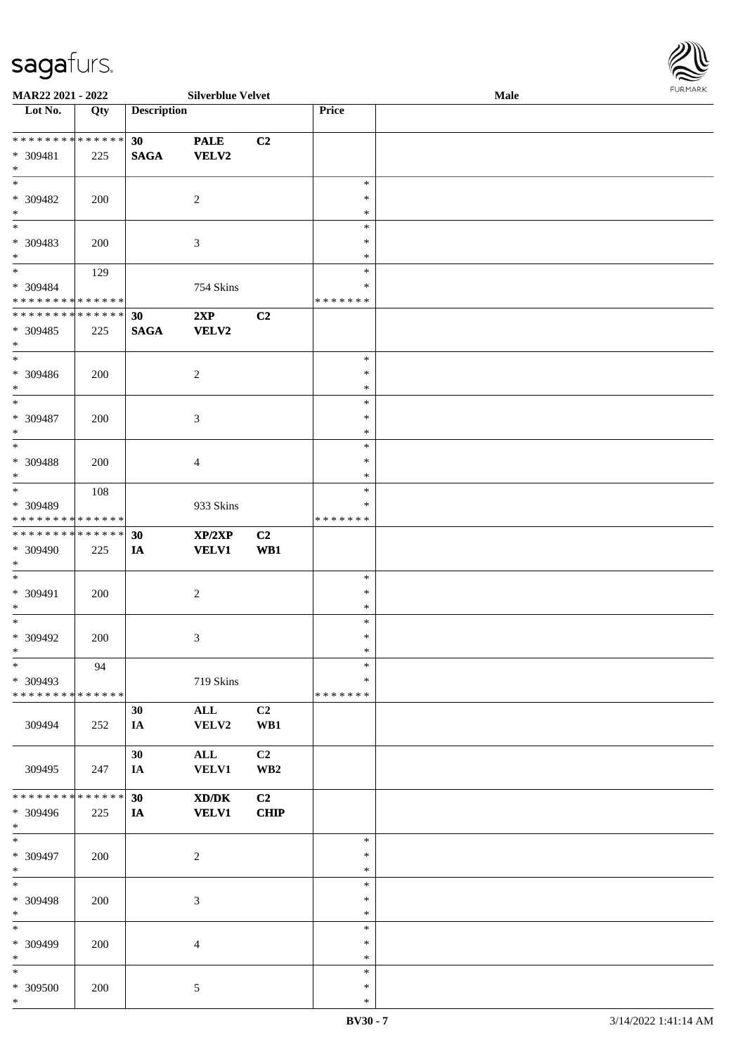**MAR22 2021 - 2022** | **Silverblue Velvet** | **Male**

| Lot No. | Qty | Description | | | Price | |
|---|---|---|---|---|---|---|
| * * * * * * * * * * * * * * | | **30** | **PALE** | **C2** | | |
| * 309481 | 225 | **SAGA** | **VELV2** | | | |
| * | | | | | | |
| * | | | | | * | |
| * 309482 | 200 | | 2 | | * | |
| * | | | | | * | |
| * | | | | | * | |
| * 309483 | 200 | | 3 | | * | |
| * | | | | | * | |
| * | 129 | | | | * | |
| * 309484 | | | 754 Skins | | * | |
| * * * * * * * * * * * * * * | | | | | * * * * * * * | |
| * * * * * * * * * * * * * * | | **30** | **2XP** | **C2** | | |
| * 309485 | 225 | **SAGA** | **VELV2** | | | |
| * | | | | | | |
| * | | | | | * | |
| * 309486 | 200 | | 2 | | * | |
| * | | | | | * | |
| * | | | | | * | |
| * 309487 | 200 | | 3 | | * | |
| * | | | | | * | |
| * | | | | | * | |
| * 309488 | 200 | | 4 | | * | |
| * | | | | | * | |
| * | 108 | | | | * | |
| * 309489 | | | 933 Skins | | * | |
| * * * * * * * * * * * * * * | | | | | * * * * * * * | |
| * * * * * * * * * * * * * * | | **30** | **XP/2XP** | **C2** | | |
| * 309490 | 225 | **IA** | **VELV1** | **WB1** | | |
| * | | | | | | |
| * | | | | | * | |
| * 309491 | 200 | | 2 | | * | |
| * | | | | | * | |
| * | | | | | * | |
| * 309492 | 200 | | 3 | | * | |
| * | | | | | * | |
| * | 94 | | | | * | |
| * 309493 | | | 719 Skins | | * | |
| * * * * * * * * * * * * * * | | | | | * * * * * * * | |
| | | **30** | **ALL** | **C2** | | |
| 309494 | 252 | **IA** | **VELV2** | **WB1** | | |
| | | **30** | **ALL** | **C2** | | |
| 309495 | 247 | **IA** | **VELV1** | **WB2** | | |
| * * * * * * * * * * * * * * | | **30** | **XD/DK** | **C2** | | |
| * 309496 | 225 | **IA** | **VELV1** | **CHIP** | | |
| * | | | | | | |
| * | | | | | * | |
| * 309497 | 200 | | 2 | | * | |
| * | | | | | * | |
| * | | | | | * | |
| * 309498 | 200 | | 3 | | * | |
| * | | | | | * | |
| * | | | | | * | |
| * 309499 | 200 | | 4 | | * | |
| * | | | | | * | |
| * | | | | | * | |
| * 309500 | 200 | | 5 | | * | |
| * | | | | | * | |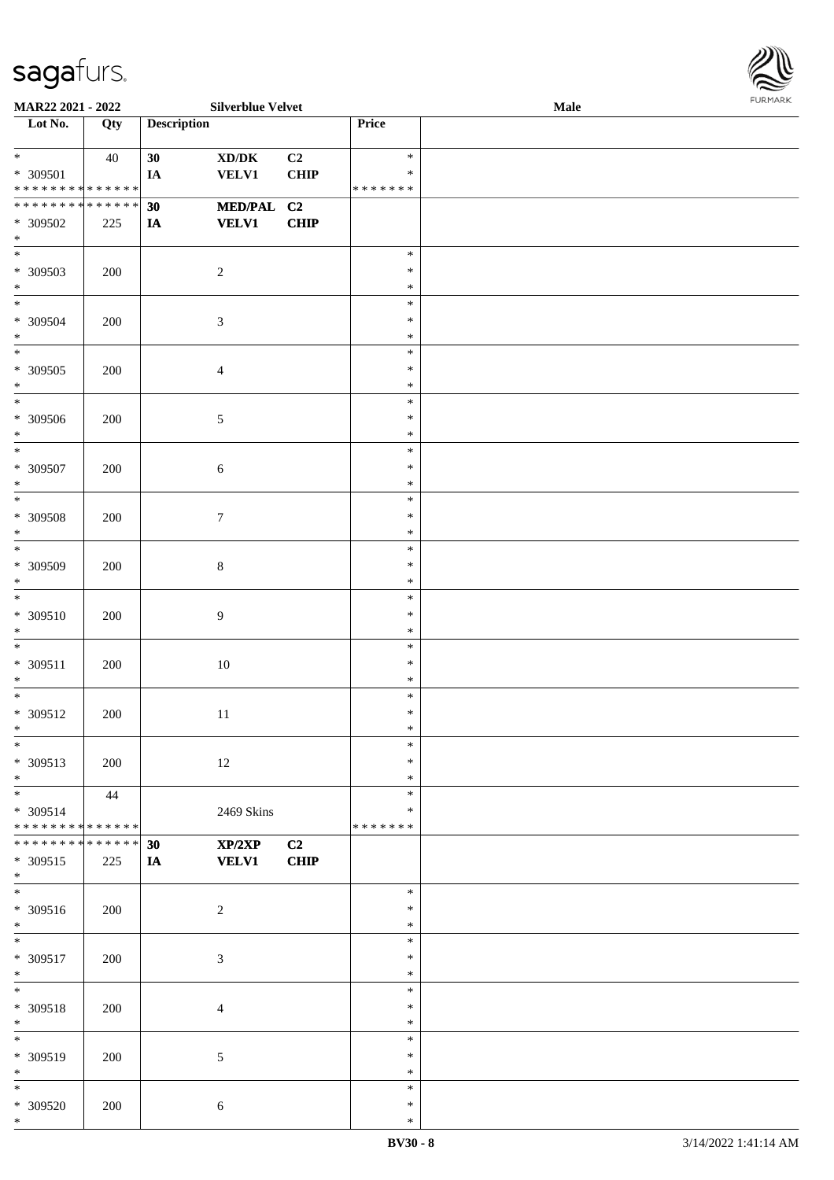MAR22 2021 - 2022 **Silverblue Velvet** **Male**

| Lot No. | Qty | Description | | | Price | |
|---|---|---|---|---|---|---|
| * <br> * 309501 <br> * * * * * * * * * * * * * * | 40 | **30** <br> **IA** | **XD/DK** <br> **VELV1** | **C2** <br> **CHIP** | * <br> * <br> * * * * * * * | |
| * * * * * * * * * * * * * * <br> * 309502 <br> * | 225 | **30** <br> **IA** | **MED/PAL** <br> **VELV1** | **C2** <br> **CHIP** | | |
| * <br> * 309503 <br> * | 200 | | 2 | | * <br> * <br> * | |
| * <br> * 309504 <br> * | 200 | | 3 | | * <br> * <br> * | |
| * <br> * 309505 <br> * | 200 | | 4 | | * <br> * <br> * | |
| * <br> * 309506 <br> * | 200 | | 5 | | * <br> * <br> * | |
| * <br> * 309507 <br> * | 200 | | 6 | | * <br> * <br> * | |
| * <br> * 309508 <br> * | 200 | | 7 | | * <br> * <br> * | |
| * <br> * 309509 <br> * | 200 | | 8 | | * <br> * <br> * | |
| * <br> * 309510 <br> * | 200 | | 9 | | * <br> * <br> * | |
| * <br> * 309511 <br> * | 200 | | 10 | | * <br> * <br> * | |
| * <br> * 309512 <br> * | 200 | | 11 | | * <br> * <br> * | |
| * <br> * 309513 <br> * | 200 | | 12 | | * <br> * <br> * | |
| * <br> * 309514 <br> * * * * * * * * * * * * * * | 44 | | 2469 Skins | | * <br> * <br> * * * * * * * | |
| * * * * * * * * * * * * * * <br> * 309515 <br> * | 225 | **30** <br> **IA** | **XP/2XP** <br> **VELV1** | **C2** <br> **CHIP** | | |
| * <br> * 309516 <br> * | 200 | | 2 | | * <br> * <br> * | |
| * <br> * 309517 <br> * | 200 | | 3 | | * <br> * <br> * | |
| * <br> * 309518 <br> * | 200 | | 4 | | * <br> * <br> * | |
| * <br> * 309519 <br> * | 200 | | 5 | | * <br> * <br> * | |
| * <br> * 309520 <br> * | 200 | | 6 | | * <br> * <br> * | |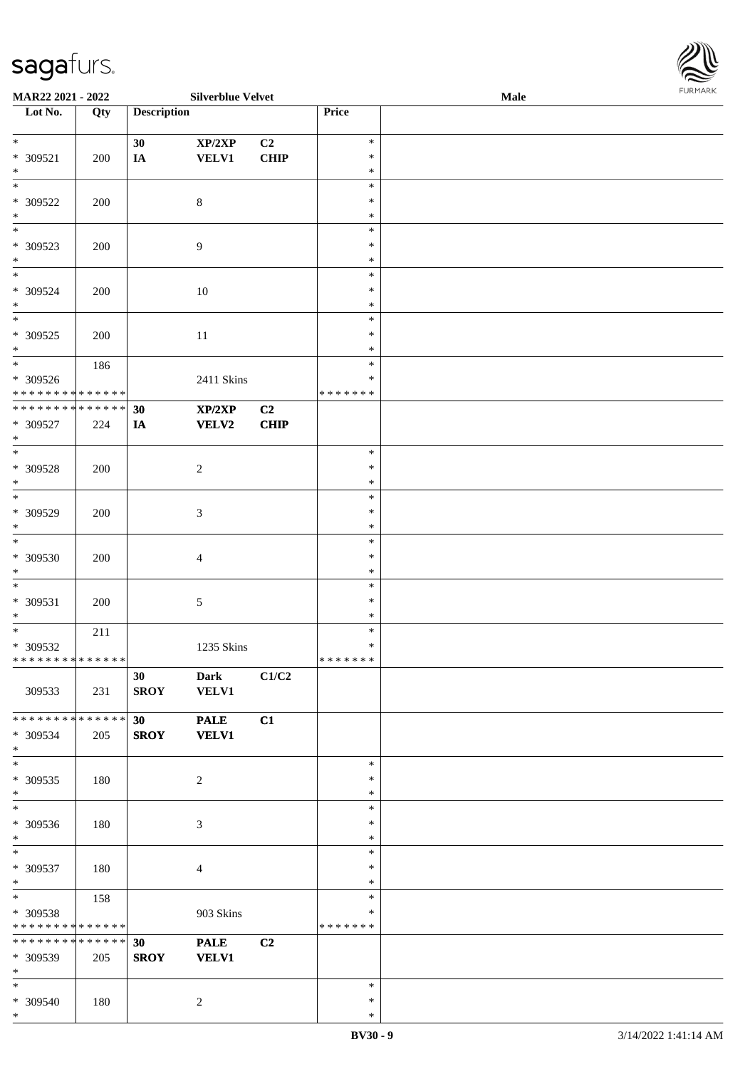**MAR22 2021 - 2022** | **Silverblue Velvet** | **Male**

| Lot No. | Qty | Description | | | Price | |
|---|---|---|---|---|---|---|
| * | | 30 | XP/2XP | C2 | * | |
| * 309521 | 200 | IA | VELV1 | CHIP | * | |
| * | | | | | * | |
| * | | | | | * | |
| * 309522 | 200 | | 8 | | * | |
| * | | | | | * | |
| * | | | | | * | |
| * 309523 | 200 | | 9 | | * | |
| * | | | | | * | |
| * | | | | | * | |
| * 309524 | 200 | | 10 | | * | |
| * | | | | | * | |
| * | | | | | * | |
| * 309525 | 200 | | 11 | | * | |
| * | | | | | * | |
| * | 186 | | | | * | |
| * 309526 | | | 2411 Skins | | * | |
| * * * * * * * * * * * * * * | | | | | * * * * * * * | |
| * * * * * * * * * * * * * * | | **30** | **XP/2XP** | **C2** | | |
| * 309527 | 224 | **IA** | **VELV2** | **CHIP** | | |
| * | | | | | | |
| * | | | | | * | |
| * 309528 | 200 | | 2 | | * | |
| * | | | | | * | |
| * | | | | | * | |
| * 309529 | 200 | | 3 | | * | |
| * | | | | | * | |
| * | | | | | * | |
| * 309530 | 200 | | 4 | | * | |
| * | | | | | * | |
| * | | | | | * | |
| * 309531 | 200 | | 5 | | * | |
| * | | | | | * | |
| * | 211 | | | | * | |
| * 309532 | | | 1235 Skins | | * | |
| * * * * * * * * * * * * * * | | | | | * * * * * * * | |
| | | **30** | **Dark** | **C1/C2** | | |
| 309533 | 231 | **SROY** | **VELV1** | | | |
| * * * * * * * * * * * * * * | | **30** | **PALE** | **C1** | | |
| * 309534 | 205 | **SROY** | **VELV1** | | | |
| * | | | | | | |
| * | | | | | * | |
| * 309535 | 180 | | 2 | | * | |
| * | | | | | * | |
| * | | | | | * | |
| * 309536 | 180 | | 3 | | * | |
| * | | | | | * | |
| * | | | | | * | |
| * 309537 | 180 | | 4 | | * | |
| * | | | | | * | |
| * | 158 | | | | * | |
| * 309538 | | | 903 Skins | | * | |
| * * * * * * * * * * * * * * | | | | | * * * * * * * | |
| * * * * * * * * * * * * * * | | **30** | **PALE** | **C2** | | |
| * 309539 | 205 | **SROY** | **VELV1** | | | |
| * | | | | | | |
| * | | | | | * | |
| * 309540 | 180 | | 2 | | * | |
| * | | | | | * | |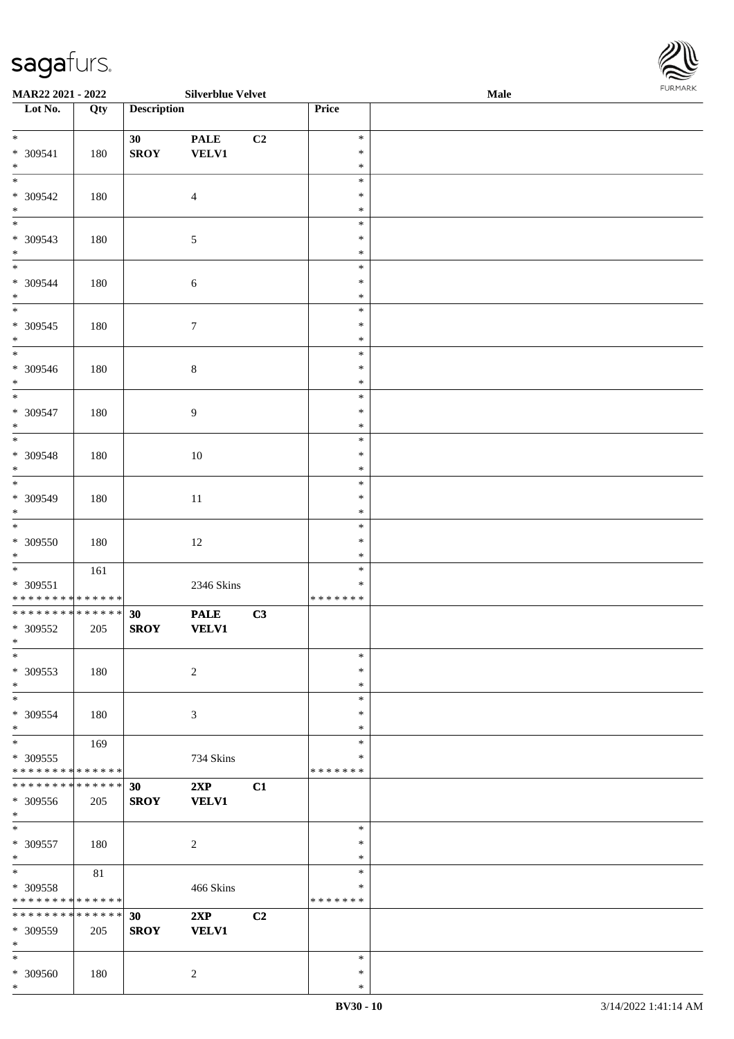**MAR22 2021 - 2022** **Silverblue Velvet** **Male**

| Lot No. | Qty | Description | | | Price | |
|---|---|---|---|---|---|---|
| * | | **30** | **PALE** | **C2** | * | |
| * 309541 | 180 | **SROY** | **VELV1** | | * | |
| * | | | | | * | |
| * 309542 | 180 | | 4 | | * | |
| * 309543 | 180 | | 5 | | * | |
| * 309544 | 180 | | 6 | | * | |
| * 309545 | 180 | | 7 | | * | |
| * 309546 | 180 | | 8 | | * | |
| * 309547 | 180 | | 9 | | * | |
| * 309548 | 180 | | 10 | | * | |
| * 309549 | 180 | | 11 | | * | |
| * 309550 | 180 | | 12 | | * | |
| * 309551 | 161 | | 2346 Skins | | * ******* | |
| ************** | | **30** | **PALE** | **C3** | | |
| * 309552 | 205 | **SROY** | **VELV1** | | | |
| * 309553 | 180 | | 2 | | * | |
| * 309554 | 180 | | 3 | | * | |
| * 309555 | 169 | | 734 Skins | | * ******* | |
| ************** | | **30** | **2XP** | **C1** | | |
| * 309556 | 205 | **SROY** | **VELV1** | | | |
| * 309557 | 180 | | 2 | | * | |
| * 309558 | 81 | | 466 Skins | | * ******* | |
| ************** | | **30** | **2XP** | **C2** | | |
| * 309559 | 205 | **SROY** | **VELV1** | | | |
| * 309560 | 180 | | 2 | | * | |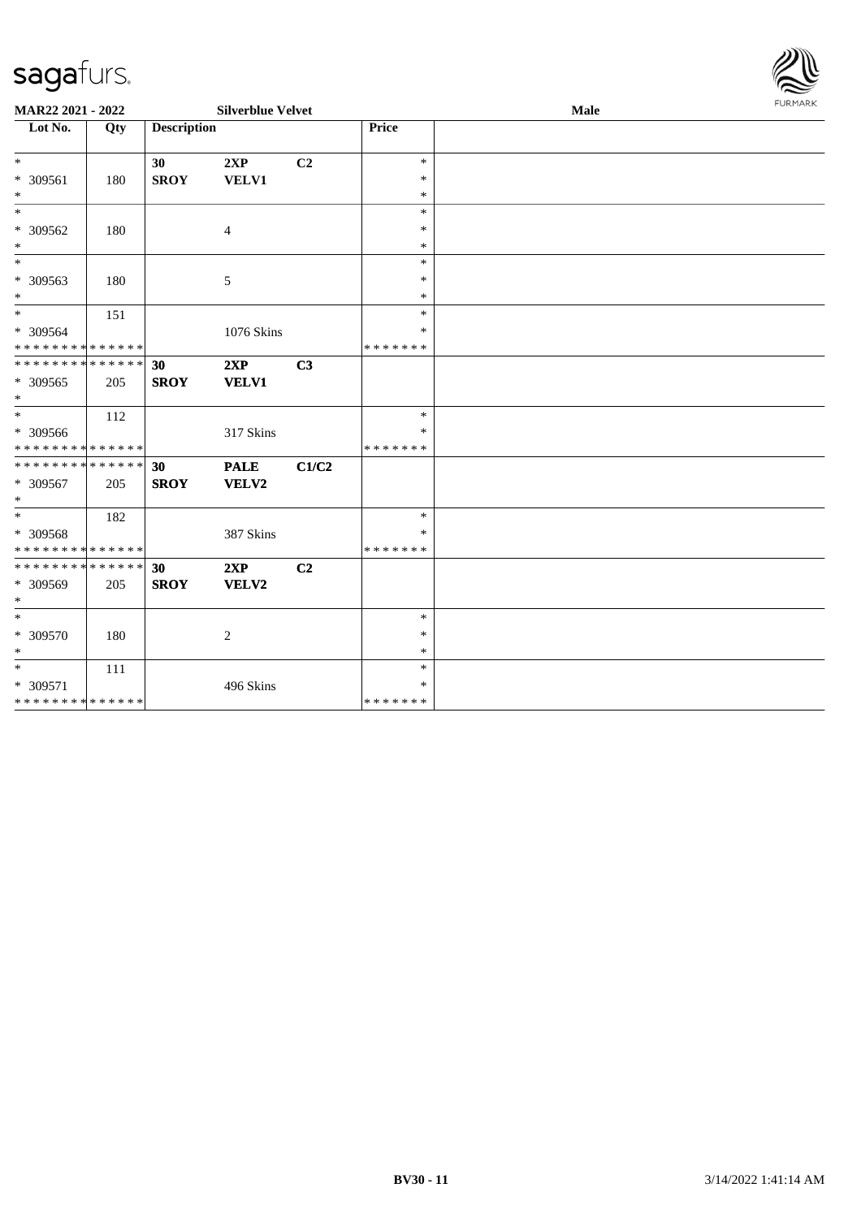**MAR22 2021 - 2022** **Silverblue Velvet** **Male**

| Lot No. | Qty | Description | | | Price | |
|---|---|---|---|---|---|---|
| * | | **30** | **2XP** | **C2** | * | |
| * 309561 | 180 | **SROY** | **VELV1** | | * | |
| * | | | | | * | |
| * | | | | | * | |
| * 309562 | 180 | | 4 | | * | |
| * | | | | | * | |
| * | | | | | * | |
| * 309563 | 180 | | 5 | | * | |
| * | | | | | * | |
| * | 151 | | | | * | |
| * 309564 | | | 1076 Skins | | * | |
| * * * * * * * * * * * * * * | | | | | * * * * * * * | |
| * * * * * * * * * * * * * * | | **30** | **2XP** | **C3** | | |
| * 309565 | 205 | **SROY** | **VELV1** | | | |
| * | | | | | | |
| * | 112 | | | | * | |
| * 309566 | | | 317 Skins | | * | |
| * * * * * * * * * * * * * * | | | | | * * * * * * * | |
| * * * * * * * * * * * * * * | | **30** | **PALE** | **C1/C2** | | |
| * 309567 | 205 | **SROY** | **VELV2** | | | |
| * | | | | | | |
| * | 182 | | | | * | |
| * 309568 | | | 387 Skins | | * | |
| * * * * * * * * * * * * * * | | | | | * * * * * * * | |
| * * * * * * * * * * * * * * | | **30** | **2XP** | **C2** | | |
| * 309569 | 205 | **SROY** | **VELV2** | | | |
| * | | | | | | |
| * | | | | | * | |
| * 309570 | 180 | | 2 | | * | |
| * | | | | | * | |
| * | 111 | | | | * | |
| * 309571 | | | 496 Skins | | * | |
| * * * * * * * * * * * * * * | | | | | * * * * * * * | |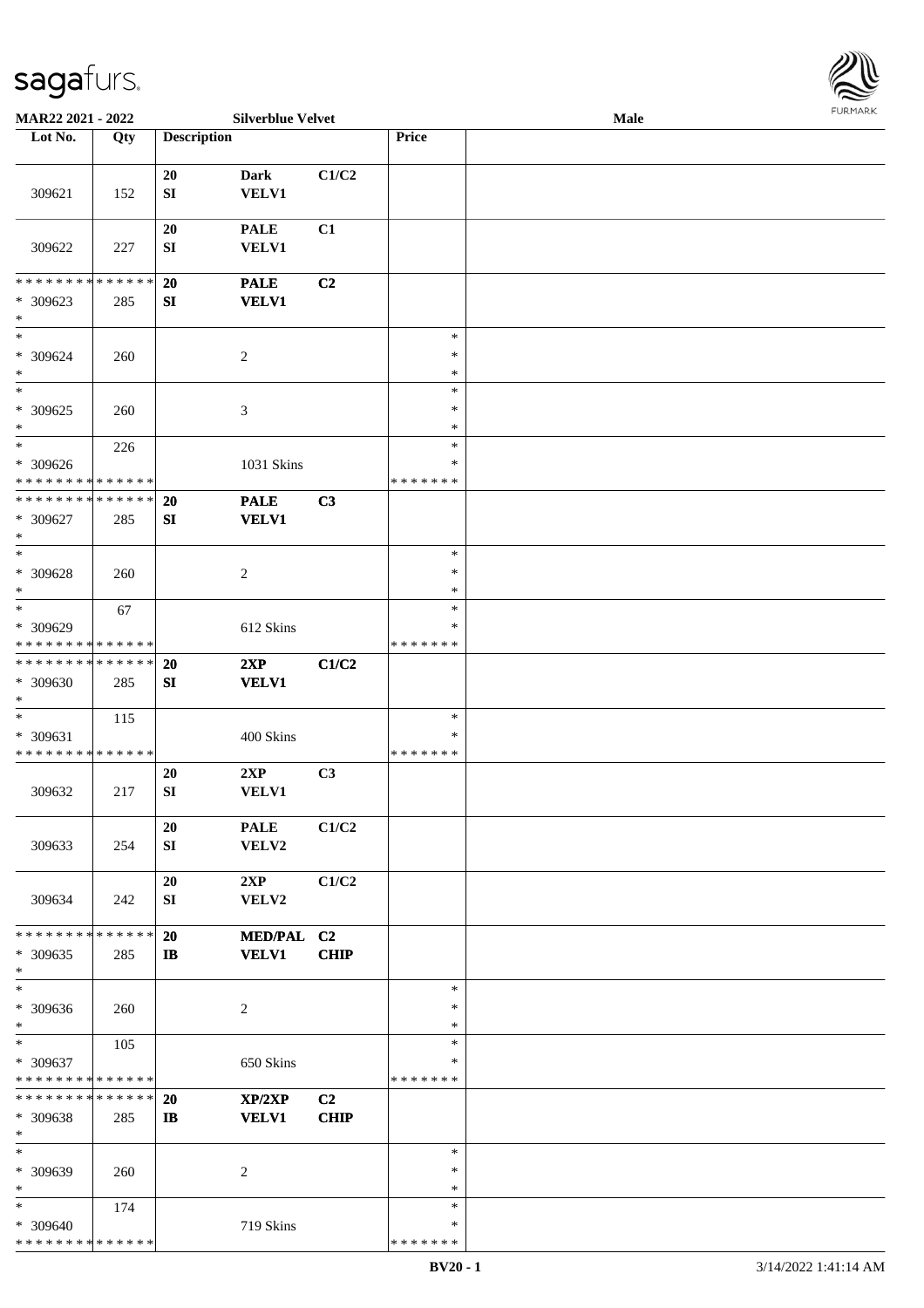MAR22 2021 - 2022 Silverblue Velvet Male

| Lot No. | Qty | Description | | | Price | |
|---|---|---|---|---|---|---|
| 309621 | 152 | 20 SI | Dark VELV1 | C1/C2 | | |
| 309622 | 227 | 20 SI | PALE VELV1 | C1 | | |
| * * * * * * * * * * * * * * * 309623 * | 285 | 20 SI | PALE VELV1 | C2 | | |
| * * 309624 * | 260 | | 2 | | * * * | |
| * * 309625 * | 260 | | 3 | | * * * | |
| * * 309626 * * * * * * * * * * * * * * | 226 | | 1031 Skins | | * * * * * * * * | |
| * * * * * * * * * * * * * * * 309627 * | 285 | 20 SI | PALE VELV1 | C3 | | |
| * * 309628 * | 260 | | 2 | | * * * | |
| * * 309629 * * * * * * * * * * * * * * | 67 | | 612 Skins | | * * * * * * * * | |
| * * * * * * * * * * * * * * * 309630 * | 285 | 20 SI | 2XP VELV1 | C1/C2 | | |
| * * 309631 * * * * * * * * * * * * * * | 115 | | 400 Skins | | * * * * * * * * | |
| 309632 | 217 | 20 SI | 2XP VELV1 | C3 | | |
| 309633 | 254 | 20 SI | PALE VELV2 | C1/C2 | | |
| 309634 | 242 | 20 SI | 2XP VELV2 | C1/C2 | | |
| * * * * * * * * * * * * * * * 309635 * | 285 | 20 IB | MED/PAL VELV1 | C2 CHIP | | |
| * * 309636 * | 260 | | 2 | | * * * | |
| * * 309637 * * * * * * * * * * * * * * | 105 | | 650 Skins | | * * * * * * * * | |
| * * * * * * * * * * * * * * * 309638 * | 285 | 20 IB | XP/2XP VELV1 | C2 CHIP | | |
| * * 309639 * | 260 | | 2 | | * * * | |
| * * 309640 * * * * * * * * * * * * * * | 174 | | 719 Skins | | * * * * * * * * | |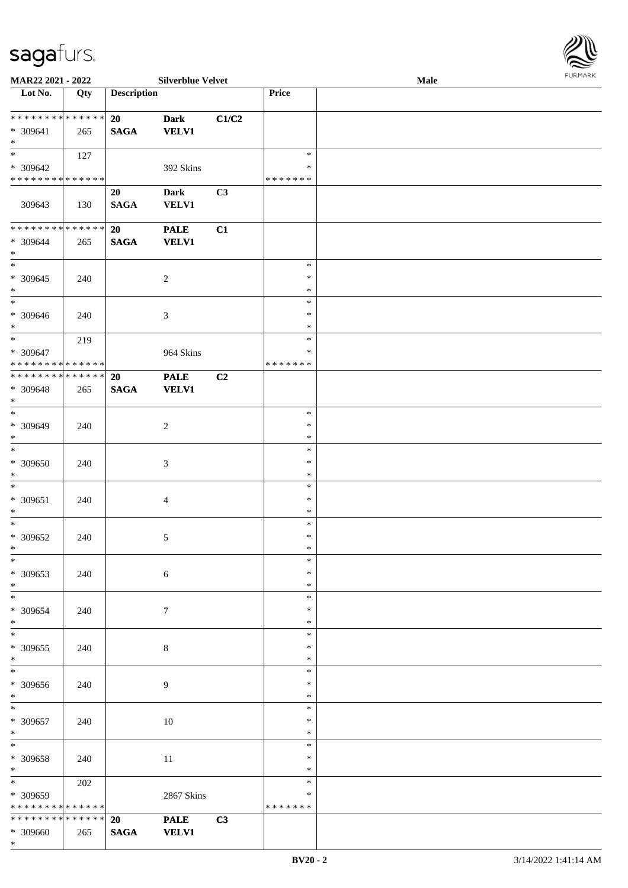MAR22 2021 - 2022 &nbsp;&nbsp;&nbsp; Silverblue Velvet &nbsp;&nbsp;&nbsp; Male

| Lot No. | Qty | Description | | | Price | |
|---|---|---|---|---|---|---|
| * * * * * * * * * * * * * * | | 20 | Dark | C1/C2 | | |
| * 309641 | 265 | SAGA | VELV1 | | | |
| * | | | | | | |
| * | 127 | | | | * | |
| * 309642 | | | 392 Skins | | * | |
| * * * * * * * * * * * * * * | | | | | * * * * * * * | |
| | | 20 | Dark | C3 | | |
| 309643 | 130 | SAGA | VELV1 | | | |
| * * * * * * * * * * * * * * | | 20 | PALE | C1 | | |
| * 309644 | 265 | SAGA | VELV1 | | | |
| * | | | | | | |
| * | | | | | * | |
| * 309645 | 240 | | 2 | | * | |
| * | | | | | * | |
| * | | | | | * | |
| * 309646 | 240 | | 3 | | * | |
| * | | | | | * | |
| * | 219 | | | | * | |
| * 309647 | | | 964 Skins | | * | |
| * * * * * * * * * * * * * * | | | | | * * * * * * * | |
| * * * * * * * * * * * * * * | | 20 | PALE | C2 | | |
| * 309648 | 265 | SAGA | VELV1 | | | |
| * | | | | | | |
| * | | | | | * | |
| * 309649 | 240 | | 2 | | * | |
| * | | | | | * | |
| * | | | | | * | |
| * 309650 | 240 | | 3 | | * | |
| * | | | | | * | |
| * | | | | | * | |
| * 309651 | 240 | | 4 | | * | |
| * | | | | | * | |
| * | | | | | * | |
| * 309652 | 240 | | 5 | | * | |
| * | | | | | * | |
| * | | | | | * | |
| * 309653 | 240 | | 6 | | * | |
| * | | | | | * | |
| * | | | | | * | |
| * 309654 | 240 | | 7 | | * | |
| * | | | | | * | |
| * | | | | | * | |
| * 309655 | 240 | | 8 | | * | |
| * | | | | | * | |
| * | | | | | * | |
| * 309656 | 240 | | 9 | | * | |
| * | | | | | * | |
| * | | | | | * | |
| * 309657 | 240 | | 10 | | * | |
| * | | | | | * | |
| * | | | | | * | |
| * 309658 | 240 | | 11 | | * | |
| * | | | | | * | |
| * | 202 | | | | * | |
| * 309659 | | | 2867 Skins | | * | |
| * * * * * * * * * * * * * * | | | | | * * * * * * * | |
| * * * * * * * * * * * * * * | | 20 | PALE | C3 | | |
| * 309660 | 265 | SAGA | VELV1 | | | |
| * | | | | | | |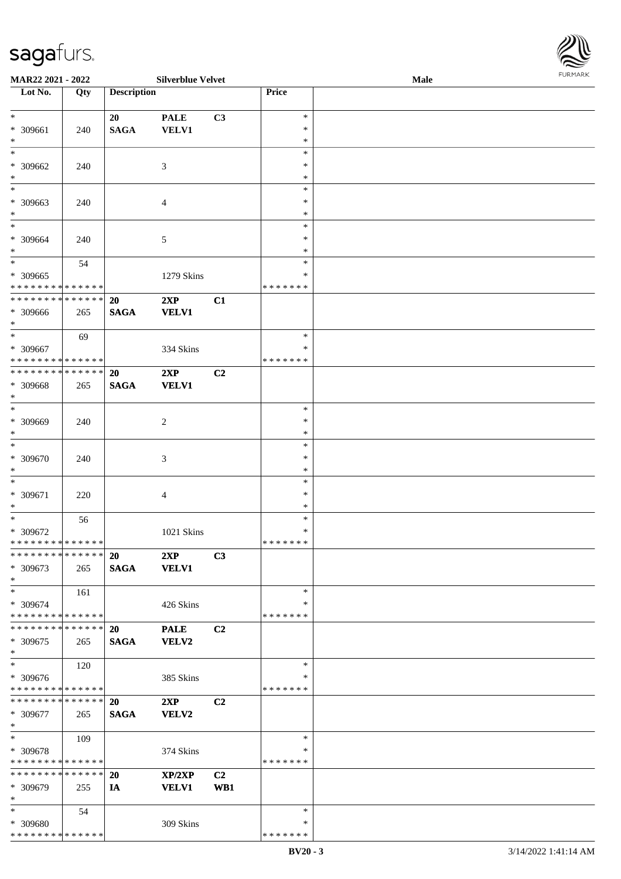MAR22 2021 - 2022 | Silverblue Velvet | Male

| Lot No. | Qty | Description | | | Price | |
|---|---|---|---|---|---|---|
| * | | 20 | PALE | C3 | * | |
| * 309661 | 240 | SAGA | VELV1 | | * | |
| * | | | | | * | |
| * | | | | | * | |
| * 309662 | 240 | | 3 | | * | |
| * | | | | | * | |
| * | | | | | * | |
| * 309663 | 240 | | 4 | | * | |
| * | | | | | * | |
| * | | | | | * | |
| * 309664 | 240 | | 5 | | * | |
| * | | | | | * | |
| * | 54 | | | | * | |
| * 309665 | | | 1279 Skins | | * | |
| * * * * * * * * * * * * * * | | | | | * * * * * * * | |
| * * * * * * * * * * * * * * | | 20 | 2XP | C1 | | |
| * 309666 | 265 | SAGA | VELV1 | | | |
| * | | | | | | |
| * | 69 | | | | * | |
| * 309667 | | | 334 Skins | | * | |
| * * * * * * * * * * * * * * | | | | | * * * * * * * | |
| * * * * * * * * * * * * * * | | 20 | 2XP | C2 | | |
| * 309668 | 265 | SAGA | VELV1 | | | |
| * | | | | | | |
| * | | | | | * | |
| * 309669 | 240 | | 2 | | * | |
| * | | | | | * | |
| * | | | | | * | |
| * 309670 | 240 | | 3 | | * | |
| * | | | | | * | |
| * | | | | | * | |
| * 309671 | 220 | | 4 | | * | |
| * | | | | | * | |
| * | 56 | | | | * | |
| * 309672 | | | 1021 Skins | | * | |
| * * * * * * * * * * * * * * | | | | | * * * * * * * | |
| * * * * * * * * * * * * * * | | 20 | 2XP | C3 | | |
| * 309673 | 265 | SAGA | VELV1 | | | |
| * | | | | | | |
| * | 161 | | | | * | |
| * 309674 | | | 426 Skins | | * | |
| * * * * * * * * * * * * * * | | | | | * * * * * * * | |
| * * * * * * * * * * * * * * | | 20 | PALE | C2 | | |
| * 309675 | 265 | SAGA | VELV2 | | | |
| * | | | | | | |
| * | 120 | | | | * | |
| * 309676 | | | 385 Skins | | * | |
| * * * * * * * * * * * * * * | | | | | * * * * * * * | |
| * * * * * * * * * * * * * * | | 20 | 2XP | C2 | | |
| * 309677 | 265 | SAGA | VELV2 | | | |
| * | | | | | | |
| * | 109 | | | | * | |
| * 309678 | | | 374 Skins | | * | |
| * * * * * * * * * * * * * * | | | | | * * * * * * * | |
| * * * * * * * * * * * * * * | | 20 | XP/2XP | C2 | | |
| * 309679 | 255 | IA | VELV1 | WB1 | | |
| * | | | | | | |
| * | 54 | | | | * | |
| * 309680 | | | 309 Skins | | * | |
| * * * * * * * * * * * * * * | | | | | * * * * * * * | |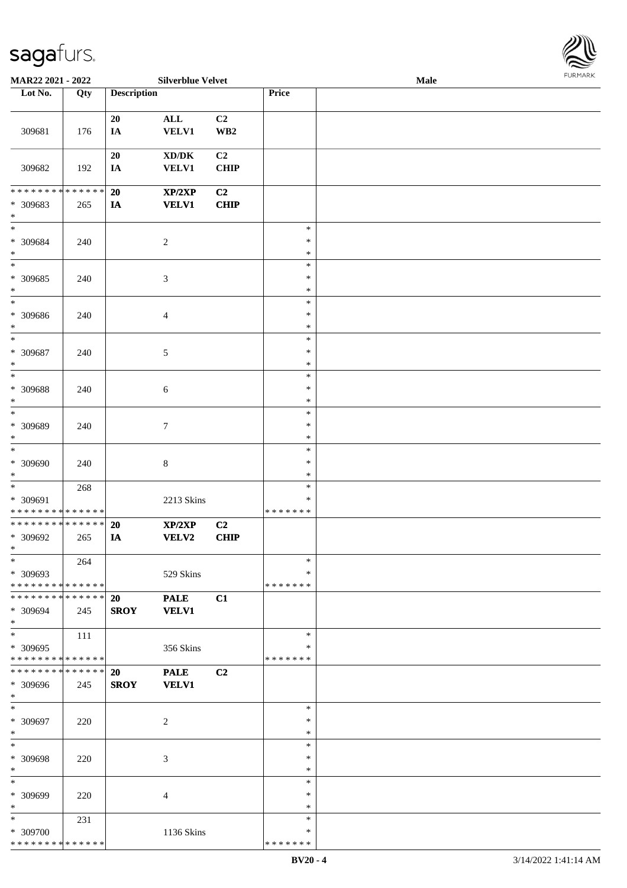**MAR22 2021 - 2022** **Silverblue Velvet** **Male**

| Lot No. | Qty | Description | | | Price | |
|---|---|---|---|---|---|---|
| 309681 | 176 | 20<br>IA | ALL<br>VELV1 | C2<br>WB2 | | |
| 309682 | 192 | 20<br>IA | XD/DK<br>VELV1 | C2<br>CHIP | | |
| * * * * * * * * * * * * * *<br>* 309683<br>* | 265 | 20<br>IA | XP/2XP<br>VELV1 | C2<br>CHIP | | |
| *<br>* 309684<br>* | 240 | | 2 | | *<br>*<br>* | |
| *<br>* 309685<br>* | 240 | | 3 | | *<br>*<br>* | |
| *<br>* 309686<br>* | 240 | | 4 | | *<br>*<br>* | |
| *<br>* 309687<br>* | 240 | | 5 | | *<br>*<br>* | |
| *<br>* 309688<br>* | 240 | | 6 | | *<br>*<br>* | |
| *<br>* 309689<br>* | 240 | | 7 | | *<br>*<br>* | |
| *<br>* 309690<br>* | 240 | | 8 | | *<br>*<br>* | |
| *<br>* 309691<br>* * * * * * * * * * * * * * | 268 | | 2213 Skins | | *<br>*<br>* * * * * * * | |
| * * * * * * * * * * * * * *<br>* 309692<br>* | 265 | 20<br>IA | XP/2XP<br>VELV2 | C2<br>CHIP | | |
| *<br>* 309693<br>* * * * * * * * * * * * * * | 264 | | 529 Skins | | *<br>*<br>* * * * * * * | |
| * * * * * * * * * * * * * *<br>* 309694<br>* | 245 | 20<br>SROY | PALE<br>VELV1 | C1 | | |
| *<br>* 309695<br>* * * * * * * * * * * * * * | 111 | | 356 Skins | | *<br>*<br>* * * * * * * | |
| * * * * * * * * * * * * * *<br>* 309696<br>* | 245 | 20<br>SROY | PALE<br>VELV1 | C2 | | |
| *<br>* 309697<br>* | 220 | | 2 | | *<br>*<br>* | |
| *<br>* 309698<br>* | 220 | | 3 | | *<br>*<br>* | |
| *<br>* 309699<br>* | 220 | | 4 | | *<br>*<br>* | |
| *<br>* 309700<br>* * * * * * * * * * * * * * | 231 | | 1136 Skins | | *<br>*<br>* * * * * * * | |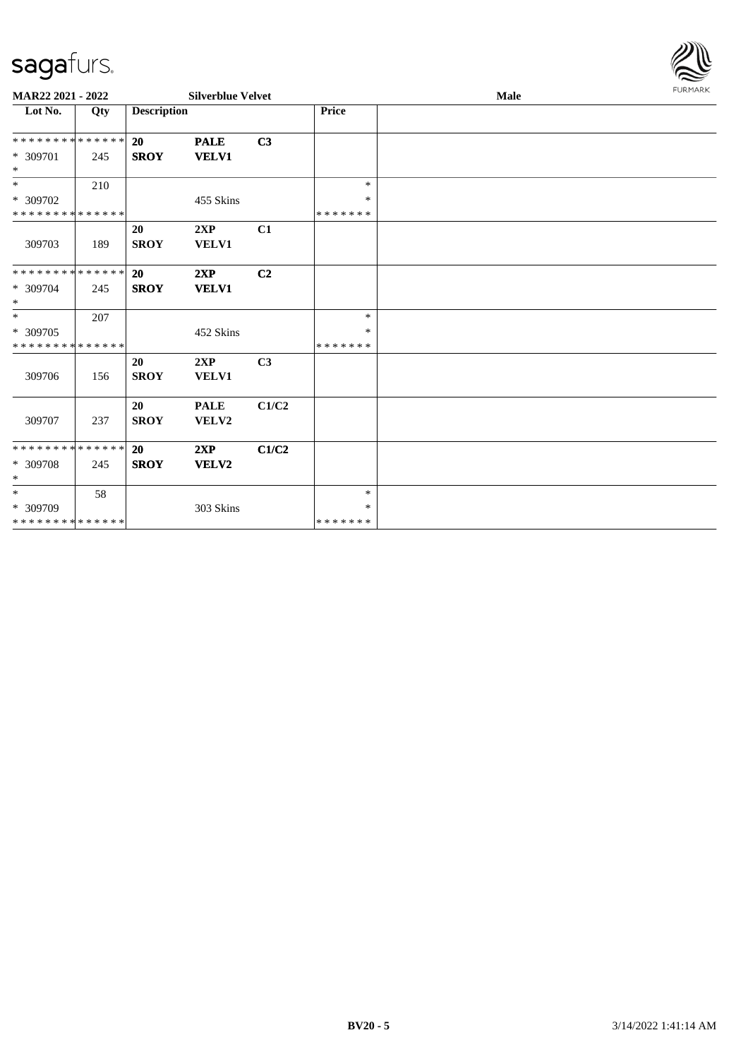**MAR22 2021 - 2022** | **Silverblue Velvet** | **Male**

| Lot No. | Qty | Description | | | Price | |
|---|---|---|---|---|---|---|
| * * * * * * * * * * * * * * | | 20 | PALE | C3 | | |
| * 309701 | 245 | SROY | VELV1 | | | |
| * | | | | | | |
| * | 210 | | | | * | |
| * 309702 | | | 455 Skins | | * | |
| * * * * * * * * * * * * * * | | | | | * * * * * * * | |
| 309703 | 189 | 20 SROY | 2XP VELV1 | C1 | | |
| * * * * * * * * * * * * * * | | 20 | 2XP | C2 | | |
| * 309704 | 245 | SROY | VELV1 | | | |
| * | | | | | | |
| * | 207 | | | | * | |
| * 309705 | | | 452 Skins | | * | |
| * * * * * * * * * * * * * * | | | | | * * * * * * * | |
| 309706 | 156 | 20 SROY | 2XP VELV1 | C3 | | |
| 309707 | 237 | 20 SROY | PALE VELV2 | C1/C2 | | |
| * * * * * * * * * * * * * * | | 20 | 2XP | C1/C2 | | |
| * 309708 | 245 | SROY | VELV2 | | | |
| * | | | | | | |
| * | 58 | | | | * | |
| * 309709 | | | 303 Skins | | * | |
| * * * * * * * * * * * * * * | | | | | * * * * * * * | |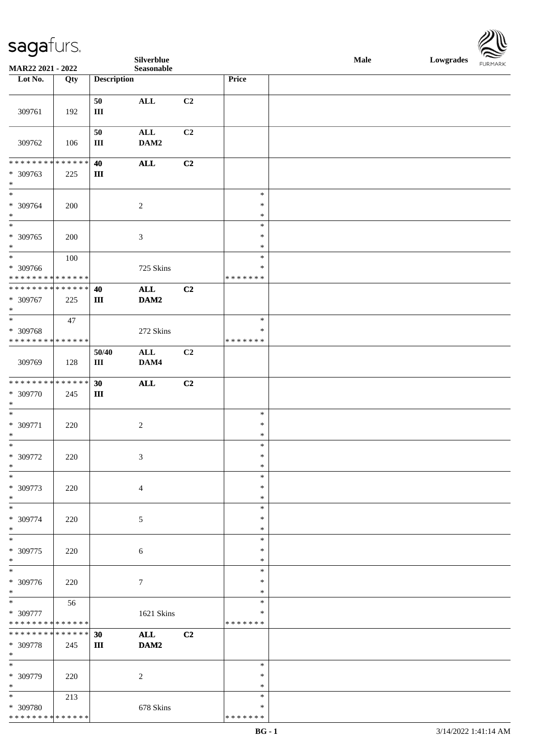| Lot No. | Qty | Description | | | Price | |
|---|---|---|---|---|---|---|
| 309761 | 192 | 50<br>III | ALL | C2 | | |
| 309762 | 106 | 50<br>III | ALL<br>DAM2 | C2 | | |
| * * * * * * * * * * * * * *<br>* 309763<br>* | 225 | 40<br>III | ALL | C2 | | |
| *<br>* 309764<br>* | 200 | | 2 | | *<br>*<br>* | |
| *<br>* 309765<br>* | 200 | | 3 | | *<br>*<br>* | |
| *<br>* 309766<br>* * * * * * * * * * * * * * | 100 | | 725 Skins | | *<br>*<br>* * * * * * * | |
| * * * * * * * * * * * * * *<br>* 309767<br>* | 225 | 40<br>III | ALL<br>DAM2 | C2 | | |
| *<br>* 309768<br>* * * * * * * * * * * * * * | 47 | | 272 Skins | | *<br>*<br>* * * * * * * | |
| 309769 | 128 | 50/40<br>III | ALL<br>DAM4 | C2 | | |
| * * * * * * * * * * * * * *<br>* 309770<br>* | 245 | 30<br>III | ALL | C2 | | |
| *<br>* 309771<br>* | 220 | | 2 | | *<br>*<br>* | |
| *<br>* 309772<br>* | 220 | | 3 | | *<br>*<br>* | |
| *<br>* 309773<br>* | 220 | | 4 | | *<br>*<br>* | |
| *<br>* 309774<br>* | 220 | | 5 | | *<br>*<br>* | |
| *<br>* 309775<br>* | 220 | | 6 | | *<br>*<br>* | |
| *<br>* 309776<br>* | 220 | | 7 | | *<br>*<br>* | |
| *<br>* 309777<br>* * * * * * * * * * * * * * | 56 | | 1621 Skins | | *<br>*<br>* * * * * * * | |
| * * * * * * * * * * * * * *<br>* 309778<br>* | 245 | 30<br>III | ALL<br>DAM2 | C2 | | |
| *<br>* 309779<br>* | 220 | | 2 | | *<br>*<br>* | |
| *<br>* 309780<br>* * * * * * * * * * * * * * | 213 | | 678 Skins | | *<br>*<br>* * * * * * * | |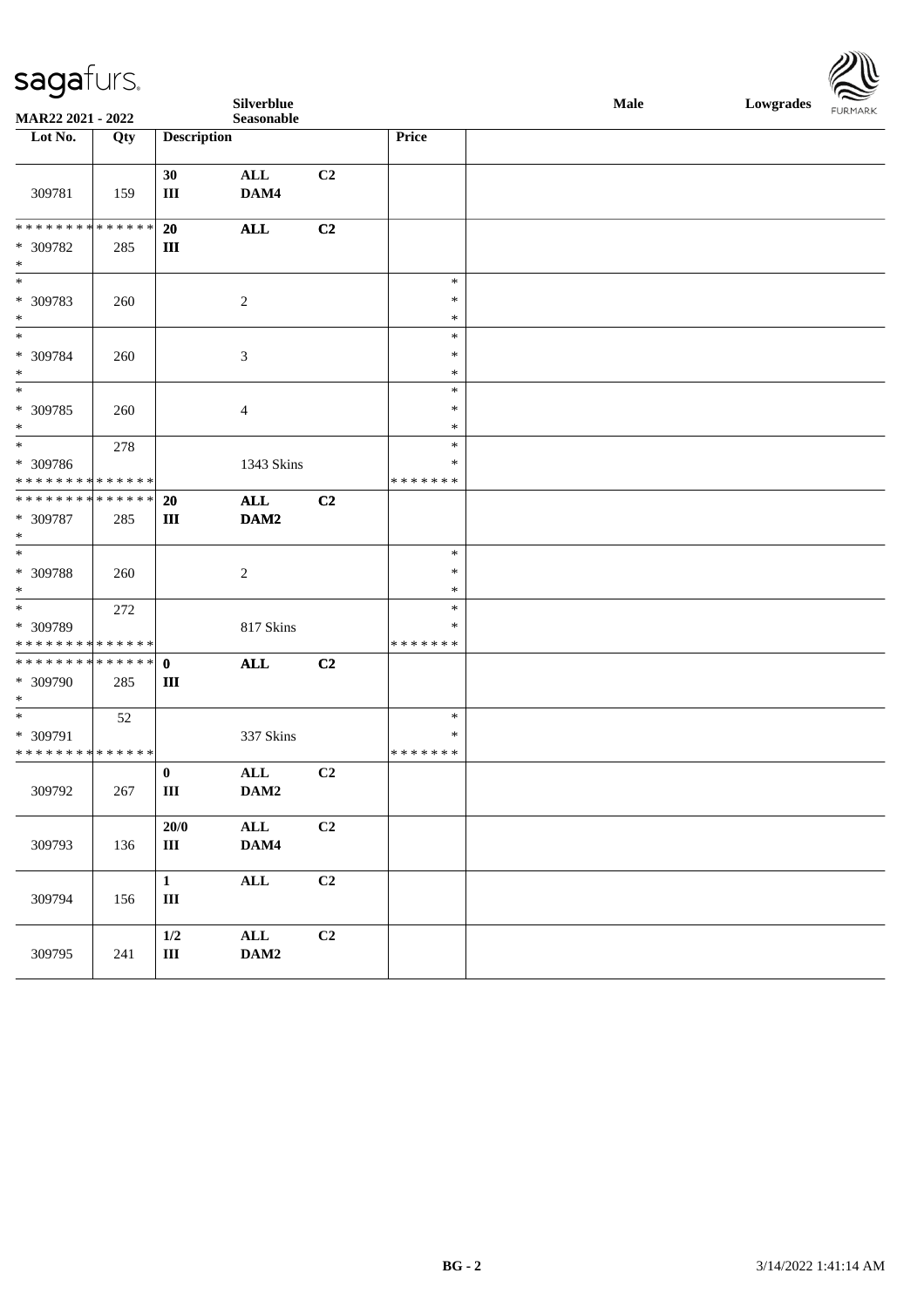sagafurs.

**Silverblue** | **Male** | **Lowgrades**

**MAR22 2021 - 2022** | **Seasonable**

| Lot No. | Qty | Description | | | Price | |
|---|---|---|---|---|---|---|
| 309781 | 159 | 30<br>III | ALL<br>DAM4 | C2 | | |
| * * * * * * * * * * * * * *<br>* 309782<br>* | 285 | 20<br>III | ALL | C2 | | |
| *<br>* 309783<br>* | 260 | | 2 | | *<br>*<br>* | |
| *<br>* 309784<br>* | 260 | | 3 | | *<br>*<br>* | |
| *<br>* 309785<br>* | 260 | | 4 | | *<br>*<br>* | |
| *<br>* 309786<br>* * * * * * * * * * * * * * | 278 | | 1343 Skins | | *<br>*<br>* * * * * * * | |
| * * * * * * * * * * * * * *<br>* 309787<br>* | 285 | 20<br>III | ALL<br>DAM2 | C2 | | |
| *<br>* 309788<br>* | 260 | | 2 | | *<br>*<br>* | |
| *<br>* 309789<br>* * * * * * * * * * * * * * | 272 | | 817 Skins | | *<br>*<br>* * * * * * * | |
| * * * * * * * * * * * * * *<br>* 309790<br>* | 285 | 0<br>III | ALL | C2 | | |
| *<br>* 309791<br>* * * * * * * * * * * * * * | 52 | | 337 Skins | | *<br>*<br>* * * * * * * | |
| 309792 | 267 | 0<br>III | ALL<br>DAM2 | C2 | | |
| 309793 | 136 | 20/0<br>III | ALL<br>DAM4 | C2 | | |
| 309794 | 156 | 1<br>III | ALL | C2 | | |
| 309795 | 241 | 1/2<br>III | ALL<br>DAM2 | C2 | | |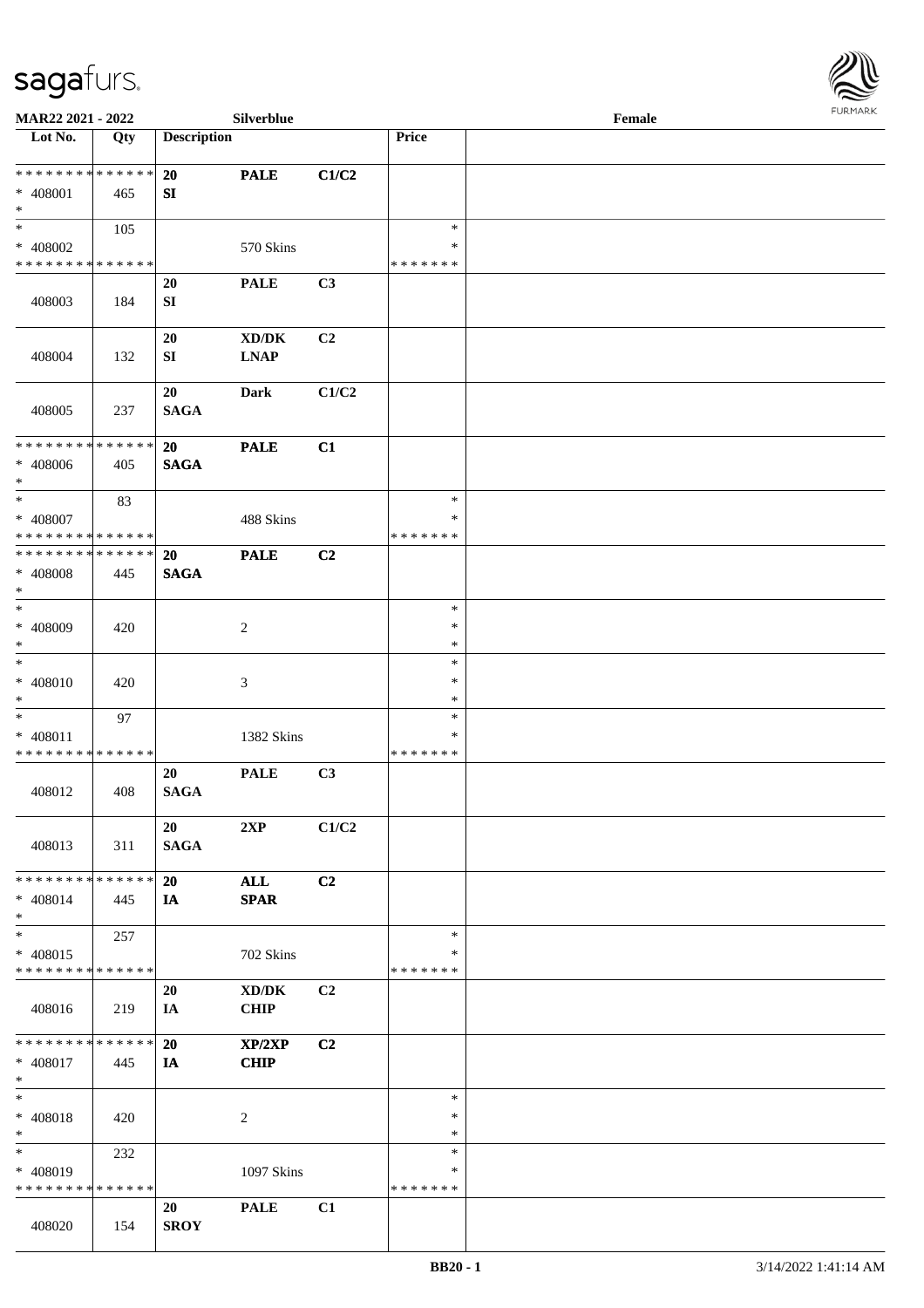MAR22 2021 - 2022 Silverblue Female

| Lot No. | Qty | Description | | | Price | |
|---|---|---|---|---|---|---|
| * * * * * * * * * * * * * * | | 20 | PALE | C1/C2 | | |
| * 408001 | 465 | SI | | | | |
| * | | | | | | |
| * | 105 | | | | * | |
| * 408002 | | | 570 Skins | | * | |
| * * * * * * * * * * * * * * | | | | | * * * * * * * | |
| | | 20 | PALE | C3 | | |
| 408003 | 184 | SI | | | | |
| | | 20 | XD/DK | C2 | | |
| 408004 | 132 | SI | LNAP | | | |
| | | 20 | Dark | C1/C2 | | |
| 408005 | 237 | SAGA | | | | |
| * * * * * * * * * * * * * * | | 20 | PALE | C1 | | |
| * 408006 | 405 | SAGA | | | | |
| * | | | | | | |
| * | 83 | | | | * | |
| * 408007 | | | 488 Skins | | * | |
| * * * * * * * * * * * * * * | | | | | * * * * * * * | |
| * * * * * * * * * * * * * * | | 20 | PALE | C2 | | |
| * 408008 | 445 | SAGA | | | | |
| * | | | | | | |
| * | | | | | * | |
| * 408009 | 420 | | 2 | | * | |
| * | | | | | * | |
| * | | | | | * | |
| * 408010 | 420 | | 3 | | * | |
| * | | | | | * | |
| * | 97 | | | | * | |
| * 408011 | | | 1382 Skins | | * | |
| * * * * * * * * * * * * * * | | | | | * * * * * * * | |
| | | 20 | PALE | C3 | | |
| 408012 | 408 | SAGA | | | | |
| | | 20 | 2XP | C1/C2 | | |
| 408013 | 311 | SAGA | | | | |
| * * * * * * * * * * * * * * | | 20 | ALL | C2 | | |
| * 408014 | 445 | IA | SPAR | | | |
| * | | | | | | |
| * | 257 | | | | * | |
| * 408015 | | | 702 Skins | | * | |
| * * * * * * * * * * * * * * | | | | | * * * * * * * | |
| | | 20 | XD/DK | C2 | | |
| 408016 | 219 | IA | CHIP | | | |
| * * * * * * * * * * * * * * | | 20 | XP/2XP | C2 | | |
| * 408017 | 445 | IA | CHIP | | | |
| * | | | | | | |
| * | | | | | * | |
| * 408018 | 420 | | 2 | | * | |
| * | | | | | * | |
| * | 232 | | | | * | |
| * 408019 | | | 1097 Skins | | * | |
| * * * * * * * * * * * * * * | | | | | * * * * * * * | |
| | | 20 | PALE | C1 | | |
| 408020 | 154 | SROY | | | | |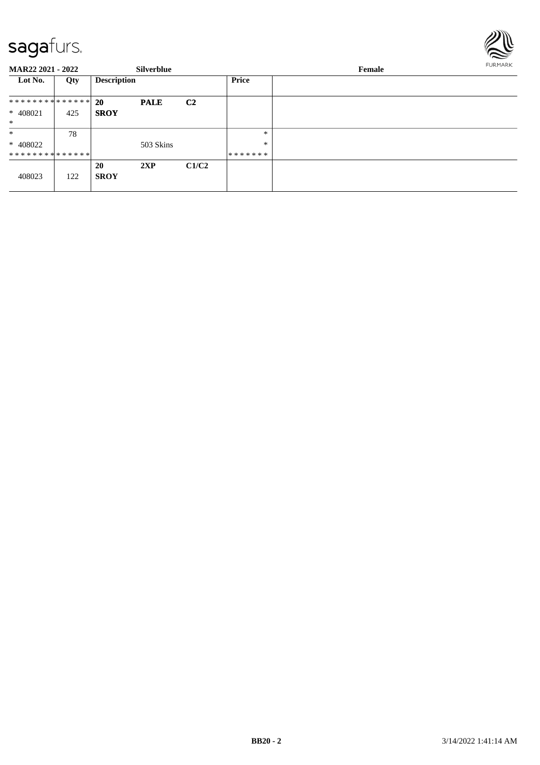**MAR22 2021 - 2022** | **Silverblue** | **Female**

| Lot No. | Qty | Description | | | Price | |
|---|---|---|---|---|---|---|
| ************** | | **20** | **PALE** | **C2** | | |
| * 408021 | 425 | **SROY** | | | | |
| * | | | | | | |
| * | 78 | | | | * | |
| * 408022 | | | 503 Skins | | * | |
| ************** | | | | | ******* | |
| | | **20** | **2XP** | **C1/C2** | | |
| 408023 | 122 | **SROY** | | | | |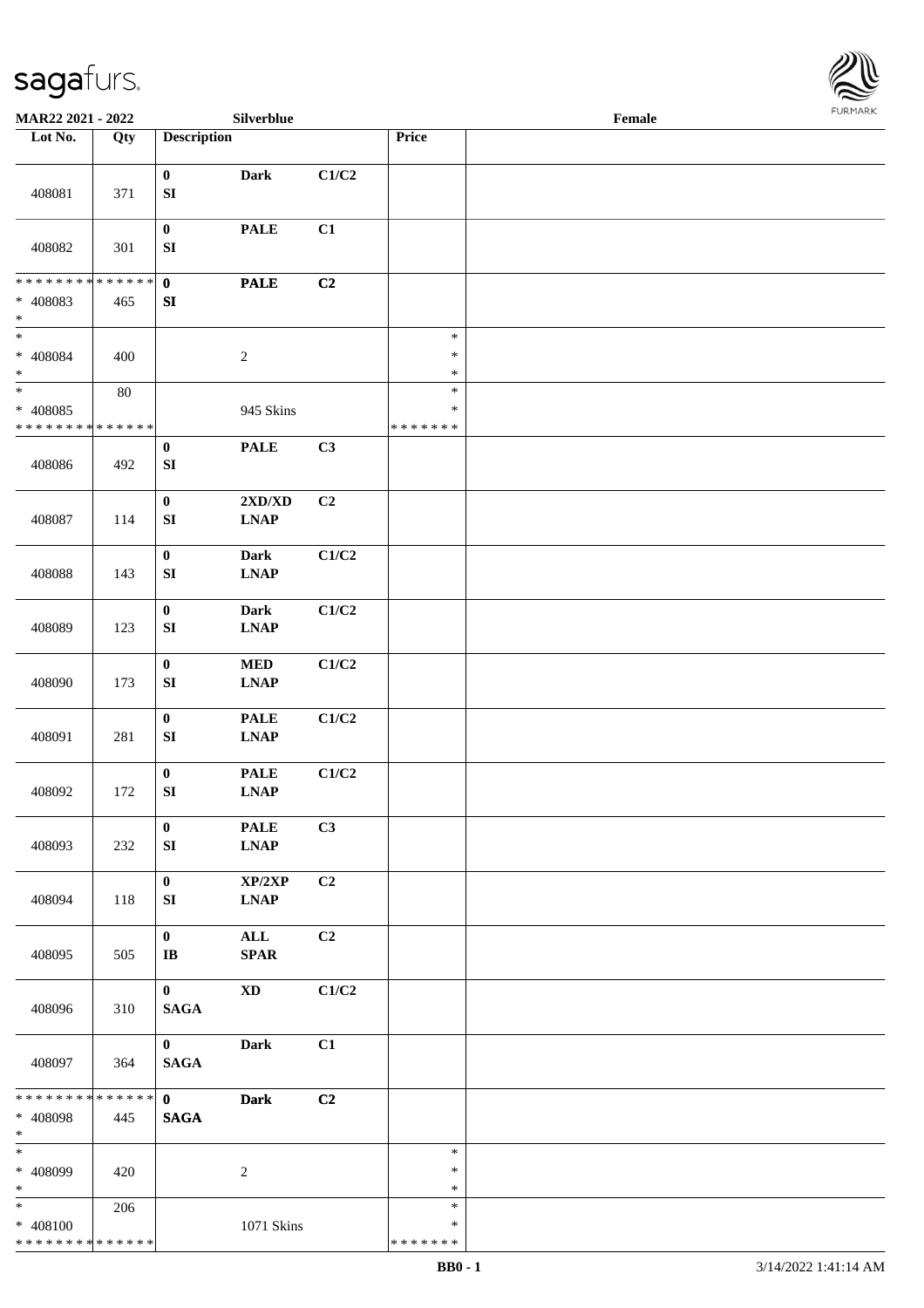**MAR22 2021 - 2022** **Silverblue** **Female**

| Lot No. | Qty | Description | | | Price | |
|---|---|---|---|---|---|---|
| 408081 | 371 | **0** **SI** | **Dark** | **C1/C2** | | |
| 408082 | 301 | **0** **SI** | **PALE** | **C1** | | |
| * * * * * * * * * * * * * * * 408083 * | 465 | **0** **SI** | **PALE** | **C2** | | |
| * * 408084 * | 400 | | 2 | | * * * | |
| * * 408085 * * * * * * * * * * * * * * | 80 | | 945 Skins | | * * * * * * * * * | |
| 408086 | 492 | **0** **SI** | **PALE** | **C3** | | |
| 408087 | 114 | **0** **SI** | **2XD/XD** **LNAP** | **C2** | | |
| 408088 | 143 | **0** **SI** | **Dark** **LNAP** | **C1/C2** | | |
| 408089 | 123 | **0** **SI** | **Dark** **LNAP** | **C1/C2** | | |
| 408090 | 173 | **0** **SI** | **MED** **LNAP** | **C1/C2** | | |
| 408091 | 281 | **0** **SI** | **PALE** **LNAP** | **C1/C2** | | |
| 408092 | 172 | **0** **SI** | **PALE** **LNAP** | **C1/C2** | | |
| 408093 | 232 | **0** **SI** | **PALE** **LNAP** | **C3** | | |
| 408094 | 118 | **0** **SI** | **XP/2XP** **LNAP** | **C2** | | |
| 408095 | 505 | **0** **IB** | **ALL** **SPAR** | **C2** | | |
| 408096 | 310 | **0** **SAGA** | **XD** | **C1/C2** | | |
| 408097 | 364 | **0** **SAGA** | **Dark** | **C1** | | |
| * * * * * * * * * * * * * * * 408098 * | 445 | **0** **SAGA** | **Dark** | **C2** | | |
| * * 408099 * | 420 | | 2 | | * * * | |
| * * 408100 * * * * * * * * * * * * * * | 206 | | 1071 Skins | | * * * * * * * * * | |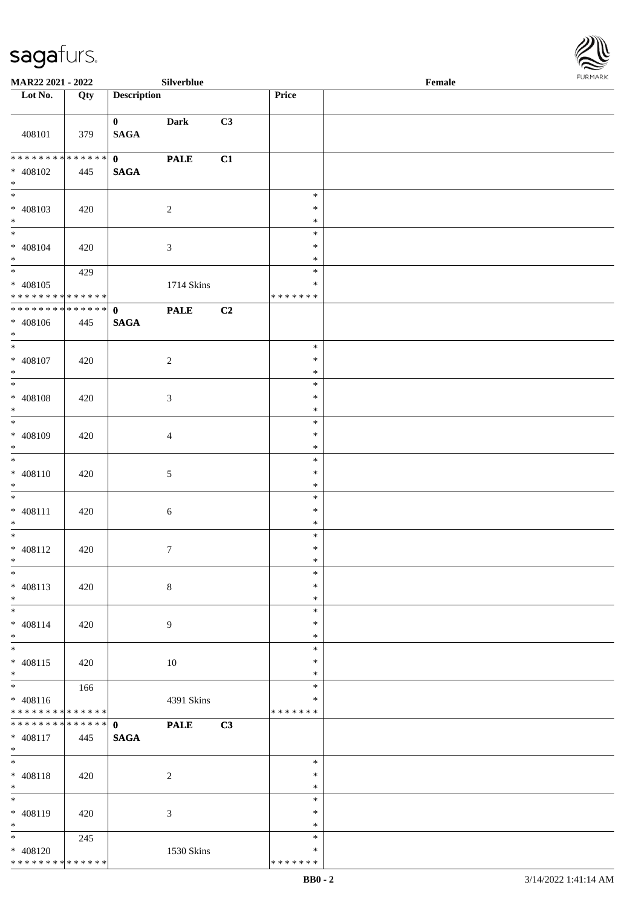MAR22 2021 - 2022 Silverblue Female

| Lot No. | Qty | Description | | | Price | |
|---|---|---|---|---|---|---|
| 408101 | 379 | 0 SAGA | Dark | C3 | | |
| * * * * * * * * * * * * * * * 408102 * | 445 | 0 SAGA | PALE | C1 | | |
| * 408103 * | 420 | | 2 | | * * * | |
| * 408104 * | 420 | | 3 | | * * * | |
| * 408105 * * * * * * * * * * * * * * | 429 | | 1714 Skins | | * * * * * * * * * | |
| * * * * * * * * * * * * * * * 408106 * | 445 | 0 SAGA | PALE | C2 | | |
| * 408107 * | 420 | | 2 | | * * * | |
| * 408108 * | 420 | | 3 | | * * * | |
| * 408109 * | 420 | | 4 | | * * * | |
| * 408110 * | 420 | | 5 | | * * * | |
| * 408111 * | 420 | | 6 | | * * * | |
| * 408112 * | 420 | | 7 | | * * * | |
| * 408113 * | 420 | | 8 | | * * * | |
| * 408114 * | 420 | | 9 | | * * * | |
| * 408115 * | 420 | | 10 | | * * * | |
| * 408116 * * * * * * * * * * * * * * | 166 | | 4391 Skins | | * * * * * * * * * | |
| * * * * * * * * * * * * * * * 408117 * | 445 | 0 SAGA | PALE | C3 | | |
| * 408118 * | 420 | | 2 | | * * * | |
| * 408119 * | 420 | | 3 | | * * * | |
| * 408120 * * * * * * * * * * * * * * | 245 | | 1530 Skins | | * * * * * * * * * | |

BB0 - 2 3/14/2022 1:41:14 AM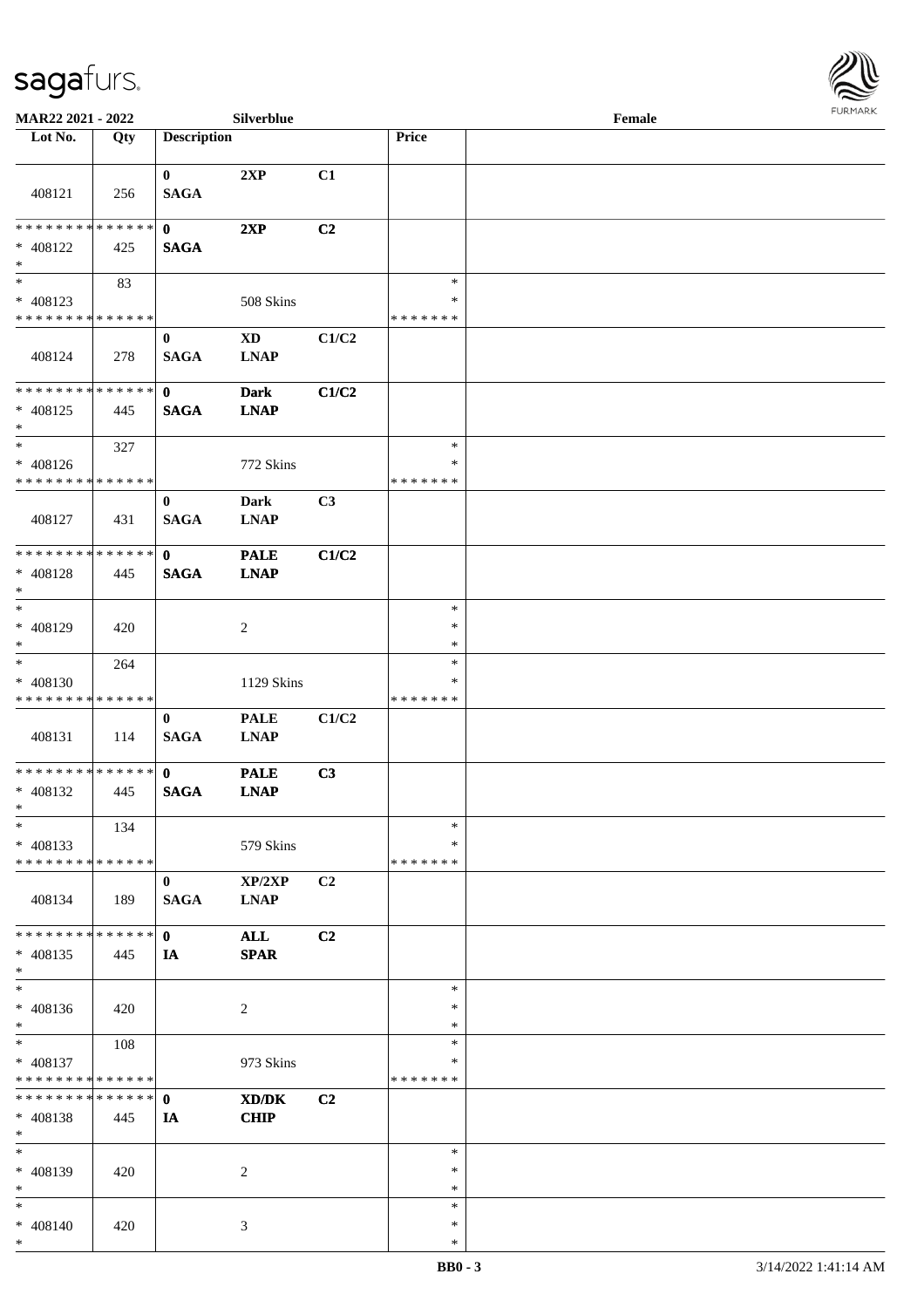MAR22 2021 - 2022 | Silverblue | Female

| Lot No. | Qty | Description | | | Price | |
|---|---|---|---|---|---|---|
| 408121 | 256 | 0 SAGA | 2XP | C1 | | |
| * * * * * * * * * * * * * * 408122 * | 425 | 0 SAGA | 2XP | C2 | | |
| * 408123 * * * * * * * * * * * * * * | 83 | | 508 Skins | | * * * * * * * * | |
| 408124 | 278 | 0 SAGA | XD LNAP | C1/C2 | | |
| * * * * * * * * * * * * * * 408125 * | 445 | 0 SAGA | Dark LNAP | C1/C2 | | |
| * 408126 * * * * * * * * * * * * * * | 327 | | 772 Skins | | * * * * * * * * | |
| 408127 | 431 | 0 SAGA | Dark LNAP | C3 | | |
| * * * * * * * * * * * * * * 408128 * | 445 | 0 SAGA | PALE LNAP | C1/C2 | | |
| * 408129 * | 420 | | 2 | | * * * | |
| * 408130 * * * * * * * * * * * * * * | 264 | | 1129 Skins | | * * * * * * * * | |
| 408131 | 114 | 0 SAGA | PALE LNAP | C1/C2 | | |
| * * * * * * * * * * * * * * 408132 * | 445 | 0 SAGA | PALE LNAP | C3 | | |
| * 408133 * * * * * * * * * * * * * * | 134 | | 579 Skins | | * * * * * * * * | |
| 408134 | 189 | 0 SAGA | XP/2XP LNAP | C2 | | |
| * * * * * * * * * * * * * * 408135 * | 445 | 0 IA | ALL SPAR | C2 | | |
| * 408136 * | 420 | | 2 | | * * * | |
| * 408137 * * * * * * * * * * * * * * | 108 | | 973 Skins | | * * * * * * * * | |
| * * * * * * * * * * * * * * 408138 * | 445 | 0 IA | XD/DK CHIP | C2 | | |
| * 408139 * | 420 | | 2 | | * * * | |
| * 408140 * | 420 | | 3 | | * * * | |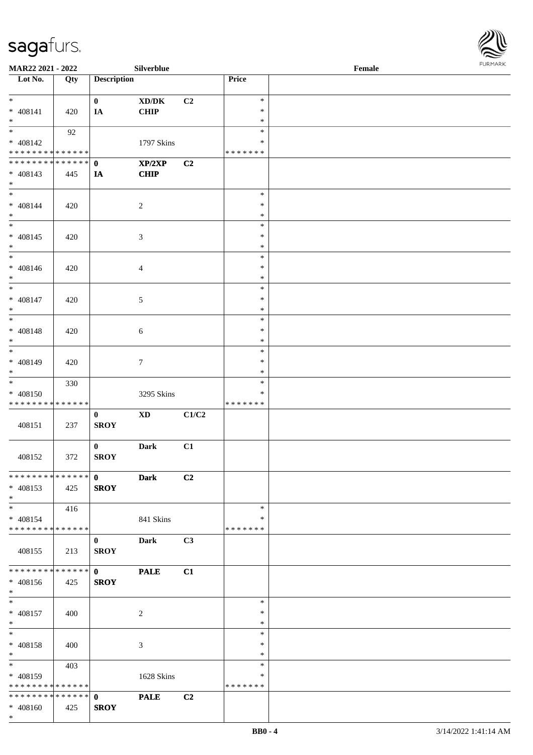MAR22 2021 - 2022 Silverblue Female

| Lot No. | Qty | Description | | | Price | |
|---|---|---|---|---|---|---|
| * <br> * 408141 <br> * | 420 | 0 <br> IA | XD/DK <br> CHIP | C2 | * <br> * <br> * | |
| * <br> * 408142 <br> * * * * * * * * * * * * * * | 92 | | 1797 Skins | | * <br> * <br> * * * * * * * | |
| * * * * * * * * * * * * * * <br> * 408143 <br> * | 445 | 0 <br> IA | XP/2XP <br> CHIP | C2 | | |
| * <br> * 408144 <br> * | 420 | | 2 | | * <br> * <br> * | |
| * <br> * 408145 <br> * | 420 | | 3 | | * <br> * <br> * | |
| * <br> * 408146 <br> * | 420 | | 4 | | * <br> * <br> * | |
| * <br> * 408147 <br> * | 420 | | 5 | | * <br> * <br> * | |
| * <br> * 408148 <br> * | 420 | | 6 | | * <br> * <br> * | |
| * <br> * 408149 <br> * | 420 | | 7 | | * <br> * <br> * | |
| * <br> * 408150 <br> * * * * * * * * * * * * * * | 330 | | 3295 Skins | | * <br> * <br> * * * * * * * | |
| 408151 | 237 | 0 <br> SROY | XD | C1/C2 | | |
| 408152 | 372 | 0 <br> SROY | Dark | C1 | | |
| * * * * * * * * * * * * * * <br> * 408153 <br> * | 425 | 0 <br> SROY | Dark | C2 | | |
| * <br> * 408154 <br> * * * * * * * * * * * * * * | 416 | | 841 Skins | | * <br> * <br> * * * * * * * | |
| 408155 | 213 | 0 <br> SROY | Dark | C3 | | |
| * * * * * * * * * * * * * * <br> * 408156 <br> * | 425 | 0 <br> SROY | PALE | C1 | | |
| * <br> * 408157 <br> * | 400 | | 2 | | * <br> * <br> * | |
| * <br> * 408158 <br> * | 400 | | 3 | | * <br> * <br> * | |
| * <br> * 408159 <br> * * * * * * * * * * * * * * | 403 | | 1628 Skins | | * <br> * <br> * * * * * * * | |
| * * * * * * * * * * * * * * <br> * 408160 <br> * | 425 | 0 <br> SROY | PALE | C2 | | |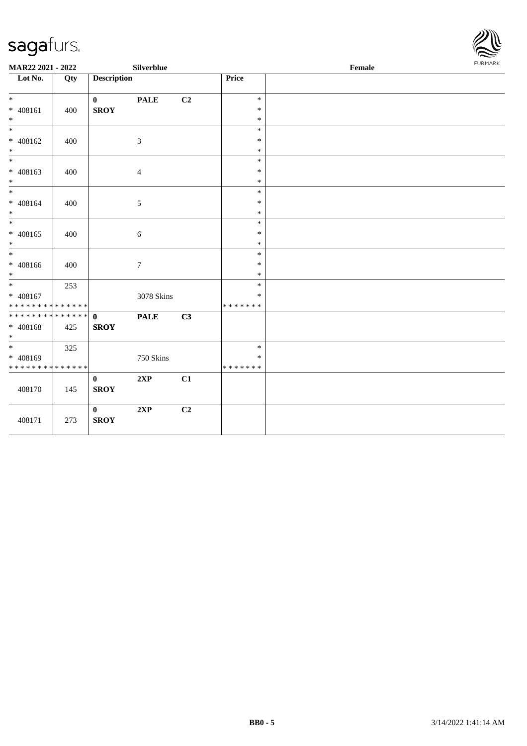MAR22 2021 - 2022 Silverblue Female

| Lot No. | Qty | Description | | | Price | |
|---|---|---|---|---|---|---|
| * <br> * 408161 <br> * | 400 | 0 <br> **SROY** | **PALE** | **C2** | * <br> * <br> * | |
| * <br> * 408162 <br> * | 400 | | 3 | | * <br> * <br> * | |
| * <br> * 408163 <br> * | 400 | | 4 | | * <br> * <br> * | |
| * <br> * 408164 <br> * | 400 | | 5 | | * <br> * <br> * | |
| * <br> * 408165 <br> * | 400 | | 6 | | * <br> * <br> * | |
| * <br> * 408166 <br> * | 400 | | 7 | | * <br> * <br> * | |
| * <br> * 408167 <br> * * * * * * * * * * * * * * | 253 | | 3078 Skins | | * <br> * <br> * * * * * * * | |
| * * * * * * * * * * * * * * <br> * 408168 <br> * | 425 | **0** <br> **SROY** | **PALE** | **C3** | | |
| * <br> * 408169 <br> * * * * * * * * * * * * * * | 325 | | 750 Skins | | * <br> * <br> * * * * * * * | |
| 408170 | 145 | **0** <br> **SROY** | **2XP** | **C1** | | |
| 408171 | 273 | **0** <br> **SROY** | **2XP** | **C2** | | |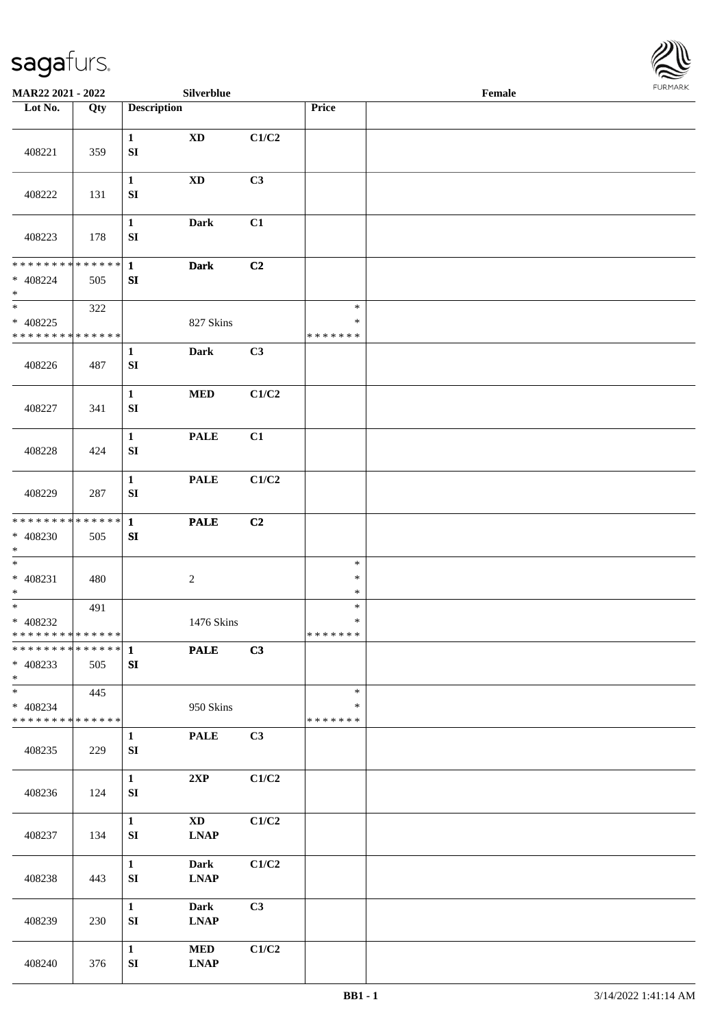**MAR22 2021 - 2022** | **Silverblue** | **Female**

| Lot No. | Qty | Description | | | Price | |
|---|---|---|---|---|---|---|
| 408221 | 359 | 1 SI | XD | C1/C2 | | |
| 408222 | 131 | 1 SI | XD | C3 | | |
| 408223 | 178 | 1 SI | Dark | C1 | | |
| * * * * * * * * * * * * * * <br>* 408224 <br>* | 505 | 1 SI | Dark | C2 | | |
| * <br>* 408225 <br>* * * * * * * * * * * * * * | 322 | | 827 Skins | | * <br>* <br>* * * * * * * | |
| 408226 | 487 | 1 SI | Dark | C3 | | |
| 408227 | 341 | 1 SI | MED | C1/C2 | | |
| 408228 | 424 | 1 SI | PALE | C1 | | |
| 408229 | 287 | 1 SI | PALE | C1/C2 | | |
| * * * * * * * * * * * * * * <br>* 408230 <br>* | 505 | 1 SI | PALE | C2 | | |
| * <br>* 408231 <br>* | 480 | | 2 | | * <br>* <br>* | |
| * <br>* 408232 <br>* * * * * * * * * * * * * * | 491 | | 1476 Skins | | * <br>* <br>* * * * * * * | |
| * * * * * * * * * * * * * * <br>* 408233 <br>* | 505 | 1 SI | PALE | C3 | | |
| * <br>* 408234 <br>* * * * * * * * * * * * * * | 445 | | 950 Skins | | * <br>* <br>* * * * * * * | |
| 408235 | 229 | 1 SI | PALE | C3 | | |
| 408236 | 124 | 1 SI | 2XP | C1/C2 | | |
| 408237 | 134 | 1 SI | XD LNAP | C1/C2 | | |
| 408238 | 443 | 1 SI | Dark LNAP | C1/C2 | | |
| 408239 | 230 | 1 SI | Dark LNAP | C3 | | |
| 408240 | 376 | 1 SI | MED LNAP | C1/C2 | | |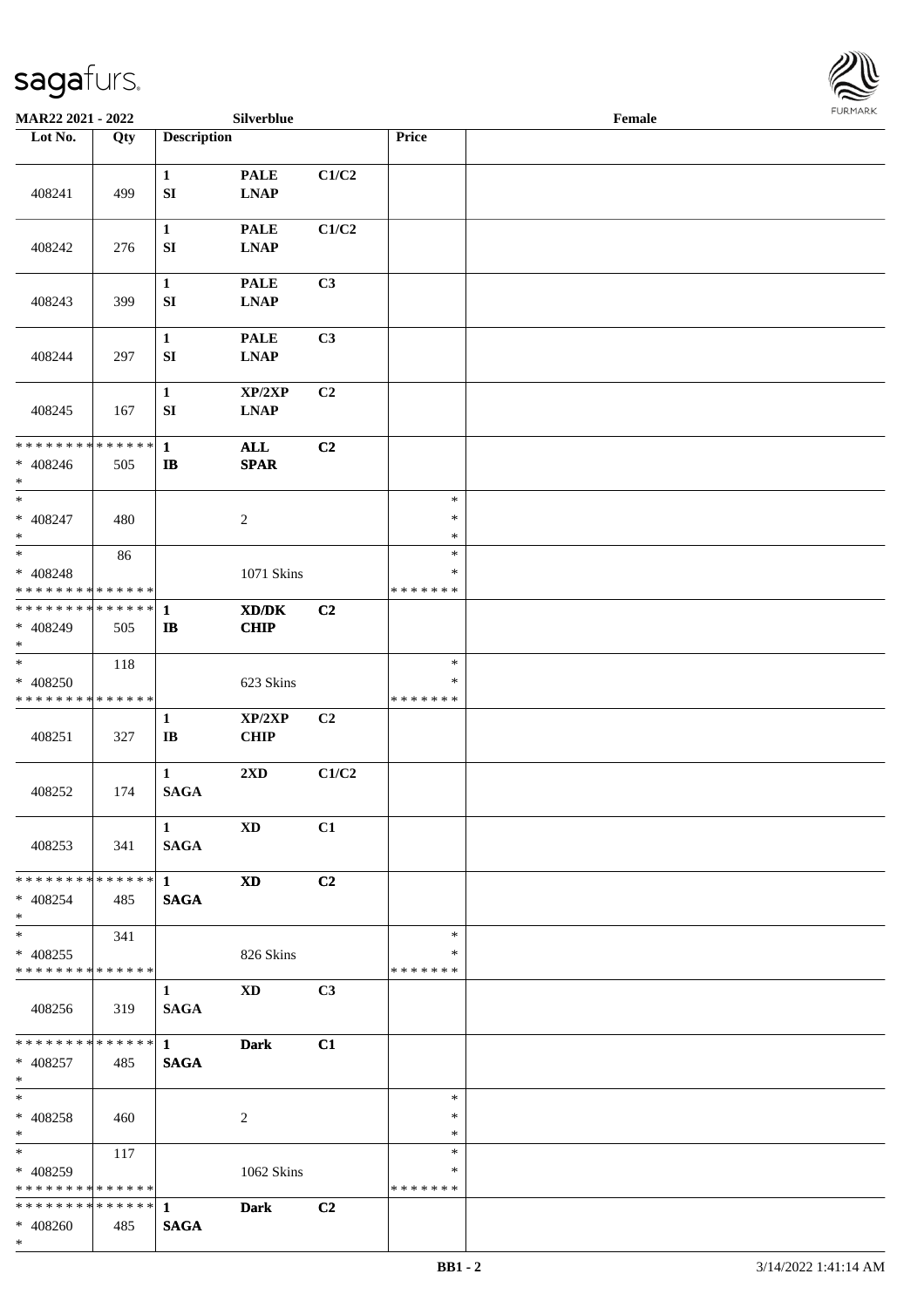| Lot No. | Qty | Description | | | Price | |
|---|---|---|---|---|---|---|
| 408241 | 499 | 1 SI | PALE LNAP | C1/C2 | | |
| 408242 | 276 | 1 SI | PALE LNAP | C1/C2 | | |
| 408243 | 399 | 1 SI | PALE LNAP | C3 | | |
| 408244 | 297 | 1 SI | PALE LNAP | C3 | | |
| 408245 | 167 | 1 SI | XP/2XP LNAP | C2 | | |
| * * * * * * * * * * * * * * * 408246 * | 505 | 1 IB | ALL SPAR | C2 | | |
| * * 408247 * | 480 | | 2 | | * * * | |
| * * 408248 * * * * * * * * * * * * * * | 86 | | 1071 Skins | | * * * * * * * * | |
| * * * * * * * * * * * * * * * 408249 * | 505 | 1 IB | XD/DK CHIP | C2 | | |
| * * 408250 * * * * * * * * * * * * * * | 118 | | 623 Skins | | * * * * * * * * | |
| 408251 | 327 | 1 IB | XP/2XP CHIP | C2 | | |
| 408252 | 174 | 1 SAGA | 2XD | C1/C2 | | |
| 408253 | 341 | 1 SAGA | XD | C1 | | |
| * * * * * * * * * * * * * * * 408254 * | 485 | 1 SAGA | XD | C2 | | |
| * * 408255 * * * * * * * * * * * * * * | 341 | | 826 Skins | | * * * * * * * * | |
| 408256 | 319 | 1 SAGA | XD | C3 | | |
| * * * * * * * * * * * * * * * 408257 * | 485 | 1 SAGA | Dark | C1 | | |
| * * 408258 * | 460 | | 2 | | * * * | |
| * * 408259 * * * * * * * * * * * * * * | 117 | | 1062 Skins | | * * * * * * * * | |
| * * * * * * * * * * * * * * * 408260 * | 485 | 1 SAGA | Dark | C2 | | |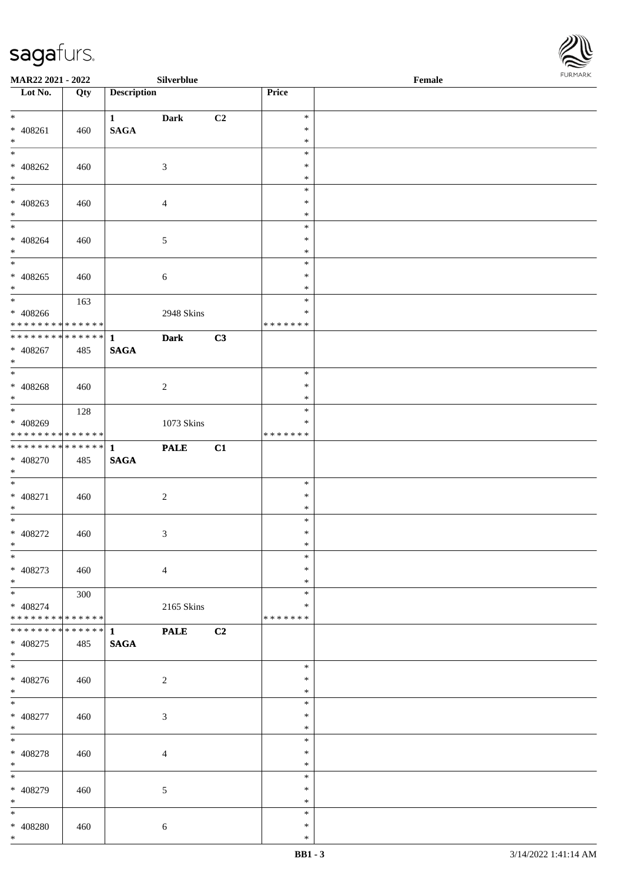| Lot No. | Qty | Description | | | Price | |
|---|---|---|---|---|---|---|
| * | | 1 | Dark | C2 | * | |
| * 408261 | 460 | SAGA | | | * | |
| * | | | | | * | |
| * | | | | | * | |
| * 408262 | 460 | | 3 | | * | |
| * | | | | | * | |
| * | | | | | * | |
| * 408263 | 460 | | 4 | | * | |
| * | | | | | * | |
| * | | | | | * | |
| * 408264 | 460 | | 5 | | * | |
| * | | | | | * | |
| * | | | | | * | |
| * 408265 | 460 | | 6 | | * | |
| * | | | | | * | |
| * | 163 | | | | * | |
| * 408266 | | | 2948 Skins | | * | |
| * * * * * * * * * * * * * * | | | | | * * * * * * * | |
| * * * * * * * * * * * * * * | | 1 | Dark | C3 | | |
| * 408267 | 485 | SAGA | | | | |
| * | | | | | | |
| * | | | | | * | |
| * 408268 | 460 | | 2 | | * | |
| * | | | | | * | |
| * | 128 | | | | * | |
| * 408269 | | | 1073 Skins | | * | |
| * * * * * * * * * * * * * * | | | | | * * * * * * * | |
| * * * * * * * * * * * * * * | | 1 | PALE | C1 | | |
| * 408270 | 485 | SAGA | | | | |
| * | | | | | | |
| * | | | | | * | |
| * 408271 | 460 | | 2 | | * | |
| * | | | | | * | |
| * | | | | | * | |
| * 408272 | 460 | | 3 | | * | |
| * | | | | | * | |
| * | | | | | * | |
| * 408273 | 460 | | 4 | | * | |
| * | | | | | * | |
| * | 300 | | | | * | |
| * 408274 | | | 2165 Skins | | * | |
| * * * * * * * * * * * * * * | | | | | * * * * * * * | |
| * * * * * * * * * * * * * * | | 1 | PALE | C2 | | |
| * 408275 | 485 | SAGA | | | | |
| * | | | | | | |
| * | | | | | * | |
| * 408276 | 460 | | 2 | | * | |
| * | | | | | * | |
| * | | | | | * | |
| * 408277 | 460 | | 3 | | * | |
| * | | | | | * | |
| * | | | | | * | |
| * 408278 | 460 | | 4 | | * | |
| * | | | | | * | |
| * | | | | | * | |
| * 408279 | 460 | | 5 | | * | |
| * | | | | | * | |
| * | | | | | * | |
| * 408280 | 460 | | 6 | | * | |
| * | | | | | * | |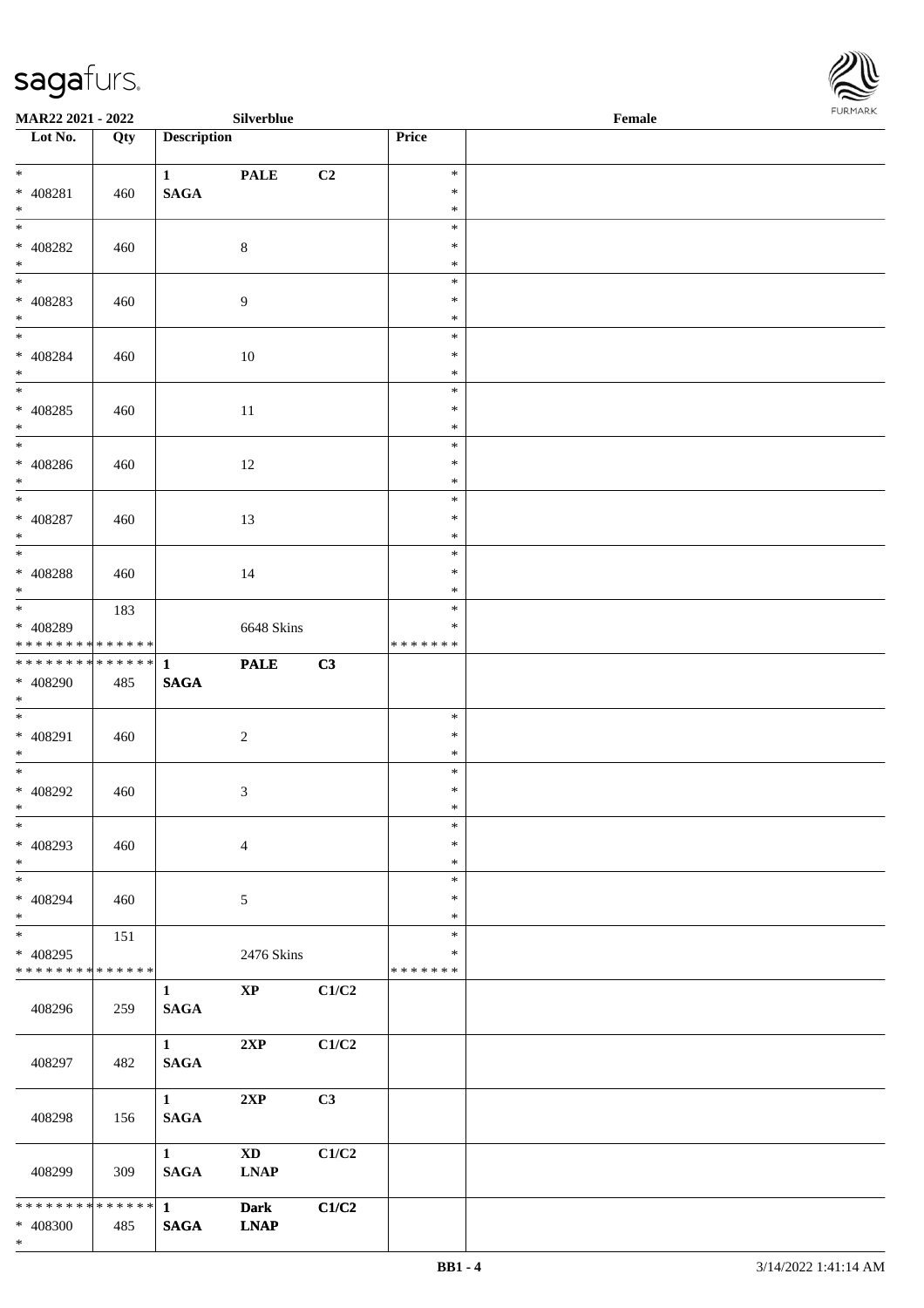**MAR22 2021 - 2022** **Silverblue** **Female**

| Lot No. | Qty | Description | | | Price | |
|---|---|---|---|---|---|---|
| * <br> * 408281 <br> * | 460 | **1** <br> **SAGA** | **PALE** | **C2** | * <br> * <br> * | |
| * <br> * 408282 <br> * | 460 | | 8 | | * <br> * <br> * | |
| * <br> * 408283 <br> * | 460 | | 9 | | * <br> * <br> * | |
| * <br> * 408284 <br> * | 460 | | 10 | | * <br> * <br> * | |
| * <br> * 408285 <br> * | 460 | | 11 | | * <br> * <br> * | |
| * <br> * 408286 <br> * | 460 | | 12 | | * <br> * <br> * | |
| * <br> * 408287 <br> * | 460 | | 13 | | * <br> * <br> * | |
| * <br> * 408288 <br> * | 460 | | 14 | | * <br> * <br> * | |
| * <br> * 408289 <br> * * * * * * * * * * * * * * | 183 | | 6648 Skins | | * <br> * <br> * * * * * * * | |
| * * * * * * * * * * * * * * <br> * 408290 <br> * | 485 | **1** <br> **SAGA** | **PALE** | **C3** | | |
| * <br> * 408291 <br> * | 460 | | 2 | | * <br> * <br> * | |
| * <br> * 408292 <br> * | 460 | | 3 | | * <br> * <br> * | |
| * <br> * 408293 <br> * | 460 | | 4 | | * <br> * <br> * | |
| * <br> * 408294 <br> * | 460 | | 5 | | * <br> * <br> * | |
| * <br> * 408295 <br> * * * * * * * * * * * * * * | 151 | | 2476 Skins | | * <br> * <br> * * * * * * * | |
| 408296 | 259 | **1** <br> **SAGA** | **XP** | **C1/C2** | | |
| 408297 | 482 | **1** <br> **SAGA** | **2XP** | **C1/C2** | | |
| 408298 | 156 | **1** <br> **SAGA** | **2XP** | **C3** | | |
| 408299 | 309 | **1** <br> **SAGA** | **XD** <br> **LNAP** | **C1/C2** | | |
| * * * * * * * * * * * * * * <br> * 408300 <br> * | 485 | **1** <br> **SAGA** | **Dark** <br> **LNAP** | **C1/C2** | | |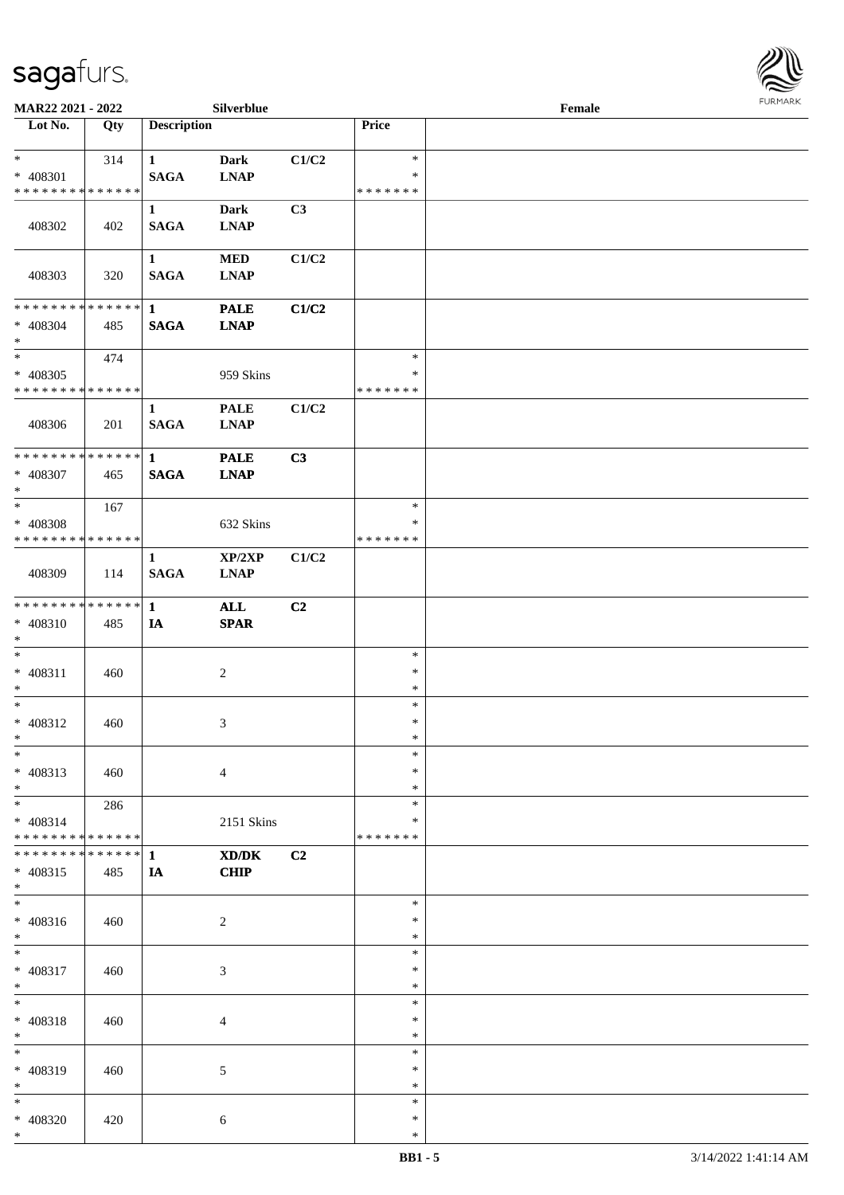MAR22 2021 - 2022 | Silverblue | Female

| Lot No. | Qty | Description | | | Price | |
|---|---|---|---|---|---|---|
| * | 314 | 1 | Dark | C1/C2 | * | |
| * 408301 | | SAGA | LNAP | | * | |
| * * * * * * * * * * * * * * | | | | | * * * * * * * | |
| 408302 | 402 | 1 SAGA | Dark LNAP | C3 | | |
| 408303 | 320 | 1 SAGA | MED LNAP | C1/C2 | | |
| * * * * * * * * * * * * * * | | 1 | PALE | C1/C2 | | |
| * 408304 | 485 | SAGA | LNAP | | | |
| * | | | | | | |
| * | 474 | | | | * | |
| * 408305 | | | 959 Skins | | * | |
| * * * * * * * * * * * * * * | | | | | * * * * * * * | |
| 408306 | 201 | 1 SAGA | PALE LNAP | C1/C2 | | |
| * * * * * * * * * * * * * * | | 1 | PALE | C3 | | |
| * 408307 | 465 | SAGA | LNAP | | | |
| * | | | | | | |
| * | 167 | | | | * | |
| * 408308 | | | 632 Skins | | * | |
| * * * * * * * * * * * * * * | | | | | * * * * * * * | |
| 408309 | 114 | 1 SAGA | XP/2XP LNAP | C1/C2 | | |
| * * * * * * * * * * * * * * | | 1 | ALL | C2 | | |
| * 408310 | 485 | IA | SPAR | | | |
| * | | | | | | |
| * 408311 | 460 | | 2 | | * * * | |
| * 408312 | 460 | | 3 | | * * * | |
| * 408313 | 460 | | 4 | | * * * | |
| * | 286 | | | | * | |
| * 408314 | | | 2151 Skins | | * | |
| * * * * * * * * * * * * * * | | | | | * * * * * * * | |
| * * * * * * * * * * * * * * | | 1 | XD/DK | C2 | | |
| * 408315 | 485 | IA | CHIP | | | |
| * | | | | | | |
| * 408316 | 460 | | 2 | | * * * | |
| * 408317 | 460 | | 3 | | * * * | |
| * 408318 | 460 | | 4 | | * * * | |
| * 408319 | 460 | | 5 | | * * * | |
| * 408320 | 420 | | 6 | | * * * | |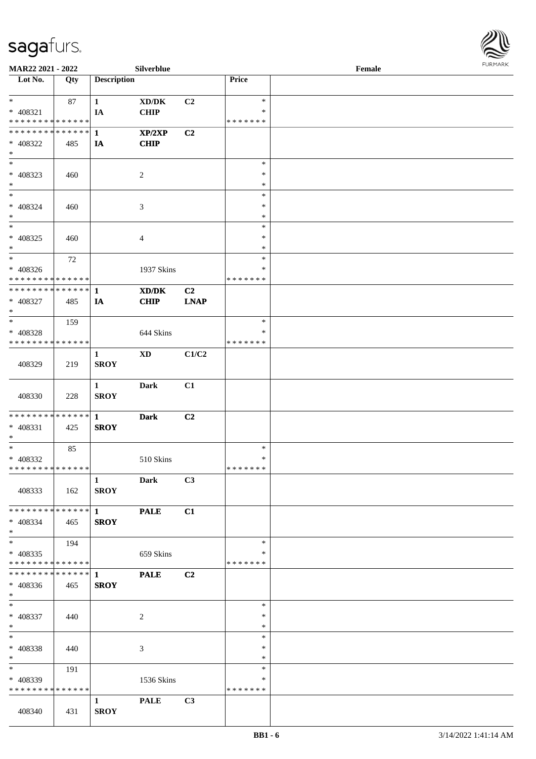MAR22 2021 - 2022 Silverblue Female

| Lot No. | Qty | Description | | | Price | |
|---|---|---|---|---|---|---|
| * <br> * 408321 <br> * * * * * * * * * * * * * * | 87 | 1 <br> IA | XD/DK <br> CHIP | C2 | * <br> * <br> * * * * * * * | |
| * * * * * * * * * * * * * * <br> * 408322 <br> * | 485 | 1 <br> IA | XP/2XP <br> CHIP | C2 | | |
| * <br> * 408323 <br> * | 460 | | 2 | | * <br> * <br> * | |
| * <br> * 408324 <br> * | 460 | | 3 | | * <br> * <br> * | |
| * <br> * 408325 <br> * | 460 | | 4 | | * <br> * <br> * | |
| * <br> * 408326 <br> * * * * * * * * * * * * * * | 72 | | 1937 Skins | | * <br> * <br> * * * * * * * | |
| * * * * * * * * * * * * * * <br> * 408327 <br> * | 485 | 1 <br> IA | XD/DK <br> CHIP | C2 <br> LNAP | | |
| * <br> * 408328 <br> * * * * * * * * * * * * * * | 159 | | 644 Skins | | * <br> * <br> * * * * * * * | |
| 408329 | 219 | 1 <br> SROY | XD | C1/C2 | | |
| 408330 | 228 | 1 <br> SROY | Dark | C1 | | |
| * * * * * * * * * * * * * * <br> * 408331 <br> * | 425 | 1 <br> SROY | Dark | C2 | | |
| * <br> * 408332 <br> * * * * * * * * * * * * * * | 85 | | 510 Skins | | * <br> * <br> * * * * * * * | |
| 408333 | 162 | 1 <br> SROY | Dark | C3 | | |
| * * * * * * * * * * * * * * <br> * 408334 <br> * | 465 | 1 <br> SROY | PALE | C1 | | |
| * <br> * 408335 <br> * * * * * * * * * * * * * * | 194 | | 659 Skins | | * <br> * <br> * * * * * * * | |
| * * * * * * * * * * * * * * <br> * 408336 <br> * | 465 | 1 <br> SROY | PALE | C2 | | |
| * <br> * 408337 <br> * | 440 | | 2 | | * <br> * <br> * | |
| * <br> * 408338 <br> * | 440 | | 3 | | * <br> * <br> * | |
| * <br> * 408339 <br> * * * * * * * * * * * * * * | 191 | | 1536 Skins | | * <br> * <br> * * * * * * * | |
| 408340 | 431 | 1 <br> SROY | PALE | C3 | | |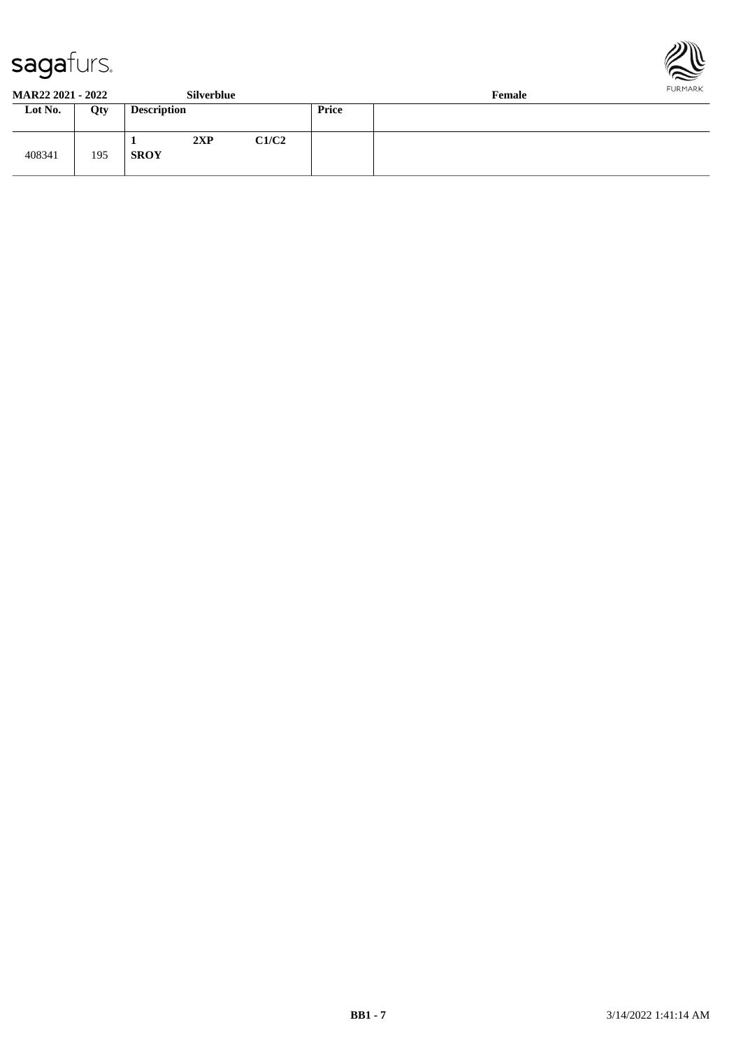**MAR22 2021 - 2022** **Silverblue** **Female**

| Lot No. | Qty | Description | Price | |
|---|---|---|---|---|
| 408341 | 195 | **1** **2XP** **C1/C2** **SROY** | | |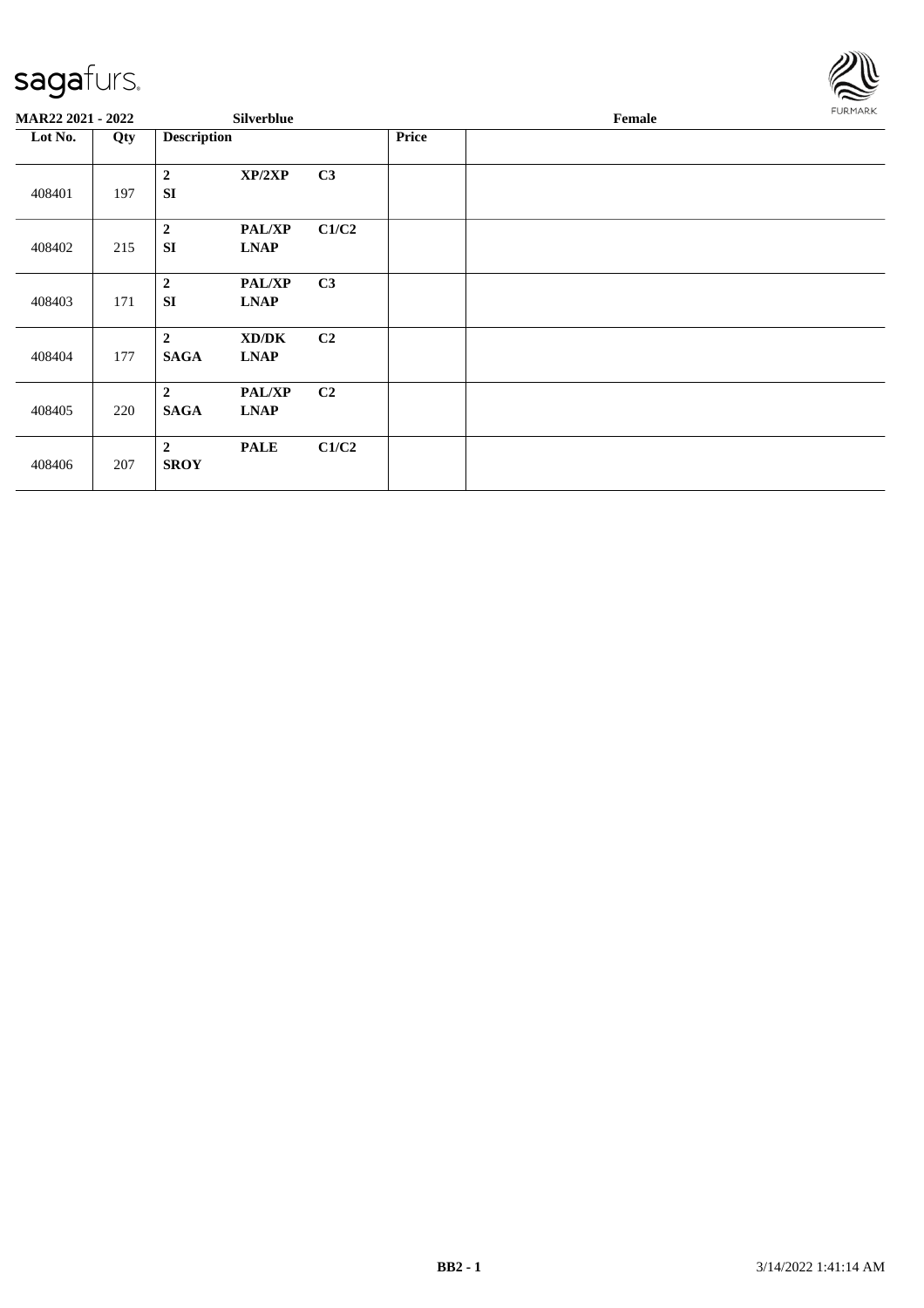**MAR22 2021 - 2022** **Silverblue** **Female**

| Lot No. | Qty | Description | | | Price | |
|---|---|---|---|---|---|---|
| 408401 | 197 | **2** **SI** | **XP/2XP** | **C3** | | |
| 408402 | 215 | **2** **SI** | **PAL/XP** **LNAP** | **C1/C2** | | |
| 408403 | 171 | **2** **SI** | **PAL/XP** **LNAP** | **C3** | | |
| 408404 | 177 | **2** **SAGA** | **XD/DK** **LNAP** | **C2** | | |
| 408405 | 220 | **2** **SAGA** | **PAL/XP** **LNAP** | **C2** | | |
| 408406 | 207 | **2** **SROY** | **PALE** | **C1/C2** | | |

**BB2 - 1** 3/14/2022 1:41:14 AM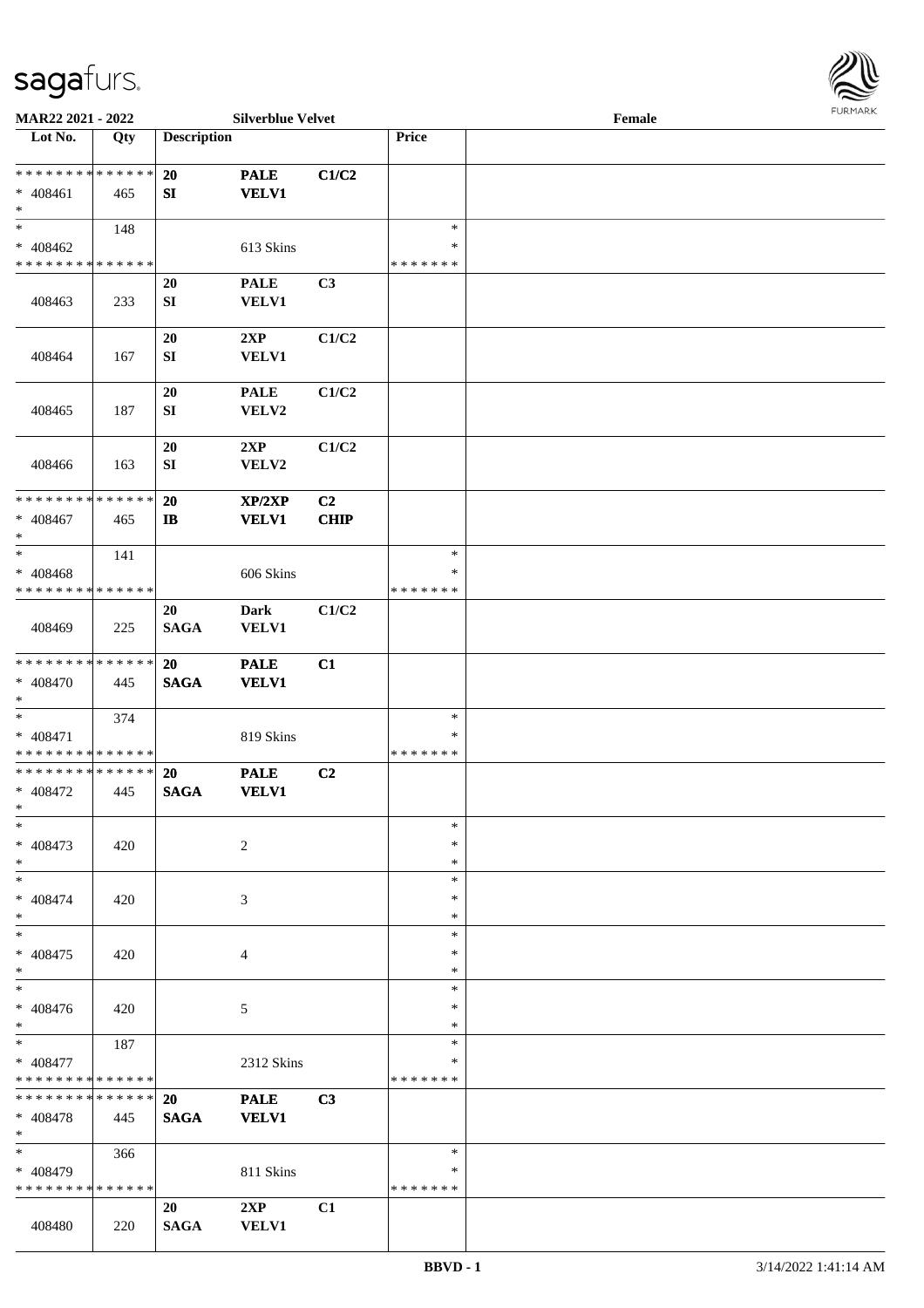MAR22 2021 - 2022 | Silverblue Velvet | Female

| Lot No. | Qty | Description | | | Price | |
|---|---|---|---|---|---|---|
| * * * * * * * * * * * * * * | | 20 | PALE | C1/C2 | | |
| * 408461 | 465 | SI | VELV1 | | | |
| * | | | | | | |
| * | 148 | | | | * | |
| * 408462 | | | 613 Skins | | * | |
| * * * * * * * * * * * * * * | | | | | * * * * * * * | |
| | | 20 | PALE | C3 | | |
| 408463 | 233 | SI | VELV1 | | | |
| | | 20 | 2XP | C1/C2 | | |
| 408464 | 167 | SI | VELV1 | | | |
| | | 20 | PALE | C1/C2 | | |
| 408465 | 187 | SI | VELV2 | | | |
| | | 20 | 2XP | C1/C2 | | |
| 408466 | 163 | SI | VELV2 | | | |
| * * * * * * * * * * * * * * | | 20 | XP/2XP | C2 | | |
| * 408467 | 465 | IB | VELV1 | CHIP | | |
| * | | | | | | |
| * | 141 | | | | * | |
| * 408468 | | | 606 Skins | | * | |
| * * * * * * * * * * * * * * | | | | | * * * * * * * | |
| | | 20 | Dark | C1/C2 | | |
| 408469 | 225 | SAGA | VELV1 | | | |
| * * * * * * * * * * * * * * | | 20 | PALE | C1 | | |
| * 408470 | 445 | SAGA | VELV1 | | | |
| * | | | | | | |
| * | 374 | | | | * | |
| * 408471 | | | 819 Skins | | * | |
| * * * * * * * * * * * * * * | | | | | * * * * * * * | |
| * * * * * * * * * * * * * * | | 20 | PALE | C2 | | |
| * 408472 | 445 | SAGA | VELV1 | | | |
| * | | | | | | |
| * | | | | | * | |
| * 408473 | 420 | | 2 | | * | |
| * | | | | | * | |
| * | | | | | * | |
| * 408474 | 420 | | 3 | | * | |
| * | | | | | * | |
| * | | | | | * | |
| * 408475 | 420 | | 4 | | * | |
| * | | | | | * | |
| * | | | | | * | |
| * 408476 | 420 | | 5 | | * | |
| * | | | | | * | |
| * | 187 | | | | * | |
| * 408477 | | | 2312 Skins | | * | |
| * * * * * * * * * * * * * * | | | | | * * * * * * * | |
| * * * * * * * * * * * * * * | | 20 | PALE | C3 | | |
| * 408478 | 445 | SAGA | VELV1 | | | |
| * | | | | | | |
| * | 366 | | | | * | |
| * 408479 | | | 811 Skins | | * | |
| * * * * * * * * * * * * * * | | | | | * * * * * * * | |
| | | 20 | 2XP | C1 | | |
| 408480 | 220 | SAGA | VELV1 | | | |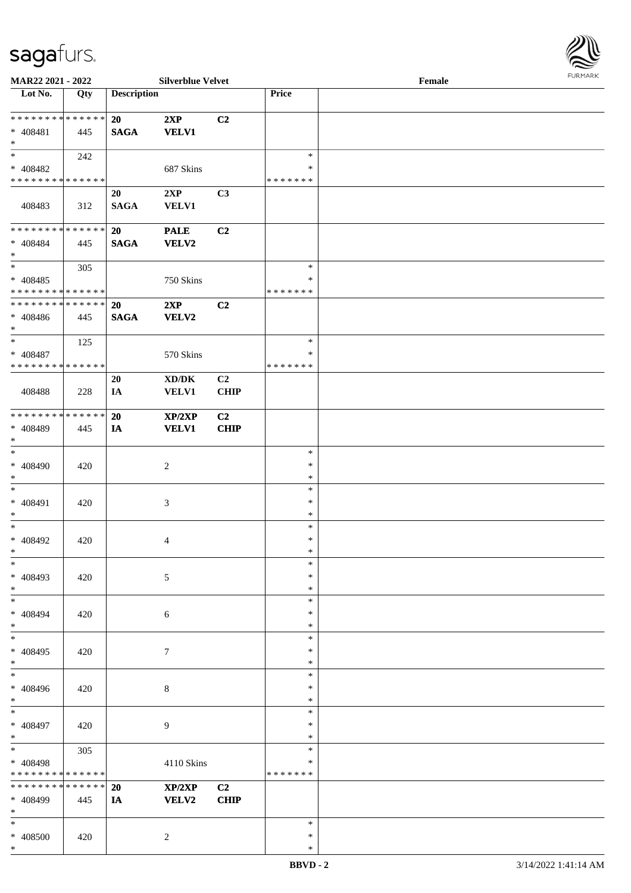MAR22 2021 - 2022 | Silverblue Velvet | Female

| Lot No. | Qty | Description | | | Price | |
|---|---|---|---|---|---|---|
| * * * * * * * * * * * * * * | | 20 | 2XP | C2 | | |
| * 408481 | 445 | SAGA | VELV1 | | | |
| * | | | | | | |
| * | 242 | | | | * | |
| * 408482 | | | 687 Skins | | * | |
| * * * * * * * * * * * * * * | | | | | * * * * * * * | |
| | | 20 | 2XP | C3 | | |
| 408483 | 312 | SAGA | VELV1 | | | |
| * * * * * * * * * * * * * * | | 20 | PALE | C2 | | |
| * 408484 | 445 | SAGA | VELV2 | | | |
| * | | | | | | |
| * | 305 | | | | * | |
| * 408485 | | | 750 Skins | | * | |
| * * * * * * * * * * * * * * | | | | | * * * * * * * | |
| * * * * * * * * * * * * * * | | 20 | 2XP | C2 | | |
| * 408486 | 445 | SAGA | VELV2 | | | |
| * | | | | | | |
| * | 125 | | | | * | |
| * 408487 | | | 570 Skins | | * | |
| * * * * * * * * * * * * * * | | | | | * * * * * * * | |
| | | 20 | XD/DK | C2 | | |
| 408488 | 228 | IA | VELV1 | CHIP | | |
| * * * * * * * * * * * * * * | | 20 | XP/2XP | C2 | | |
| * 408489 | 445 | IA | VELV1 | CHIP | | |
| * | | | | | | |
| * | | | | | * | |
| * 408490 | 420 | | 2 | | * | |
| * | | | | | * | |
| * | | | | | * | |
| * 408491 | 420 | | 3 | | * | |
| * | | | | | * | |
| * | | | | | * | |
| * 408492 | 420 | | 4 | | * | |
| * | | | | | * | |
| * | | | | | * | |
| * 408493 | 420 | | 5 | | * | |
| * | | | | | * | |
| * | | | | | * | |
| * 408494 | 420 | | 6 | | * | |
| * | | | | | * | |
| * | | | | | * | |
| * 408495 | 420 | | 7 | | * | |
| * | | | | | * | |
| * | | | | | * | |
| * 408496 | 420 | | 8 | | * | |
| * | | | | | * | |
| * | | | | | * | |
| * 408497 | 420 | | 9 | | * | |
| * | | | | | * | |
| * | 305 | | | | * | |
| * 408498 | | | 4110 Skins | | * | |
| * * * * * * * * * * * * * * | | | | | * * * * * * * | |
| * * * * * * * * * * * * * * | | 20 | XP/2XP | C2 | | |
| * 408499 | 445 | IA | VELV2 | CHIP | | |
| * | | | | | | |
| * | | | | | * | |
| * 408500 | 420 | | 2 | | * | |
| * | | | | | * | |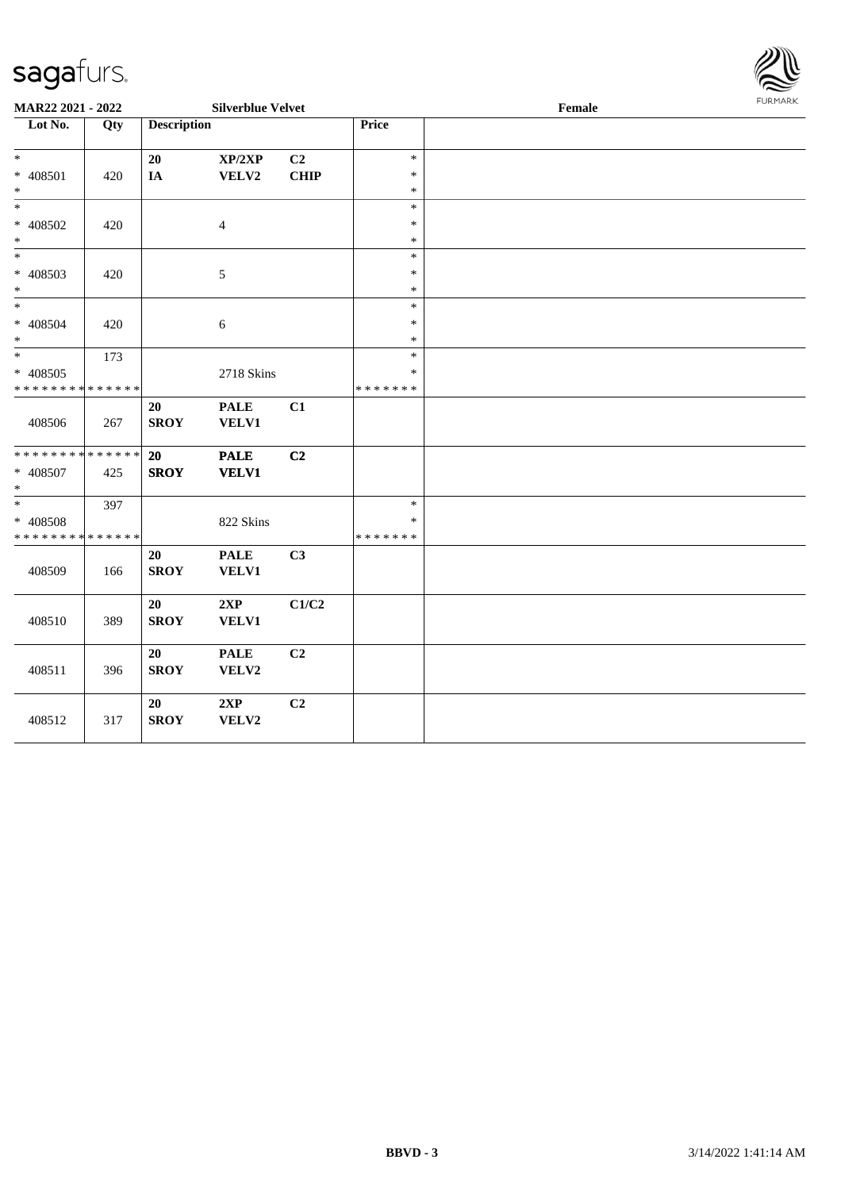MAR22 2021 - 2022 Silverblue Velvet Female

| Lot No. | Qty | Description | | | Price | |
|---|---|---|---|---|---|---|
| * | | 20 | XP/2XP | C2 | * | |
| * 408501 | 420 | IA | VELV2 | CHIP | * | |
| * | | | | | * | |
| * | | | | | * | |
| * 408502 | 420 | | 4 | | * | |
| * | | | | | * | |
| * | | | | | * | |
| * 408503 | 420 | | 5 | | * | |
| * | | | | | * | |
| * | | | | | * | |
| * 408504 | 420 | | 6 | | * | |
| * | | | | | * | |
| * | 173 | | | | * | |
| * 408505 | | | 2718 Skins | | * | |
| * * * * * * * * * * * * * * | | | | | * * * * * * * | |
| 408506 | 267 | 20 SROY | PALE VELV1 | C1 | | |
| * * * * * * * * * * * * * * | | 20 | PALE | C2 | | |
| * 408507 | 425 | SROY | VELV1 | | | |
| * | | | | | | |
| * | 397 | | | | * | |
| * 408508 | | | 822 Skins | | * | |
| * * * * * * * * * * * * * * | | | | | * * * * * * * | |
| 408509 | 166 | 20 SROY | PALE VELV1 | C3 | | |
| 408510 | 389 | 20 SROY | 2XP VELV1 | C1/C2 | | |
| 408511 | 396 | 20 SROY | PALE VELV2 | C2 | | |
| 408512 | 317 | 20 SROY | 2XP VELV2 | C2 | | |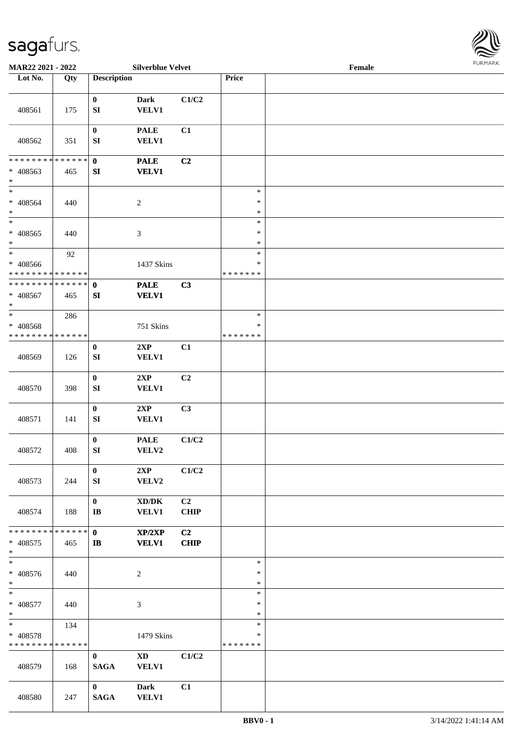MAR22 2021 - 2022 | Silverblue Velvet | Female

| Lot No. | Qty | Description | | | Price | |
|---|---|---|---|---|---|---|
| 408561 | 175 | 0 SI | Dark VELV1 | C1/C2 | | |
| 408562 | 351 | 0 SI | PALE VELV1 | C1 | | |
| * * * * * * * * * * * * * * * 408563 * | 465 | 0 SI | PALE VELV1 | C2 | | |
| * * 408564 * | 440 | | 2 | | * * * | |
| * * 408565 * | 440 | | 3 | | * * * | |
| * * 408566 * * * * * * * * * * * * * * | 92 | | 1437 Skins | | * * * * * * * * * | |
| * * * * * * * * * * * * * * * 408567 * | 465 | 0 SI | PALE VELV1 | C3 | | |
| * * 408568 * * * * * * * * * * * * * * | 286 | | 751 Skins | | * * * * * * * * | |
| 408569 | 126 | 0 SI | 2XP VELV1 | C1 | | |
| 408570 | 398 | 0 SI | 2XP VELV1 | C2 | | |
| 408571 | 141 | 0 SI | 2XP VELV1 | C3 | | |
| 408572 | 408 | 0 SI | PALE VELV2 | C1/C2 | | |
| 408573 | 244 | 0 SI | 2XP VELV2 | C1/C2 | | |
| 408574 | 188 | 0 IB | XD/DK VELV1 | C2 CHIP | | |
| * * * * * * * * * * * * * * * 408575 * | 465 | 0 IB | XP/2XP VELV1 | C2 CHIP | | |
| * * 408576 * | 440 | | 2 | | * * * | |
| * * 408577 * | 440 | | 3 | | * * * | |
| * * 408578 * * * * * * * * * * * * * * | 134 | | 1479 Skins | | * * * * * * * * * | |
| 408579 | 168 | 0 SAGA | XD VELV1 | C1/C2 | | |
| 408580 | 247 | 0 SAGA | Dark VELV1 | C1 | | |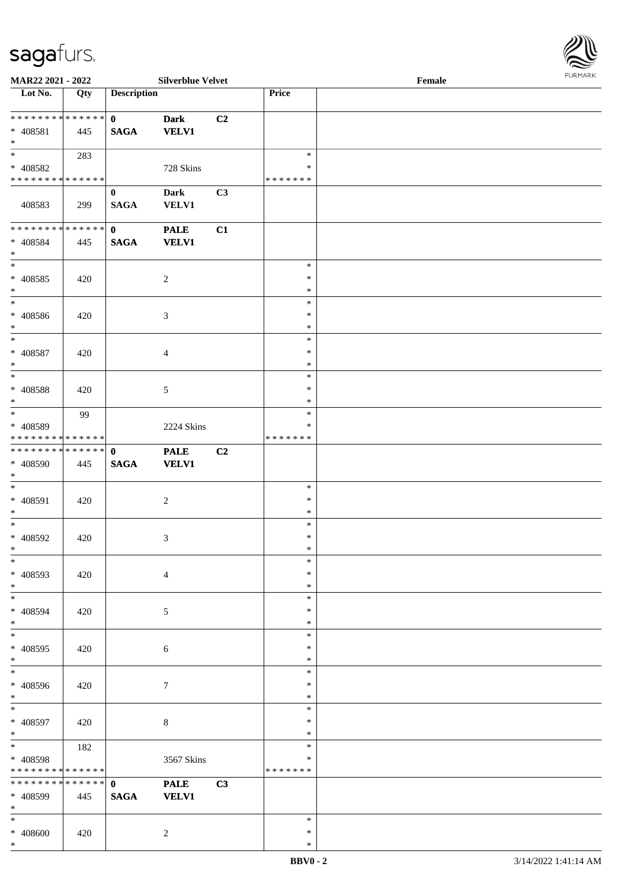MAR22 2021 - 2022 | Silverblue Velvet | Female

| Lot No. | Qty | Description | | | Price | |
|---|---|---|---|---|---|---|
| * * * * * * * * * * * * * * | | 0 | Dark | C2 | | |
| * 408581 | 445 | SAGA | VELV1 | | | |
| * | | | | | | |
| * | 283 | | | | * | |
| * 408582 | | | 728 Skins | | * | |
| * * * * * * * * * * * * * * | | | | | * * * * * * * | |
| | | 0 | Dark | C3 | | |
| 408583 | 299 | SAGA | VELV1 | | | |
| * * * * * * * * * * * * * * | | 0 | PALE | C1 | | |
| * 408584 | 445 | SAGA | VELV1 | | | |
| * | | | | | | |
| * 408585 | 420 | | 2 | | * | |
| * 408586 | 420 | | 3 | | * | |
| * 408587 | 420 | | 4 | | * | |
| * 408588 | 420 | | 5 | | * | |
| * | 99 | | | | * | |
| * 408589 | | | 2224 Skins | | * | |
| * * * * * * * * * * * * * * | | | | | * * * * * * * | |
| * * * * * * * * * * * * * * | | 0 | PALE | C2 | | |
| * 408590 | 445 | SAGA | VELV1 | | | |
| * 408591 | 420 | | 2 | | * | |
| * 408592 | 420 | | 3 | | * | |
| * 408593 | 420 | | 4 | | * | |
| * 408594 | 420 | | 5 | | * | |
| * 408595 | 420 | | 6 | | * | |
| * 408596 | 420 | | 7 | | * | |
| * 408597 | 420 | | 8 | | * | |
| * | 182 | | | | * | |
| * 408598 | | | 3567 Skins | | * | |
| * * * * * * * * * * * * * * | | | | | * * * * * * * | |
| * * * * * * * * * * * * * * | | 0 | PALE | C3 | | |
| * 408599 | 445 | SAGA | VELV1 | | | |
| * 408600 | 420 | | 2 | | * | |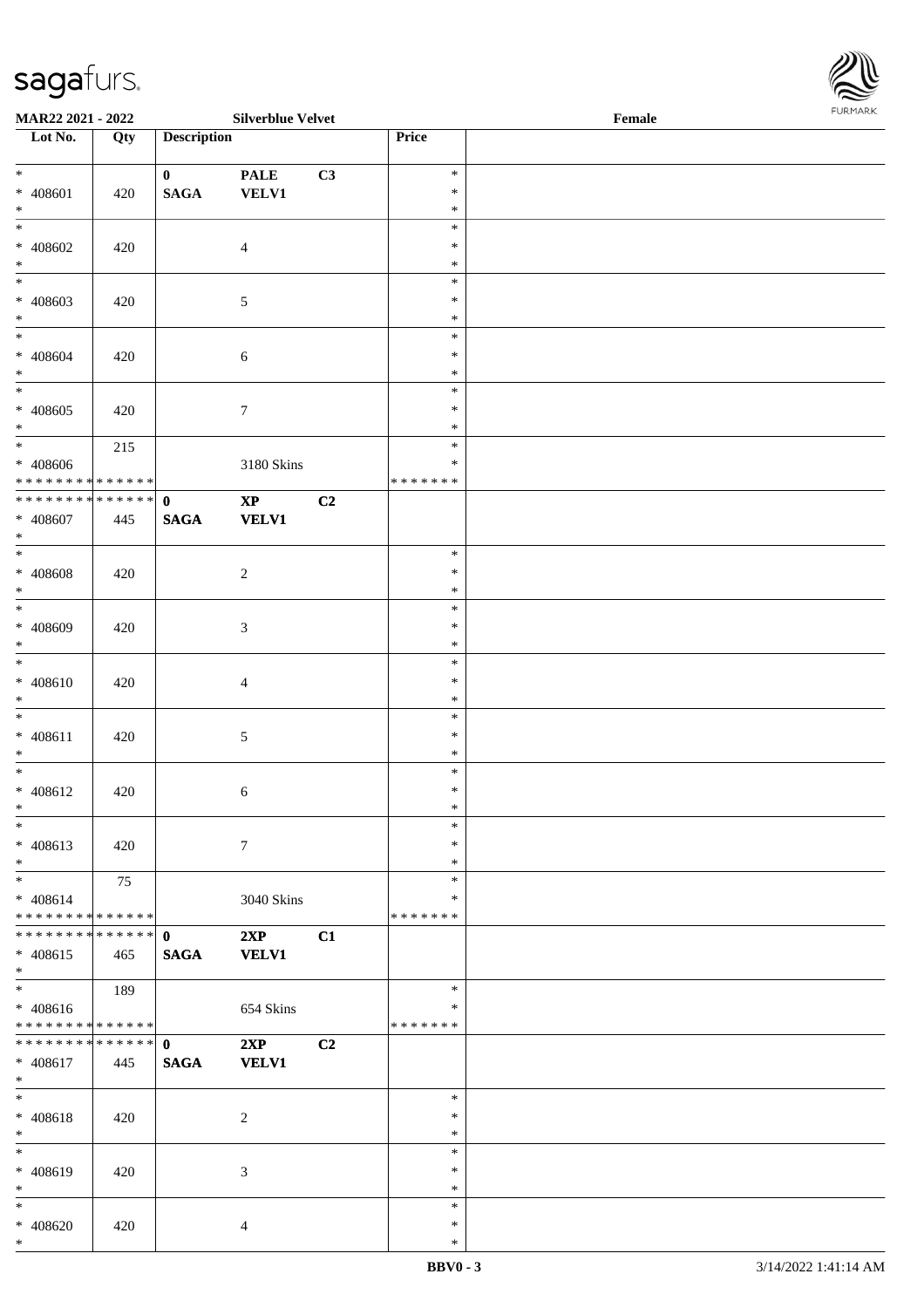MAR22 2021 - 2022 Silverblue Velvet Female

| Lot No. | Qty | Description | | | Price | |
|---|---|---|---|---|---|---|
| * | | 0 | PALE | C3 | * | |
| * 408601 | 420 | SAGA | VELV1 | | * | |
| * | | | | | * | |
| * | | | | | * | |
| * 408602 | 420 | | 4 | | * | |
| * | | | | | * | |
| * | | | | | * | |
| * 408603 | 420 | | 5 | | * | |
| * | | | | | * | |
| * | | | | | * | |
| * 408604 | 420 | | 6 | | * | |
| * | | | | | * | |
| * | | | | | * | |
| * 408605 | 420 | | 7 | | * | |
| * | | | | | * | |
| * | 215 | | | | * | |
| * 408606 | | | 3180 Skins | | * | |
| * * * * * * * * * * * * * * | | | | | * * * * * * * | |
| * * * * * * * * * * * * * * | | 0 | XP | C2 | | |
| * 408607 | 445 | SAGA | VELV1 | | | |
| * | | | | | | |
| * | | | | | * | |
| * 408608 | 420 | | 2 | | * | |
| * | | | | | * | |
| * | | | | | * | |
| * 408609 | 420 | | 3 | | * | |
| * | | | | | * | |
| * | | | | | * | |
| * 408610 | 420 | | 4 | | * | |
| * | | | | | * | |
| * | | | | | * | |
| * 408611 | 420 | | 5 | | * | |
| * | | | | | * | |
| * | | | | | * | |
| * 408612 | 420 | | 6 | | * | |
| * | | | | | * | |
| * | | | | | * | |
| * 408613 | 420 | | 7 | | * | |
| * | | | | | * | |
| * | 75 | | | | * | |
| * 408614 | | | 3040 Skins | | * | |
| * * * * * * * * * * * * * * | | | | | * * * * * * * | |
| * * * * * * * * * * * * * * | | 0 | 2XP | C1 | | |
| * 408615 | 465 | SAGA | VELV1 | | | |
| * | | | | | | |
| * | 189 | | | | * | |
| * 408616 | | | 654 Skins | | * | |
| * * * * * * * * * * * * * * | | | | | * * * * * * * | |
| * * * * * * * * * * * * * * | | 0 | 2XP | C2 | | |
| * 408617 | 445 | SAGA | VELV1 | | | |
| * | | | | | | |
| * | | | | | * | |
| * 408618 | 420 | | 2 | | * | |
| * | | | | | * | |
| * | | | | | * | |
| * 408619 | 420 | | 3 | | * | |
| * | | | | | * | |
| * | | | | | * | |
| * 408620 | 420 | | 4 | | * | |
| * | | | | | * | |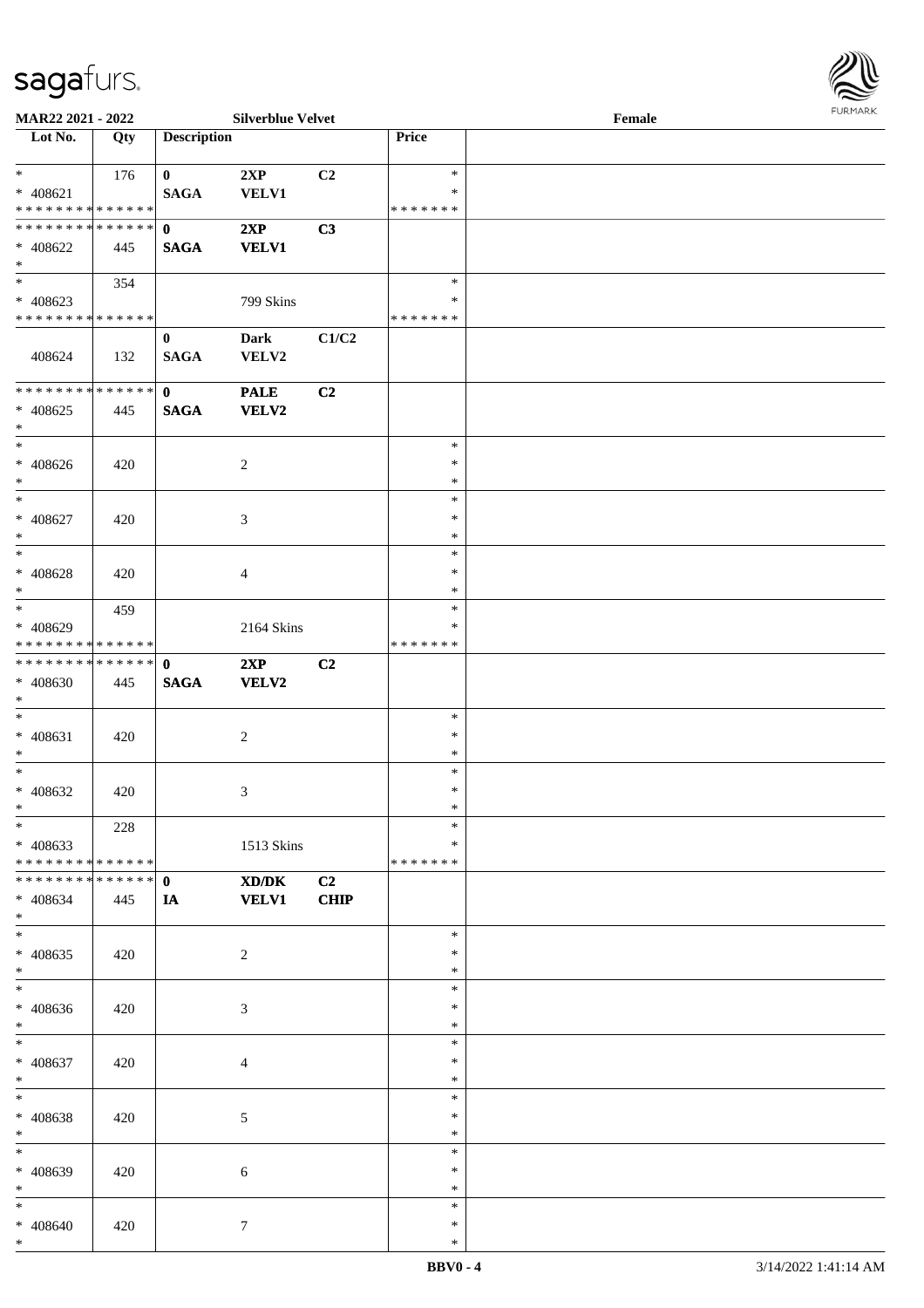MAR22 2021 - 2022 | Silverblue Velvet | Female

| Lot No. | Qty | Description | | | Price | |
|---|---|---|---|---|---|---|
| * <br> * 408621 <br> * * * * * * * * * * * * * * | 176 | 0 <br> SAGA | 2XP <br> VELV1 | C2 | * <br> * <br> * * * * * * * | |
| * * * * * * * * * * * * * * <br> * 408622 <br> * | 445 | 0 <br> SAGA | 2XP <br> VELV1 | C3 | | |
| * <br> * 408623 <br> * * * * * * * * * * * * * * | 354 | | 799 Skins | | * <br> * <br> * * * * * * * | |
| 408624 | 132 | 0 <br> SAGA | Dark <br> VELV2 | C1/C2 | | |
| * * * * * * * * * * * * * * <br> * 408625 <br> * | 445 | 0 <br> SAGA | PALE <br> VELV2 | C2 | | |
| * <br> * 408626 <br> * | 420 | | 2 | | * <br> * <br> * | |
| * <br> * 408627 <br> * | 420 | | 3 | | * <br> * <br> * | |
| * <br> * 408628 <br> * | 420 | | 4 | | * <br> * <br> * | |
| * <br> * 408629 <br> * * * * * * * * * * * * * * | 459 | | 2164 Skins | | * <br> * <br> * * * * * * * | |
| * * * * * * * * * * * * * * <br> * 408630 <br> * | 445 | 0 <br> SAGA | 2XP <br> VELV2 | C2 | | |
| * <br> * 408631 <br> * | 420 | | 2 | | * <br> * <br> * | |
| * <br> * 408632 <br> * | 420 | | 3 | | * <br> * <br> * | |
| * <br> * 408633 <br> * * * * * * * * * * * * * * | 228 | | 1513 Skins | | * <br> * <br> * * * * * * * | |
| * * * * * * * * * * * * * * <br> * 408634 <br> * | 445 | 0 <br> IA | XD/DK <br> VELV1 | C2 <br> CHIP | | |
| * <br> * 408635 <br> * | 420 | | 2 | | * <br> * <br> * | |
| * <br> * 408636 <br> * | 420 | | 3 | | * <br> * <br> * | |
| * <br> * 408637 <br> * | 420 | | 4 | | * <br> * <br> * | |
| * <br> * 408638 <br> * | 420 | | 5 | | * <br> * <br> * | |
| * <br> * 408639 <br> * | 420 | | 6 | | * <br> * <br> * | |
| * <br> * 408640 <br> * | 420 | | 7 | | * <br> * <br> * | |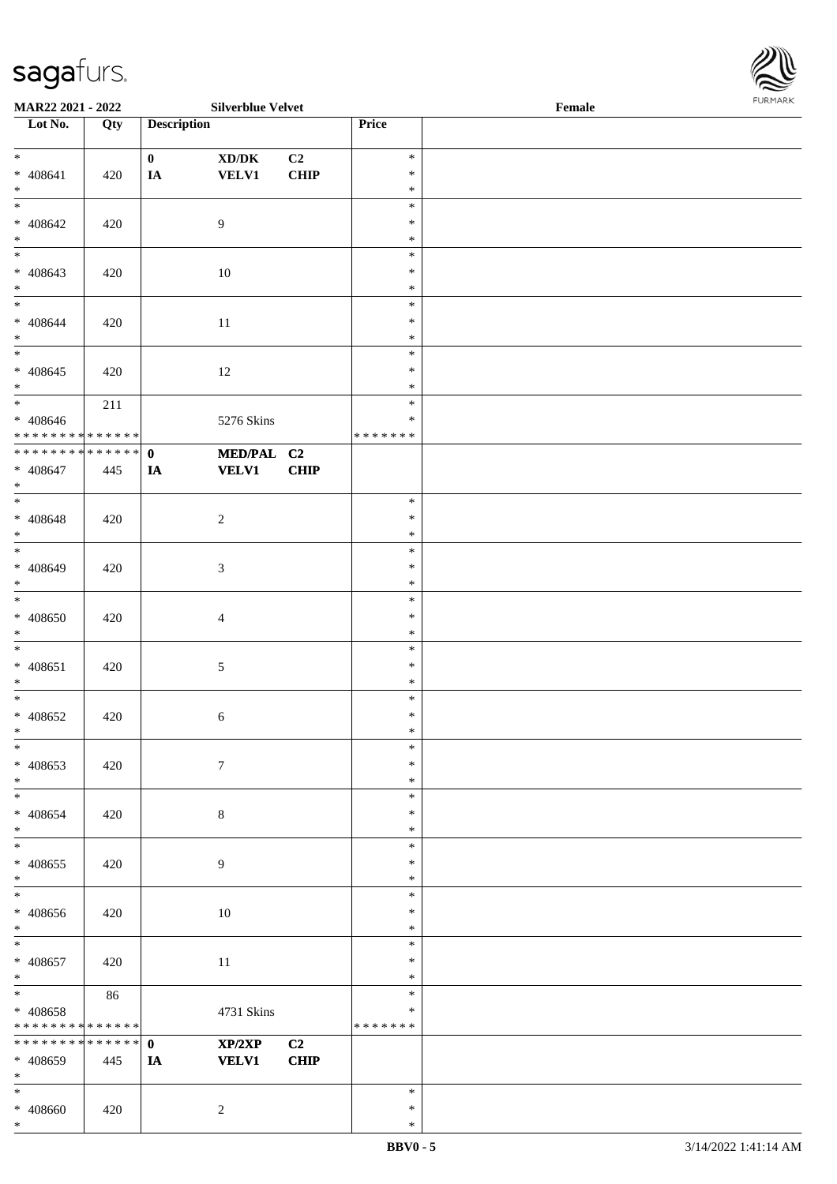MAR22 2021 - 2022 | Silverblue Velvet | Female

| Lot No. | Qty | Description | | | Price | |
|---|---|---|---|---|---|---|
| * <br> * 408641 <br> * | 420 | 0 <br> IA | XD/DK <br> VELV1 | C2 <br> CHIP | * <br> * <br> * | |
| * <br> * 408642 <br> * | 420 | | 9 | | * <br> * <br> * | |
| * <br> * 408643 <br> * | 420 | | 10 | | * <br> * <br> * | |
| * <br> * 408644 <br> * | 420 | | 11 | | * <br> * <br> * | |
| * <br> * 408645 <br> * | 420 | | 12 | | * <br> * <br> * | |
| * <br> * 408646 <br> * * * * * * * * * * * * * * | 211 | | 5276 Skins | | * <br> * <br> * * * * * * * | |
| * * * * * * * * * * * * * * <br> * 408647 <br> * | 445 | 0 <br> IA | MED/PAL <br> VELV1 | C2 <br> CHIP | | |
| * <br> * 408648 <br> * | 420 | | 2 | | * <br> * <br> * | |
| * <br> * 408649 <br> * | 420 | | 3 | | * <br> * <br> * | |
| * <br> * 408650 <br> * | 420 | | 4 | | * <br> * <br> * | |
| * <br> * 408651 <br> * | 420 | | 5 | | * <br> * <br> * | |
| * <br> * 408652 <br> * | 420 | | 6 | | * <br> * <br> * | |
| * <br> * 408653 <br> * | 420 | | 7 | | * <br> * <br> * | |
| * <br> * 408654 <br> * | 420 | | 8 | | * <br> * <br> * | |
| * <br> * 408655 <br> * | 420 | | 9 | | * <br> * <br> * | |
| * <br> * 408656 <br> * | 420 | | 10 | | * <br> * <br> * | |
| * <br> * 408657 <br> * | 420 | | 11 | | * <br> * <br> * | |
| * <br> * 408658 <br> * * * * * * * * * * * * * * | 86 | | 4731 Skins | | * <br> * <br> * * * * * * * | |
| * * * * * * * * * * * * * * <br> * 408659 <br> * | 445 | 0 <br> IA | XP/2XP <br> VELV1 | C2 <br> CHIP | | |
| * <br> * 408660 <br> * | 420 | | 2 | | * <br> * <br> * | |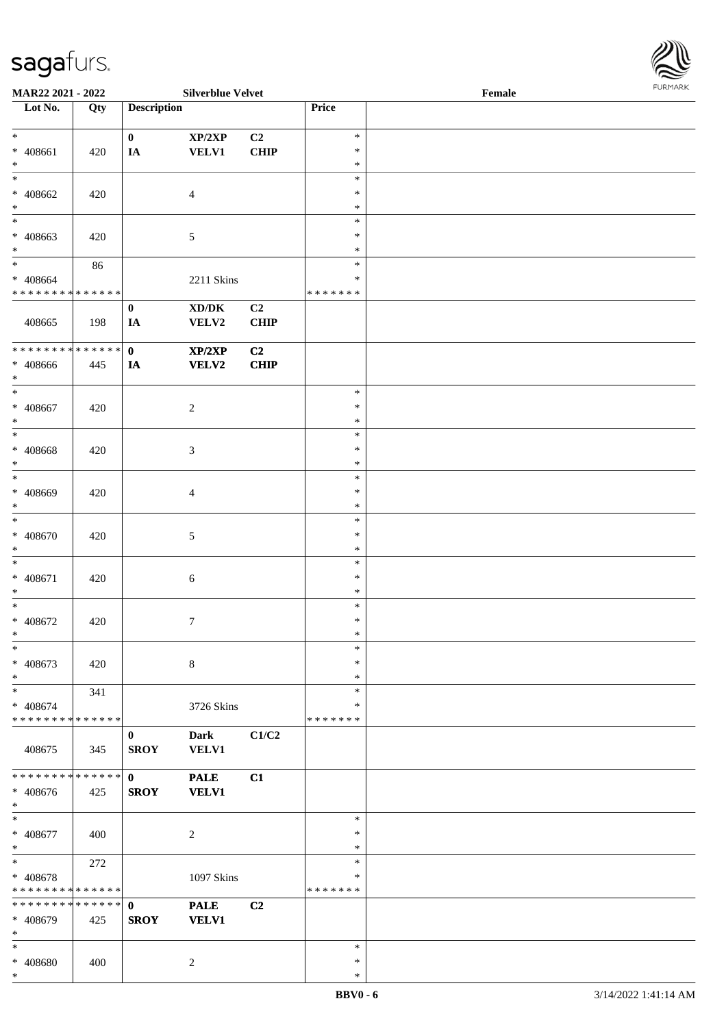| Lot No. | Qty | Description | | | Price | |
|---|---|---|---|---|---|---|
| * <br> * 408661 <br> * | 420 | 0 <br> IA | XP/2XP <br> VELV1 | C2 <br> CHIP | * <br> * <br> * | |
| * <br> * 408662 <br> * | 420 | | 4 | | * <br> * <br> * | |
| * <br> * 408663 <br> * | 420 | | 5 | | * <br> * <br> * | |
| * <br> * 408664 <br> * * * * * * * * * * * * * * | 86 | | 2211 Skins | | * <br> * <br> * * * * * * * | |
| 408665 | 198 | 0 <br> IA | XD/DK <br> VELV2 | C2 <br> CHIP | | |
| * * * * * * * * * * * * * * <br> * 408666 <br> * | 445 | 0 <br> IA | XP/2XP <br> VELV2 | C2 <br> CHIP | | |
| * <br> * 408667 <br> * | 420 | | 2 | | * <br> * <br> * | |
| * <br> * 408668 <br> * | 420 | | 3 | | * <br> * <br> * | |
| * <br> * 408669 <br> * | 420 | | 4 | | * <br> * <br> * | |
| * <br> * 408670 <br> * | 420 | | 5 | | * <br> * <br> * | |
| * <br> * 408671 <br> * | 420 | | 6 | | * <br> * <br> * | |
| * <br> * 408672 <br> * | 420 | | 7 | | * <br> * <br> * | |
| * <br> * 408673 <br> * | 420 | | 8 | | * <br> * <br> * | |
| * <br> * 408674 <br> * * * * * * * * * * * * * * | 341 | | 3726 Skins | | * <br> * <br> * * * * * * * | |
| 408675 | 345 | 0 <br> SROY | Dark <br> VELV1 | C1/C2 | | |
| * * * * * * * * * * * * * * <br> * 408676 <br> * | 425 | 0 <br> SROY | PALE <br> VELV1 | C1 | | |
| * <br> * 408677 <br> * | 400 | | 2 | | * <br> * <br> * | |
| * <br> * 408678 <br> * * * * * * * * * * * * * * | 272 | | 1097 Skins | | * <br> * <br> * * * * * * * | |
| * * * * * * * * * * * * * * <br> * 408679 <br> * | 425 | 0 <br> SROY | PALE <br> VELV1 | C2 | | |
| * <br> * 408680 <br> * | 400 | | 2 | | * <br> * <br> * | |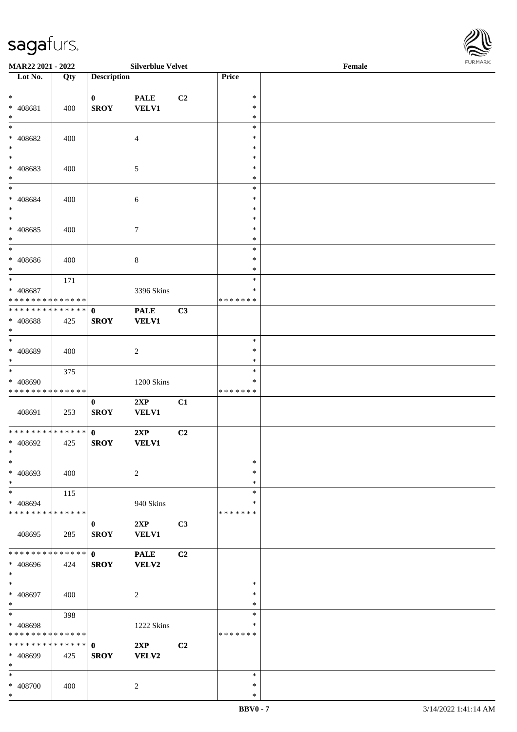MAR22 2021 - 2022 | Silverblue Velvet | Female

| Lot No. | Qty | Description | | | Price | |
|---|---|---|---|---|---|---|
| * | | 0 | PALE | C2 | * | |
| * 408681 | 400 | SROY | VELV1 | | * | |
| * | | | | | * | |
| * | | | | | * | |
| * 408682 | 400 | | 4 | | * | |
| * | | | | | * | |
| * | | | | | * | |
| * 408683 | 400 | | 5 | | * | |
| * | | | | | * | |
| * | | | | | * | |
| * 408684 | 400 | | 6 | | * | |
| * | | | | | * | |
| * | | | | | * | |
| * 408685 | 400 | | 7 | | * | |
| * | | | | | * | |
| * | | | | | * | |
| * 408686 | 400 | | 8 | | * | |
| * | | | | | * | |
| * | 171 | | | | * | |
| * 408687 | | | 3396 Skins | | * | |
| * * * * * * * * * * * * * * | | | | | * * * * * * * | |
| * * * * * * * * * * * * * * | | 0 | PALE | C3 | | |
| * 408688 | 425 | SROY | VELV1 | | | |
| * | | | | | | |
| * | | | | | * | |
| * 408689 | 400 | | 2 | | * | |
| * | | | | | * | |
| * | 375 | | | | * | |
| * 408690 | | | 1200 Skins | | * | |
| * * * * * * * * * * * * * * | | | | | * * * * * * * | |
| | | 0 | 2XP | C1 | | |
| 408691 | 253 | SROY | VELV1 | | | |
| * * * * * * * * * * * * * * | | 0 | 2XP | C2 | | |
| * 408692 | 425 | SROY | VELV1 | | | |
| * | | | | | | |
| * | | | | | * | |
| * 408693 | 400 | | 2 | | * | |
| * | | | | | * | |
| * | 115 | | | | * | |
| * 408694 | | | 940 Skins | | * | |
| * * * * * * * * * * * * * * | | | | | * * * * * * * | |
| | | 0 | 2XP | C3 | | |
| 408695 | 285 | SROY | VELV1 | | | |
| * * * * * * * * * * * * * * | | 0 | PALE | C2 | | |
| * 408696 | 424 | SROY | VELV2 | | | |
| * | | | | | | |
| * | | | | | * | |
| * 408697 | 400 | | 2 | | * | |
| * | | | | | * | |
| * | 398 | | | | * | |
| * 408698 | | | 1222 Skins | | * | |
| * * * * * * * * * * * * * * | | | | | * * * * * * * | |
| * * * * * * * * * * * * * * | | 0 | 2XP | C2 | | |
| * 408699 | 425 | SROY | VELV2 | | | |
| * | | | | | | |
| * | | | | | * | |
| * 408700 | 400 | | 2 | | * | |
| * | | | | | * | |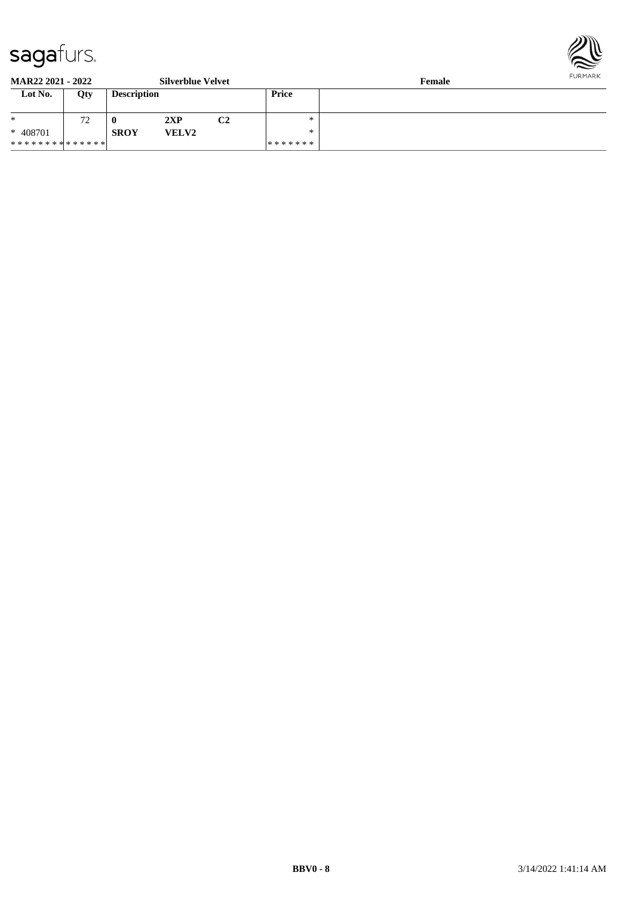**MAR22 2021 - 2022** **Silverblue Velvet** **Female**

| Lot No. | Qty | Description | | | Price |
|---|---|---|---|---|---|
| * | 72 | **0** | **2XP** | **C2** | * |
| * 408701 | | **SROY** | **VELV2** | | * |
| ************** | | | | | ******* |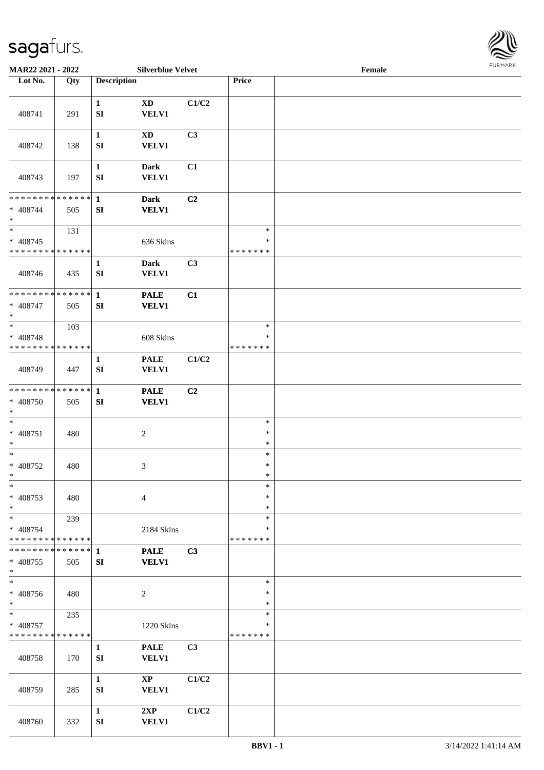**MAR22 2021 - 2022** **Silverblue Velvet** **Female**

| Lot No. | Qty | Description | | | Price | |
|---|---|---|---|---|---|---|
| 408741 | 291 | 1 SI | XD VELV1 | C1/C2 | | |
| 408742 | 138 | 1 SI | XD VELV1 | C3 | | |
| 408743 | 197 | 1 SI | Dark VELV1 | C1 | | |
| * * * * * * * * * * * * * * 408744 * | 505 | 1 SI | Dark VELV1 | C2 | | |
| * 408745 * * * * * * * * * * * * * * | 131 | | 636 Skins | | * * * * * * * * * | |
| 408746 | 435 | 1 SI | Dark VELV1 | C3 | | |
| * * * * * * * * * * * * * * 408747 * | 505 | 1 SI | PALE VELV1 | C1 | | |
| * 408748 * * * * * * * * * * * * * * | 103 | | 608 Skins | | * * * * * * * * * | |
| 408749 | 447 | 1 SI | PALE VELV1 | C1/C2 | | |
| * * * * * * * * * * * * * * 408750 * | 505 | 1 SI | PALE VELV1 | C2 | | |
| * 408751 * | 480 | | 2 | | * * * | |
| * 408752 * | 480 | | 3 | | * * * | |
| * 408753 * | 480 | | 4 | | * * * | |
| * 408754 * * * * * * * * * * * * * * | 239 | | 2184 Skins | | * * * * * * * * * | |
| * * * * * * * * * * * * * * 408755 * | 505 | 1 SI | PALE VELV1 | C3 | | |
| * 408756 * | 480 | | 2 | | * * * | |
| * 408757 * * * * * * * * * * * * * * | 235 | | 1220 Skins | | * * * * * * * * * | |
| 408758 | 170 | 1 SI | PALE VELV1 | C3 | | |
| 408759 | 285 | 1 SI | XP VELV1 | C1/C2 | | |
| 408760 | 332 | 1 SI | 2XP VELV1 | C1/C2 | | |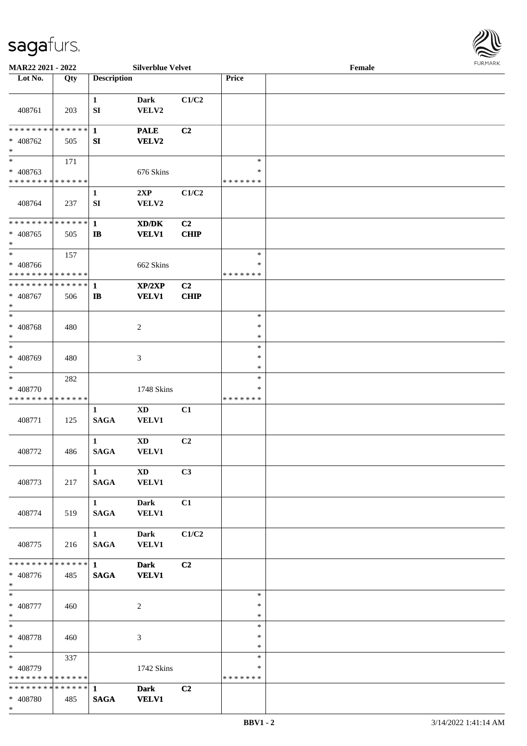MAR22 2021 - 2022 Silverblue Velvet Female

| Lot No. | Qty | Description | | | Price | |
|---|---|---|---|---|---|---|
| 408761 | 203 | 1 SI | Dark VELV2 | C1/C2 | | |
| * * * * * * * * * * * * * * * 408762 * | 505 | 1 SI | PALE VELV2 | C2 | | |
| * * 408763 * * * * * * * * * * * * * * | 171 | | 676 Skins | | * * * * * * * * * | |
| 408764 | 237 | 1 SI | 2XP VELV2 | C1/C2 | | |
| * * * * * * * * * * * * * * * 408765 * | 505 | 1 IB | XD/DK VELV1 | C2 CHIP | | |
| * * 408766 * * * * * * * * * * * * * * | 157 | | 662 Skins | | * * * * * * * * * | |
| * * * * * * * * * * * * * * * 408767 * | 506 | 1 IB | XP/2XP VELV1 | C2 CHIP | | |
| * * 408768 * | 480 | | 2 | | * * * | |
| * * 408769 * | 480 | | 3 | | * * * | |
| * * 408770 * * * * * * * * * * * * * * | 282 | | 1748 Skins | | * * * * * * * * * | |
| 408771 | 125 | 1 SAGA | XD VELV1 | C1 | | |
| 408772 | 486 | 1 SAGA | XD VELV1 | C2 | | |
| 408773 | 217 | 1 SAGA | XD VELV1 | C3 | | |
| 408774 | 519 | 1 SAGA | Dark VELV1 | C1 | | |
| 408775 | 216 | 1 SAGA | Dark VELV1 | C1/C2 | | |
| * * * * * * * * * * * * * * * 408776 * | 485 | 1 SAGA | Dark VELV1 | C2 | | |
| * * 408777 * | 460 | | 2 | | * * * | |
| * * 408778 * | 460 | | 3 | | * * * | |
| * * 408779 * * * * * * * * * * * * * * | 337 | | 1742 Skins | | * * * * * * * * * | |
| * * * * * * * * * * * * * * * 408780 * | 485 | 1 SAGA | Dark VELV1 | C2 | | |

BBV1 - 2 3/14/2022 1:41:14 AM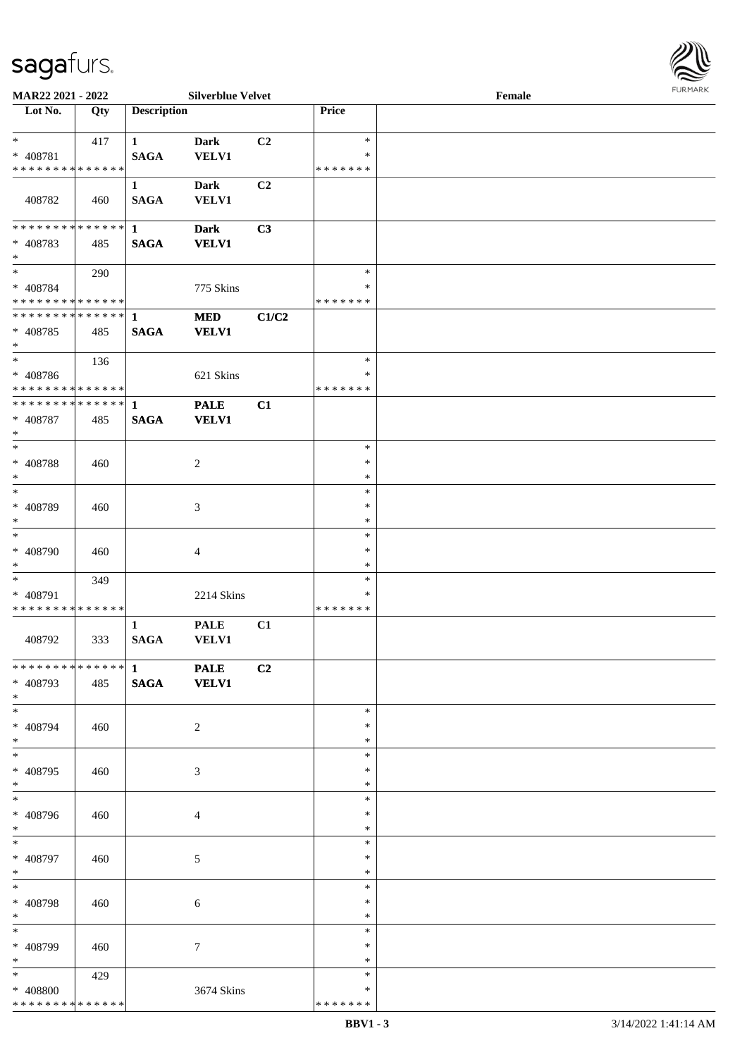MAR22 2021 - 2022 &nbsp;&nbsp;&nbsp; **Silverblue Velvet** &nbsp;&nbsp;&nbsp; **Female**

| Lot No. | Qty | Description | | | Price | |
|---|---|---|---|---|---|---|
| * <br> * 408781 <br> * * * * * * * * * * * * * * | 417 | **1** <br> **SAGA** | **Dark** <br> **VELV1** | **C2** | * <br> * <br> * * * * * * * | |
| 408782 | 460 | **1** <br> **SAGA** | **Dark** <br> **VELV1** | **C2** | | |
| * * * * * * * * * * * * * * <br> * 408783 <br> * | 485 | **1** <br> **SAGA** | **Dark** <br> **VELV1** | **C3** | | |
| * <br> * 408784 <br> * * * * * * * * * * * * * * | 290 | | 775 Skins | | * <br> * <br> * * * * * * * | |
| * * * * * * * * * * * * * * <br> * 408785 <br> * | 485 | **1** <br> **SAGA** | **MED** <br> **VELV1** | **C1/C2** | | |
| * <br> * 408786 <br> * * * * * * * * * * * * * * | 136 | | 621 Skins | | * <br> * <br> * * * * * * * | |
| * * * * * * * * * * * * * * <br> * 408787 <br> * | 485 | **1** <br> **SAGA** | **PALE** <br> **VELV1** | **C1** | | |
| * <br> * 408788 <br> * | 460 | | 2 | | * <br> * <br> * | |
| * <br> * 408789 <br> * | 460 | | 3 | | * <br> * <br> * | |
| * <br> * 408790 <br> * | 460 | | 4 | | * <br> * <br> * | |
| * <br> * 408791 <br> * * * * * * * * * * * * * * | 349 | | 2214 Skins | | * <br> * <br> * * * * * * * | |
| 408792 | 333 | **1** <br> **SAGA** | **PALE** <br> **VELV1** | **C1** | | |
| * * * * * * * * * * * * * * <br> * 408793 <br> * | 485 | **1** <br> **SAGA** | **PALE** <br> **VELV1** | **C2** | | |
| * <br> * 408794 <br> * | 460 | | 2 | | * <br> * <br> * | |
| * <br> * 408795 <br> * | 460 | | 3 | | * <br> * <br> * | |
| * <br> * 408796 <br> * | 460 | | 4 | | * <br> * <br> * | |
| * <br> * 408797 <br> * | 460 | | 5 | | * <br> * <br> * | |
| * <br> * 408798 <br> * | 460 | | 6 | | * <br> * <br> * | |
| * <br> * 408799 <br> * | 460 | | 7 | | * <br> * <br> * | |
| * <br> * 408800 <br> * * * * * * * * * * * * * * | 429 | | 3674 Skins | | * <br> * <br> * * * * * * * | |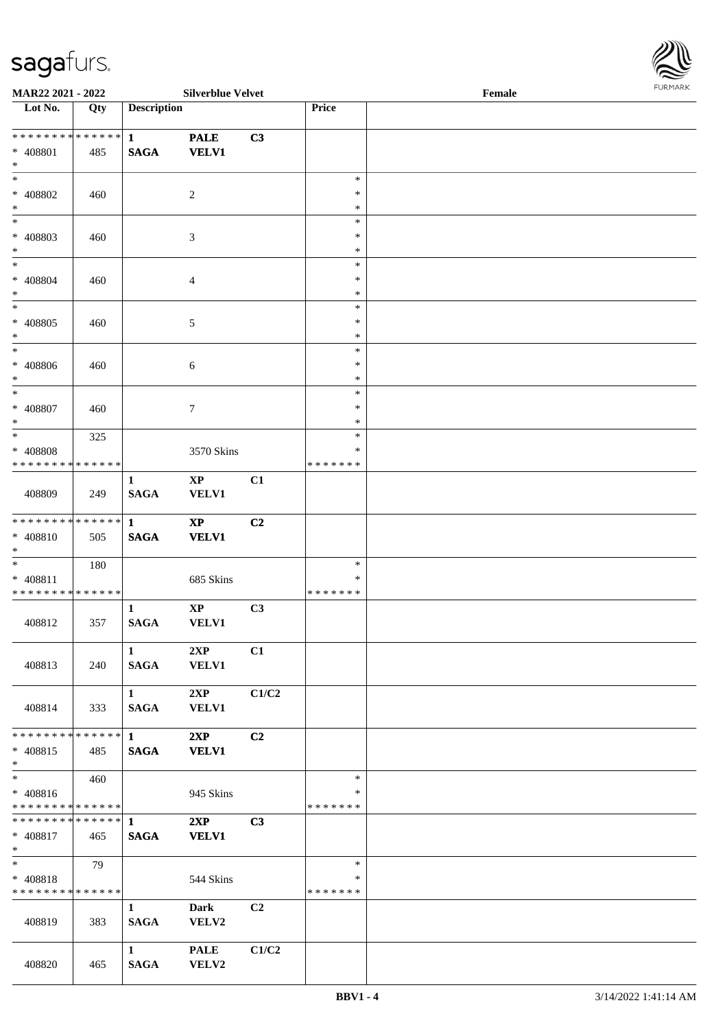MAR22 2021 - 2022 Silverblue Velvet Female

| Lot No. | Qty | Description | | | Price | |
|---|---|---|---|---|---|---|
| * * * * * * * * * * * * * * | | 1 | PALE | C3 | | |
| * 408801 | 485 | SAGA | VELV1 | | | |
| * | | | | | | |
| * | | | | | * | |
| * 408802 | 460 | | 2 | | * | |
| * | | | | | * | |
| * | | | | | * | |
| * 408803 | 460 | | 3 | | * | |
| * | | | | | * | |
| * | | | | | * | |
| * 408804 | 460 | | 4 | | * | |
| * | | | | | * | |
| * | | | | | * | |
| * 408805 | 460 | | 5 | | * | |
| * | | | | | * | |
| * | | | | | * | |
| * 408806 | 460 | | 6 | | * | |
| * | | | | | * | |
| * | | | | | * | |
| * 408807 | 460 | | 7 | | * | |
| * | | | | | * | |
| * | 325 | | | | * | |
| * 408808 | | | 3570 Skins | | * | |
| * * * * * * * * * * * * * * | | | | | * * * * * * * | |
| | | 1 | XP | C1 | | |
| 408809 | 249 | SAGA | VELV1 | | | |
| * * * * * * * * * * * * * * | | 1 | XP | C2 | | |
| * 408810 | 505 | SAGA | VELV1 | | | |
| * | | | | | | |
| * | 180 | | | | * | |
| * 408811 | | | 685 Skins | | * | |
| * * * * * * * * * * * * * * | | | | | * * * * * * * | |
| | | 1 | XP | C3 | | |
| 408812 | 357 | SAGA | VELV1 | | | |
| | | 1 | 2XP | C1 | | |
| 408813 | 240 | SAGA | VELV1 | | | |
| | | 1 | 2XP | C1/C2 | | |
| 408814 | 333 | SAGA | VELV1 | | | |
| * * * * * * * * * * * * * * | | 1 | 2XP | C2 | | |
| * 408815 | 485 | SAGA | VELV1 | | | |
| * | | | | | | |
| * | 460 | | | | * | |
| * 408816 | | | 945 Skins | | * | |
| * * * * * * * * * * * * * * | | | | | * * * * * * * | |
| * * * * * * * * * * * * * * | | 1 | 2XP | C3 | | |
| * 408817 | 465 | SAGA | VELV1 | | | |
| * | | | | | | |
| * | 79 | | | | * | |
| * 408818 | | | 544 Skins | | * | |
| * * * * * * * * * * * * * * | | | | | * * * * * * * | |
| | | 1 | Dark | C2 | | |
| 408819 | 383 | SAGA | VELV2 | | | |
| | | 1 | PALE | C1/C2 | | |
| 408820 | 465 | SAGA | VELV2 | | | |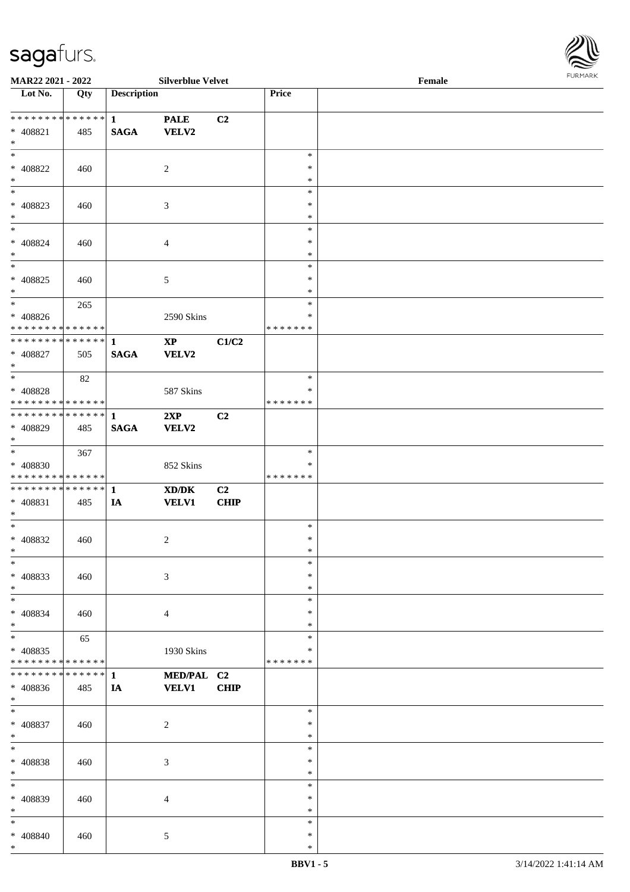MAR22 2021 - 2022 | Silverblue Velvet | Female

| Lot No. | Qty | Description | | | Price | |
|---|---|---|---|---|---|---|
| * * * * * * * * * * * * * * | | 1 | PALE | C2 | | |
| * 408821 | 485 | SAGA | VELV2 | | | |
| * | | | | | | |
| * | | | | | * | |
| * 408822 | 460 | | 2 | | * | |
| * | | | | | * | |
| * | | | | | * | |
| * 408823 | 460 | | 3 | | * | |
| * | | | | | * | |
| * | | | | | * | |
| * 408824 | 460 | | 4 | | * | |
| * | | | | | * | |
| * | | | | | * | |
| * 408825 | 460 | | 5 | | * | |
| * | | | | | * | |
| * | 265 | | | | * | |
| * 408826 | | | 2590 Skins | | * | |
| * * * * * * * * * * * * * * | | | | | * * * * * * * | |
| * * * * * * * * * * * * * * | | 1 | XP | C1/C2 | | |
| * 408827 | 505 | SAGA | VELV2 | | | |
| * | | | | | | |
| * | 82 | | | | * | |
| * 408828 | | | 587 Skins | | * | |
| * * * * * * * * * * * * * * | | | | | * * * * * * * | |
| * * * * * * * * * * * * * * | | 1 | 2XP | C2 | | |
| * 408829 | 485 | SAGA | VELV2 | | | |
| * | | | | | | |
| * | 367 | | | | * | |
| * 408830 | | | 852 Skins | | * | |
| * * * * * * * * * * * * * * | | | | | * * * * * * * | |
| * * * * * * * * * * * * * * | | 1 | XD/DK | C2 | | |
| * 408831 | 485 | IA | VELV1 | CHIP | | |
| * | | | | | | |
| * | | | | | * | |
| * 408832 | 460 | | 2 | | * | |
| * | | | | | * | |
| * | | | | | * | |
| * 408833 | 460 | | 3 | | * | |
| * | | | | | * | |
| * | | | | | * | |
| * 408834 | 460 | | 4 | | * | |
| * | | | | | * | |
| * | 65 | | | | * | |
| * 408835 | | | 1930 Skins | | * | |
| * * * * * * * * * * * * * * | | | | | * * * * * * * | |
| * * * * * * * * * * * * * * | | 1 | MED/PAL | C2 | | |
| * 408836 | 485 | IA | VELV1 | CHIP | | |
| * | | | | | | |
| * | | | | | * | |
| * 408837 | 460 | | 2 | | * | |
| * | | | | | * | |
| * | | | | | * | |
| * 408838 | 460 | | 3 | | * | |
| * | | | | | * | |
| * | | | | | * | |
| * 408839 | 460 | | 4 | | * | |
| * | | | | | * | |
| * | | | | | * | |
| * 408840 | 460 | | 5 | | * | |
| * | | | | | * | |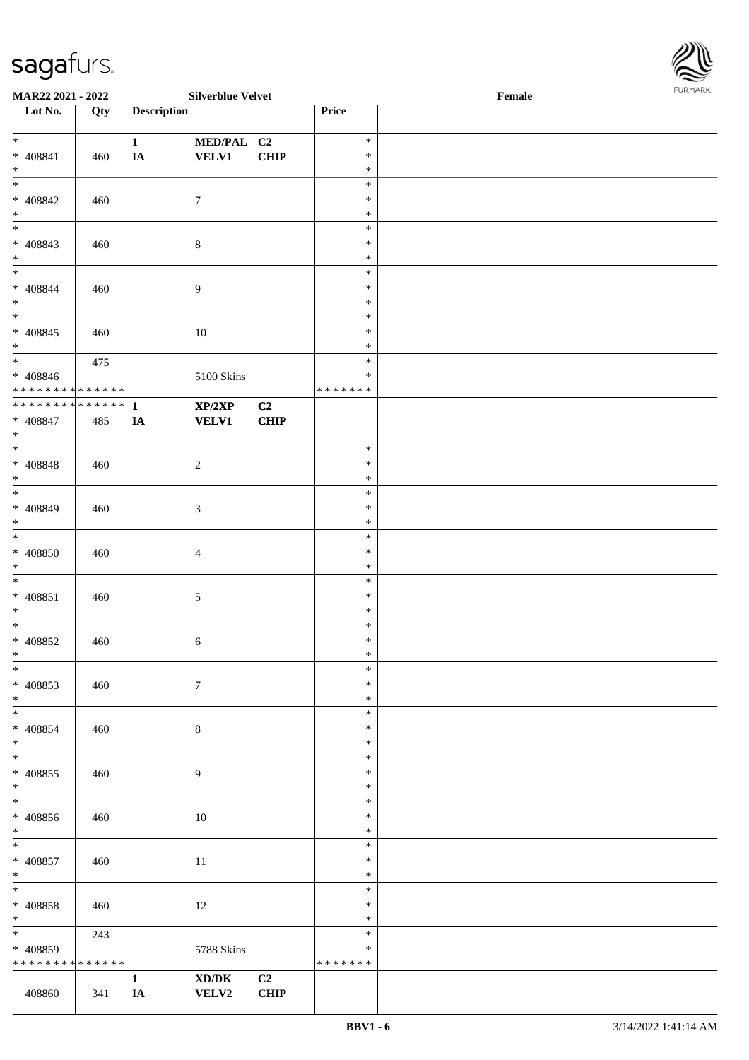**MAR22 2021 - 2022** **Silverblue Velvet** **Female**

| Lot No. | Qty | Description | | | Price | |
|---|---|---|---|---|---|---|
| * <br> * 408841 <br> * | 460 | 1 <br> IA | MED/PAL <br> VELV1 | C2 <br> CHIP | * <br> * <br> * | |
| * <br> * 408842 <br> * | 460 | | 7 | | * <br> * <br> * | |
| * <br> * 408843 <br> * | 460 | | 8 | | * <br> * <br> * | |
| * <br> * 408844 <br> * | 460 | | 9 | | * <br> * <br> * | |
| * <br> * 408845 <br> * | 460 | | 10 | | * <br> * <br> * | |
| * <br> * 408846 <br> * * * * * * * * * * * * * * | 475 | | 5100 Skins | | * <br> * <br> * * * * * * * | |
| * * * * * * * * * * * * * * <br> * 408847 <br> * | 485 | 1 <br> IA | XP/2XP <br> VELV1 | C2 <br> CHIP | | |
| * <br> * 408848 <br> * | 460 | | 2 | | * <br> * <br> * | |
| * <br> * 408849 <br> * | 460 | | 3 | | * <br> * <br> * | |
| * <br> * 408850 <br> * | 460 | | 4 | | * <br> * <br> * | |
| * <br> * 408851 <br> * | 460 | | 5 | | * <br> * <br> * | |
| * <br> * 408852 <br> * | 460 | | 6 | | * <br> * <br> * | |
| * <br> * 408853 <br> * | 460 | | 7 | | * <br> * <br> * | |
| * <br> * 408854 <br> * | 460 | | 8 | | * <br> * <br> * | |
| * <br> * 408855 <br> * | 460 | | 9 | | * <br> * <br> * | |
| * <br> * 408856 <br> * | 460 | | 10 | | * <br> * <br> * | |
| * <br> * 408857 <br> * | 460 | | 11 | | * <br> * <br> * | |
| * <br> * 408858 <br> * | 460 | | 12 | | * <br> * <br> * | |
| * <br> * 408859 <br> * * * * * * * * * * * * * * | 243 | | 5788 Skins | | * <br> * <br> * * * * * * * | |
| 408860 | 341 | 1 <br> IA | XD/DK <br> VELV2 | C2 <br> CHIP | | |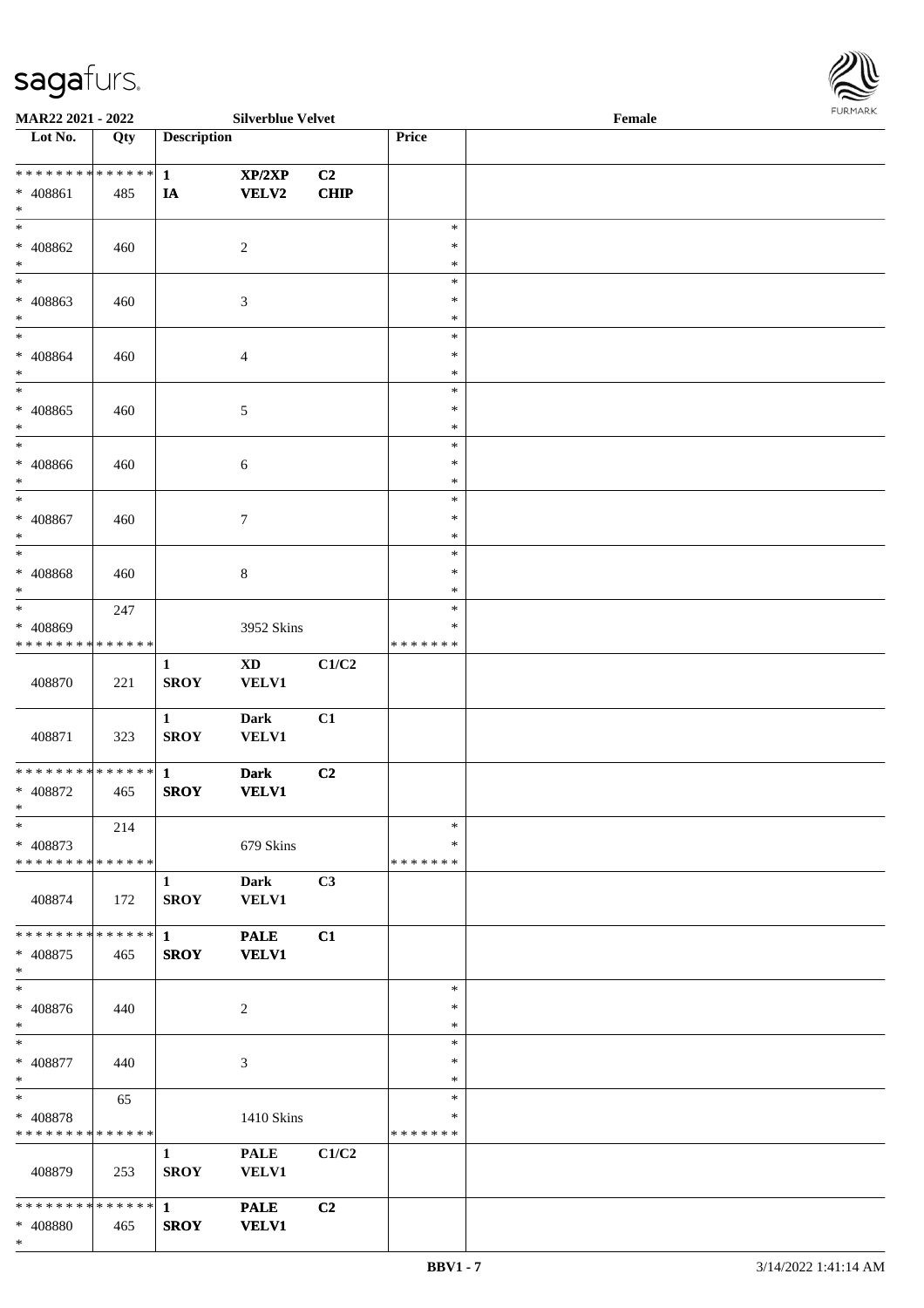**MAR22 2021 - 2022** **Silverblue Velvet** **Female**

| Lot No. | Qty | Description | | | Price | |
|---|---|---|---|---|---|---|
| * * * * * * * * * * * * * * | | 1 | XP/2XP | C2 | | |
| * 408861 | 485 | IA | VELV2 | CHIP | | |
| * | | | | | | |
| * | | | | | * | |
| * 408862 | 460 | | 2 | | * | |
| * | | | | | * | |
| * | | | | | * | |
| * 408863 | 460 | | 3 | | * | |
| * | | | | | * | |
| * | | | | | * | |
| * 408864 | 460 | | 4 | | * | |
| * | | | | | * | |
| * | | | | | * | |
| * 408865 | 460 | | 5 | | * | |
| * | | | | | * | |
| * | | | | | * | |
| * 408866 | 460 | | 6 | | * | |
| * | | | | | * | |
| * | | | | | * | |
| * 408867 | 460 | | 7 | | * | |
| * | | | | | * | |
| * | | | | | * | |
| * 408868 | 460 | | 8 | | * | |
| * | | | | | * | |
| * | 247 | | | | * | |
| * 408869 | | | 3952 Skins | | * | |
| * * * * * * * * * * * * * * | | | | | * * * * * * * | |
| | | 1 | XD | C1/C2 | | |
| 408870 | 221 | SROY | VELV1 | | | |
| | | 1 | Dark | C1 | | |
| 408871 | 323 | SROY | VELV1 | | | |
| * * * * * * * * * * * * * * | | 1 | Dark | C2 | | |
| * 408872 | 465 | SROY | VELV1 | | | |
| * | | | | | | |
| * | 214 | | | | * | |
| * 408873 | | | 679 Skins | | * | |
| * * * * * * * * * * * * * * | | | | | * * * * * * * | |
| | | 1 | Dark | C3 | | |
| 408874 | 172 | SROY | VELV1 | | | |
| * * * * * * * * * * * * * * | | 1 | PALE | C1 | | |
| * 408875 | 465 | SROY | VELV1 | | | |
| * | | | | | | |
| * | | | | | * | |
| * 408876 | 440 | | 2 | | * | |
| * | | | | | * | |
| * | | | | | * | |
| * 408877 | 440 | | 3 | | * | |
| * | | | | | * | |
| * | 65 | | | | * | |
| * 408878 | | | 1410 Skins | | * | |
| * * * * * * * * * * * * * * | | | | | * * * * * * * | |
| | | 1 | PALE | C1/C2 | | |
| 408879 | 253 | SROY | VELV1 | | | |
| * * * * * * * * * * * * * * | | 1 | PALE | C2 | | |
| * 408880 | 465 | SROY | VELV1 | | | |
| * | | | | | | |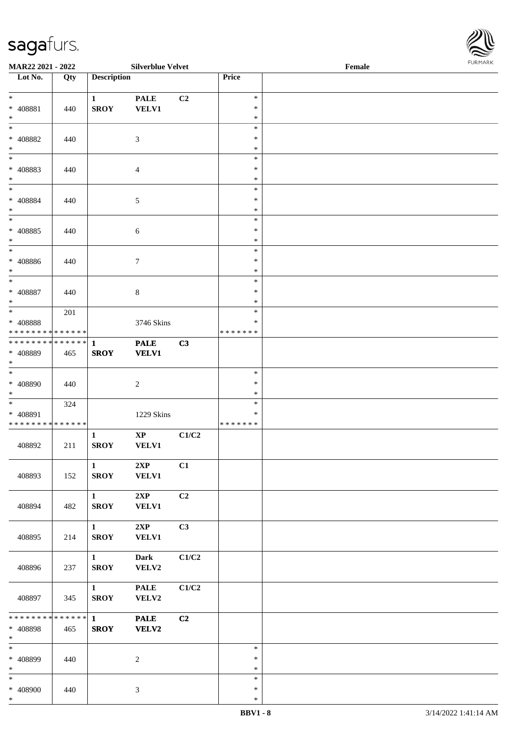MAR22 2021 - 2022 | Silverblue Velvet | Female

| Lot No. | Qty | Description | | | Price | |
|---|---|---|---|---|---|---|
| * <br> * 408881 <br> * | 440 | 1 <br> **SROY** | **PALE** <br> **VELV1** | **C2** | * <br> * <br> * | |
| * <br> * 408882 <br> * | 440 | | 3 | | * <br> * <br> * | |
| * <br> * 408883 <br> * | 440 | | 4 | | * <br> * <br> * | |
| * <br> * 408884 <br> * | 440 | | 5 | | * <br> * <br> * | |
| * <br> * 408885 <br> * | 440 | | 6 | | * <br> * <br> * | |
| * <br> * 408886 <br> * | 440 | | 7 | | * <br> * <br> * | |
| * <br> * 408887 <br> * | 440 | | 8 | | * <br> * <br> * | |
| * <br> * 408888 <br> * * * * * * * * * * * * * * | 201 | | 3746 Skins | | * <br> * <br> * * * * * * * | |
| * * * * * * * * * * * * * * <br> * 408889 <br> * | 465 | **1** <br> **SROY** | **PALE** <br> **VELV1** | **C3** | | |
| * <br> * 408890 <br> * | 440 | | 2 | | * <br> * <br> * | |
| * <br> * 408891 <br> * * * * * * * * * * * * * * | 324 | | 1229 Skins | | * <br> * <br> * * * * * * * | |
| 408892 | 211 | **1** <br> **SROY** | **XP** <br> **VELV1** | **C1/C2** | | |
| 408893 | 152 | **1** <br> **SROY** | **2XP** <br> **VELV1** | **C1** | | |
| 408894 | 482 | **1** <br> **SROY** | **2XP** <br> **VELV1** | **C2** | | |
| 408895 | 214 | **1** <br> **SROY** | **2XP** <br> **VELV1** | **C3** | | |
| 408896 | 237 | **1** <br> **SROY** | **Dark** <br> **VELV2** | **C1/C2** | | |
| 408897 | 345 | **1** <br> **SROY** | **PALE** <br> **VELV2** | **C1/C2** | | |
| * * * * * * * * * * * * * * <br> * 408898 <br> * | 465 | **1** <br> **SROY** | **PALE** <br> **VELV2** | **C2** | | |
| * <br> * 408899 <br> * | 440 | | 2 | | * <br> * <br> * | |
| * <br> * 408900 <br> * | 440 | | 3 | | * <br> * <br> * | |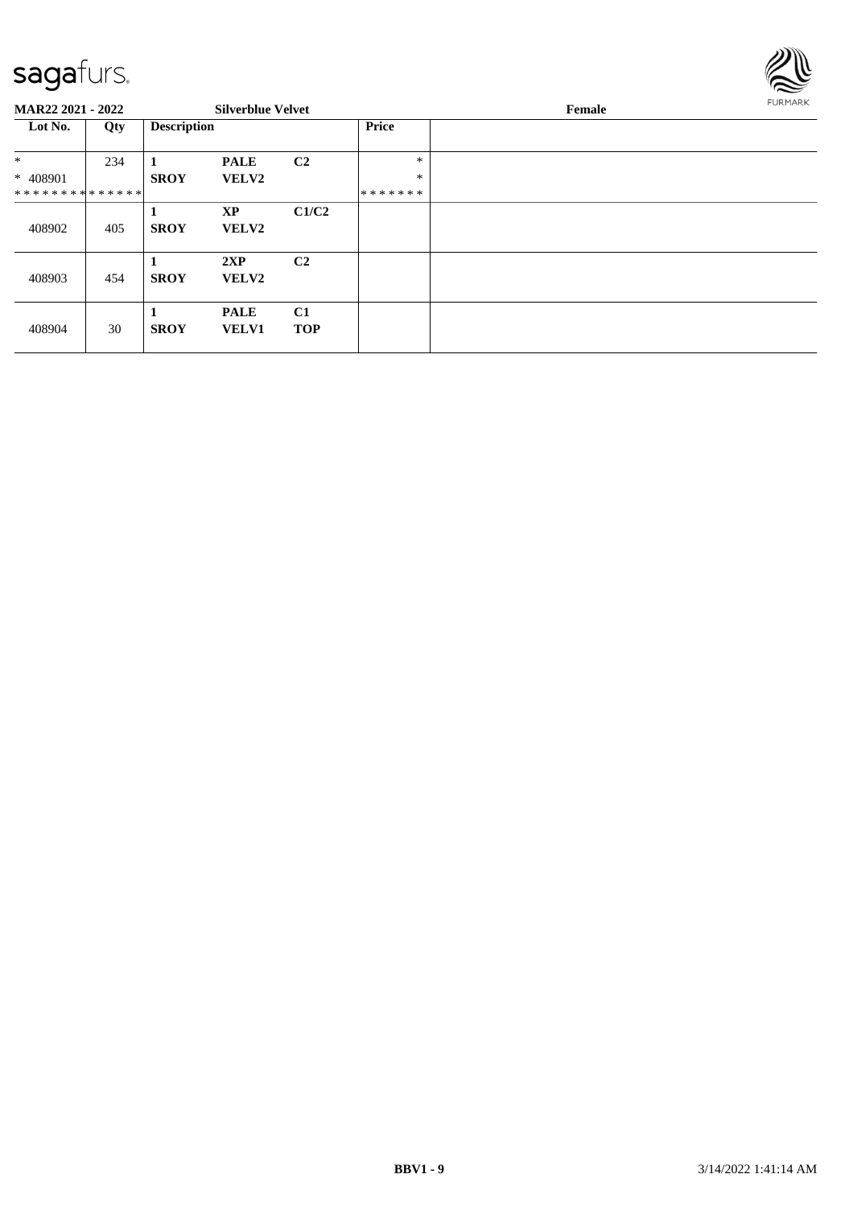**MAR22 2021 - 2022** **Silverblue Velvet** **Female**

| Lot No. | Qty | Description | | | Price | |
|---|---|---|---|---|---|---|
| * <br> * 408901 <br> * * * * * * * * * * * * * * | 234 | **1** <br> **SROY** | **PALE** <br> **VELV2** | **C2** | * <br> * <br> * * * * * * * | |
| 408902 | 405 | **1** <br> **SROY** | **XP** <br> **VELV2** | **C1/C2** | | |
| 408903 | 454 | **1** <br> **SROY** | **2XP** <br> **VELV2** | **C2** | | |
| 408904 | 30 | **1** <br> **SROY** | **PALE** <br> **VELV1** | **C1** <br> **TOP** | | |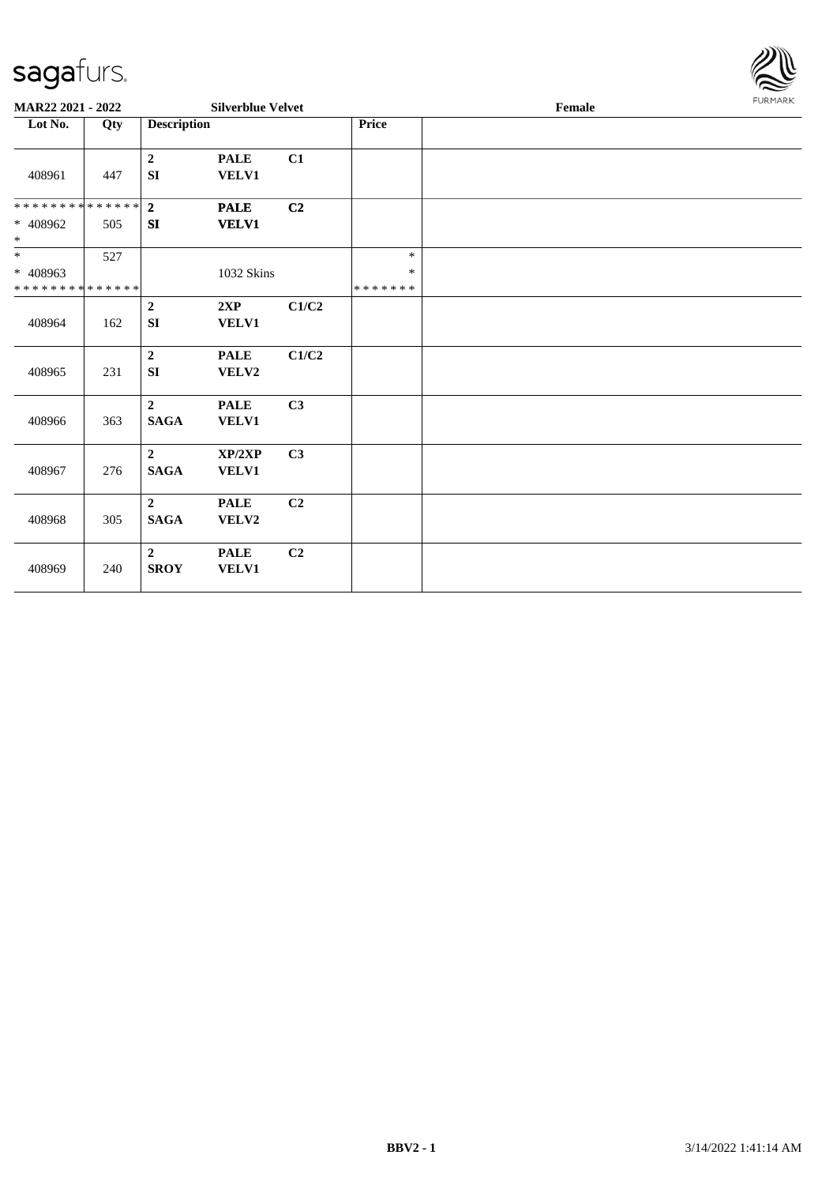MAR22 2021 - 2022 | Silverblue Velvet | Female

| Lot No. | Qty | Description | | | Price | |
|---|---|---|---|---|---|---|
| 408961 | 447 | 2<br>SI | PALE<br>VELV1 | C1 | | |
| * * * * * * * * * * * * * *<br>* 408962<br>* | 505 | 2<br>SI | PALE<br>VELV1 | C2 | | |
| *<br>* 408963<br>* * * * * * * * * * * * * * | 527 | | 1032 Skins | | *<br>*<br>* * * * * * * | |
| 408964 | 162 | 2<br>SI | 2XP<br>VELV1 | C1/C2 | | |
| 408965 | 231 | 2<br>SI | PALE<br>VELV2 | C1/C2 | | |
| 408966 | 363 | 2<br>SAGA | PALE<br>VELV1 | C3 | | |
| 408967 | 276 | 2<br>SAGA | XP/2XP<br>VELV1 | C3 | | |
| 408968 | 305 | 2<br>SAGA | PALE<br>VELV2 | C2 | | |
| 408969 | 240 | 2<br>SROY | PALE<br>VELV1 | C2 | | |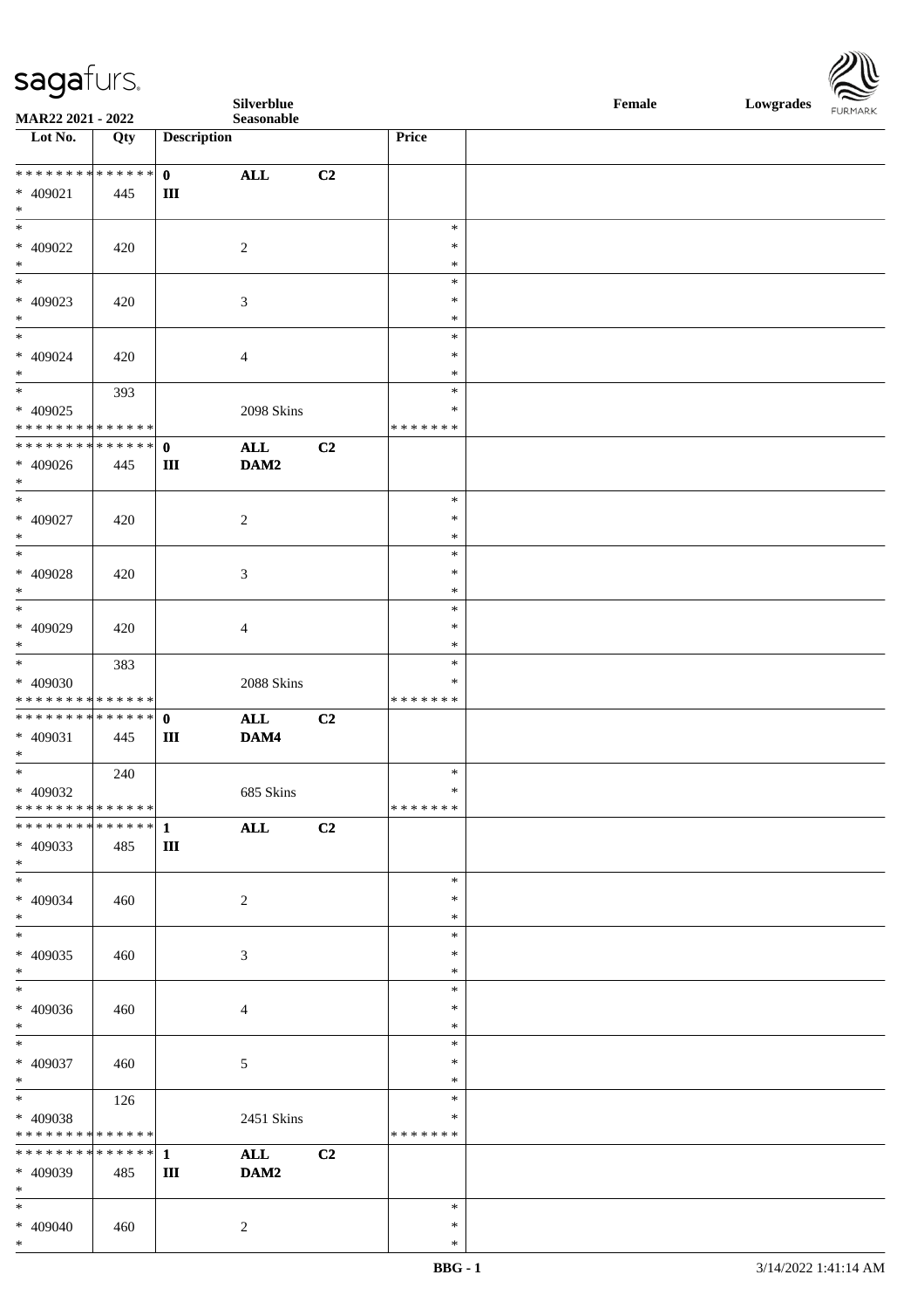| Lot No. | Qty | Description | | | Price | |
|---|---|---|---|---|---|---|
| * * * * * * * * * * * * * * | | 0 | ALL | C2 | | |
| * 409021 | 445 | III | | | | |
| * | | | | | | |
| * 409022 | 420 | | 2 | | * * * | |
| * 409023 | 420 | | 3 | | * * * | |
| * 409024 | 420 | | 4 | | * * * | |
| * | 393 | | | | * | |
| * 409025 | | | 2098 Skins | | * | |
| * * * * * * * * * * * * * * | | | | | * * * * * * * | |
| * * * * * * * * * * * * * * | | 0 | ALL | C2 | | |
| * 409026 | 445 | III | DAM2 | | | |
| * | | | | | | |
| * 409027 | 420 | | 2 | | * * * | |
| * 409028 | 420 | | 3 | | * * * | |
| * 409029 | 420 | | 4 | | * * * | |
| * | 383 | | | | * | |
| * 409030 | | | 2088 Skins | | * | |
| * * * * * * * * * * * * * * | | | | | * * * * * * * | |
| * * * * * * * * * * * * * * | | 0 | ALL | C2 | | |
| * 409031 | 445 | III | DAM4 | | | |
| * | | | | | | |
| * | 240 | | | | * | |
| * 409032 | | | 685 Skins | | * | |
| * * * * * * * * * * * * * * | | | | | * * * * * * * | |
| * * * * * * * * * * * * * * | | 1 | ALL | C2 | | |
| * 409033 | 485 | III | | | | |
| * | | | | | | |
| * 409034 | 460 | | 2 | | * * * | |
| * 409035 | 460 | | 3 | | * * * | |
| * 409036 | 460 | | 4 | | * * * | |
| * 409037 | 460 | | 5 | | * * * | |
| * | 126 | | | | * | |
| * 409038 | | | 2451 Skins | | * | |
| * * * * * * * * * * * * * * | | | | | * * * * * * * | |
| * * * * * * * * * * * * * * | | 1 | ALL | C2 | | |
| * 409039 | 485 | III | DAM2 | | | |
| * | | | | | | |
| * 409040 | 460 | | 2 | | * * * | |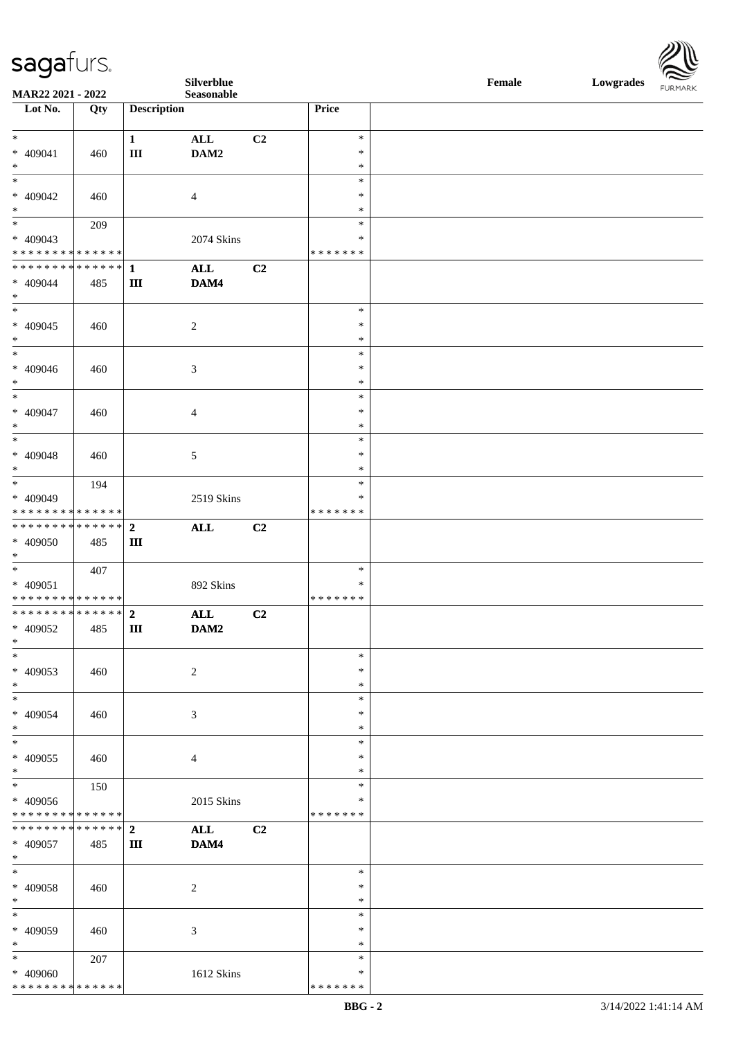| Lot No. | Qty | Description | | | Price |
|---|---|---|---|---|---|
| * 409041 * | 460 | 1 III | ALL DAM2 | C2 | * * * |
| * 409042 * | 460 | | 4 | | * * * |
| * 409043 * * * * * * * * * * * * * * | 209 | | 2074 Skins | | * * * * * * * * * |
| * * * * * * * * * * * * * * 409044 * | 485 | 1 III | ALL DAM4 | C2 | |
| * 409045 * | 460 | | 2 | | * * * |
| * 409046 * | 460 | | 3 | | * * * |
| * 409047 * | 460 | | 4 | | * * * |
| * 409048 * | 460 | | 5 | | * * * |
| * 409049 * * * * * * * * * * * * * * | 194 | | 2519 Skins | | * * * * * * * * * |
| * * * * * * * * * * * * * * 409050 * | 485 | 2 III | ALL | C2 | |
| * 409051 * * * * * * * * * * * * * * | 407 | | 892 Skins | | * * * * * * * * * |
| * * * * * * * * * * * * * * 409052 * | 485 | 2 III | ALL DAM2 | C2 | |
| * 409053 * | 460 | | 2 | | * * * |
| * 409054 * | 460 | | 3 | | * * * |
| * 409055 * | 460 | | 4 | | * * * |
| * 409056 * * * * * * * * * * * * * * | 150 | | 2015 Skins | | * * * * * * * * * |
| * * * * * * * * * * * * * * 409057 * | 485 | 2 III | ALL DAM4 | C2 | |
| * 409058 * | 460 | | 2 | | * * * |
| * 409059 * | 460 | | 3 | | * * * |
| * 409060 * * * * * * * * * * * * * * | 207 | | 1612 Skins | | * * * * * * * * * |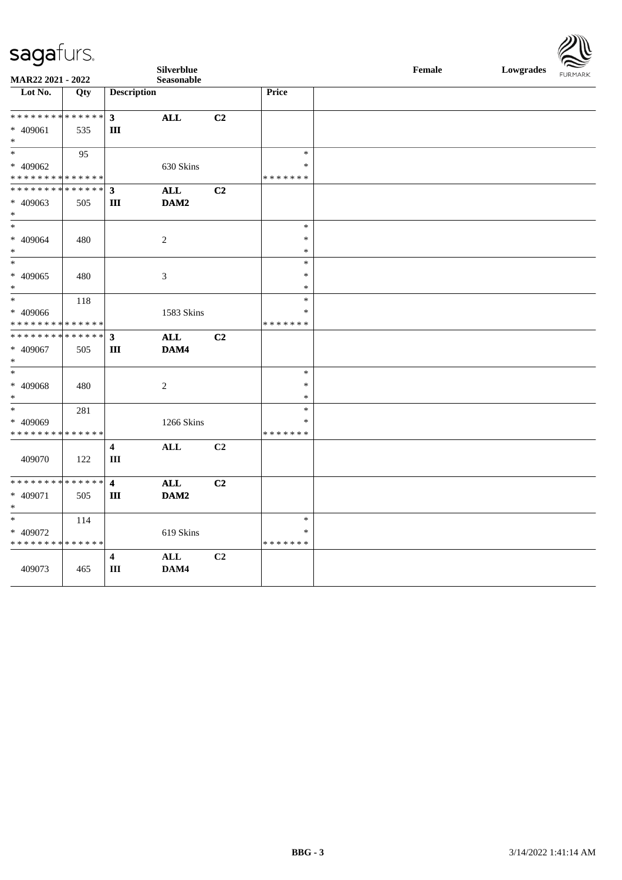| Lot No. | Qty | Description | | | Price | |
|---|---|---|---|---|---|---|
| * * * * * * * * * * * * * * | | 3 | ALL | C2 | | |
| * 409061 | 535 | III | | | | |
| * | | | | | | |
| * | 95 | | | | * | |
| * 409062 | | | 630 Skins | | * | |
| * * * * * * * * * * * * * * | | | | | * * * * * * * | |
| * * * * * * * * * * * * * * | | 3 | ALL | C2 | | |
| * 409063 | 505 | III | DAM2 | | | |
| * | | | | | | |
| * | | | | | * | |
| * 409064 | 480 | | 2 | | * | |
| * | | | | | * | |
| * | | | | | * | |
| * 409065 | 480 | | 3 | | * | |
| * | | | | | * | |
| * | 118 | | | | * | |
| * 409066 | | | 1583 Skins | | * | |
| * * * * * * * * * * * * * * | | | | | * * * * * * * | |
| * * * * * * * * * * * * * * | | 3 | ALL | C2 | | |
| * 409067 | 505 | III | DAM4 | | | |
| * | | | | | | |
| * | | | | | * | |
| * 409068 | 480 | | 2 | | * | |
| * | | | | | * | |
| * | 281 | | | | * | |
| * 409069 | | | 1266 Skins | | * | |
| * * * * * * * * * * * * * * | | | | | * * * * * * * | |
| | | 4 | ALL | C2 | | |
| 409070 | 122 | III | | | | |
| * * * * * * * * * * * * * * | | 4 | ALL | C2 | | |
| * 409071 | 505 | III | DAM2 | | | |
| * | | | | | | |
| * | 114 | | | | * | |
| * 409072 | | | 619 Skins | | * | |
| * * * * * * * * * * * * * * | | | | | * * * * * * * | |
| | | 4 | ALL | C2 | | |
| 409073 | 465 | III | DAM4 | | | |